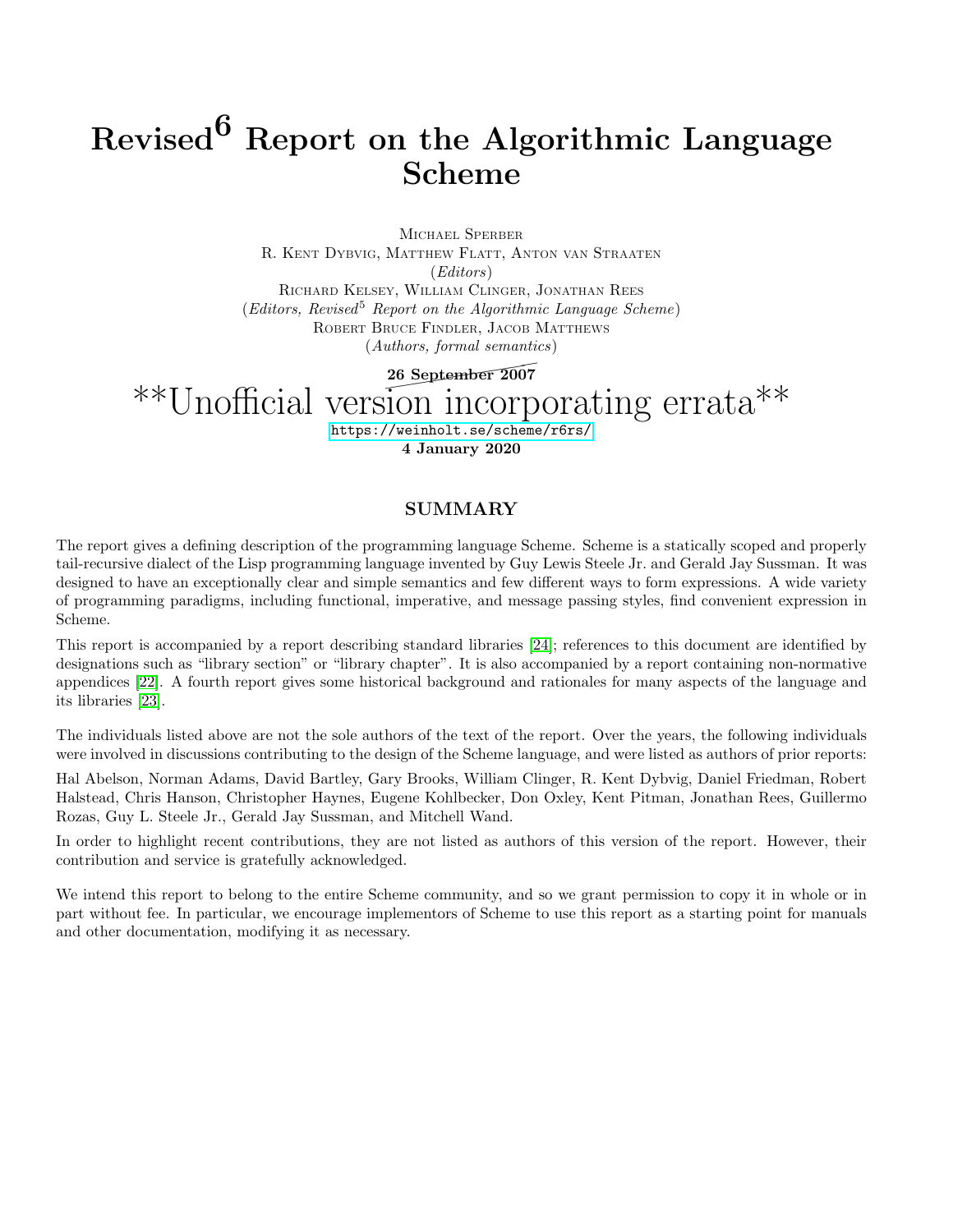# Revised$^6$ Report on the Algorithmic Language Scheme

MICHAEL SPERBER
R. KENT DYBVIG, MATTHEW FLATT, ANTON VAN STRAATEN
(*Editors*)
RICHARD KELSEY, WILLIAM CLINGER, JONATHAN REES
(*Editors, Revised$^5$ Report on the Algorithmic Language Scheme*)
ROBERT BRUCE FINDLER, JACOB MATTHEWS
(*Authors, formal semantics*)

**26 September 2007**

**Unofficial version incorporating errata**

https://weinholt.se/scheme/r6rs/

**4 January 2020**

## SUMMARY

The report gives a defining description of the programming language Scheme. Scheme is a statically scoped and properly tail-recursive dialect of the Lisp programming language invented by Guy Lewis Steele Jr. and Gerald Jay Sussman. It was designed to have an exceptionally clear and simple semantics and few different ways to form expressions. A wide variety of programming paradigms, including functional, imperative, and message passing styles, find convenient expression in Scheme.

This report is accompanied by a report describing standard libraries [24]; references to this document are identified by designations such as "library section" or "library chapter". It is also accompanied by a report containing non-normative appendices [22]. A fourth report gives some historical background and rationales for many aspects of the language and its libraries [23].

The individuals listed above are not the sole authors of the text of the report. Over the years, the following individuals were involved in discussions contributing to the design of the Scheme language, and were listed as authors of prior reports:

Hal Abelson, Norman Adams, David Bartley, Gary Brooks, William Clinger, R. Kent Dybvig, Daniel Friedman, Robert Halstead, Chris Hanson, Christopher Haynes, Eugene Kohlbecker, Don Oxley, Kent Pitman, Jonathan Rees, Guillermo Rozas, Guy L. Steele Jr., Gerald Jay Sussman, and Mitchell Wand.

In order to highlight recent contributions, they are not listed as authors of this version of the report. However, their contribution and service is gratefully acknowledged.

We intend this report to belong to the entire Scheme community, and so we grant permission to copy it in whole or in part without fee. In particular, we encourage implementors of Scheme to use this report as a starting point for manuals and other documentation, modifying it as necessary.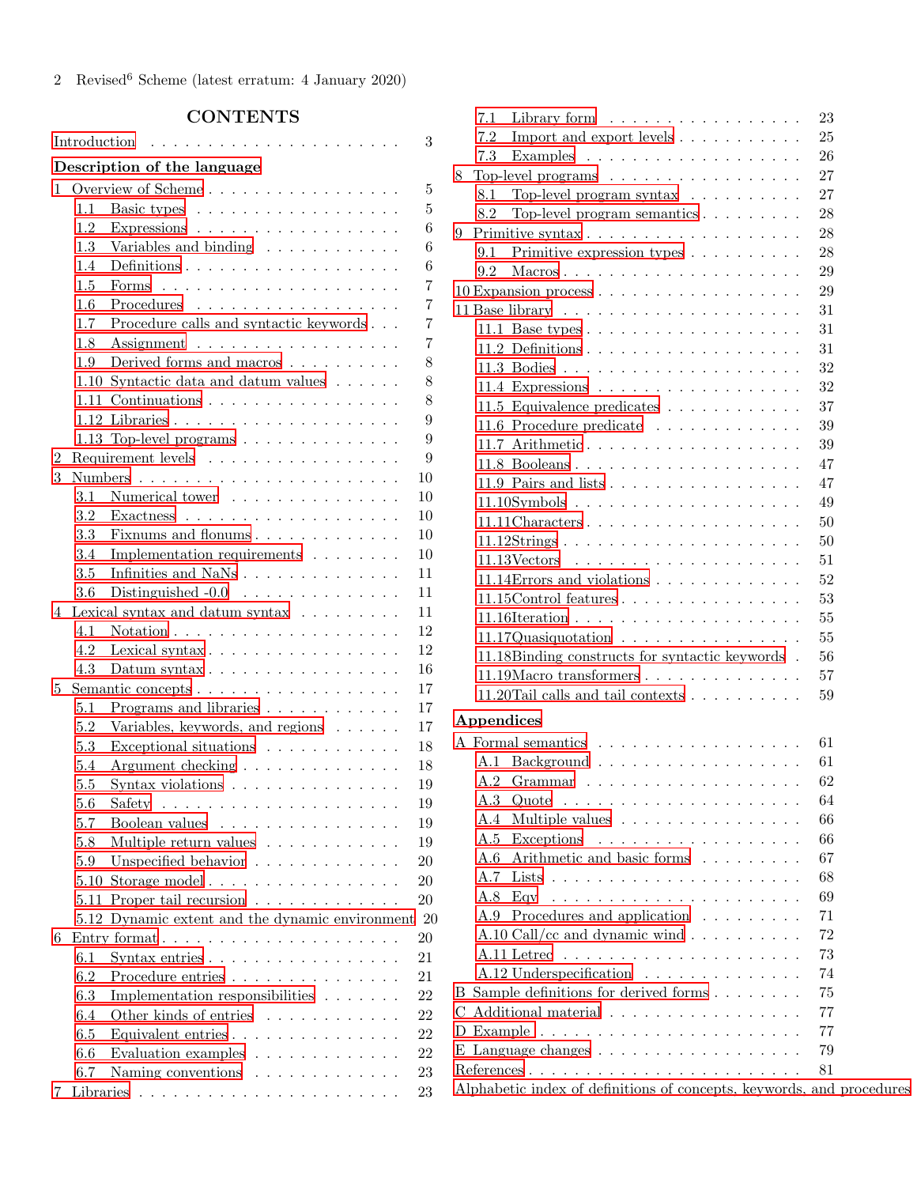## CONTENTS

Introduction . . . . . . . . . . 3

**Description of the language**

1 Overview of Scheme . . . . . . . . . . 5
- 1.1 Basic types . . . . . . . . . . 5
- 1.2 Expressions . . . . . . . . . . 6
- 1.3 Variables and binding . . . . . . . . . . 6
- 1.4 Definitions . . . . . . . . . . 6
- 1.5 Forms . . . . . . . . . . 7
- 1.6 Procedures . . . . . . . . . . 7
- 1.7 Procedure calls and syntactic keywords . . . 7
- 1.8 Assignment . . . . . . . . . . 7
- 1.9 Derived forms and macros . . . . . . . . . . 8
- 1.10 Syntactic data and datum values . . . . . . 8
- 1.11 Continuations . . . . . . . . . . 8
- 1.12 Libraries . . . . . . . . . . 9
- 1.13 Top-level programs . . . . . . . . . . 9

2 Requirement levels . . . . . . . . . . 9

3 Numbers . . . . . . . . . . 10
- 3.1 Numerical tower . . . . . . . . . . 10
- 3.2 Exactness . . . . . . . . . . 10
- 3.3 Fixnums and flonums . . . . . . . . . . 10
- 3.4 Implementation requirements . . . . . . . . 10
- 3.5 Infinities and NaNs . . . . . . . . . . 11
- 3.6 Distinguished -0.0 . . . . . . . . . . 11

4 Lexical syntax and datum syntax . . . . . . . . . 11
- 4.1 Notation . . . . . . . . . . 12
- 4.2 Lexical syntax . . . . . . . . . . 12
- 4.3 Datum syntax . . . . . . . . . . 16

5 Semantic concepts . . . . . . . . . . 17
- 5.1 Programs and libraries . . . . . . . . . . 17
- 5.2 Variables, keywords, and regions . . . . . . 17
- 5.3 Exceptional situations . . . . . . . . . . 18
- 5.4 Argument checking . . . . . . . . . . 18
- 5.5 Syntax violations . . . . . . . . . . 19
- 5.6 Safety . . . . . . . . . . 19
- 5.7 Boolean values . . . . . . . . . . 19
- 5.8 Multiple return values . . . . . . . . . . 19
- 5.9 Unspecified behavior . . . . . . . . . . 20
- 5.10 Storage model . . . . . . . . . . 20
- 5.11 Proper tail recursion . . . . . . . . . . 20
- 5.12 Dynamic extent and the dynamic environment 20

6 Entry format . . . . . . . . . . 20
- 6.1 Syntax entries . . . . . . . . . . 21
- 6.2 Procedure entries . . . . . . . . . . 21
- 6.3 Implementation responsibilities . . . . . . . . 22
- 6.4 Other kinds of entries . . . . . . . . . . 22
- 6.5 Equivalent entries . . . . . . . . . . 22
- 6.6 Evaluation examples . . . . . . . . . . 22
- 6.7 Naming conventions . . . . . . . . . . 23

7 Libraries . . . . . . . . . . 23
- 7.1 Library form . . . . . . . . . . 23
- 7.2 Import and export levels . . . . . . . . . . 25
- 7.3 Examples . . . . . . . . . . 26

8 Top-level programs . . . . . . . . . . 27
- 8.1 Top-level program syntax . . . . . . . . . . 27
- 8.2 Top-level program semantics . . . . . . . . . . 28

9 Primitive syntax . . . . . . . . . . 28
- 9.1 Primitive expression types . . . . . . . . . . 28
- 9.2 Macros . . . . . . . . . . 29

10 Expansion process . . . . . . . . . . 29

11 Base library . . . . . . . . . . 31
- 11.1 Base types . . . . . . . . . . 31
- 11.2 Definitions . . . . . . . . . . 31
- 11.3 Bodies . . . . . . . . . . 32
- 11.4 Expressions . . . . . . . . . . 32
- 11.5 Equivalence predicates . . . . . . . . . . 37
- 11.6 Procedure predicate . . . . . . . . . . 39
- 11.7 Arithmetic . . . . . . . . . . 39
- 11.8 Booleans . . . . . . . . . . 47
- 11.9 Pairs and lists . . . . . . . . . . 47
- 11.10 Symbols . . . . . . . . . . 49
- 11.11 Characters . . . . . . . . . . 50
- 11.12 Strings . . . . . . . . . . 50
- 11.13 Vectors . . . . . . . . . . 51
- 11.14 Errors and violations . . . . . . . . . . 52
- 11.15 Control features . . . . . . . . . . 53
- 11.16 Iteration . . . . . . . . . . 55
- 11.17 Quasiquotation . . . . . . . . . . 55
- 11.18 Binding constructs for syntactic keywords . 56
- 11.19 Macro transformers . . . . . . . . . . 57
- 11.20 Tail calls and tail contexts . . . . . . . . . . 59

**Appendices**

A Formal semantics . . . . . . . . . . 61
- A.1 Background . . . . . . . . . . 61
- A.2 Grammar . . . . . . . . . . 62
- A.3 Quote . . . . . . . . . . 64
- A.4 Multiple values . . . . . . . . . . 66
- A.5 Exceptions . . . . . . . . . . 66
- A.6 Arithmetic and basic forms . . . . . . . . . . 67
- A.7 Lists . . . . . . . . . . 68
- A.8 Eqv . . . . . . . . . . 69
- A.9 Procedures and application . . . . . . . . . . 71
- A.10 Call/cc and dynamic wind . . . . . . . . . . 72
- A.11 Letrec . . . . . . . . . . 73
- A.12 Underspecification . . . . . . . . . . 74

B Sample definitions for derived forms . . . . . . . . 75

C Additional material . . . . . . . . . . 77

D Example . . . . . . . . . . 77

E Language changes . . . . . . . . . . 79

References . . . . . . . . . . 81

Alphabetic index of definitions of concepts, keywords, and procedures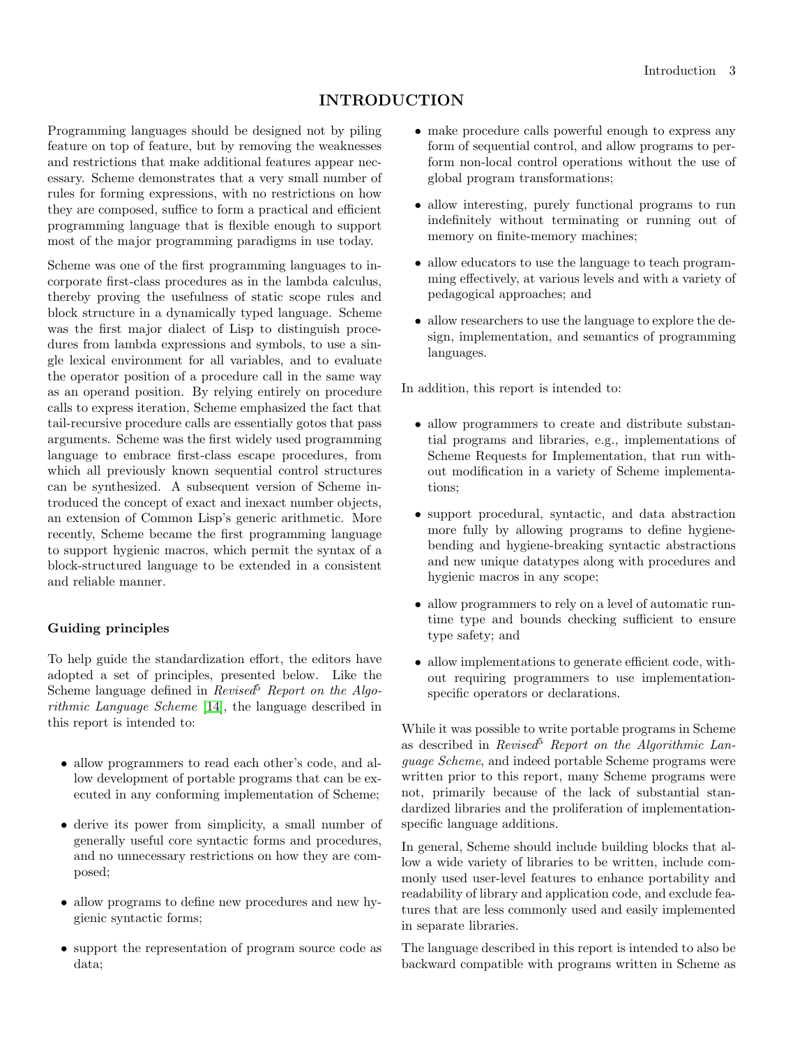# INTRODUCTION

Programming languages should be designed not by piling feature on top of feature, but by removing the weaknesses and restrictions that make additional features appear necessary. Scheme demonstrates that a very small number of rules for forming expressions, with no restrictions on how they are composed, suffice to form a practical and efficient programming language that is flexible enough to support most of the major programming paradigms in use today.

Scheme was one of the first programming languages to incorporate first-class procedures as in the lambda calculus, thereby proving the usefulness of static scope rules and block structure in a dynamically typed language. Scheme was the first major dialect of Lisp to distinguish procedures from lambda expressions and symbols, to use a single lexical environment for all variables, and to evaluate the operator position of a procedure call in the same way as an operand position. By relying entirely on procedure calls to express iteration, Scheme emphasized the fact that tail-recursive procedure calls are essentially gotos that pass arguments. Scheme was the first widely used programming language to embrace first-class escape procedures, from which all previously known sequential control structures can be synthesized. A subsequent version of Scheme introduced the concept of exact and inexact number objects, an extension of Common Lisp's generic arithmetic. More recently, Scheme became the first programming language to support hygienic macros, which permit the syntax of a block-structured language to be extended in a consistent and reliable manner.

### Guiding principles

To help guide the standardization effort, the editors have adopted a set of principles, presented below. Like the Scheme language defined in *Revised⁵ Report on the Algorithmic Language Scheme* [14], the language described in this report is intended to:

- allow programmers to read each other's code, and allow development of portable programs that can be executed in any conforming implementation of Scheme;
- derive its power from simplicity, a small number of generally useful core syntactic forms and procedures, and no unnecessary restrictions on how they are composed;
- allow programs to define new procedures and new hygienic syntactic forms;
- support the representation of program source code as data;
- make procedure calls powerful enough to express any form of sequential control, and allow programs to perform non-local control operations without the use of global program transformations;
- allow interesting, purely functional programs to run indefinitely without terminating or running out of memory on finite-memory machines;
- allow educators to use the language to teach programming effectively, at various levels and with a variety of pedagogical approaches; and
- allow researchers to use the language to explore the design, implementation, and semantics of programming languages.

In addition, this report is intended to:

- allow programmers to create and distribute substantial programs and libraries, e.g., implementations of Scheme Requests for Implementation, that run without modification in a variety of Scheme implementations;
- support procedural, syntactic, and data abstraction more fully by allowing programs to define hygiene-bending and hygiene-breaking syntactic abstractions and new unique datatypes along with procedures and hygienic macros in any scope;
- allow programmers to rely on a level of automatic run-time type and bounds checking sufficient to ensure type safety; and
- allow implementations to generate efficient code, without requiring programmers to use implementation-specific operators or declarations.

While it was possible to write portable programs in Scheme as described in *Revised⁵ Report on the Algorithmic Language Scheme*, and indeed portable Scheme programs were written prior to this report, many Scheme programs were not, primarily because of the lack of substantial standardized libraries and the proliferation of implementation-specific language additions.

In general, Scheme should include building blocks that allow a wide variety of libraries to be written, include commonly used user-level features to enhance portability and readability of library and application code, and exclude features that are less commonly used and easily implemented in separate libraries.

The language described in this report is intended to also be backward compatible with programs written in Scheme as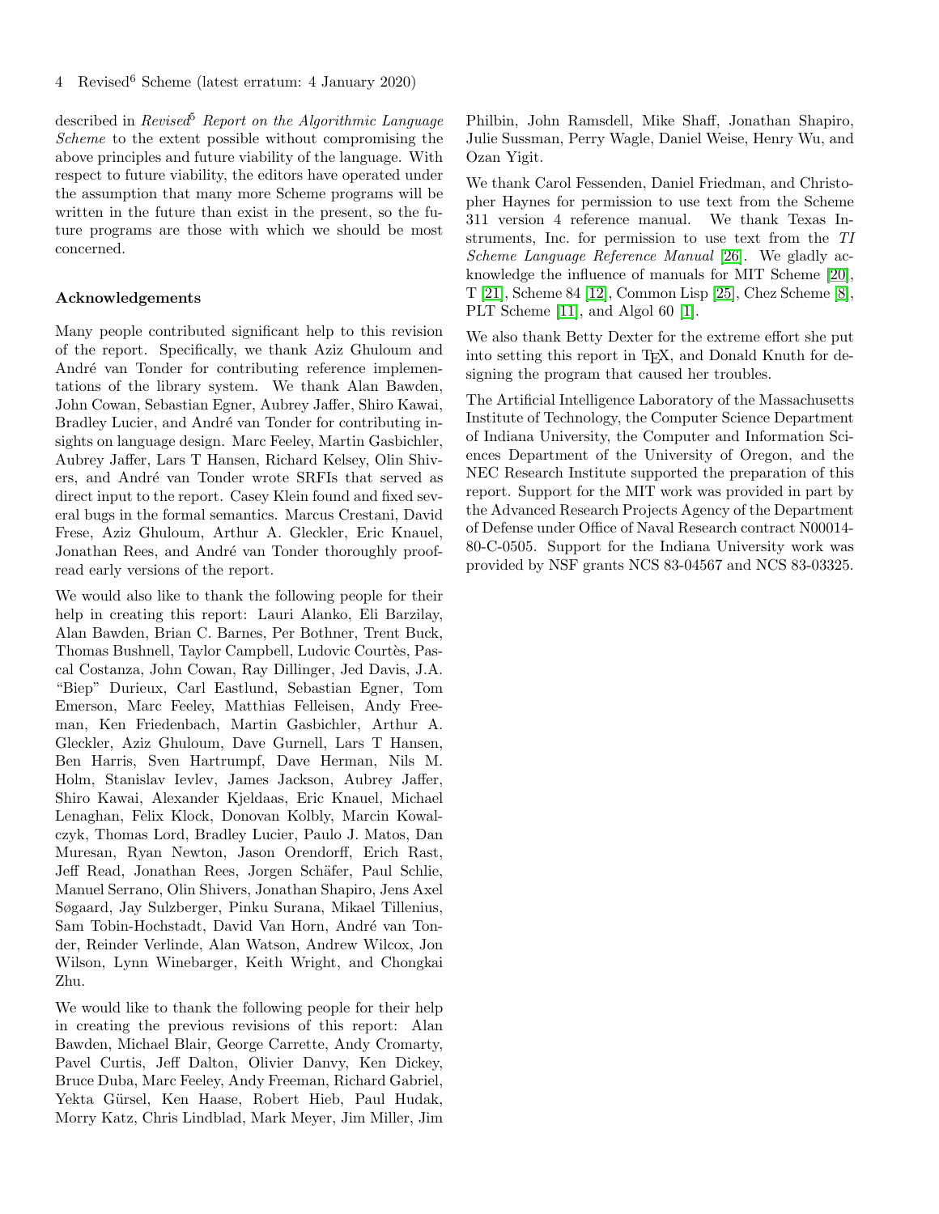described in *Revised[5] Report on the Algorithmic Language Scheme* to the extent possible without compromising the above principles and future viability of the language. With respect to future viability, the editors have operated under the assumption that many more Scheme programs will be written in the future than exist in the present, so the future programs are those with which we should be most concerned.

### Acknowledgements

Many people contributed significant help to this revision of the report. Specifically, we thank Aziz Ghuloum and André van Tonder for contributing reference implementations of the library system. We thank Alan Bawden, John Cowan, Sebastian Egner, Aubrey Jaffer, Shiro Kawai, Bradley Lucier, and André van Tonder for contributing insights on language design. Marc Feeley, Martin Gasbichler, Aubrey Jaffer, Lars T Hansen, Richard Kelsey, Olin Shivers, and André van Tonder wrote SRFIs that served as direct input to the report. Casey Klein found and fixed several bugs in the formal semantics. Marcus Crestani, David Frese, Aziz Ghuloum, Arthur A. Gleckler, Eric Knauel, Jonathan Rees, and André van Tonder thoroughly proofread early versions of the report.

We would also like to thank the following people for their help in creating this report: Lauri Alanko, Eli Barzilay, Alan Bawden, Brian C. Barnes, Per Bothner, Trent Buck, Thomas Bushnell, Taylor Campbell, Ludovic Courtès, Pascal Costanza, John Cowan, Ray Dillinger, Jed Davis, J.A. "Biep" Durieux, Carl Eastlund, Sebastian Egner, Tom Emerson, Marc Feeley, Matthias Felleisen, Andy Freeman, Ken Friedenbach, Martin Gasbichler, Arthur A. Gleckler, Aziz Ghuloum, Dave Gurnell, Lars T Hansen, Ben Harris, Sven Hartrumpf, Dave Herman, Nils M. Holm, Stanislav Ievlev, James Jackson, Aubrey Jaffer, Shiro Kawai, Alexander Kjeldaas, Eric Knauel, Michael Lenaghan, Felix Klock, Donovan Kolbly, Marcin Kowalczyk, Thomas Lord, Bradley Lucier, Paulo J. Matos, Dan Muresan, Ryan Newton, Jason Orendorff, Erich Rast, Jeff Read, Jonathan Rees, Jorgen Schäfer, Paul Schlie, Manuel Serrano, Olin Shivers, Jonathan Shapiro, Jens Axel Søgaard, Jay Sulzberger, Pinku Surana, Mikael Tillenius, Sam Tobin-Hochstadt, David Van Horn, André van Tonder, Reinder Verlinde, Alan Watson, Andrew Wilcox, Jon Wilson, Lynn Winebarger, Keith Wright, and Chongkai Zhu.

We would like to thank the following people for their help in creating the previous revisions of this report: Alan Bawden, Michael Blair, George Carrette, Andy Cromarty, Pavel Curtis, Jeff Dalton, Olivier Danvy, Ken Dickey, Bruce Duba, Marc Feeley, Andy Freeman, Richard Gabriel, Yekta Gürsel, Ken Haase, Robert Hieb, Paul Hudak, Morry Katz, Chris Lindblad, Mark Meyer, Jim Miller, Jim Philbin, John Ramsdell, Mike Shaff, Jonathan Shapiro, Julie Sussman, Perry Wagle, Daniel Weise, Henry Wu, and Ozan Yigit.

We thank Carol Fessenden, Daniel Friedman, and Christopher Haynes for permission to use text from the Scheme 311 version 4 reference manual. We thank Texas Instruments, Inc. for permission to use text from the *TI Scheme Language Reference Manual* [26]. We gladly acknowledge the influence of manuals for MIT Scheme [20], T [21], Scheme 84 [12], Common Lisp [25], Chez Scheme [8], PLT Scheme [11], and Algol 60 [1].

We also thank Betty Dexter for the extreme effort she put into setting this report in TEX, and Donald Knuth for designing the program that caused her troubles.

The Artificial Intelligence Laboratory of the Massachusetts Institute of Technology, the Computer Science Department of Indiana University, the Computer and Information Sciences Department of the University of Oregon, and the NEC Research Institute supported the preparation of this report. Support for the MIT work was provided in part by the Advanced Research Projects Agency of the Department of Defense under Office of Naval Research contract N00014-80-C-0505. Support for the Indiana University work was provided by NSF grants NCS 83-04567 and NCS 83-03325.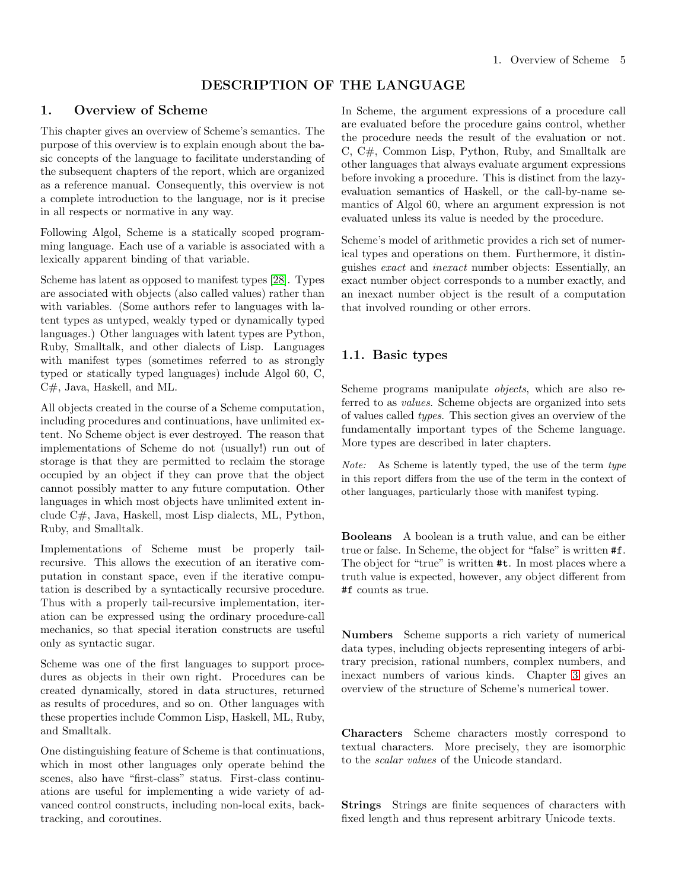# DESCRIPTION OF THE LANGUAGE

## 1. Overview of Scheme

This chapter gives an overview of Scheme's semantics. The purpose of this overview is to explain enough about the basic concepts of the language to facilitate understanding of the subsequent chapters of the report, which are organized as a reference manual. Consequently, this overview is not a complete introduction to the language, nor is it precise in all respects or normative in any way.

Following Algol, Scheme is a statically scoped programming language. Each use of a variable is associated with a lexically apparent binding of that variable.

Scheme has latent as opposed to manifest types [28]. Types are associated with objects (also called values) rather than with variables. (Some authors refer to languages with latent types as untyped, weakly typed or dynamically typed languages.) Other languages with latent types are Python, Ruby, Smalltalk, and other dialects of Lisp. Languages with manifest types (sometimes referred to as strongly typed or statically typed languages) include Algol 60, C, C#, Java, Haskell, and ML.

All objects created in the course of a Scheme computation, including procedures and continuations, have unlimited extent. No Scheme object is ever destroyed. The reason that implementations of Scheme do not (usually!) run out of storage is that they are permitted to reclaim the storage occupied by an object if they can prove that the object cannot possibly matter to any future computation. Other languages in which most objects have unlimited extent include C#, Java, Haskell, most Lisp dialects, ML, Python, Ruby, and Smalltalk.

Implementations of Scheme must be properly tail-recursive. This allows the execution of an iterative computation in constant space, even if the iterative computation is described by a syntactically recursive procedure. Thus with a properly tail-recursive implementation, iteration can be expressed using the ordinary procedure-call mechanics, so that special iteration constructs are useful only as syntactic sugar.

Scheme was one of the first languages to support procedures as objects in their own right. Procedures can be created dynamically, stored in data structures, returned as results of procedures, and so on. Other languages with these properties include Common Lisp, Haskell, ML, Ruby, and Smalltalk.

One distinguishing feature of Scheme is that continuations, which in most other languages only operate behind the scenes, also have "first-class" status. First-class continuations are useful for implementing a wide variety of advanced control constructs, including non-local exits, backtracking, and coroutines.

In Scheme, the argument expressions of a procedure call are evaluated before the procedure gains control, whether the procedure needs the result of the evaluation or not. C, C#, Common Lisp, Python, Ruby, and Smalltalk are other languages that always evaluate argument expressions before invoking a procedure. This is distinct from the lazy-evaluation semantics of Haskell, or the call-by-name semantics of Algol 60, where an argument expression is not evaluated unless its value is needed by the procedure.

Scheme's model of arithmetic provides a rich set of numerical types and operations on them. Furthermore, it distinguishes *exact* and *inexact* number objects: Essentially, an exact number object corresponds to a number exactly, and an inexact number object is the result of a computation that involved rounding or other errors.

### 1.1. Basic types

Scheme programs manipulate *objects*, which are also referred to as *values*. Scheme objects are organized into sets of values called *types*. This section gives an overview of the fundamentally important types of the Scheme language. More types are described in later chapters.

*Note:* As Scheme is latently typed, the use of the term *type* in this report differs from the use of the term in the context of other languages, particularly those with manifest typing.

**Booleans** A boolean is a truth value, and can be either true or false. In Scheme, the object for "false" is written `#f`. The object for "true" is written `#t`. In most places where a truth value is expected, however, any object different from `#f` counts as true.

**Numbers** Scheme supports a rich variety of numerical data types, including objects representing integers of arbitrary precision, rational numbers, complex numbers, and inexact numbers of various kinds. Chapter 3 gives an overview of the structure of Scheme's numerical tower.

**Characters** Scheme characters mostly correspond to textual characters. More precisely, they are isomorphic to the *scalar values* of the Unicode standard.

**Strings** Strings are finite sequences of characters with fixed length and thus represent arbitrary Unicode texts.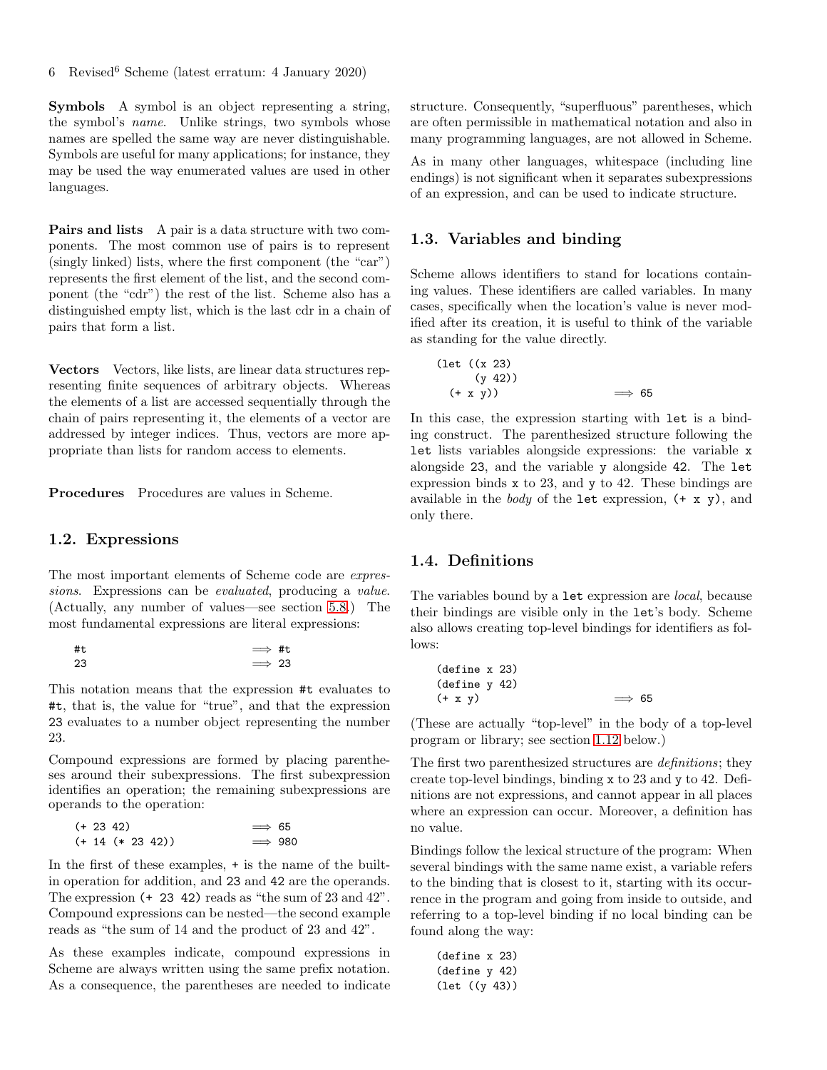**Symbols** A symbol is an object representing a string, the symbol's *name*. Unlike strings, two symbols whose names are spelled the same way are never distinguishable. Symbols are useful for many applications; for instance, they may be used the way enumerated values are used in other languages.

**Pairs and lists** A pair is a data structure with two components. The most common use of pairs is to represent (singly linked) lists, where the first component (the "car") represents the first element of the list, and the second component (the "cdr") the rest of the list. Scheme also has a distinguished empty list, which is the last cdr in a chain of pairs that form a list.

**Vectors** Vectors, like lists, are linear data structures representing finite sequences of arbitrary objects. Whereas the elements of a list are accessed sequentially through the chain of pairs representing it, the elements of a vector are addressed by integer indices. Thus, vectors are more appropriate than lists for random access to elements.

**Procedures** Procedures are values in Scheme.

## 1.2. Expressions

The most important elements of Scheme code are *expressions*. Expressions can be *evaluated*, producing a *value*. (Actually, any number of values—see section 5.8.) The most fundamental expressions are literal expressions:

```
#t                          ⟹ #t
23                          ⟹ 23
```

This notation means that the expression `#t` evaluates to `#t`, that is, the value for "true", and that the expression `23` evaluates to a number object representing the number 23.

Compound expressions are formed by placing parentheses around their subexpressions. The first subexpression identifies an operation; the remaining subexpressions are operands to the operation:

```
(+ 23 42)                   ⟹ 65
(+ 14 (* 23 42))            ⟹ 980
```

In the first of these examples, `+` is the name of the built-in operation for addition, and `23` and `42` are the operands. The expression `(+ 23 42)` reads as "the sum of 23 and 42". Compound expressions can be nested—the second example reads as "the sum of 14 and the product of 23 and 42".

As these examples indicate, compound expressions in Scheme are always written using the same prefix notation. As a consequence, the parentheses are needed to indicate structure. Consequently, "superfluous" parentheses, which are often permissible in mathematical notation and also in many programming languages, are not allowed in Scheme.

As in many other languages, whitespace (including line endings) is not significant when it separates subexpressions of an expression, and can be used to indicate structure.

## 1.3. Variables and binding

Scheme allows identifiers to stand for locations containing values. These identifiers are called variables. In many cases, specifically when the location's value is never modified after its creation, it is useful to think of the variable as standing for the value directly.

```
(let ((x 23)
      (y 42))
  (+ x y))                  ⟹ 65
```

In this case, the expression starting with `let` is a binding construct. The parenthesized structure following the `let` lists variables alongside expressions: the variable `x` alongside `23`, and the variable `y` alongside `42`. The `let` expression binds `x` to 23, and `y` to 42. These bindings are available in the *body* of the `let` expression, `(+ x y)`, and only there.

## 1.4. Definitions

The variables bound by a `let` expression are *local*, because their bindings are visible only in the `let`'s body. Scheme also allows creating top-level bindings for identifiers as follows:

```
(define x 23)
(define y 42)
(+ x y)                     ⟹ 65
```

(These are actually "top-level" in the body of a top-level program or library; see section 1.12 below.)

The first two parenthesized structures are *definitions*; they create top-level bindings, binding `x` to 23 and `y` to 42. Definitions are not expressions, and cannot appear in all places where an expression can occur. Moreover, a definition has no value.

Bindings follow the lexical structure of the program: When several bindings with the same name exist, a variable refers to the binding that is closest to it, starting with its occurrence in the program and going from inside to outside, and referring to a top-level binding if no local binding can be found along the way:

```
(define x 23)
(define y 42)
(let ((y 43))
```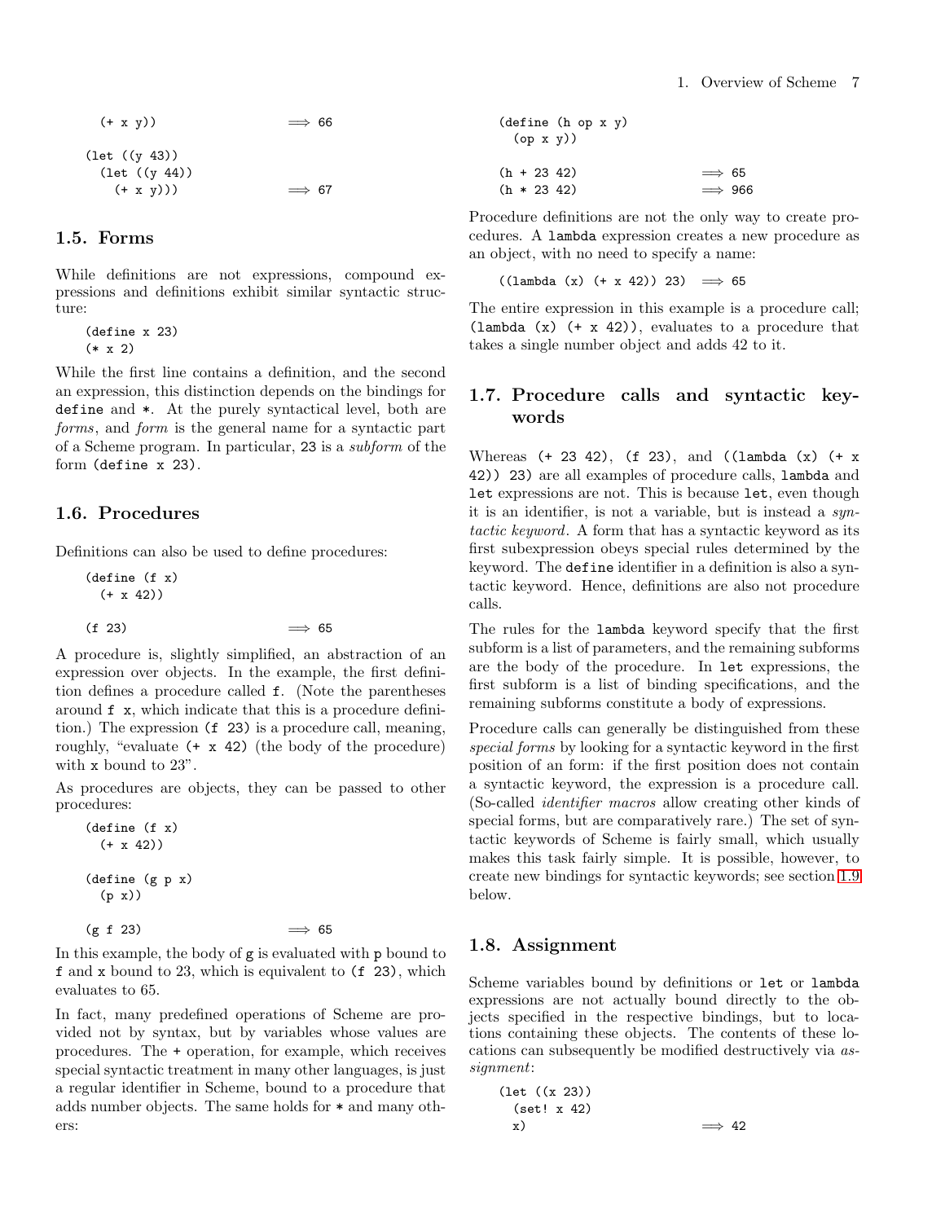```
  (+ x y))                    ⟹ 66

(let ((y 43))
  (let ((y 44))
    (+ x y)))                 ⟹ 67
```

### 1.5. Forms

While definitions are not expressions, compound expressions and definitions exhibit similar syntactic structure:

```
(define x 23)
(* x 2)
```

While the first line contains a definition, and the second an expression, this distinction depends on the bindings for `define` and `*`. At the purely syntactical level, both are *forms*, and *form* is the general name for a syntactic part of a Scheme program. In particular, `23` is a *subform* of the form `(define x 23)`.

### 1.6. Procedures

Definitions can also be used to define procedures:

```
(define (f x)
  (+ x 42))

(f 23)                        ⟹ 65
```

A procedure is, slightly simplified, an abstraction of an expression over objects. In the example, the first definition defines a procedure called `f`. (Note the parentheses around `f x`, which indicate that this is a procedure definition.) The expression `(f 23)` is a procedure call, meaning, roughly, "evaluate `(+ x 42)` (the body of the procedure) with `x` bound to 23".

As procedures are objects, they can be passed to other procedures:

```
(define (f x)
  (+ x 42))

(define (g p x)
  (p x))

(g f 23)                      ⟹ 65
```

In this example, the body of `g` is evaluated with `p` bound to `f` and `x` bound to 23, which is equivalent to `(f 23)`, which evaluates to 65.

In fact, many predefined operations of Scheme are provided not by syntax, but by variables whose values are procedures. The `+` operation, for example, which receives special syntactic treatment in many other languages, is just a regular identifier in Scheme, bound to a procedure that adds number objects. The same holds for `*` and many others:

```
(define (h op x y)
  (op x y))

(h + 23 42)                   ⟹ 65
(h * 23 42)                   ⟹ 966
```

Procedure definitions are not the only way to create procedures. A `lambda` expression creates a new procedure as an object, with no need to specify a name:

```
((lambda (x) (+ x 42)) 23)  ⟹ 65
```

The entire expression in this example is a procedure call; `(lambda (x) (+ x 42))`, evaluates to a procedure that takes a single number object and adds 42 to it.

### 1.7. Procedure calls and syntactic keywords

Whereas `(+ 23 42)`, `(f 23)`, and `((lambda (x) (+ x 42)) 23)` are all examples of procedure calls, `lambda` and `let` expressions are not. This is because `let`, even though it is an identifier, is not a variable, but is instead a *syntactic keyword*. A form that has a syntactic keyword as its first subexpression obeys special rules determined by the keyword. The `define` identifier in a definition is also a syntactic keyword. Hence, definitions are also not procedure calls.

The rules for the `lambda` keyword specify that the first subform is a list of parameters, and the remaining subforms are the body of the procedure. In `let` expressions, the first subform is a list of binding specifications, and the remaining subforms constitute a body of expressions.

Procedure calls can generally be distinguished from these *special forms* by looking for a syntactic keyword in the first position of an form: if the first position does not contain a syntactic keyword, the expression is a procedure call. (So-called *identifier macros* allow creating other kinds of special forms, but are comparatively rare.) The set of syntactic keywords of Scheme is fairly small, which usually makes this task fairly simple. It is possible, however, to create new bindings for syntactic keywords; see section 1.9 below.

### 1.8. Assignment

Scheme variables bound by definitions or `let` or `lambda` expressions are not actually bound directly to the objects specified in the respective bindings, but to locations containing these objects. The contents of these locations can subsequently be modified destructively via *assignment*:

```
(let ((x 23))
  (set! x 42)
  x)                          ⟹ 42
```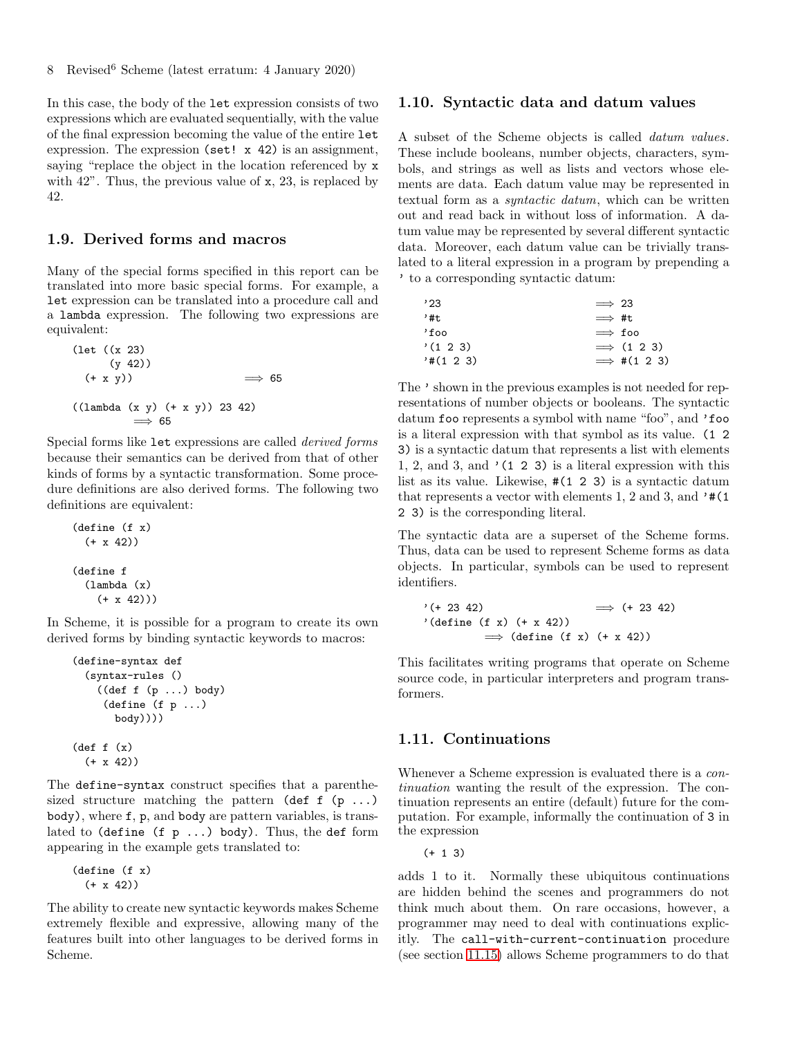In this case, the body of the `let` expression consists of two expressions which are evaluated sequentially, with the value of the final expression becoming the value of the entire `let` expression. The expression `(set! x 42)` is an assignment, saying "replace the object in the location referenced by `x` with 42". Thus, the previous value of `x`, 23, is replaced by 42.

## 1.9. Derived forms and macros

Many of the special forms specified in this report can be translated into more basic special forms. For example, a `let` expression can be translated into a procedure call and a `lambda` expression. The following two expressions are equivalent:

```
(let ((x 23)
      (y 42))
  (+ x y))                    ⟹ 65

((lambda (x y) (+ x y)) 23 42)
           ⟹ 65
```

Special forms like `let` expressions are called *derived forms* because their semantics can be derived from that of other kinds of forms by a syntactic transformation. Some procedure definitions are also derived forms. The following two definitions are equivalent:

```
(define (f x)
  (+ x 42))

(define f
  (lambda (x)
    (+ x 42)))
```

In Scheme, it is possible for a program to create its own derived forms by binding syntactic keywords to macros:

```
(define-syntax def
  (syntax-rules ()
    ((def f (p ...) body)
     (define (f p ...)
       body))))

(def f (x)
  (+ x 42))
```

The `define-syntax` construct specifies that a parenthesized structure matching the pattern `(def f (p ...) body)`, where `f`, `p`, and `body` are pattern variables, is translated to `(define (f p ...) body)`. Thus, the `def` form appearing in the example gets translated to:

```
(define (f x)
  (+ x 42))
```

The ability to create new syntactic keywords makes Scheme extremely flexible and expressive, allowing many of the features built into other languages to be derived forms in Scheme.

## 1.10. Syntactic data and datum values

A subset of the Scheme objects is called *datum values*. These include booleans, number objects, characters, symbols, and strings as well as lists and vectors whose elements are data. Each datum value may be represented in textual form as a *syntactic datum*, which can be written out and read back in without loss of information. A datum value may be represented by several different syntactic data. Moreover, each datum value can be trivially translated to a literal expression in a program by prepending a `'` to a corresponding syntactic datum:

```
'23                ⟹ 23
'#t                ⟹ #t
'foo               ⟹ foo
'(1 2 3)           ⟹ (1 2 3)
'#(1 2 3)          ⟹ #(1 2 3)
```

The `'` shown in the previous examples is not needed for representations of number objects or booleans. The syntactic datum `foo` represents a symbol with name "foo", and `'foo` is a literal expression with that symbol as its value. `(1 2 3)` is a syntactic datum that represents a list with elements 1, 2, and 3, and `'(1 2 3)` is a literal expression with this list as its value. Likewise, `#(1 2 3)` is a syntactic datum that represents a vector with elements 1, 2 and 3, and `'#(1 2 3)` is the corresponding literal.

The syntactic data are a superset of the Scheme forms. Thus, data can be used to represent Scheme forms as data objects. In particular, symbols can be used to represent identifiers.

```
'(+ 23 42)              ⟹ (+ 23 42)
'(define (f x) (+ x 42))
          ⟹ (define (f x) (+ x 42))
```

This facilitates writing programs that operate on Scheme source code, in particular interpreters and program transformers.

## 1.11. Continuations

Whenever a Scheme expression is evaluated there is a *continuation* wanting the result of the expression. The continuation represents an entire (default) future for the computation. For example, informally the continuation of `3` in the expression

```
(+ 1 3)
```

adds 1 to it. Normally these ubiquitous continuations are hidden behind the scenes and programmers do not think much about them. On rare occasions, however, a programmer may need to deal with continuations explicitly. The `call-with-current-continuation` procedure (see section 11.15) allows Scheme programmers to do that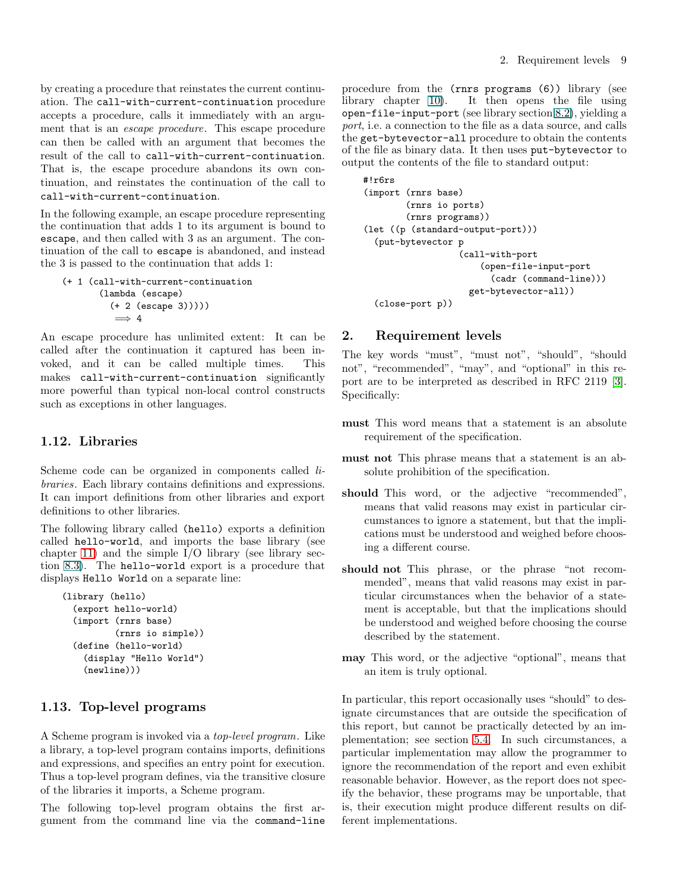by creating a procedure that reinstates the current continuation. The `call-with-current-continuation` procedure accepts a procedure, calls it immediately with an argument that is an *escape procedure*. This escape procedure can then be called with an argument that becomes the result of the call to `call-with-current-continuation`. That is, the escape procedure abandons its own continuation, and reinstates the continuation of the call to `call-with-current-continuation`.

In the following example, an escape procedure representing the continuation that adds 1 to its argument is bound to `escape`, and then called with 3 as an argument. The continuation of the call to `escape` is abandoned, and instead the 3 is passed to the continuation that adds 1:

```
(+ 1 (call-with-current-continuation
       (lambda (escape)
         (+ 2 (escape 3)))))
          ⟹ 4
```

An escape procedure has unlimited extent: It can be called after the continuation it captured has been invoked, and it can be called multiple times. This makes `call-with-current-continuation` significantly more powerful than typical non-local control constructs such as exceptions in other languages.

### 1.12. Libraries

Scheme code can be organized in components called *libraries*. Each library contains definitions and expressions. It can import definitions from other libraries and export definitions to other libraries.

The following library called `(hello)` exports a definition called `hello-world`, and imports the base library (see chapter 11) and the simple I/O library (see library section 8.3). The `hello-world` export is a procedure that displays `Hello World` on a separate line:

```
(library (hello)
  (export hello-world)
  (import (rnrs base)
          (rnrs io simple))
  (define (hello-world)
    (display "Hello World")
    (newline)))
```

### 1.13. Top-level programs

A Scheme program is invoked via a *top-level program*. Like a library, a top-level program contains imports, definitions and expressions, and specifies an entry point for execution. Thus a top-level program defines, via the transitive closure of the libraries it imports, a Scheme program.

The following top-level program obtains the first argument from the command line via the `command-line` procedure from the `(rnrs programs (6))` library (see library chapter 10). It then opens the file using `open-file-input-port` (see library section 8.2), yielding a *port*, i.e. a connection to the file as a data source, and calls the `get-bytevector-all` procedure to obtain the contents of the file as binary data. It then uses `put-bytevector` to output the contents of the file to standard output:

```
#!r6rs
(import (rnrs base)
        (rnrs io ports)
        (rnrs programs))
(let ((p (standard-output-port)))
  (put-bytevector p
                  (call-with-port
                      (open-file-input-port
                        (cadr (command-line)))
                    get-bytevector-all))
  (close-port p))
```

## 2. Requirement levels

The key words "must", "must not", "should", "should not", "recommended", "may", and "optional" in this report are to be interpreted as described in RFC 2119 [3]. Specifically:

**must** This word means that a statement is an absolute requirement of the specification.

**must not** This phrase means that a statement is an absolute prohibition of the specification.

**should** This word, or the adjective "recommended", means that valid reasons may exist in particular circumstances to ignore a statement, but that the implications must be understood and weighed before choosing a different course.

**should not** This phrase, or the phrase "not recommended", means that valid reasons may exist in particular circumstances when the behavior of a statement is acceptable, but that the implications should be understood and weighed before choosing the course described by the statement.

**may** This word, or the adjective "optional", means that an item is truly optional.

In particular, this report occasionally uses "should" to designate circumstances that are outside the specification of this report, but cannot be practically detected by an implementation; see section 5.4. In such circumstances, a particular implementation may allow the programmer to ignore the recommendation of the report and even exhibit reasonable behavior. However, as the report does not specify the behavior, these programs may be unportable, that is, their execution might produce different results on different implementations.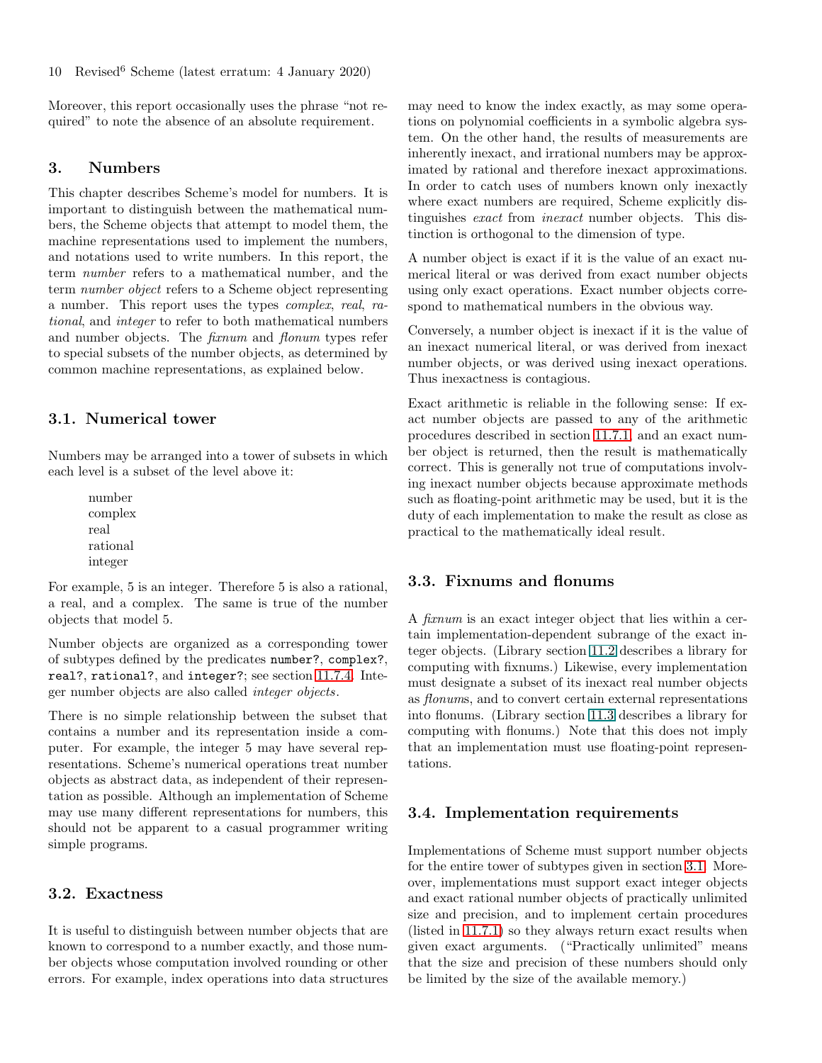Moreover, this report occasionally uses the phrase "not required" to note the absence of an absolute requirement.

# 3. Numbers

This chapter describes Scheme's model for numbers. It is important to distinguish between the mathematical numbers, the Scheme objects that attempt to model them, the machine representations used to implement the numbers, and notations used to write numbers. In this report, the term *number* refers to a mathematical number, and the term *number object* refers to a Scheme object representing a number. This report uses the types *complex*, *real*, *rational*, and *integer* to refer to both mathematical numbers and number objects. The *fixnum* and *flonum* types refer to special subsets of the number objects, as determined by common machine representations, as explained below.

## 3.1. Numerical tower

Numbers may be arranged into a tower of subsets in which each level is a subset of the level above it:

number
complex
real
rational
integer

For example, 5 is an integer. Therefore 5 is also a rational, a real, and a complex. The same is true of the number objects that model 5.

Number objects are organized as a corresponding tower of subtypes defined by the predicates `number?`, `complex?`, `real?`, `rational?`, and `integer?`; see section 11.7.4. Integer number objects are also called *integer objects*.

There is no simple relationship between the subset that contains a number and its representation inside a computer. For example, the integer 5 may have several representations. Scheme's numerical operations treat number objects as abstract data, as independent of their representation as possible. Although an implementation of Scheme may use many different representations for numbers, this should not be apparent to a casual programmer writing simple programs.

## 3.2. Exactness

It is useful to distinguish between number objects that are known to correspond to a number exactly, and those number objects whose computation involved rounding or other errors. For example, index operations into data structures may need to know the index exactly, as may some operations on polynomial coefficients in a symbolic algebra system. On the other hand, the results of measurements are inherently inexact, and irrational numbers may be approximated by rational and therefore inexact approximations. In order to catch uses of numbers known only inexactly where exact numbers are required, Scheme explicitly distinguishes *exact* from *inexact* number objects. This distinction is orthogonal to the dimension of type.

A number object is exact if it is the value of an exact numerical literal or was derived from exact number objects using only exact operations. Exact number objects correspond to mathematical numbers in the obvious way.

Conversely, a number object is inexact if it is the value of an inexact numerical literal, or was derived from inexact number objects, or was derived using inexact operations. Thus inexactness is contagious.

Exact arithmetic is reliable in the following sense: If exact number objects are passed to any of the arithmetic procedures described in section 11.7.1, and an exact number object is returned, then the result is mathematically correct. This is generally not true of computations involving inexact number objects because approximate methods such as floating-point arithmetic may be used, but it is the duty of each implementation to make the result as close as practical to the mathematically ideal result.

## 3.3. Fixnums and flonums

A *fixnum* is an exact integer object that lies within a certain implementation-dependent subrange of the exact integer objects. (Library section 11.2 describes a library for computing with fixnums.) Likewise, every implementation must designate a subset of its inexact real number objects as *flonum*s, and to convert certain external representations into flonums. (Library section 11.3 describes a library for computing with flonums.) Note that this does not imply that an implementation must use floating-point representations.

## 3.4. Implementation requirements

Implementations of Scheme must support number objects for the entire tower of subtypes given in section 3.1. Moreover, implementations must support exact integer objects and exact rational number objects of practically unlimited size and precision, and to implement certain procedures (listed in 11.7.1) so they always return exact results when given exact arguments. ("Practically unlimited" means that the size and precision of these numbers should only be limited by the size of the available memory.)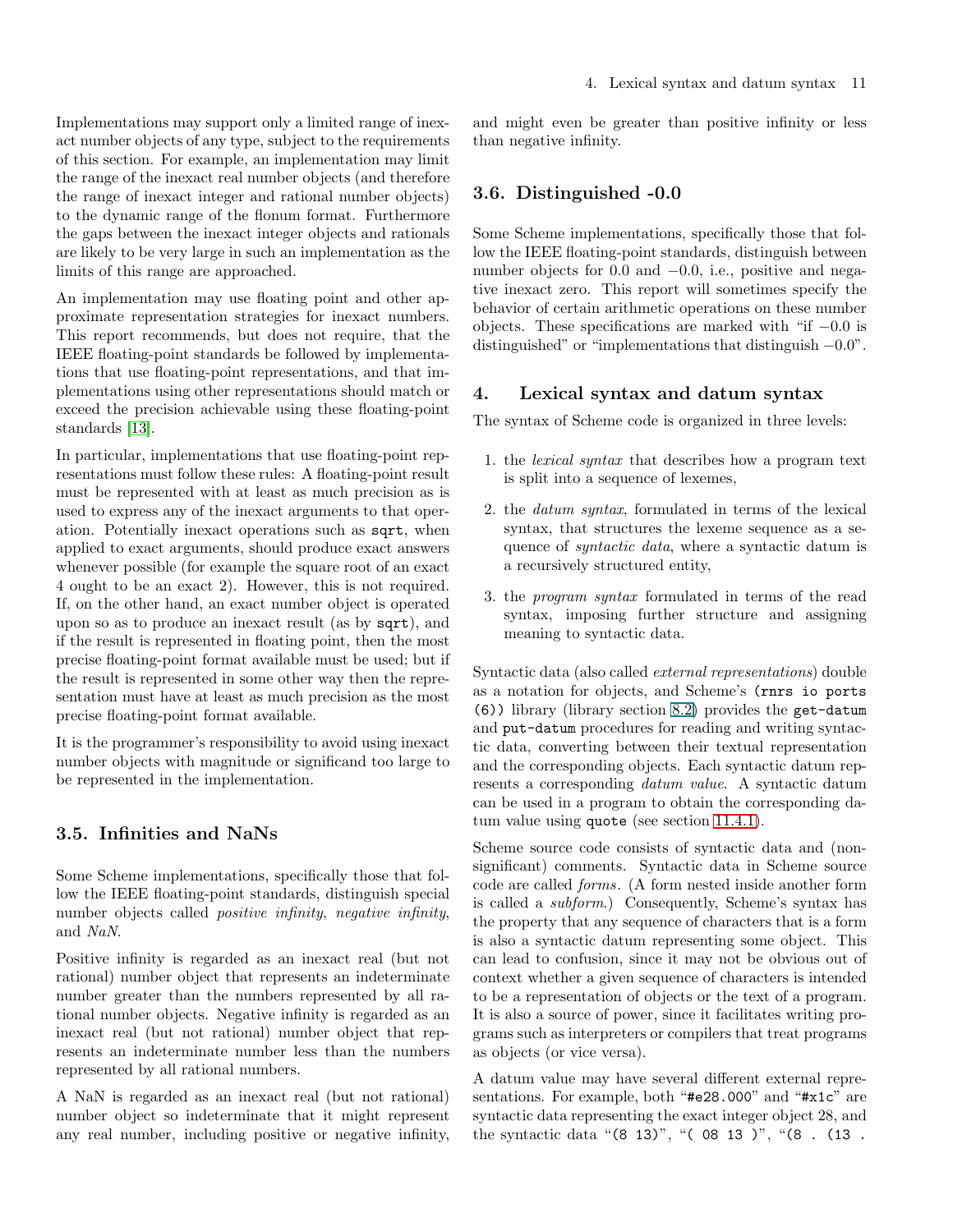Implementations may support only a limited range of inexact number objects of any type, subject to the requirements of this section. For example, an implementation may limit the range of the inexact real number objects (and therefore the range of inexact integer and rational number objects) to the dynamic range of the flonum format. Furthermore the gaps between the inexact integer objects and rationals are likely to be very large in such an implementation as the limits of this range are approached.

An implementation may use floating point and other approximate representation strategies for inexact numbers. This report recommends, but does not require, that the IEEE floating-point standards be followed by implementations that use floating-point representations, and that implementations using other representations should match or exceed the precision achievable using these floating-point standards [13].

In particular, implementations that use floating-point representations must follow these rules: A floating-point result must be represented with at least as much precision as is used to express any of the inexact arguments to that operation. Potentially inexact operations such as `sqrt`, when applied to exact arguments, should produce exact answers whenever possible (for example the square root of an exact 4 ought to be an exact 2). However, this is not required. If, on the other hand, an exact number object is operated upon so as to produce an inexact result (as by `sqrt`), and if the result is represented in floating point, then the most precise floating-point format available must be used; but if the result is represented in some other way then the representation must have at least as much precision as the most precise floating-point format available.

It is the programmer's responsibility to avoid using inexact number objects with magnitude or significand too large to be represented in the implementation.

### 3.5. Infinities and NaNs

Some Scheme implementations, specifically those that follow the IEEE floating-point standards, distinguish special number objects called *positive infinity*, *negative infinity*, and *NaN*.

Positive infinity is regarded as an inexact real (but not rational) number object that represents an indeterminate number greater than the numbers represented by all rational number objects. Negative infinity is regarded as an inexact real (but not rational) number object that represents an indeterminate number less than the numbers represented by all rational numbers.

A NaN is regarded as an inexact real (but not rational) number object so indeterminate that it might represent any real number, including positive or negative infinity, and might even be greater than positive infinity or less than negative infinity.

### 3.6. Distinguished -0.0

Some Scheme implementations, specifically those that follow the IEEE floating-point standards, distinguish between number objects for 0.0 and $-0.0$, i.e., positive and negative inexact zero. This report will sometimes specify the behavior of certain arithmetic operations on these number objects. These specifications are marked with "if $-0.0$ is distinguished" or "implementations that distinguish $-0.0$".

## 4. Lexical syntax and datum syntax

The syntax of Scheme code is organized in three levels:

1. the *lexical syntax* that describes how a program text is split into a sequence of lexemes,
2. the *datum syntax*, formulated in terms of the lexical syntax, that structures the lexeme sequence as a sequence of *syntactic data*, where a syntactic datum is a recursively structured entity,
3. the *program syntax* formulated in terms of the read syntax, imposing further structure and assigning meaning to syntactic data.

Syntactic data (also called *external representations*) double as a notation for objects, and Scheme's `(rnrs io ports (6))` library (library section 8.2) provides the `get-datum` and `put-datum` procedures for reading and writing syntactic data, converting between their textual representation and the corresponding objects. Each syntactic datum represents a corresponding *datum value*. A syntactic datum can be used in a program to obtain the corresponding datum value using `quote` (see section 11.4.1).

Scheme source code consists of syntactic data and (non-significant) comments. Syntactic data in Scheme source code are called *forms*. (A form nested inside another form is called a *subform*.) Consequently, Scheme's syntax has the property that any sequence of characters that is a form is also a syntactic datum representing some object. This can lead to confusion, since it may not be obvious out of context whether a given sequence of characters is intended to be a representation of objects or the text of a program. It is also a source of power, since it facilitates writing programs such as interpreters or compilers that treat programs as objects (or vice versa).

A datum value may have several different external representations. For example, both "`#e28.000`" and "`#x1c`" are syntactic data representing the exact integer object 28, and the syntactic data "`(8 13)`", "`( 08 13 )`", "`(8 . (13 .`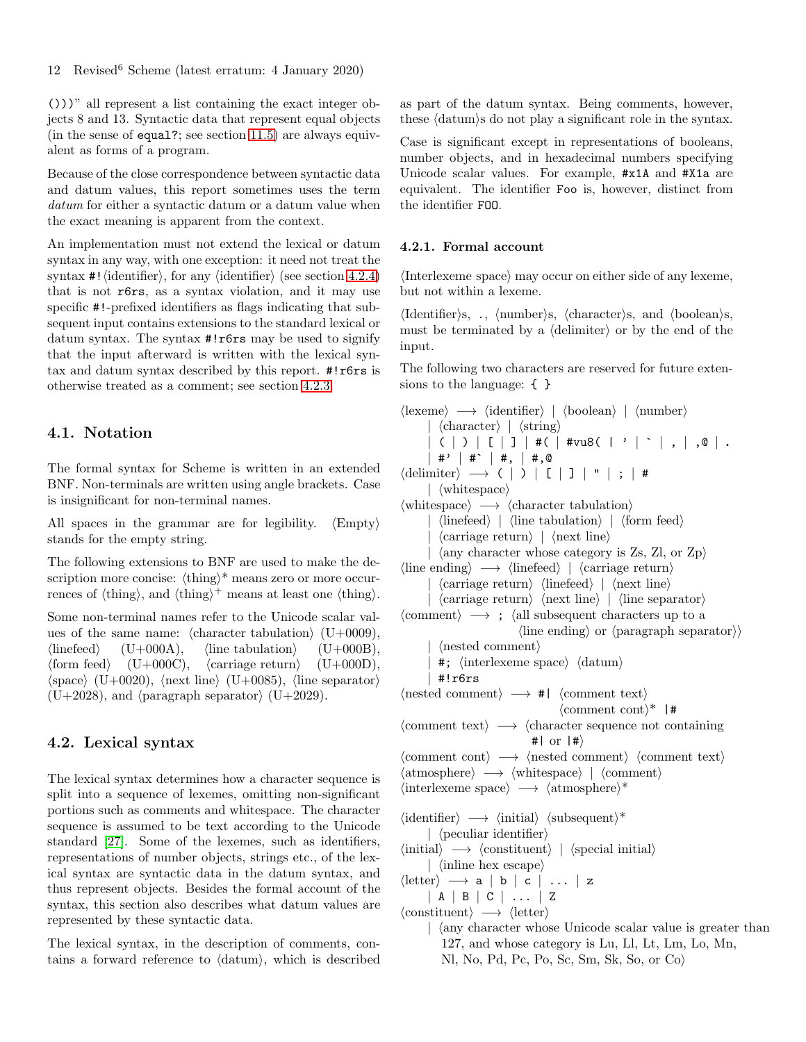()))" all represent a list containing the exact integer objects 8 and 13. Syntactic data that represent equal objects (in the sense of `equal?`; see section 11.5) are always equivalent as forms of a program.

Because of the close correspondence between syntactic data and datum values, this report sometimes uses the term *datum* for either a syntactic datum or a datum value when the exact meaning is apparent from the context.

An implementation must not extend the lexical or datum syntax in any way, with one exception: it need not treat the syntax `#!`⟨identifier⟩, for any ⟨identifier⟩ (see section 4.2.4) that is not `r6rs`, as a syntax violation, and it may use specific `#!`-prefixed identifiers as flags indicating that subsequent input contains extensions to the standard lexical or datum syntax. The syntax `#!r6rs` may be used to signify that the input afterward is written with the lexical syntax and datum syntax described by this report. `#!r6rs` is otherwise treated as a comment; see section 4.2.3.

## 4.1. Notation

The formal syntax for Scheme is written in an extended BNF. Non-terminals are written using angle brackets. Case is insignificant for non-terminal names.

All spaces in the grammar are for legibility. ⟨Empty⟩ stands for the empty string.

The following extensions to BNF are used to make the description more concise: ⟨thing⟩* means zero or more occurrences of ⟨thing⟩, and ⟨thing⟩$^+$ means at least one ⟨thing⟩.

Some non-terminal names refer to the Unicode scalar values of the same name: ⟨character tabulation⟩ (U+0009), ⟨linefeed⟩ (U+000A), ⟨line tabulation⟩ (U+000B), ⟨form feed⟩ (U+000C), ⟨carriage return⟩ (U+000D), ⟨space⟩ (U+0020), ⟨next line⟩ (U+0085), ⟨line separator⟩ (U+2028), and ⟨paragraph separator⟩ (U+2029).

## 4.2. Lexical syntax

The lexical syntax determines how a character sequence is split into a sequence of lexemes, omitting non-significant portions such as comments and whitespace. The character sequence is assumed to be text according to the Unicode standard [27]. Some of the lexemes, such as identifiers, representations of number objects, strings etc., of the lexical syntax are syntactic data in the datum syntax, and thus represent objects. Besides the formal account of the syntax, this section also describes what datum values are represented by these syntactic data.

The lexical syntax, in the description of comments, contains a forward reference to ⟨datum⟩, which is described as part of the datum syntax. Being comments, however, these ⟨datum⟩s do not play a significant role in the syntax.

Case is significant except in representations of booleans, number objects, and in hexadecimal numbers specifying Unicode scalar values. For example, `#x1A` and `#X1a` are equivalent. The identifier `Foo` is, however, distinct from the identifier `FOO`.

### 4.2.1. Formal account

⟨Interlexeme space⟩ may occur on either side of any lexeme, but not within a lexeme.

⟨Identifier⟩s, `.`, ⟨number⟩s, ⟨character⟩s, and ⟨boolean⟩s, must be terminated by a ⟨delimiter⟩ or by the end of the input.

The following two characters are reserved for future extensions to the language: `{ }`

```
⟨lexeme⟩ ⟶ ⟨identifier⟩ | ⟨boolean⟩ | ⟨number⟩
     | ⟨character⟩ | ⟨string⟩
     | ( | ) | [ | ] | #( | #vu8( | ' | ` | , | ,@ | .
     | #' | #` | #, | #,@
⟨delimiter⟩ ⟶ ( | ) | [ | ] | " | ; | #
     | ⟨whitespace⟩
⟨whitespace⟩ ⟶ ⟨character tabulation⟩
     | ⟨linefeed⟩ | ⟨line tabulation⟩ | ⟨form feed⟩
     | ⟨carriage return⟩ | ⟨next line⟩
     | ⟨any character whose category is Zs, Zl, or Zp⟩
⟨line ending⟩ ⟶ ⟨linefeed⟩ | ⟨carriage return⟩
     | ⟨carriage return⟩ ⟨linefeed⟩ | ⟨next line⟩
     | ⟨carriage return⟩ ⟨next line⟩ | ⟨line separator⟩
⟨comment⟩ ⟶ ; ⟨all subsequent characters up to a
                 ⟨line ending⟩ or ⟨paragraph separator⟩⟩
     | ⟨nested comment⟩
     | #; ⟨interlexeme space⟩ ⟨datum⟩
     | #!r6rs
⟨nested comment⟩ ⟶ #| ⟨comment text⟩
                        ⟨comment cont⟩* |#
⟨comment text⟩ ⟶ ⟨character sequence not containing
                   #| or |#⟩
⟨comment cont⟩ ⟶ ⟨nested comment⟩ ⟨comment text⟩
⟨atmosphere⟩ ⟶ ⟨whitespace⟩ | ⟨comment⟩
⟨interlexeme space⟩ ⟶ ⟨atmosphere⟩*

⟨identifier⟩ ⟶ ⟨initial⟩ ⟨subsequent⟩*
     | ⟨peculiar identifier⟩
⟨initial⟩ ⟶ ⟨constituent⟩ | ⟨special initial⟩
     | ⟨inline hex escape⟩
⟨letter⟩ ⟶ a | b | c | ... | z
     | A | B | C | ... | Z
⟨constituent⟩ ⟶ ⟨letter⟩
     | ⟨any character whose Unicode scalar value is greater than
        127, and whose category is Lu, Ll, Lt, Lm, Lo, Mn,
        Nl, No, Pd, Pc, Po, Sc, Sm, Sk, So, or Co⟩
```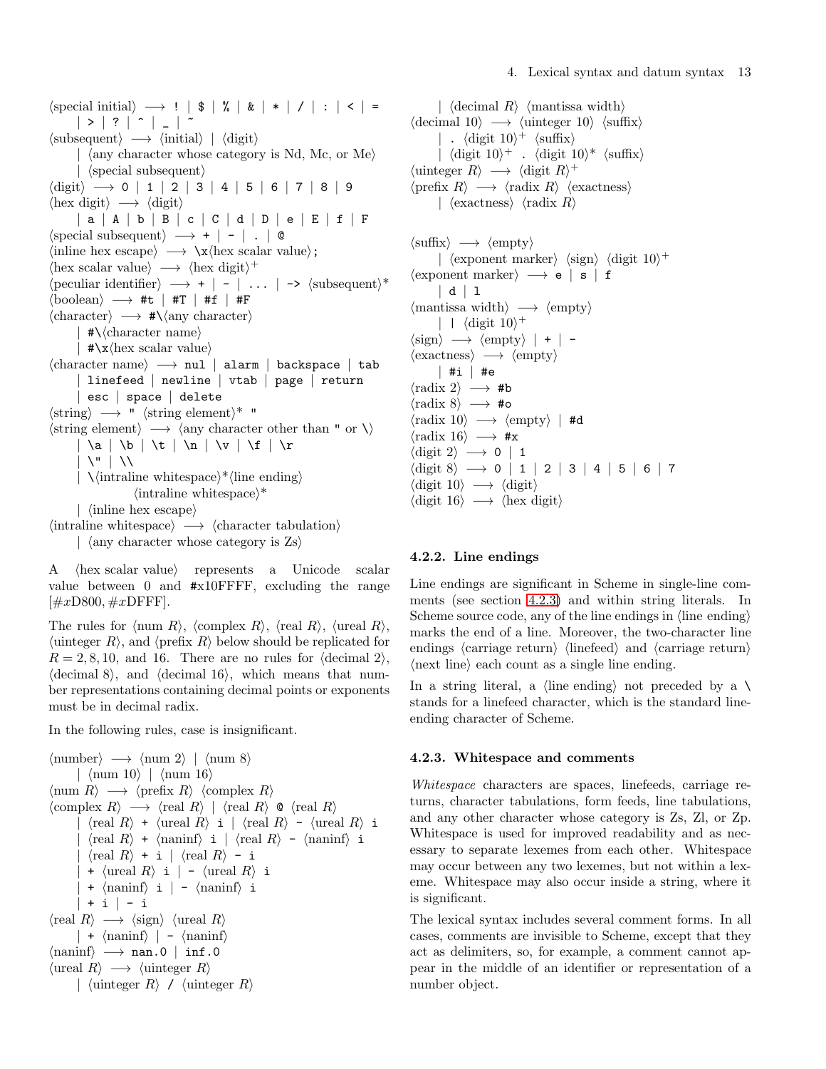⟨special initial⟩ ⟶ ! | $ | % | & | * | / | : | < | =
    | > | ? | ^ | _ | ~
⟨subsequent⟩ ⟶ ⟨initial⟩ | ⟨digit⟩
    | ⟨any character whose category is Nd, Mc, or Me⟩
    | ⟨special subsequent⟩
⟨digit⟩ ⟶ 0 | 1 | 2 | 3 | 4 | 5 | 6 | 7 | 8 | 9
⟨hex digit⟩ ⟶ ⟨digit⟩
    | a | A | b | B | c | C | d | D | e | E | f | F
⟨special subsequent⟩ ⟶ + | - | . | @
⟨inline hex escape⟩ ⟶ \x⟨hex scalar value⟩;
⟨hex scalar value⟩ ⟶ ⟨hex digit⟩+
⟨peculiar identifier⟩ ⟶ + | - | ... | -> ⟨subsequent⟩*
⟨boolean⟩ ⟶ #t | #T | #f | #F
⟨character⟩ ⟶ #\⟨any character⟩
    | #\⟨character name⟩
    | #\x⟨hex scalar value⟩
⟨character name⟩ ⟶ nul | alarm | backspace | tab
    | linefeed | newline | vtab | page | return
    | esc | space | delete
⟨string⟩ ⟶ " ⟨string element⟩* "
⟨string element⟩ ⟶ ⟨any character other than " or \⟩
    | \a | \b | \t | \n | \v | \f | \r
    | \" | \\
    | \⟨intraline whitespace⟩*⟨line ending⟩
        ⟨intraline whitespace⟩*
    | ⟨inline hex escape⟩
⟨intraline whitespace⟩ ⟶ ⟨character tabulation⟩
    | ⟨any character whose category is Zs⟩

A ⟨hex scalar value⟩ represents a Unicode scalar value between 0 and #x10FFFF, excluding the range [#xD800, #xDFFF].

The rules for ⟨num R⟩, ⟨complex R⟩, ⟨real R⟩, ⟨ureal R⟩, ⟨uinteger R⟩, and ⟨prefix R⟩ below should be replicated for $R = 2, 8, 10$, and 16. There are no rules for ⟨decimal 2⟩, ⟨decimal 8⟩, and ⟨decimal 16⟩, which means that number representations containing decimal points or exponents must be in decimal radix.

In the following rules, case is insignificant.

⟨number⟩ ⟶ ⟨num 2⟩ | ⟨num 8⟩
    | ⟨num 10⟩ | ⟨num 16⟩
⟨num R⟩ ⟶ ⟨prefix R⟩ ⟨complex R⟩
⟨complex R⟩ ⟶ ⟨real R⟩ | ⟨real R⟩ @ ⟨real R⟩
    | ⟨real R⟩ + ⟨ureal R⟩ i | ⟨real R⟩ - ⟨ureal R⟩ i
    | ⟨real R⟩ + ⟨naninf⟩ i | ⟨real R⟩ - ⟨naninf⟩ i
    | ⟨real R⟩ + i | ⟨real R⟩ - i
    | + ⟨ureal R⟩ i | - ⟨ureal R⟩ i
    | + ⟨naninf⟩ i | - ⟨naninf⟩ i
    | + i | - i
⟨real R⟩ ⟶ ⟨sign⟩ ⟨ureal R⟩
    | + ⟨naninf⟩ | - ⟨naninf⟩
⟨naninf⟩ ⟶ nan.0 | inf.0
⟨ureal R⟩ ⟶ ⟨uinteger R⟩
    | ⟨uinteger R⟩ / ⟨uinteger R⟩
    | ⟨decimal R⟩ ⟨mantissa width⟩
⟨decimal 10⟩ ⟶ ⟨uinteger 10⟩ ⟨suffix⟩
    | . ⟨digit 10⟩+ ⟨suffix⟩
    | ⟨digit 10⟩+ . ⟨digit 10⟩* ⟨suffix⟩
⟨uinteger R⟩ ⟶ ⟨digit R⟩+
⟨prefix R⟩ ⟶ ⟨radix R⟩ ⟨exactness⟩
    | ⟨exactness⟩ ⟨radix R⟩

⟨suffix⟩ ⟶ ⟨empty⟩
    | ⟨exponent marker⟩ ⟨sign⟩ ⟨digit 10⟩+
⟨exponent marker⟩ ⟶ e | s | f
    | d | l
⟨mantissa width⟩ ⟶ ⟨empty⟩
    | | ⟨digit 10⟩+
⟨sign⟩ ⟶ ⟨empty⟩ | + | -
⟨exactness⟩ ⟶ ⟨empty⟩
    | #i | #e
⟨radix 2⟩ ⟶ #b
⟨radix 8⟩ ⟶ #o
⟨radix 10⟩ ⟶ ⟨empty⟩ | #d
⟨radix 16⟩ ⟶ #x
⟨digit 2⟩ ⟶ 0 | 1
⟨digit 8⟩ ⟶ 0 | 1 | 2 | 3 | 4 | 5 | 6 | 7
⟨digit 10⟩ ⟶ ⟨digit⟩
⟨digit 16⟩ ⟶ ⟨hex digit⟩

### 4.2.2. Line endings

Line endings are significant in Scheme in single-line comments (see section 4.2.3) and within string literals. In Scheme source code, any of the line endings in ⟨line ending⟩ marks the end of a line. Moreover, the two-character line endings ⟨carriage return⟩ ⟨linefeed⟩ and ⟨carriage return⟩ ⟨next line⟩ each count as a single line ending.

In a string literal, a ⟨line ending⟩ not preceded by a \ stands for a linefeed character, which is the standard line-ending character of Scheme.

### 4.2.3. Whitespace and comments

*Whitespace* characters are spaces, linefeeds, carriage returns, character tabulations, form feeds, line tabulations, and any other character whose category is Zs, Zl, or Zp. Whitespace is used for improved readability and as necessary to separate lexemes from each other. Whitespace may occur between any two lexemes, but not within a lexeme. Whitespace may also occur inside a string, where it is significant.

The lexical syntax includes several comment forms. In all cases, comments are invisible to Scheme, except that they act as delimiters, so, for example, a comment cannot appear in the middle of an identifier or representation of a number object.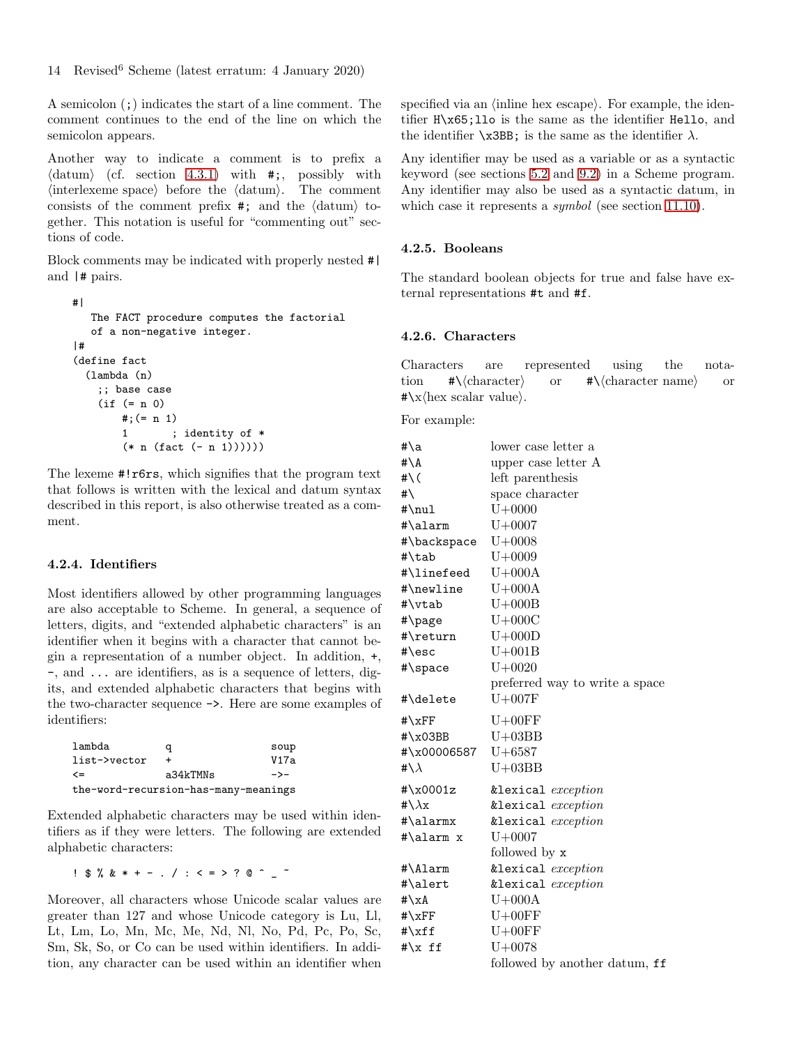A semicolon (;) indicates the start of a line comment. The comment continues to the end of the line on which the semicolon appears.

Another way to indicate a comment is to prefix a ⟨datum⟩ (cf. section 4.3.1) with #;, possibly with ⟨interlexeme space⟩ before the ⟨datum⟩. The comment consists of the comment prefix #; and the ⟨datum⟩ together. This notation is useful for "commenting out" sections of code.

Block comments may be indicated with properly nested #| and |# pairs.

```
#|
   The FACT procedure computes the factorial
   of a non-negative integer.
|#
(define fact
  (lambda (n)
    ;; base case
    (if (= n 0)
        #;(= n 1)
        1       ; identity of *
        (* n (fact (- n 1))))))
```

The lexeme #!r6rs, which signifies that the program text that follows is written with the lexical and datum syntax described in this report, is also otherwise treated as a comment.

### 4.2.4. Identifiers

Most identifiers allowed by other programming languages are also acceptable to Scheme. In general, a sequence of letters, digits, and "extended alphabetic characters" is an identifier when it begins with a character that cannot begin a representation of a number object. In addition, +, -, and ... are identifiers, as is a sequence of letters, digits, and extended alphabetic characters that begins with the two-character sequence ->. Here are some examples of identifiers:

```
lambda         q                  soup
list->vector   +                  V17a
<=             a34kTMNs           ->-
the-word-recursion-has-many-meanings
```

Extended alphabetic characters may be used within identifiers as if they were letters. The following are extended alphabetic characters:

```
! $ % & * + - . / : < = > ? @ ^ _ ~
```

Moreover, all characters whose Unicode scalar values are greater than 127 and whose Unicode category is Lu, Ll, Lt, Lm, Lo, Mn, Mc, Me, Nd, Nl, No, Pd, Pc, Po, Sc, Sm, Sk, So, or Co can be used within identifiers. In addition, any character can be used within an identifier when specified via an ⟨inline hex escape⟩. For example, the identifier H\x65;llo is the same as the identifier Hello, and the identifier \x3BB; is the same as the identifier λ.

Any identifier may be used as a variable or as a syntactic keyword (see sections 5.2 and 9.2) in a Scheme program. Any identifier may also be used as a syntactic datum, in which case it represents a *symbol* (see section 11.10).

### 4.2.5. Booleans

The standard boolean objects for true and false have external representations #t and #f.

### 4.2.6. Characters

Characters are represented using the notation #\⟨character⟩ or #\⟨character name⟩ or #\x⟨hex scalar value⟩.

For example:

| | |
|---|---|
| #\a | lower case letter a |
| #\A | upper case letter A |
| #\( | left parenthesis |
| #\ | space character |
| #\nul | U+0000 |
| #\alarm | U+0007 |
| #\backspace | U+0008 |
| #\tab | U+0009 |
| #\linefeed | U+000A |
| #\newline | U+000A |
| #\vtab | U+000B |
| #\page | U+000C |
| #\return | U+000D |
| #\esc | U+001B |
| #\space | U+0020<br>preferred way to write a space |
| #\delete | U+007F |
| #\xFF | U+00FF |
| #\x03BB | U+03BB |
| #\x00006587 | U+6587 |
| #\λ | U+03BB |
| #\x0001z | &lexical *exception* |
| #\λx | &lexical *exception* |
| #\alarmx | &lexical *exception* |
| #\alarm x | U+0007<br>followed by x |
| #\Alarm | &lexical *exception* |
| #\alert | &lexical *exception* |
| #\xA | U+000A |
| #\xFF | U+00FF |
| #\xff | U+00FF |
| #\x ff | U+0078<br>followed by another datum, ff |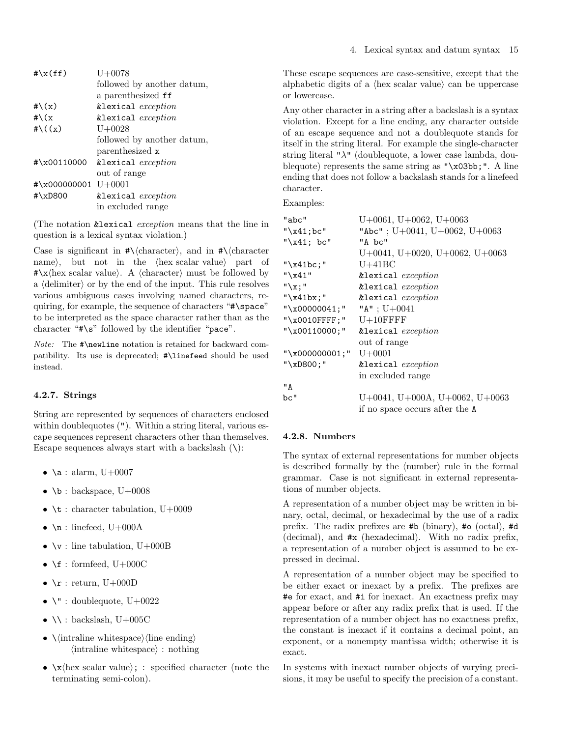| | |
|---|---|
| `#\x(ff)` | U+0078 followed by another datum, a parenthesized `ff` |
| `#\(x)` | `&lexical` *exception* |
| `#\(x` | `&lexical` *exception* |
| `#\((x)` | U+0028 followed by another datum, parenthesized `x` |
| `#\x00110000` | `&lexical` *exception* out of range |
| `#\x000000001` | U+0001 |
| `#\xD800` | `&lexical` *exception* in excluded range |

(The notation `&lexical` *exception* means that the line in question is a lexical syntax violation.)

Case is significant in `#\`⟨character⟩, and in `#\`⟨character name⟩, but not in the ⟨hex scalar value⟩ part of `#\x`⟨hex scalar value⟩. A ⟨character⟩ must be followed by a ⟨delimiter⟩ or by the end of the input. This rule resolves various ambiguous cases involving named characters, requiring, for example, the sequence of characters "`#\space`" to be interpreted as the space character rather than as the character "`#\s`" followed by the identifier "`pace`".

*Note:* The `#\newline` notation is retained for backward compatibility. Its use is deprecated; `#\linefeed` should be used instead.

### 4.2.7. Strings

String are represented by sequences of characters enclosed within doublequotes (`"`). Within a string literal, various escape sequences represent characters other than themselves. Escape sequences always start with a backslash (`\`):

- `\a` : alarm, U+0007
- `\b` : backspace, U+0008
- `\t` : character tabulation, U+0009
- `\n` : linefeed, U+000A
- `\v` : line tabulation, U+000B
- `\f` : formfeed, U+000C
- `\r` : return, U+000D
- `\"` : doublequote, U+0022
- `\\` : backslash, U+005C
- `\`⟨intraline whitespace⟩⟨line ending⟩ ⟨intraline whitespace⟩ : nothing
- `\x`⟨hex scalar value⟩`;` : specified character (note the terminating semi-colon).

These escape sequences are case-sensitive, except that the alphabetic digits of a ⟨hex scalar value⟩ can be uppercase or lowercase.

Any other character in a string after a backslash is a syntax violation. Except for a line ending, any character outside of an escape sequence and not a doublequote stands for itself in the string literal. For example the single-character string literal `"λ"` (doublequote, a lower case lambda, doublequote) represents the same string as `"\x03bb;"`. A line ending that does not follow a backslash stands for a linefeed character.

Examples:

| | |
|---|---|
| `"abc"` | U+0061, U+0062, U+0063 |
| `"\x41;bc"` | `"Abc"` ; U+0041, U+0062, U+0063 |
| `"\x41; bc"` | `"A bc"` U+0041, U+0020, U+0062, U+0063 |
| `"\x41bc;"` | U+41BC |
| `"\x41"` | `&lexical` *exception* |
| `"\x;"` | `&lexical` *exception* |
| `"\x41bx;"` | `&lexical` *exception* |
| `"\x00000041;"` | `"A"` ; U+0041 |
| `"\x0010FFFF;"` | U+10FFFF |
| `"\x00110000;"` | `&lexical` *exception* out of range |
| `"\x000000001;"` | U+0001 |
| `"\xD800;"` | `&lexical` *exception* in excluded range |
| `"A`<br>`bc"` | U+0041, U+000A, U+0062, U+0063 if no space occurs after the `A` |

### 4.2.8. Numbers

The syntax of external representations for number objects is described formally by the ⟨number⟩ rule in the formal grammar. Case is not significant in external representations of number objects.

A representation of a number object may be written in binary, octal, decimal, or hexadecimal by the use of a radix prefix. The radix prefixes are `#b` (binary), `#o` (octal), `#d` (decimal), and `#x` (hexadecimal). With no radix prefix, a representation of a number object is assumed to be expressed in decimal.

A representation of a number object may be specified to be either exact or inexact by a prefix. The prefixes are `#e` for exact, and `#i` for inexact. An exactness prefix may appear before or after any radix prefix that is used. If the representation of a number object has no exactness prefix, the constant is inexact if it contains a decimal point, an exponent, or a nonempty mantissa width; otherwise it is exact.

In systems with inexact number objects of varying precisions, it may be useful to specify the precision of a constant.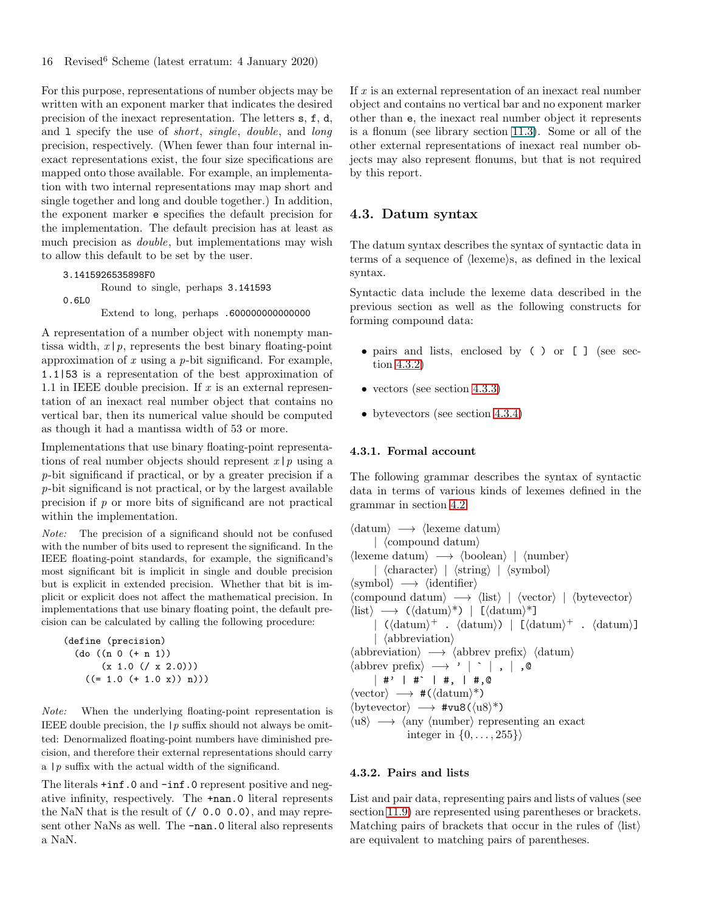For this purpose, representations of number objects may be written with an exponent marker that indicates the desired precision of the inexact representation. The letters `s`, `f`, `d`, and `l` specify the use of *short*, *single*, *double*, and *long* precision, respectively. (When fewer than four internal inexact representations exist, the four size specifications are mapped onto those available. For example, an implementation with two internal representations may map short and single together and long and double together.) In addition, the exponent marker `e` specifies the default precision for the implementation. The default precision has at least as much precision as *double*, but implementations may wish to allow this default to be set by the user.

```
3.1415926535898F0
        Round to single, perhaps 3.141593
0.6L0
        Extend to long, perhaps .600000000000000
```

A representation of a number object with nonempty mantissa width, $x|p$, represents the best binary floating-point approximation of $x$ using a $p$-bit significand. For example, `1.1|53` is a representation of the best approximation of 1.1 in IEEE double precision. If $x$ is an external representation of an inexact real number object that contains no vertical bar, then its numerical value should be computed as though it had a mantissa width of 53 or more.

Implementations that use binary floating-point representations of real number objects should represent $x|p$ using a $p$-bit significand if practical, or by a greater precision if a $p$-bit significand is not practical, or by the largest available precision if $p$ or more bits of significand are not practical within the implementation.

*Note:* The precision of a significand should not be confused with the number of bits used to represent the significand. In the IEEE floating-point standards, for example, the significand's most significant bit is implicit in single and double precision but is explicit in extended precision. Whether that bit is implicit or explicit does not affect the mathematical precision. In implementations that use binary floating point, the default precision can be calculated by calling the following procedure:

```
(define (precision)
  (do ((n 0 (+ n 1))
       (x 1.0 (/ x 2.0)))
    ((= 1.0 (+ 1.0 x)) n)))
```

*Note:* When the underlying floating-point representation is IEEE double precision, the $|p$ suffix should not always be omitted: Denormalized floating-point numbers have diminished precision, and therefore their external representations should carry a $|p$ suffix with the actual width of the significand.

The literals `+inf.0` and `-inf.0` represent positive and negative infinity, respectively. The `+nan.0` literal represents the NaN that is the result of `(/ 0.0 0.0)`, and may represent other NaNs as well. The `-nan.0` literal also represents a NaN.

If $x$ is an external representation of an inexact real number object and contains no vertical bar and no exponent marker other than `e`, the inexact real number object it represents is a flonum (see library section 11.3). Some or all of the other external representations of inexact real number objects may also represent flonums, but that is not required by this report.

## 4.3. Datum syntax

The datum syntax describes the syntax of syntactic data in terms of a sequence of ⟨lexeme⟩s, as defined in the lexical syntax.

Syntactic data include the lexeme data described in the previous section as well as the following constructs for forming compound data:

- pairs and lists, enclosed by `( )` or `[ ]` (see section 4.3.2)
- vectors (see section 4.3.3)
- bytevectors (see section 4.3.4)

### 4.3.1. Formal account

The following grammar describes the syntax of syntactic data in terms of various kinds of lexemes defined in the grammar in section 4.2.

⟨datum⟩ ⟶ ⟨lexeme datum⟩
  | ⟨compound datum⟩
⟨lexeme datum⟩ ⟶ ⟨boolean⟩ | ⟨number⟩
  | ⟨character⟩ | ⟨string⟩ | ⟨symbol⟩
⟨symbol⟩ ⟶ ⟨identifier⟩
⟨compound datum⟩ ⟶ ⟨list⟩ | ⟨vector⟩ | ⟨bytevector⟩
⟨list⟩ ⟶ `(`⟨datum⟩\*`)` | `[`⟨datum⟩\*`]`
  | `(`⟨datum⟩+ `.` ⟨datum⟩`)` | `[`⟨datum⟩+ `.` ⟨datum⟩`]`
  | ⟨abbreviation⟩
⟨abbreviation⟩ ⟶ ⟨abbrev prefix⟩ ⟨datum⟩
⟨abbrev prefix⟩ ⟶ `'` | `` ` `` | `,` | `,@`
  | `#'` | `` #` `` | `#,` | `#,@`
⟨vector⟩ ⟶ `#(`⟨datum⟩\*`)`
⟨bytevector⟩ ⟶ `#vu8(`⟨u8⟩\*`)`
⟨u8⟩ ⟶ ⟨any ⟨number⟩ representing an exact integer in $\{0, \ldots, 255\}$⟩

### 4.3.2. Pairs and lists

List and pair data, representing pairs and lists of values (see section 11.9) are represented using parentheses or brackets. Matching pairs of brackets that occur in the rules of ⟨list⟩ are equivalent to matching pairs of parentheses.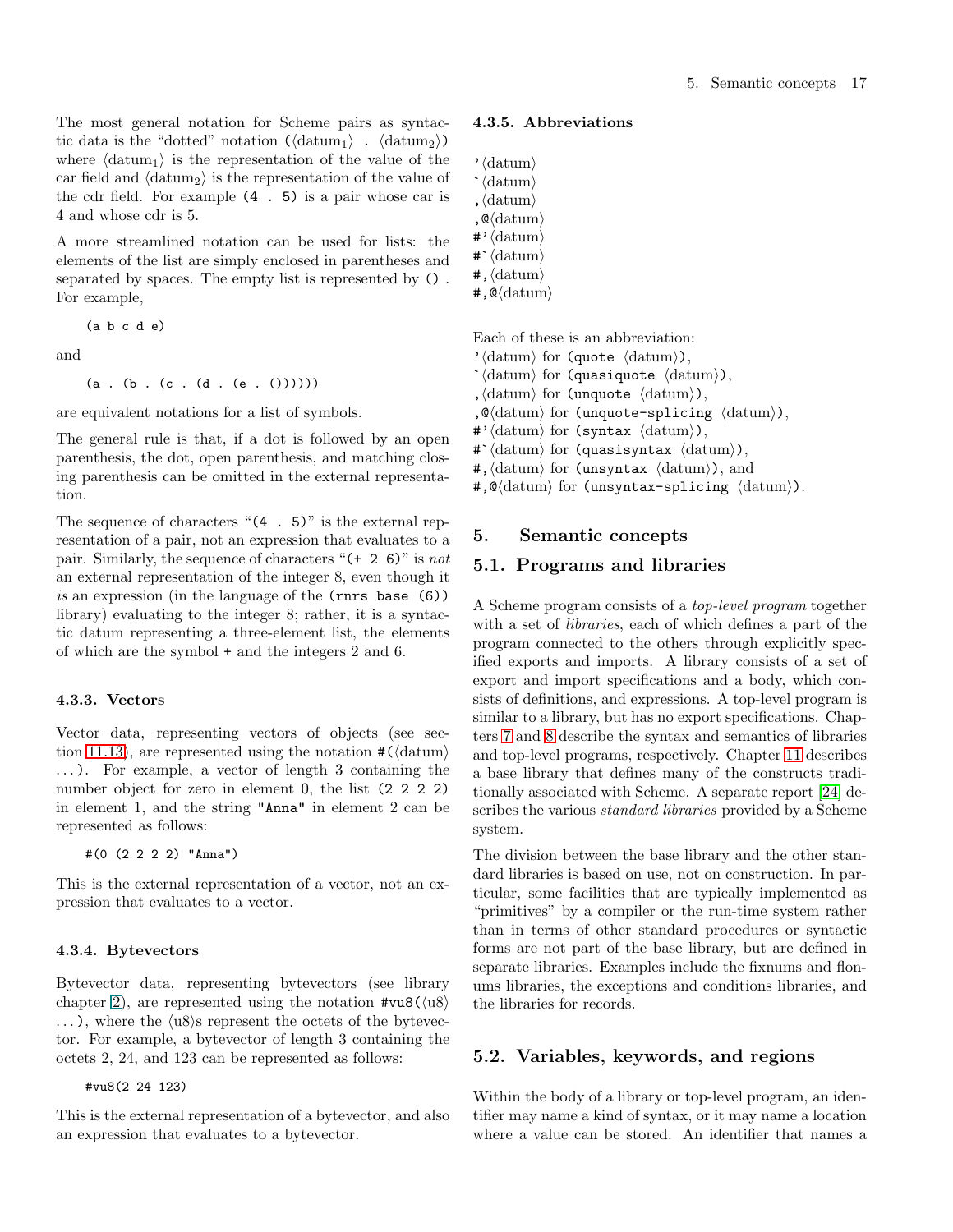The most general notation for Scheme pairs as syntactic data is the "dotted" notation (⟨datum₁⟩ . ⟨datum₂⟩) where ⟨datum₁⟩ is the representation of the value of the car field and ⟨datum₂⟩ is the representation of the value of the cdr field. For example `(4 . 5)` is a pair whose car is 4 and whose cdr is 5.

A more streamlined notation can be used for lists: the elements of the list are simply enclosed in parentheses and separated by spaces. The empty list is represented by `()`. For example,

```
(a b c d e)
```

and

```
(a . (b . (c . (d . (e . ())))))
```

are equivalent notations for a list of symbols.

The general rule is that, if a dot is followed by an open parenthesis, the dot, open parenthesis, and matching closing parenthesis can be omitted in the external representation.

The sequence of characters "`(4 . 5)`" is the external representation of a pair, not an expression that evaluates to a pair. Similarly, the sequence of characters "`(+ 2 6)`" is *not* an external representation of the integer 8, even though it *is* an expression (in the language of the `(rnrs base (6))` library) evaluating to the integer 8; rather, it is a syntactic datum representing a three-element list, the elements of which are the symbol `+` and the integers 2 and 6.

#### 4.3.3. Vectors

Vector data, representing vectors of objects (see section 11.13), are represented using the notation `#(`⟨datum⟩ `...)`. For example, a vector of length 3 containing the number object for zero in element 0, the list `(2 2 2 2)` in element 1, and the string `"Anna"` in element 2 can be represented as follows:

```
#(0 (2 2 2 2) "Anna")
```

This is the external representation of a vector, not an expression that evaluates to a vector.

#### 4.3.4. Bytevectors

Bytevector data, representing bytevectors (see library chapter 2), are represented using the notation `#vu8(`⟨u8⟩ `...)`, where the ⟨u8⟩s represent the octets of the bytevector. For example, a bytevector of length 3 containing the octets 2, 24, and 123 can be represented as follows:

```
#vu8(2 24 123)
```

This is the external representation of a bytevector, and also an expression that evaluates to a bytevector.

#### 4.3.5. Abbreviations

`'`⟨datum⟩
`` ` ``⟨datum⟩
`,`⟨datum⟩
`,@`⟨datum⟩
`#'`⟨datum⟩
`` #` ``⟨datum⟩
`#,`⟨datum⟩
`#,@`⟨datum⟩

Each of these is an abbreviation:
`'`⟨datum⟩ for `(quote` ⟨datum⟩`)`,
`` ` ``⟨datum⟩ for `(quasiquote` ⟨datum⟩`)`,
`,`⟨datum⟩ for `(unquote` ⟨datum⟩`)`,
`,@`⟨datum⟩ for `(unquote-splicing` ⟨datum⟩`)`,
`#'`⟨datum⟩ for `(syntax` ⟨datum⟩`)`,
`` #` ``⟨datum⟩ for `(quasisyntax` ⟨datum⟩`)`,
`#,`⟨datum⟩ for `(unsyntax` ⟨datum⟩`)`, and
`#,@`⟨datum⟩ for `(unsyntax-splicing` ⟨datum⟩`)`.

## 5. Semantic concepts

### 5.1. Programs and libraries

A Scheme program consists of a *top-level program* together with a set of *libraries*, each of which defines a part of the program connected to the others through explicitly specified exports and imports. A library consists of a set of export and import specifications and a body, which consists of definitions, and expressions. A top-level program is similar to a library, but has no export specifications. Chapters 7 and 8 describe the syntax and semantics of libraries and top-level programs, respectively. Chapter 11 describes a base library that defines many of the constructs traditionally associated with Scheme. A separate report [24] describes the various *standard libraries* provided by a Scheme system.

The division between the base library and the other standard libraries is based on use, not on construction. In particular, some facilities that are typically implemented as "primitives" by a compiler or the run-time system rather than in terms of other standard procedures or syntactic forms are not part of the base library, but are defined in separate libraries. Examples include the fixnums and flonums libraries, the exceptions and conditions libraries, and the libraries for records.

### 5.2. Variables, keywords, and regions

Within the body of a library or top-level program, an identifier may name a kind of syntax, or it may name a location where a value can be stored. An identifier that names a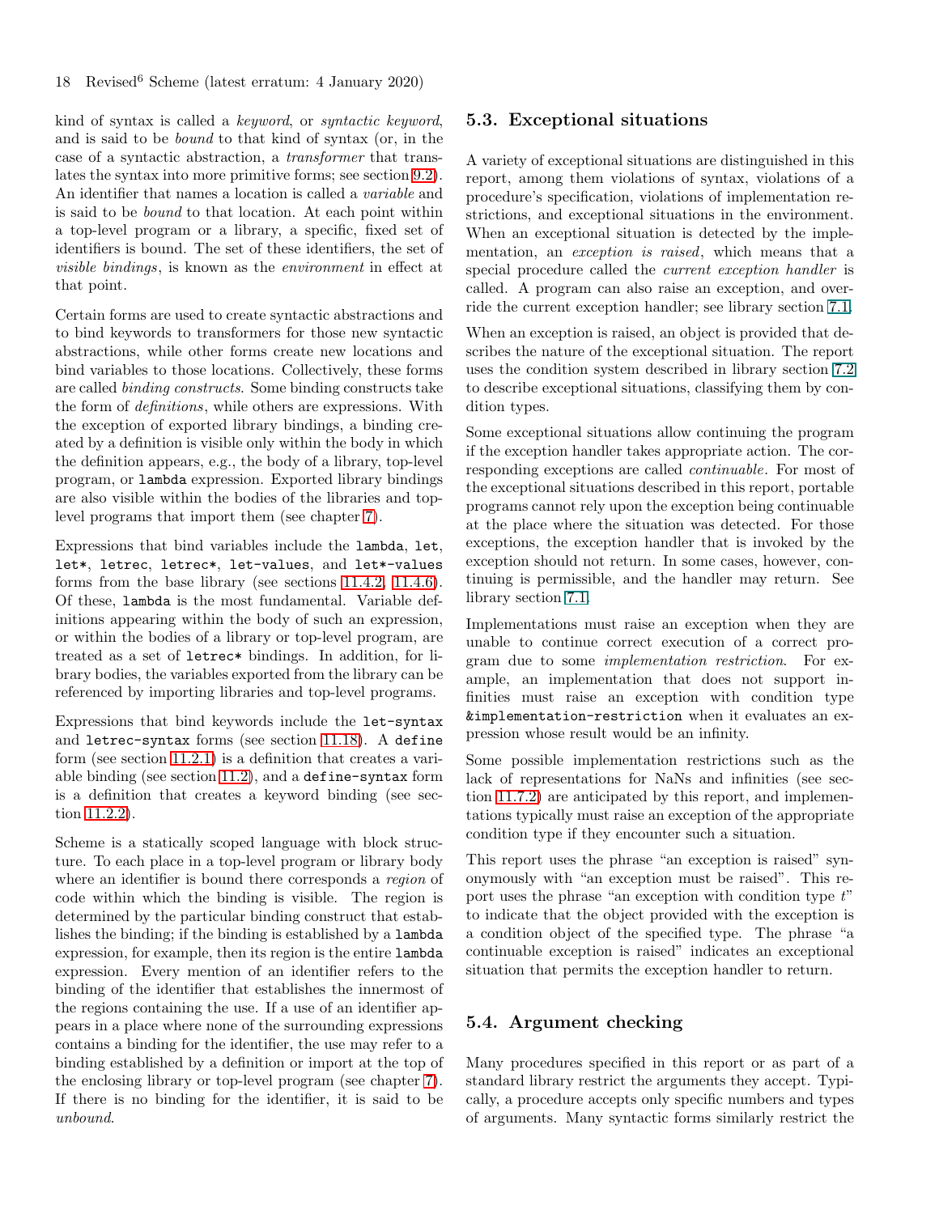kind of syntax is called a *keyword*, or *syntactic keyword*, and is said to be *bound* to that kind of syntax (or, in the case of a syntactic abstraction, a *transformer* that translates the syntax into more primitive forms; see section 9.2). An identifier that names a location is called a *variable* and is said to be *bound* to that location. At each point within a top-level program or a library, a specific, fixed set of identifiers is bound. The set of these identifiers, the set of *visible bindings*, is known as the *environment* in effect at that point.

Certain forms are used to create syntactic abstractions and to bind keywords to transformers for those new syntactic abstractions, while other forms create new locations and bind variables to those locations. Collectively, these forms are called *binding constructs*. Some binding constructs take the form of *definitions*, while others are expressions. With the exception of exported library bindings, a binding created by a definition is visible only within the body in which the definition appears, e.g., the body of a library, top-level program, or `lambda` expression. Exported library bindings are also visible within the bodies of the libraries and top-level programs that import them (see chapter 7).

Expressions that bind variables include the `lambda`, `let`, `let*`, `letrec`, `letrec*`, `let-values`, and `let*-values` forms from the base library (see sections 11.4.2, 11.4.6). Of these, `lambda` is the most fundamental. Variable definitions appearing within the body of such an expression, or within the bodies of a library or top-level program, are treated as a set of `letrec*` bindings. In addition, for library bodies, the variables exported from the library can be referenced by importing libraries and top-level programs.

Expressions that bind keywords include the `let-syntax` and `letrec-syntax` forms (see section 11.18). A `define` form (see section 11.2.1) is a definition that creates a variable binding (see section 11.2), and a `define-syntax` form is a definition that creates a keyword binding (see section 11.2.2).

Scheme is a statically scoped language with block structure. To each place in a top-level program or library body where an identifier is bound there corresponds a *region* of code within which the binding is visible. The region is determined by the particular binding construct that establishes the binding; if the binding is established by a `lambda` expression, for example, then its region is the entire `lambda` expression. Every mention of an identifier refers to the binding of the identifier that establishes the innermost of the regions containing the use. If a use of an identifier appears in a place where none of the surrounding expressions contains a binding for the identifier, the use may refer to a binding established by a definition or import at the top of the enclosing library or top-level program (see chapter 7). If there is no binding for the identifier, it is said to be *unbound*.

## 5.3. Exceptional situations

A variety of exceptional situations are distinguished in this report, among them violations of syntax, violations of a procedure's specification, violations of implementation restrictions, and exceptional situations in the environment. When an exceptional situation is detected by the implementation, an *exception is raised*, which means that a special procedure called the *current exception handler* is called. A program can also raise an exception, and override the current exception handler; see library section 7.1.

When an exception is raised, an object is provided that describes the nature of the exceptional situation. The report uses the condition system described in library section 7.2 to describe exceptional situations, classifying them by condition types.

Some exceptional situations allow continuing the program if the exception handler takes appropriate action. The corresponding exceptions are called *continuable*. For most of the exceptional situations described in this report, portable programs cannot rely upon the exception being continuable at the place where the situation was detected. For those exceptions, the exception handler that is invoked by the exception should not return. In some cases, however, continuing is permissible, and the handler may return. See library section 7.1.

Implementations must raise an exception when they are unable to continue correct execution of a correct program due to some *implementation restriction*. For example, an implementation that does not support infinities must raise an exception with condition type `&implementation-restriction` when it evaluates an expression whose result would be an infinity.

Some possible implementation restrictions such as the lack of representations for NaNs and infinities (see section 11.7.2) are anticipated by this report, and implementations typically must raise an exception of the appropriate condition type if they encounter such a situation.

This report uses the phrase "an exception is raised" synonymously with "an exception must be raised". This report uses the phrase "an exception with condition type *t*" to indicate that the object provided with the exception is a condition object of the specified type. The phrase "a continuable exception is raised" indicates an exceptional situation that permits the exception handler to return.

## 5.4. Argument checking

Many procedures specified in this report or as part of a standard library restrict the arguments they accept. Typically, a procedure accepts only specific numbers and types of arguments. Many syntactic forms similarly restrict the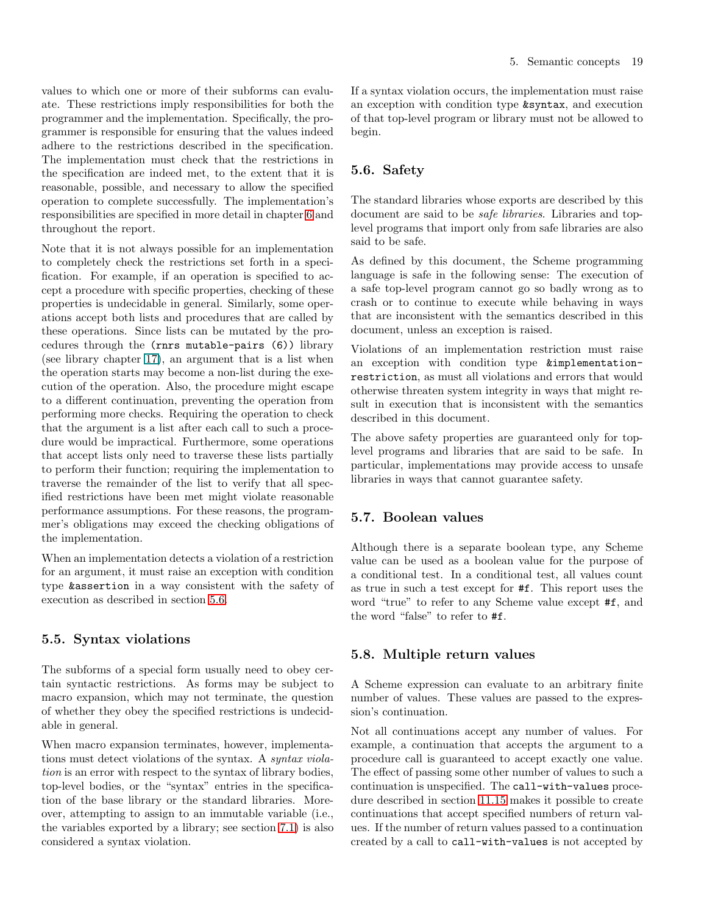values to which one or more of their subforms can evaluate. These restrictions imply responsibilities for both the programmer and the implementation. Specifically, the programmer is responsible for ensuring that the values indeed adhere to the restrictions described in the specification. The implementation must check that the restrictions in the specification are indeed met, to the extent that it is reasonable, possible, and necessary to allow the specified operation to complete successfully. The implementation's responsibilities are specified in more detail in chapter 6 and throughout the report.

Note that it is not always possible for an implementation to completely check the restrictions set forth in a specification. For example, if an operation is specified to accept a procedure with specific properties, checking of these properties is undecidable in general. Similarly, some operations accept both lists and procedures that are called by these operations. Since lists can be mutated by the procedures through the `(rnrs mutable-pairs (6))` library (see library chapter 17), an argument that is a list when the operation starts may become a non-list during the execution of the operation. Also, the procedure might escape to a different continuation, preventing the operation from performing more checks. Requiring the operation to check that the argument is a list after each call to such a procedure would be impractical. Furthermore, some operations that accept lists only need to traverse these lists partially to perform their function; requiring the implementation to traverse the remainder of the list to verify that all specified restrictions have been met might violate reasonable performance assumptions. For these reasons, the programmer's obligations may exceed the checking obligations of the implementation.

When an implementation detects a violation of a restriction for an argument, it must raise an exception with condition type `&assertion` in a way consistent with the safety of execution as described in section 5.6.

## 5.5. Syntax violations

The subforms of a special form usually need to obey certain syntactic restrictions. As forms may be subject to macro expansion, which may not terminate, the question of whether they obey the specified restrictions is undecidable in general.

When macro expansion terminates, however, implementations must detect violations of the syntax. A *syntax violation* is an error with respect to the syntax of library bodies, top-level bodies, or the "syntax" entries in the specification of the base library or the standard libraries. Moreover, attempting to assign to an immutable variable (i.e., the variables exported by a library; see section 7.1) is also considered a syntax violation.

If a syntax violation occurs, the implementation must raise an exception with condition type `&syntax`, and execution of that top-level program or library must not be allowed to begin.

## 5.6. Safety

The standard libraries whose exports are described by this document are said to be *safe libraries*. Libraries and top-level programs that import only from safe libraries are also said to be safe.

As defined by this document, the Scheme programming language is safe in the following sense: The execution of a safe top-level program cannot go so badly wrong as to crash or to continue to execute while behaving in ways that are inconsistent with the semantics described in this document, unless an exception is raised.

Violations of an implementation restriction must raise an exception with condition type `&implementation-restriction`, as must all violations and errors that would otherwise threaten system integrity in ways that might result in execution that is inconsistent with the semantics described in this document.

The above safety properties are guaranteed only for top-level programs and libraries that are said to be safe. In particular, implementations may provide access to unsafe libraries in ways that cannot guarantee safety.

## 5.7. Boolean values

Although there is a separate boolean type, any Scheme value can be used as a boolean value for the purpose of a conditional test. In a conditional test, all values count as true in such a test except for `#f`. This report uses the word "true" to refer to any Scheme value except `#f`, and the word "false" to refer to `#f`.

## 5.8. Multiple return values

A Scheme expression can evaluate to an arbitrary finite number of values. These values are passed to the expression's continuation.

Not all continuations accept any number of values. For example, a continuation that accepts the argument to a procedure call is guaranteed to accept exactly one value. The effect of passing some other number of values to such a continuation is unspecified. The `call-with-values` procedure described in section 11.15 makes it possible to create continuations that accept specified numbers of return values. If the number of return values passed to a continuation created by a call to `call-with-values` is not accepted by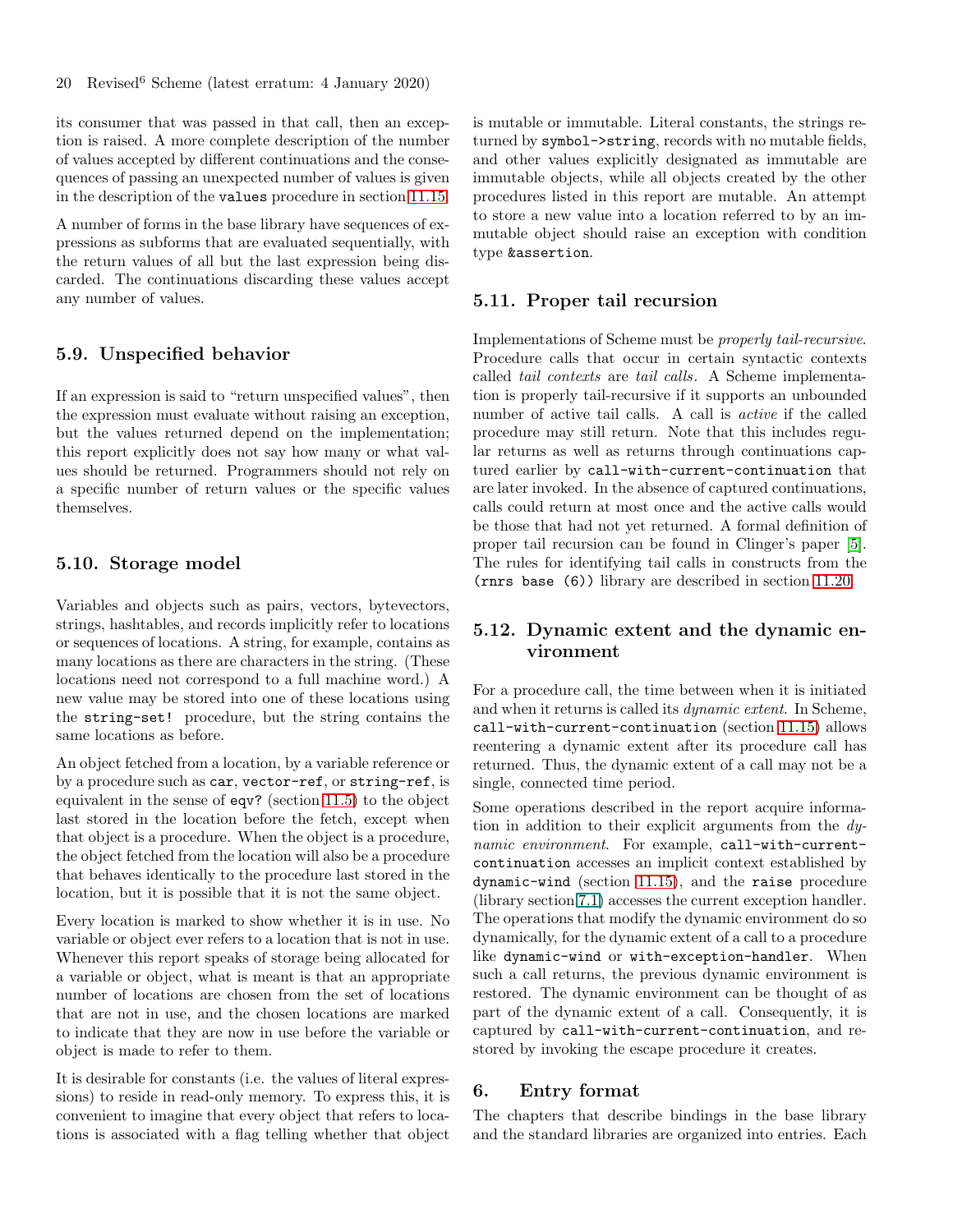its consumer that was passed in that call, then an exception is raised. A more complete description of the number of values accepted by different continuations and the consequences of passing an unexpected number of values is given in the description of the `values` procedure in section 11.15.

A number of forms in the base library have sequences of expressions as subforms that are evaluated sequentially, with the return values of all but the last expression being discarded. The continuations discarding these values accept any number of values.

## 5.9. Unspecified behavior

If an expression is said to "return unspecified values", then the expression must evaluate without raising an exception, but the values returned depend on the implementation; this report explicitly does not say how many or what values should be returned. Programmers should not rely on a specific number of return values or the specific values themselves.

## 5.10. Storage model

Variables and objects such as pairs, vectors, bytevectors, strings, hashtables, and records implicitly refer to locations or sequences of locations. A string, for example, contains as many locations as there are characters in the string. (These locations need not correspond to a full machine word.) A new value may be stored into one of these locations using the `string-set!` procedure, but the string contains the same locations as before.

An object fetched from a location, by a variable reference or by a procedure such as `car`, `vector-ref`, or `string-ref`, is equivalent in the sense of `eqv?` (section 11.5) to the object last stored in the location before the fetch, except when that object is a procedure. When the object is a procedure, the object fetched from the location will also be a procedure that behaves identically to the procedure last stored in the location, but it is possible that it is not the same object.

Every location is marked to show whether it is in use. No variable or object ever refers to a location that is not in use. Whenever this report speaks of storage being allocated for a variable or object, what is meant is that an appropriate number of locations are chosen from the set of locations that are not in use, and the chosen locations are marked to indicate that they are now in use before the variable or object is made to refer to them.

It is desirable for constants (i.e. the values of literal expressions) to reside in read-only memory. To express this, it is convenient to imagine that every object that refers to locations is associated with a flag telling whether that object is mutable or immutable. Literal constants, the strings returned by `symbol->string`, records with no mutable fields, and other values explicitly designated as immutable are immutable objects, while all objects created by the other procedures listed in this report are mutable. An attempt to store a new value into a location referred to by an immutable object should raise an exception with condition type `&assertion`.

## 5.11. Proper tail recursion

Implementations of Scheme must be *properly tail-recursive*. Procedure calls that occur in certain syntactic contexts called *tail contexts* are *tail calls*. A Scheme implementation is properly tail-recursive if it supports an unbounded number of active tail calls. A call is *active* if the called procedure may still return. Note that this includes regular returns as well as returns through continuations captured earlier by `call-with-current-continuation` that are later invoked. In the absence of captured continuations, calls could return at most once and the active calls would be those that had not yet returned. A formal definition of proper tail recursion can be found in Clinger's paper [5]. The rules for identifying tail calls in constructs from the `(rnrs base (6))` library are described in section 11.20.

## 5.12. Dynamic extent and the dynamic environment

For a procedure call, the time between when it is initiated and when it returns is called its *dynamic extent*. In Scheme, `call-with-current-continuation` (section 11.15) allows reentering a dynamic extent after its procedure call has returned. Thus, the dynamic extent of a call may not be a single, connected time period.

Some operations described in the report acquire information in addition to their explicit arguments from the *dynamic environment*. For example, `call-with-current-continuation` accesses an implicit context established by `dynamic-wind` (section 11.15), and the `raise` procedure (library section 7.1) accesses the current exception handler. The operations that modify the dynamic environment do so dynamically, for the dynamic extent of a call to a procedure like `dynamic-wind` or `with-exception-handler`. When such a call returns, the previous dynamic environment is restored. The dynamic environment can be thought of as part of the dynamic extent of a call. Consequently, it is captured by `call-with-current-continuation`, and restored by invoking the escape procedure it creates.

# 6. Entry format

The chapters that describe bindings in the base library and the standard libraries are organized into entries. Each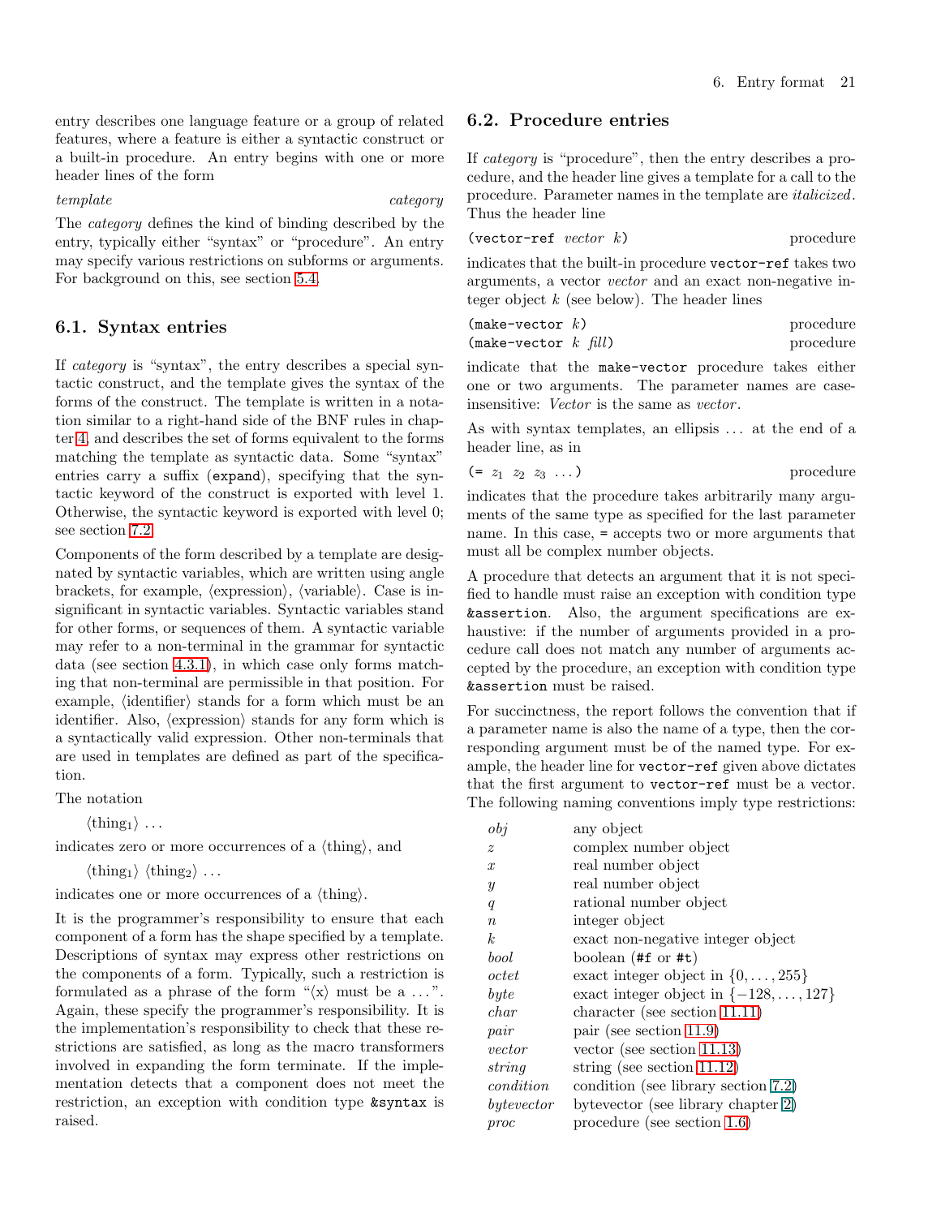entry describes one language feature or a group of related features, where a feature is either a syntactic construct or a built-in procedure. An entry begins with one or more header lines of the form

*template* *category*

The *category* defines the kind of binding described by the entry, typically either "syntax" or "procedure". An entry may specify various restrictions on subforms or arguments. For background on this, see section 5.4.

## 6.1. Syntax entries

If *category* is "syntax", the entry describes a special syntactic construct, and the template gives the syntax of the forms of the construct. The template is written in a notation similar to a right-hand side of the BNF rules in chapter 4, and describes the set of forms equivalent to the forms matching the template as syntactic data. Some "syntax" entries carry a suffix (`expand`), specifying that the syntactic keyword of the construct is exported with level 1. Otherwise, the syntactic keyword is exported with level 0; see section 7.2.

Components of the form described by a template are designated by syntactic variables, which are written using angle brackets, for example, ⟨expression⟩, ⟨variable⟩. Case is insignificant in syntactic variables. Syntactic variables stand for other forms, or sequences of them. A syntactic variable may refer to a non-terminal in the grammar for syntactic data (see section 4.3.1), in which case only forms matching that non-terminal are permissible in that position. For example, ⟨identifier⟩ stands for a form which must be an identifier. Also, ⟨expression⟩ stands for any form which is a syntactically valid expression. Other non-terminals that are used in templates are defined as part of the specification.

The notation

⟨$\text{thing}_1$⟩ ...

indicates zero or more occurrences of a ⟨thing⟩, and

⟨$\text{thing}_1$⟩ ⟨$\text{thing}_2$⟩ ...

indicates one or more occurrences of a ⟨thing⟩.

It is the programmer's responsibility to ensure that each component of a form has the shape specified by a template. Descriptions of syntax may express other restrictions on the components of a form. Typically, such a restriction is formulated as a phrase of the form "⟨x⟩ must be a ...". Again, these specify the programmer's responsibility. It is the implementation's responsibility to check that these restrictions are satisfied, as long as the macro transformers involved in expanding the form terminate. If the implementation detects that a component does not meet the restriction, an exception with condition type `&syntax` is raised.

## 6.2. Procedure entries

If *category* is "procedure", then the entry describes a procedure, and the header line gives a template for a call to the procedure. Parameter names in the template are *italicized*. Thus the header line

(`vector-ref` *vector* *k*) procedure

indicates that the built-in procedure `vector-ref` takes two arguments, a vector *vector* and an exact non-negative integer object *k* (see below). The header lines

(`make-vector` *k*) procedure
(`make-vector` *k* *fill*) procedure

indicate that the `make-vector` procedure takes either one or two arguments. The parameter names are case-insensitive: *Vector* is the same as *vector*.

As with syntax templates, an ellipsis ... at the end of a header line, as in

(`=` $z_1$ $z_2$ $z_3$ ...) procedure

indicates that the procedure takes arbitrarily many arguments of the same type as specified for the last parameter name. In this case, `=` accepts two or more arguments that must all be complex number objects.

A procedure that detects an argument that it is not specified to handle must raise an exception with condition type `&assertion`. Also, the argument specifications are exhaustive: if the number of arguments provided in a procedure call does not match any number of arguments accepted by the procedure, an exception with condition type `&assertion` must be raised.

For succinctness, the report follows the convention that if a parameter name is also the name of a type, then the corresponding argument must be of the named type. For example, the header line for `vector-ref` given above dictates that the first argument to `vector-ref` must be a vector. The following naming conventions imply type restrictions:

| | |
|---|---|
| *obj* | any object |
| *z* | complex number object |
| *x* | real number object |
| *y* | real number object |
| *q* | rational number object |
| *n* | integer object |
| *k* | exact non-negative integer object |
| *bool* | boolean (`#f` or `#t`) |
| *octet* | exact integer object in $\{0, \ldots, 255\}$ |
| *byte* | exact integer object in $\{-128, \ldots, 127\}$ |
| *char* | character (see section 11.11) |
| *pair* | pair (see section 11.9) |
| *vector* | vector (see section 11.13) |
| *string* | string (see section 11.12) |
| *condition* | condition (see library section 7.2) |
| *bytevector* | bytevector (see library chapter 2) |
| *proc* | procedure (see section 1.6) |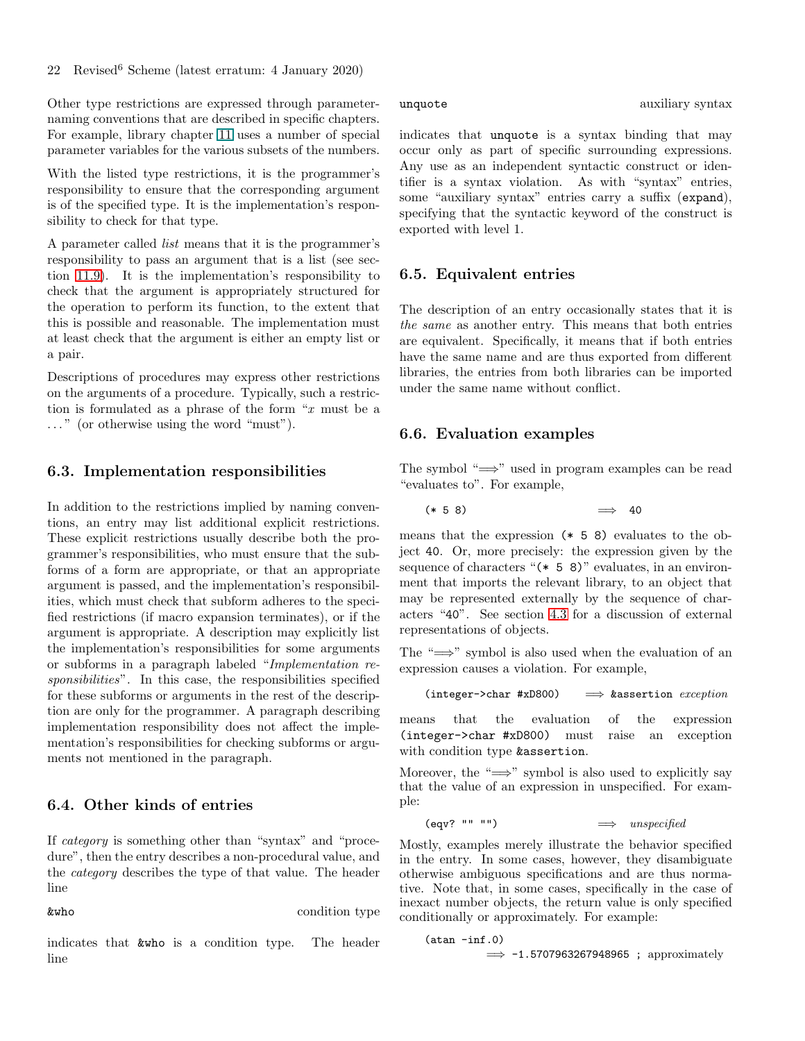Other type restrictions are expressed through parameter-naming conventions that are described in specific chapters. For example, library chapter 11 uses a number of special parameter variables for the various subsets of the numbers.

With the listed type restrictions, it is the programmer's responsibility to ensure that the corresponding argument is of the specified type. It is the implementation's responsibility to check for that type.

A parameter called *list* means that it is the programmer's responsibility to pass an argument that is a list (see section 11.9). It is the implementation's responsibility to check that the argument is appropriately structured for the operation to perform its function, to the extent that this is possible and reasonable. The implementation must at least check that the argument is either an empty list or a pair.

Descriptions of procedures may express other restrictions on the arguments of a procedure. Typically, such a restriction is formulated as a phrase of the form "*x* must be a ..." (or otherwise using the word "must").

## 6.3. Implementation responsibilities

In addition to the restrictions implied by naming conventions, an entry may list additional explicit restrictions. These explicit restrictions usually describe both the programmer's responsibilities, who must ensure that the subforms of a form are appropriate, or that an appropriate argument is passed, and the implementation's responsibilities, which must check that subform adheres to the specified restrictions (if macro expansion terminates), or if the argument is appropriate. A description may explicitly list the implementation's responsibilities for some arguments or subforms in a paragraph labeled "*Implementation responsibilities*". In this case, the responsibilities specified for these subforms or arguments in the rest of the description are only for the programmer. A paragraph describing implementation responsibility does not affect the implementation's responsibilities for checking subforms or arguments not mentioned in the paragraph.

## 6.4. Other kinds of entries

If *category* is something other than "syntax" and "procedure", then the entry describes a non-procedural value, and the *category* describes the type of that value. The header line

`&who` condition type

indicates that `&who` is a condition type. The header line

`unquote` auxiliary syntax

indicates that `unquote` is a syntax binding that may occur only as part of specific surrounding expressions. Any use as an independent syntactic construct or identifier is a syntax violation. As with "syntax" entries, some "auxiliary syntax" entries carry a suffix (`expand`), specifying that the syntactic keyword of the construct is exported with level 1.

## 6.5. Equivalent entries

The description of an entry occasionally states that it is *the same* as another entry. This means that both entries are equivalent. Specifically, it means that if both entries have the same name and are thus exported from different libraries, the entries from both libraries can be imported under the same name without conflict.

## 6.6. Evaluation examples

The symbol "⟹" used in program examples can be read "evaluates to". For example,

```
(* 5 8)                 ⟹  40
```

means that the expression `(* 5 8)` evaluates to the object `40`. Or, more precisely: the expression given by the sequence of characters "`(* 5 8)`" evaluates, in an environment that imports the relevant library, to an object that may be represented externally by the sequence of characters "`40`". See section 4.3 for a discussion of external representations of objects.

The "⟹" symbol is also used when the evaluation of an expression causes a violation. For example,

```
(integer->char #xD800)    ⟹ &assertion exception
```

means that the evaluation of the expression `(integer->char #xD800)` must raise an exception with condition type `&assertion`.

Moreover, the "⟹" symbol is also used to explicitly say that the value of an expression in unspecified. For example:

```
(eqv? "" "")              ⟹  unspecified
```

Mostly, examples merely illustrate the behavior specified in the entry. In some cases, however, they disambiguate otherwise ambiguous specifications and are thus normative. Note that, in some cases, specifically in the case of inexact number objects, the return value is only specified conditionally or approximately. For example:

```
(atan -inf.0)
         ⟹ -1.5707963267948965 ; approximately
```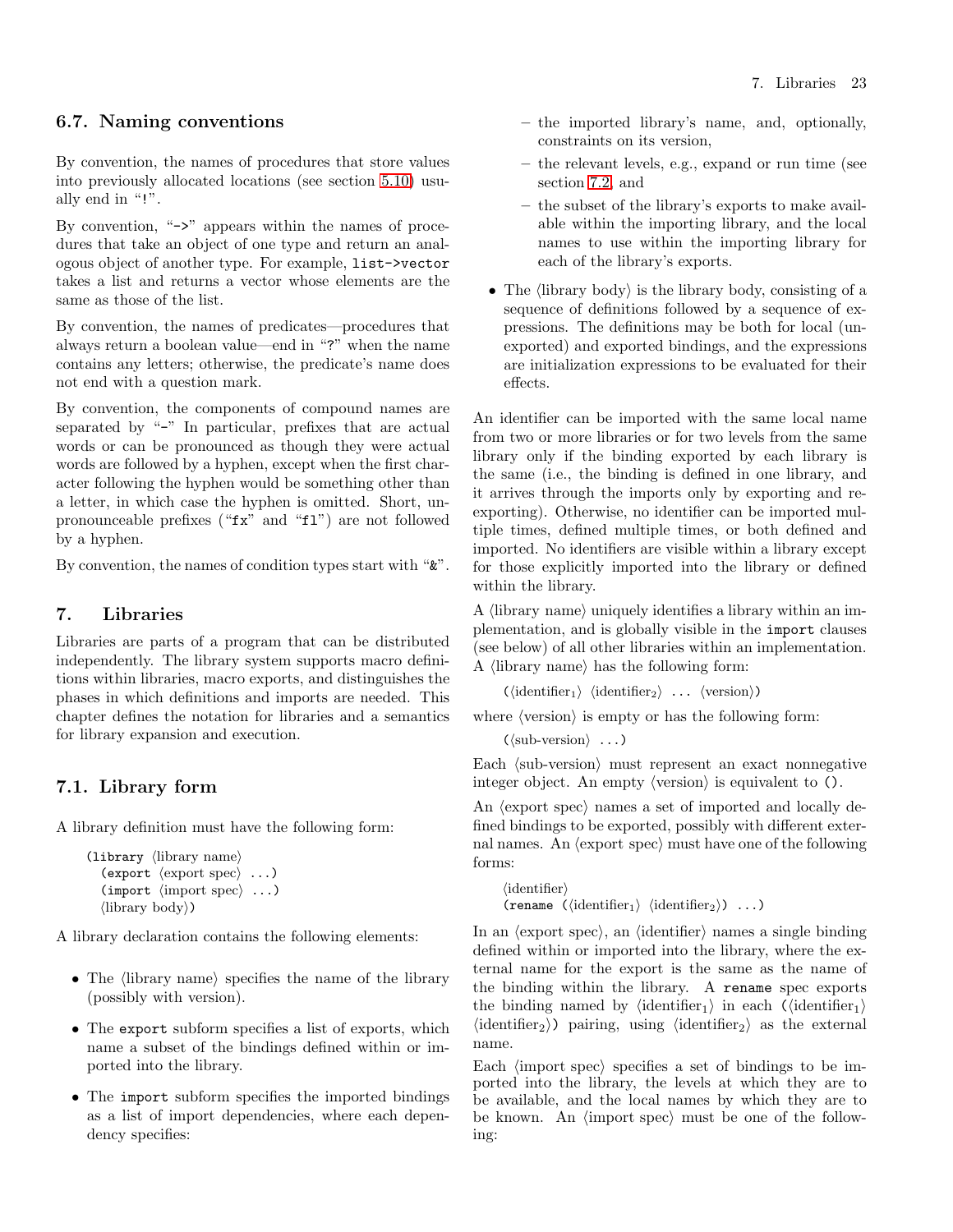### 6.7. Naming conventions

By convention, the names of procedures that store values into previously allocated locations (see section 5.10) usually end in "!".

By convention, "->" appears within the names of procedures that take an object of one type and return an analogous object of another type. For example, `list->vector` takes a list and returns a vector whose elements are the same as those of the list.

By convention, the names of predicates—procedures that always return a boolean value—end in "?" when the name contains any letters; otherwise, the predicate's name does not end with a question mark.

By convention, the components of compound names are separated by "-" In particular, prefixes that are actual words or can be pronounced as though they were actual words are followed by a hyphen, except when the first character following the hyphen would be something other than a letter, in which case the hyphen is omitted. Short, unpronounceable prefixes ("fx" and "fl") are not followed by a hyphen.

By convention, the names of condition types start with "&".

## 7. Libraries

Libraries are parts of a program that can be distributed independently. The library system supports macro definitions within libraries, macro exports, and distinguishes the phases in which definitions and imports are needed. This chapter defines the notation for libraries and a semantics for library expansion and execution.

### 7.1. Library form

A library definition must have the following form:

```
(library ⟨library name⟩
  (export ⟨export spec⟩ ...)
  (import ⟨import spec⟩ ...)
  ⟨library body⟩)
```

A library declaration contains the following elements:

- The ⟨library name⟩ specifies the name of the library (possibly with version).
- The `export` subform specifies a list of exports, which name a subset of the bindings defined within or imported into the library.
- The `import` subform specifies the imported bindings as a list of import dependencies, where each dependency specifies:
  - the imported library's name, and, optionally, constraints on its version,
  - the relevant levels, e.g., expand or run time (see section 7.2, and
  - the subset of the library's exports to make available within the importing library, and the local names to use within the importing library for each of the library's exports.
- The ⟨library body⟩ is the library body, consisting of a sequence of definitions followed by a sequence of expressions. The definitions may be both for local (unexported) and exported bindings, and the expressions are initialization expressions to be evaluated for their effects.

An identifier can be imported with the same local name from two or more libraries or for two levels from the same library only if the binding exported by each library is the same (i.e., the binding is defined in one library, and it arrives through the imports only by exporting and re-exporting). Otherwise, no identifier can be imported multiple times, defined multiple times, or both defined and imported. No identifiers are visible within a library except for those explicitly imported into the library or defined within the library.

A ⟨library name⟩ uniquely identifies a library within an implementation, and is globally visible in the `import` clauses (see below) of all other libraries within an implementation. A ⟨library name⟩ has the following form:

```
(⟨identifier₁⟩ ⟨identifier₂⟩ ... ⟨version⟩)
```

where ⟨version⟩ is empty or has the following form:

```
(⟨sub-version⟩ ...)
```

Each ⟨sub-version⟩ must represent an exact nonnegative integer object. An empty ⟨version⟩ is equivalent to `()`.

An ⟨export spec⟩ names a set of imported and locally defined bindings to be exported, possibly with different external names. An ⟨export spec⟩ must have one of the following forms:

```
⟨identifier⟩
(rename (⟨identifier₁⟩ ⟨identifier₂⟩) ...)
```

In an ⟨export spec⟩, an ⟨identifier⟩ names a single binding defined within or imported into the library, where the external name for the export is the same as the name of the binding within the library. A `rename` spec exports the binding named by ⟨identifier$_1$⟩ in each (⟨identifier$_1$⟩ ⟨identifier$_2$⟩) pairing, using ⟨identifier$_2$⟩ as the external name.

Each ⟨import spec⟩ specifies a set of bindings to be imported into the library, the levels at which they are to be available, and the local names by which they are to be known. An ⟨import spec⟩ must be one of the following: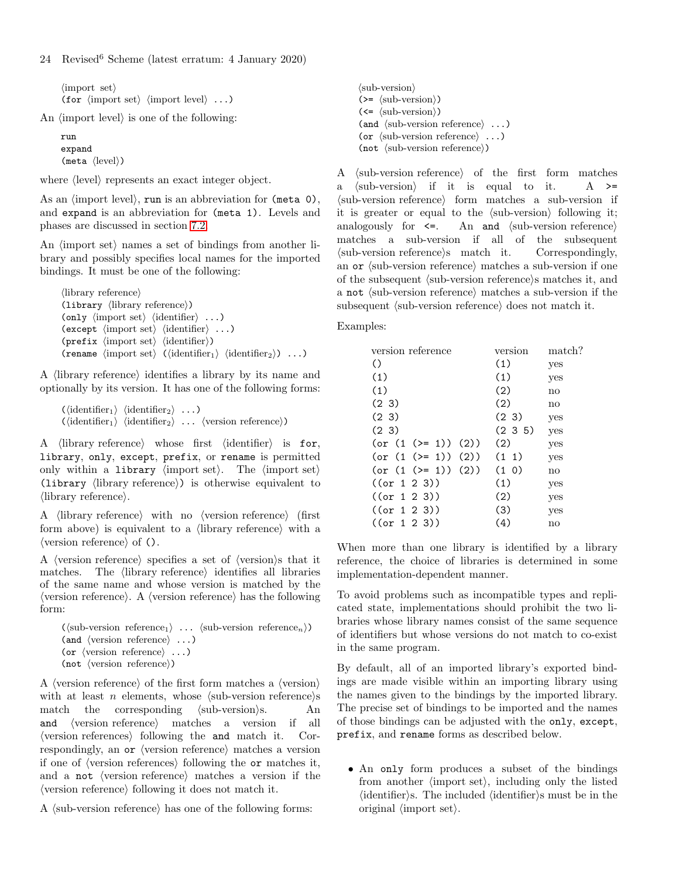⟨import set⟩
(for ⟨import set⟩ ⟨import level⟩ ...)

An ⟨import level⟩ is one of the following:

```
run
expand
(meta ⟨level⟩)
```

where ⟨level⟩ represents an exact integer object.

As an ⟨import level⟩, `run` is an abbreviation for `(meta 0)`, and `expand` is an abbreviation for `(meta 1)`. Levels and phases are discussed in section 7.2.

An ⟨import set⟩ names a set of bindings from another library and possibly specifies local names for the imported bindings. It must be one of the following:

```
⟨library reference⟩
(library ⟨library reference⟩)
(only ⟨import set⟩ ⟨identifier⟩ ...)
(except ⟨import set⟩ ⟨identifier⟩ ...)
(prefix ⟨import set⟩ ⟨identifier⟩)
(rename ⟨import set⟩ (⟨identifier1⟩ ⟨identifier2⟩) ...)
```

A ⟨library reference⟩ identifies a library by its name and optionally by its version. It has one of the following forms:

```
(⟨identifier1⟩ ⟨identifier2⟩ ...)
(⟨identifier1⟩ ⟨identifier2⟩ ... ⟨version reference⟩)
```

A ⟨library reference⟩ whose first ⟨identifier⟩ is `for`, `library`, `only`, `except`, `prefix`, or `rename` is permitted only within a `library` ⟨import set⟩. The ⟨import set⟩ `(library` ⟨library reference⟩`)` is otherwise equivalent to ⟨library reference⟩.

A ⟨library reference⟩ with no ⟨version reference⟩ (first form above) is equivalent to a ⟨library reference⟩ with a ⟨version reference⟩ of `()`.

A ⟨version reference⟩ specifies a set of ⟨version⟩s that it matches. The ⟨library reference⟩ identifies all libraries of the same name and whose version is matched by the ⟨version reference⟩. A ⟨version reference⟩ has the following form:

```
(⟨sub-version reference1⟩ ... ⟨sub-version referencen⟩)
(and ⟨version reference⟩ ...)
(or ⟨version reference⟩ ...)
(not ⟨version reference⟩)
```

A ⟨version reference⟩ of the first form matches a ⟨version⟩ with at least $n$ elements, whose ⟨sub-version reference⟩s match the corresponding ⟨sub-version⟩s. An `and` ⟨version reference⟩ matches a version if all ⟨version references⟩ following the `and` match it. Correspondingly, an `or` ⟨version reference⟩ matches a version if one of ⟨version references⟩ following the `or` matches it, and a `not` ⟨version reference⟩ matches a version if the ⟨version reference⟩ following it does not match it.

A ⟨sub-version reference⟩ has one of the following forms:

```
⟨sub-version⟩
(>= ⟨sub-version⟩)
(<= ⟨sub-version⟩)
(and ⟨sub-version reference⟩ ...)
(or ⟨sub-version reference⟩ ...)
(not ⟨sub-version reference⟩)
```

A ⟨sub-version reference⟩ of the first form matches a ⟨sub-version⟩ if it is equal to it. A `>=` ⟨sub-version reference⟩ form matches a sub-version if it is greater or equal to the ⟨sub-version⟩ following it; analogously for `<=`. An `and` ⟨sub-version reference⟩ matches a sub-version if all of the subsequent ⟨sub-version reference⟩s match it. Correspondingly, an `or` ⟨sub-version reference⟩ matches a sub-version if one of the subsequent ⟨sub-version reference⟩s matches it, and a `not` ⟨sub-version reference⟩ matches a sub-version if the subsequent ⟨sub-version reference⟩ does not match it.

Examples:

| version reference | version | match? |
|---|---|---|
| `()` | `(1)` | yes |
| `(1)` | `(1)` | yes |
| `(1)` | `(2)` | no |
| `(2 3)` | `(2)` | no |
| `(2 3)` | `(2 3)` | yes |
| `(2 3)` | `(2 3 5)` | yes |
| `(or (1 (>= 1)) (2))` | `(2)` | yes |
| `(or (1 (>= 1)) (2))` | `(1 1)` | yes |
| `(or (1 (>= 1)) (2))` | `(1 0)` | no |
| `((or 1 2 3))` | `(1)` | yes |
| `((or 1 2 3))` | `(2)` | yes |
| `((or 1 2 3))` | `(3)` | yes |
| `((or 1 2 3))` | `(4)` | no |

When more than one library is identified by a library reference, the choice of libraries is determined in some implementation-dependent manner.

To avoid problems such as incompatible types and replicated state, implementations should prohibit the two libraries whose library names consist of the same sequence of identifiers but whose versions do not match to co-exist in the same program.

By default, all of an imported library's exported bindings are made visible within an importing library using the names given to the bindings by the imported library. The precise set of bindings to be imported and the names of those bindings can be adjusted with the `only`, `except`, `prefix`, and `rename` forms as described below.

- An `only` form produces a subset of the bindings from another ⟨import set⟩, including only the listed ⟨identifier⟩s. The included ⟨identifier⟩s must be in the original ⟨import set⟩.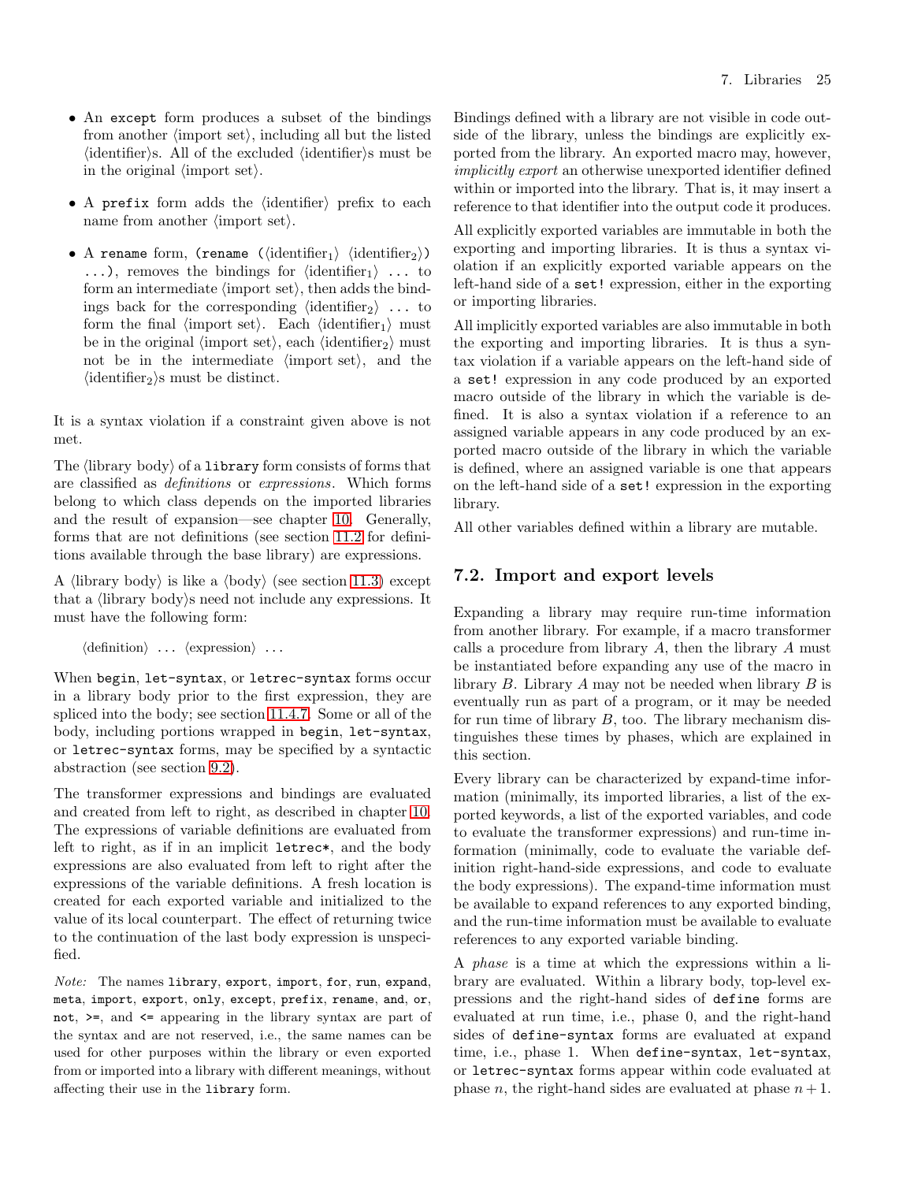- An `except` form produces a subset of the bindings from another ⟨import set⟩, including all but the listed ⟨identifier⟩s. All of the excluded ⟨identifier⟩s must be in the original ⟨import set⟩.
- A `prefix` form adds the ⟨identifier⟩ prefix to each name from another ⟨import set⟩.
- A `rename` form, `(rename (`⟨identifier$_1$⟩ ⟨identifier$_2$⟩`) ...)`, removes the bindings for ⟨identifier$_1$⟩ ... to form an intermediate ⟨import set⟩, then adds the bindings back for the corresponding ⟨identifier$_2$⟩ ... to form the final ⟨import set⟩. Each ⟨identifier$_1$⟩ must be in the original ⟨import set⟩, each ⟨identifier$_2$⟩ must not be in the intermediate ⟨import set⟩, and the ⟨identifier$_2$⟩s must be distinct.

It is a syntax violation if a constraint given above is not met.

The ⟨library body⟩ of a `library` form consists of forms that are classified as *definitions* or *expressions*. Which forms belong to which class depends on the imported libraries and the result of expansion—see chapter 10. Generally, forms that are not definitions (see section 11.2 for definitions available through the base library) are expressions.

A ⟨library body⟩ is like a ⟨body⟩ (see section 11.3) except that a ⟨library body⟩s need not include any expressions. It must have the following form:

⟨definition⟩ ... ⟨expression⟩ ...

When `begin`, `let-syntax`, or `letrec-syntax` forms occur in a library body prior to the first expression, they are spliced into the body; see section 11.4.7. Some or all of the body, including portions wrapped in `begin`, `let-syntax`, or `letrec-syntax` forms, may be specified by a syntactic abstraction (see section 9.2).

The transformer expressions and bindings are evaluated and created from left to right, as described in chapter 10. The expressions of variable definitions are evaluated from left to right, as if in an implicit `letrec*`, and the body expressions are also evaluated from left to right after the expressions of the variable definitions. A fresh location is created for each exported variable and initialized to the value of its local counterpart. The effect of returning twice to the continuation of the last body expression is unspecified.

*Note:* The names `library`, `export`, `import`, `for`, `run`, `expand`, `meta`, `import`, `export`, `only`, `except`, `prefix`, `rename`, `and`, `or`, `not`, `>=`, and `<=` appearing in the library syntax are part of the syntax and are not reserved, i.e., the same names can be used for other purposes within the library or even exported from or imported into a library with different meanings, without affecting their use in the `library` form.

Bindings defined with a library are not visible in code outside of the library, unless the bindings are explicitly exported from the library. An exported macro may, however, *implicitly export* an otherwise unexported identifier defined within or imported into the library. That is, it may insert a reference to that identifier into the output code it produces.

All explicitly exported variables are immutable in both the exporting and importing libraries. It is thus a syntax violation if an explicitly exported variable appears on the left-hand side of a `set!` expression, either in the exporting or importing libraries.

All implicitly exported variables are also immutable in both the exporting and importing libraries. It is thus a syntax violation if a variable appears on the left-hand side of a `set!` expression in any code produced by an exported macro outside of the library in which the variable is defined. It is also a syntax violation if a reference to an assigned variable appears in any code produced by an exported macro outside of the library in which the variable is defined, where an assigned variable is one that appears on the left-hand side of a `set!` expression in the exporting library.

All other variables defined within a library are mutable.

## 7.2. Import and export levels

Expanding a library may require run-time information from another library. For example, if a macro transformer calls a procedure from library $A$, then the library $A$ must be instantiated before expanding any use of the macro in library $B$. Library $A$ may not be needed when library $B$ is eventually run as part of a program, or it may be needed for run time of library $B$, too. The library mechanism distinguishes these times by phases, which are explained in this section.

Every library can be characterized by expand-time information (minimally, its imported libraries, a list of the exported keywords, a list of the exported variables, and code to evaluate the transformer expressions) and run-time information (minimally, code to evaluate the variable definition right-hand-side expressions, and code to evaluate the body expressions). The expand-time information must be available to expand references to any exported binding, and the run-time information must be available to evaluate references to any exported variable binding.

A *phase* is a time at which the expressions within a library are evaluated. Within a library body, top-level expressions and the right-hand sides of `define` forms are evaluated at run time, i.e., phase 0, and the right-hand sides of `define-syntax` forms are evaluated at expand time, i.e., phase 1. When `define-syntax`, `let-syntax`, or `letrec-syntax` forms appear within code evaluated at phase $n$, the right-hand sides are evaluated at phase $n+1$.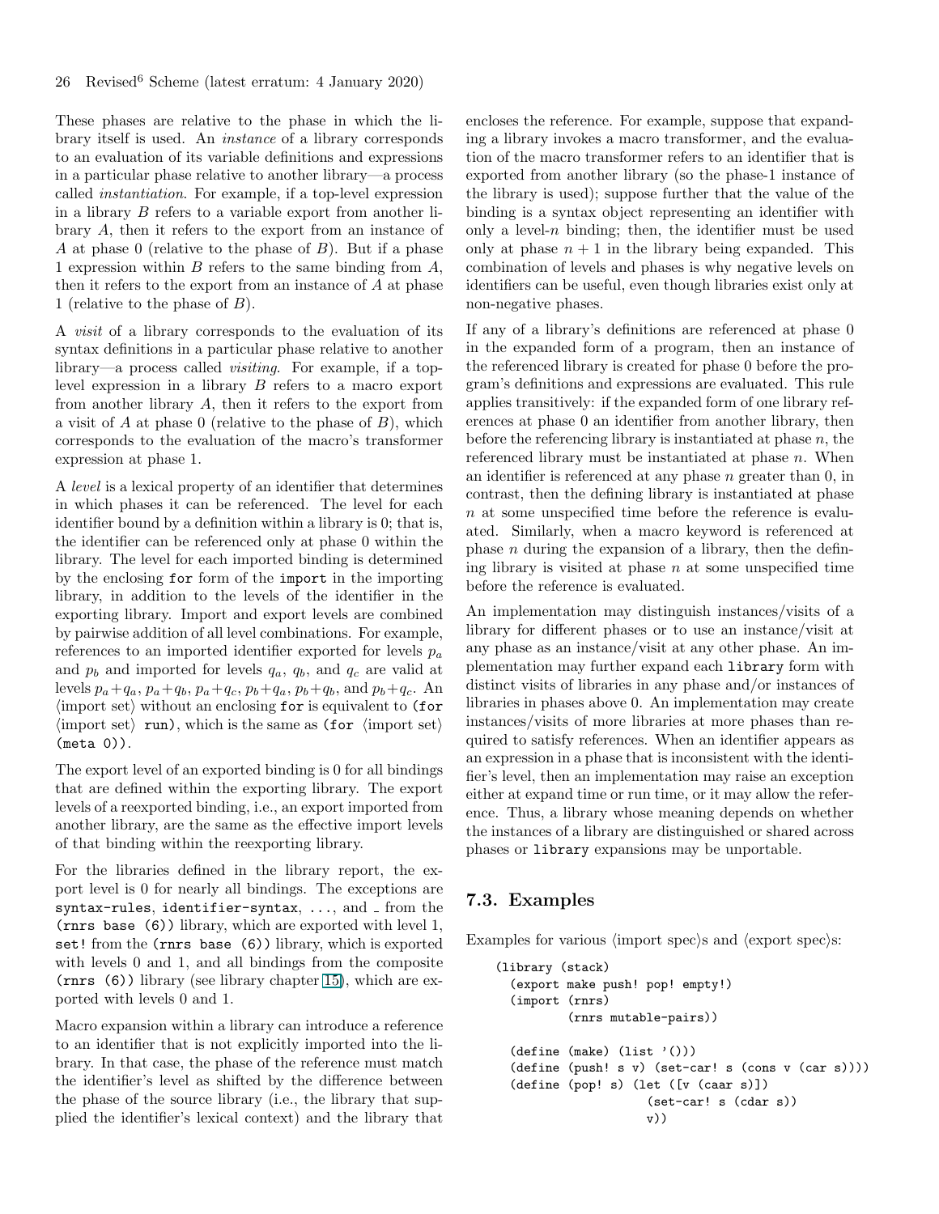These phases are relative to the phase in which the library itself is used. An *instance* of a library corresponds to an evaluation of its variable definitions and expressions in a particular phase relative to another library—a process called *instantiation*. For example, if a top-level expression in a library $B$ refers to a variable export from another library $A$, then it refers to the export from an instance of $A$ at phase 0 (relative to the phase of $B$). But if a phase 1 expression within $B$ refers to the same binding from $A$, then it refers to the export from an instance of $A$ at phase 1 (relative to the phase of $B$).

A *visit* of a library corresponds to the evaluation of its syntax definitions in a particular phase relative to another library—a process called *visiting*. For example, if a top-level expression in a library $B$ refers to a macro export from another library $A$, then it refers to the export from a visit of $A$ at phase 0 (relative to the phase of $B$), which corresponds to the evaluation of the macro's transformer expression at phase 1.

A *level* is a lexical property of an identifier that determines in which phases it can be referenced. The level for each identifier bound by a definition within a library is 0; that is, the identifier can be referenced only at phase 0 within the library. The level for each imported binding is determined by the enclosing `for` form of the `import` in the importing library, in addition to the levels of the identifier in the exporting library. Import and export levels are combined by pairwise addition of all level combinations. For example, references to an imported identifier exported for levels $p_a$ and $p_b$ and imported for levels $q_a$, $q_b$, and $q_c$ are valid at levels $p_a+q_a$, $p_a+q_b$, $p_a+q_c$, $p_b+q_a$, $p_b+q_b$, and $p_b+q_c$. An ⟨import set⟩ without an enclosing `for` is equivalent to `(for` ⟨import set⟩ `run)`, which is the same as `(for` ⟨import set⟩ `(meta 0))`.

The export level of an exported binding is 0 for all bindings that are defined within the exporting library. The export levels of a reexported binding, i.e., an export imported from another library, are the same as the effective import levels of that binding within the reexporting library.

For the libraries defined in the library report, the export level is 0 for nearly all bindings. The exceptions are `syntax-rules`, `identifier-syntax`, `...`, and `_` from the `(rnrs base (6))` library, which are exported with level 1, `set!` from the `(rnrs base (6))` library, which is exported with levels 0 and 1, and all bindings from the composite `(rnrs (6))` library (see library chapter 15), which are exported with levels 0 and 1.

Macro expansion within a library can introduce a reference to an identifier that is not explicitly imported into the library. In that case, the phase of the reference must match the identifier's level as shifted by the difference between the phase of the source library (i.e., the library that supplied the identifier's lexical context) and the library that encloses the reference. For example, suppose that expanding a library invokes a macro transformer, and the evaluation of the macro transformer refers to an identifier that is exported from another library (so the phase-1 instance of the library is used); suppose further that the value of the binding is a syntax object representing an identifier with only a level-$n$ binding; then, the identifier must be used only at phase $n+1$ in the library being expanded. This combination of levels and phases is why negative levels on identifiers can be useful, even though libraries exist only at non-negative phases.

If any of a library's definitions are referenced at phase 0 in the expanded form of a program, then an instance of the referenced library is created for phase 0 before the program's definitions and expressions are evaluated. This rule applies transitively: if the expanded form of one library references at phase 0 an identifier from another library, then before the referencing library is instantiated at phase $n$, the referenced library must be instantiated at phase $n$. When an identifier is referenced at any phase $n$ greater than 0, in contrast, then the defining library is instantiated at phase $n$ at some unspecified time before the reference is evaluated. Similarly, when a macro keyword is referenced at phase $n$ during the expansion of a library, then the defining library is visited at phase $n$ at some unspecified time before the reference is evaluated.

An implementation may distinguish instances/visits of a library for different phases or to use an instance/visit at any phase as an instance/visit at any other phase. An implementation may further expand each `library` form with distinct visits of libraries in any phase and/or instances of libraries in phases above 0. An implementation may create instances/visits of more libraries at more phases than required to satisfy references. When an identifier appears as an expression in a phase that is inconsistent with the identifier's level, then an implementation may raise an exception either at expand time or run time, or it may allow the reference. Thus, a library whose meaning depends on whether the instances of a library are distinguished or shared across phases or `library` expansions may be unportable.

## 7.3. Examples

Examples for various ⟨import spec⟩s and ⟨export spec⟩s:

```
(library (stack)
  (export make push! pop! empty!)
  (import (rnrs)
          (rnrs mutable-pairs))

  (define (make) (list '()))
  (define (push! s v) (set-car! s (cons v (car s))))
  (define (pop! s) (let ([v (caar s)])
                     (set-car! s (cdar s))
                     v))
```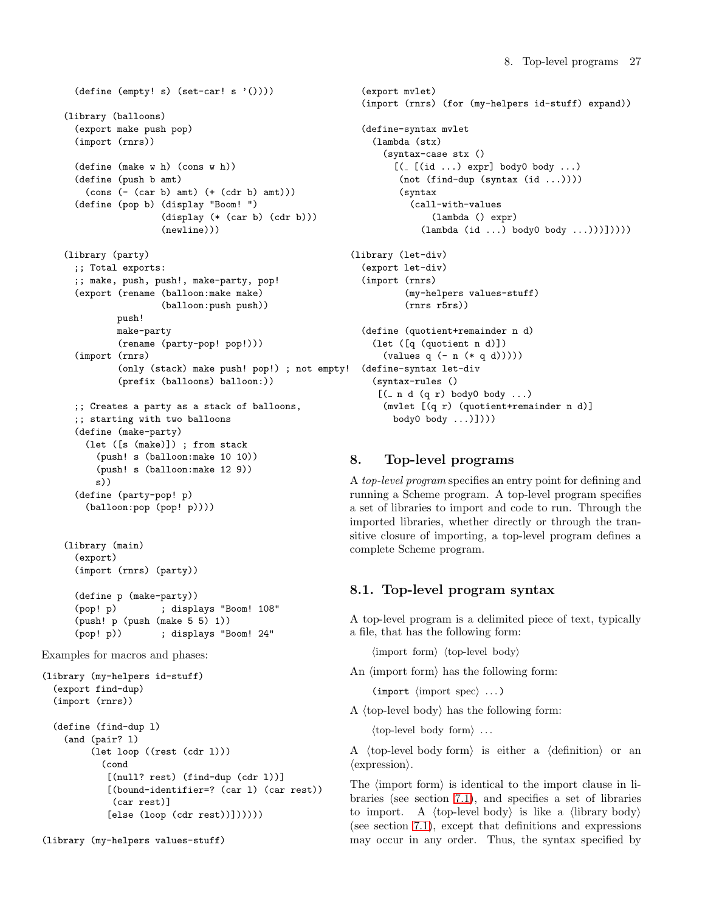```
  (define (empty! s) (set-car! s '())))

(library (balloons)
  (export make push pop)
  (import (rnrs))

  (define (make w h) (cons w h))
  (define (push b amt)
    (cons (- (car b) amt) (+ (cdr b) amt)))
  (define (pop b) (display "Boom! ")
                  (display (* (car b) (cdr b)))
                  (newline)))

(library (party)
  ;; Total exports:
  ;; make, push, push!, make-party, pop!
  (export (rename (balloon:make make)
                  (balloon:push push))
          push!
          make-party
          (rename (party-pop! pop!)))
  (import (rnrs)
          (only (stack) make push! pop!) ; not empty!
          (prefix (balloons) balloon:))

  ;; Creates a party as a stack of balloons,
  ;; starting with two balloons
  (define (make-party)
    (let ([s (make)]) ; from stack
      (push! s (balloon:make 10 10))
      (push! s (balloon:make 12 9))
      s))
  (define (party-pop! p)
    (balloon:pop (pop! p))))


(library (main)
  (export)
  (import (rnrs) (party))

  (define p (make-party))
  (pop! p)        ; displays "Boom! 108"
  (push! p (push (make 5 5) 1))
  (pop! p))       ; displays "Boom! 24"
```

Examples for macros and phases:

```
(library (my-helpers id-stuff)
  (export find-dup)
  (import (rnrs))

  (define (find-dup l)
    (and (pair? l)
         (let loop ((rest (cdr l)))
           (cond
            [(null? rest) (find-dup (cdr l))]
            [(bound-identifier=? (car l) (car rest))
             (car rest)]
            [else (loop (cdr rest))])))))

(library (my-helpers values-stuff)
  (export mvlet)
  (import (rnrs) (for (my-helpers id-stuff) expand))

  (define-syntax mvlet
    (lambda (stx)
      (syntax-case stx ()
        [(_ [(id ...) expr] body0 body ...)
         (not (find-dup (syntax (id ...))))
         (syntax
           (call-with-values
               (lambda () expr)
             (lambda (id ...) body0 body ...)))]))))

(library (let-div)
  (export let-div)
  (import (rnrs)
          (my-helpers values-stuff)
          (rnrs r5rs))

  (define (quotient+remainder n d)
    (let ([q (quotient n d)])
      (values q (- n (* q d)))))
  (define-syntax let-div
    (syntax-rules ()
     [(_ n d (q r) body0 body ...)
      (mvlet [(q r) (quotient+remainder n d)]
        body0 body ...)])))
```

# 8. Top-level programs

A *top-level program* specifies an entry point for defining and running a Scheme program. A top-level program specifies a set of libraries to import and code to run. Through the imported libraries, whether directly or through the transitive closure of importing, a top-level program defines a complete Scheme program.

## 8.1. Top-level program syntax

A top-level program is a delimited piece of text, typically a file, that has the following form:

⟨import form⟩ ⟨top-level body⟩

An ⟨import form⟩ has the following form:

(import ⟨import spec⟩ ...)

A ⟨top-level body⟩ has the following form:

⟨top-level body form⟩ ...

A ⟨top-level body form⟩ is either a ⟨definition⟩ or an ⟨expression⟩.

The ⟨import form⟩ is identical to the import clause in libraries (see section 7.1), and specifies a set of libraries to import. A ⟨top-level body⟩ is like a ⟨library body⟩ (see section 7.1), except that definitions and expressions may occur in any order. Thus, the syntax specified by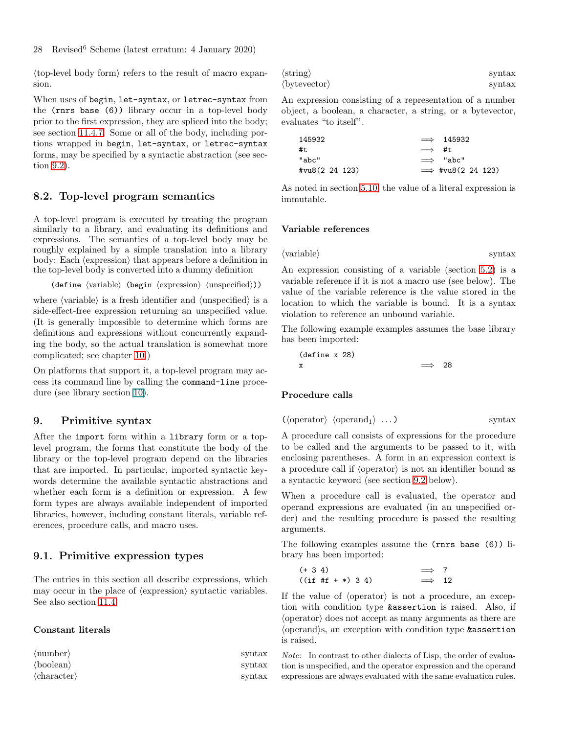⟨top-level body form⟩ refers to the result of macro expansion.

When uses of `begin`, `let-syntax`, or `letrec-syntax` from the `(rnrs base (6))` library occur in a top-level body prior to the first expression, they are spliced into the body; see section 11.4.7. Some or all of the body, including portions wrapped in `begin`, `let-syntax`, or `letrec-syntax` forms, may be specified by a syntactic abstraction (see section 9.2).

## 8.2. Top-level program semantics

A top-level program is executed by treating the program similarly to a library, and evaluating its definitions and expressions. The semantics of a top-level body may be roughly explained by a simple translation into a library body: Each ⟨expression⟩ that appears before a definition in the top-level body is converted into a dummy definition

```
(define ⟨variable⟩ (begin ⟨expression⟩ ⟨unspecified⟩))
```

where ⟨variable⟩ is a fresh identifier and ⟨unspecified⟩ is a side-effect-free expression returning an unspecified value. (It is generally impossible to determine which forms are definitions and expressions without concurrently expanding the body, so the actual translation is somewhat more complicated; see chapter 10.)

On platforms that support it, a top-level program may access its command line by calling the `command-line` procedure (see library section 10).

# 9. Primitive syntax

After the `import` form within a `library` form or a top-level program, the forms that constitute the body of the library or the top-level program depend on the libraries that are imported. In particular, imported syntactic keywords determine the available syntactic abstractions and whether each form is a definition or expression. A few form types are always available independent of imported libraries, however, including constant literals, variable references, procedure calls, and macro uses.

## 9.1. Primitive expression types

The entries in this section all describe expressions, which may occur in the place of ⟨expression⟩ syntactic variables. See also section 11.4.

### Constant literals

⟨number⟩ syntax
⟨boolean⟩ syntax
⟨character⟩ syntax
⟨string⟩ syntax
⟨bytevector⟩ syntax

An expression consisting of a representation of a number object, a boolean, a character, a string, or a bytevector, evaluates "to itself".

```
145932                  ⟹  145932
#t                      ⟹  #t
"abc"                   ⟹  "abc"
#vu8(2 24 123)          ⟹  #vu8(2 24 123)
```

As noted in section 5.10, the value of a literal expression is immutable.

### Variable references

⟨variable⟩ syntax

An expression consisting of a variable (section 5.2) is a variable reference if it is not a macro use (see below). The value of the variable reference is the value stored in the location to which the variable is bound. It is a syntax violation to reference an unbound variable.

The following example examples assumes the base library has been imported:

```
(define x 28)
x                       ⟹  28
```

### Procedure calls

(⟨operator⟩ ⟨operand$_1$⟩ ...) syntax

A procedure call consists of expressions for the procedure to be called and the arguments to be passed to it, with enclosing parentheses. A form in an expression context is a procedure call if ⟨operator⟩ is not an identifier bound as a syntactic keyword (see section 9.2 below).

When a procedure call is evaluated, the operator and operand expressions are evaluated (in an unspecified order) and the resulting procedure is passed the resulting arguments.

The following examples assume the `(rnrs base (6))` library has been imported:

```
(+ 3 4)                 ⟹  7
((if #f + *) 3 4)       ⟹  12
```

If the value of ⟨operator⟩ is not a procedure, an exception with condition type `&assertion` is raised. Also, if ⟨operator⟩ does not accept as many arguments as there are ⟨operand⟩s, an exception with condition type `&assertion` is raised.

*Note:* In contrast to other dialects of Lisp, the order of evaluation is unspecified, and the operator expression and the operand expressions are always evaluated with the same evaluation rules.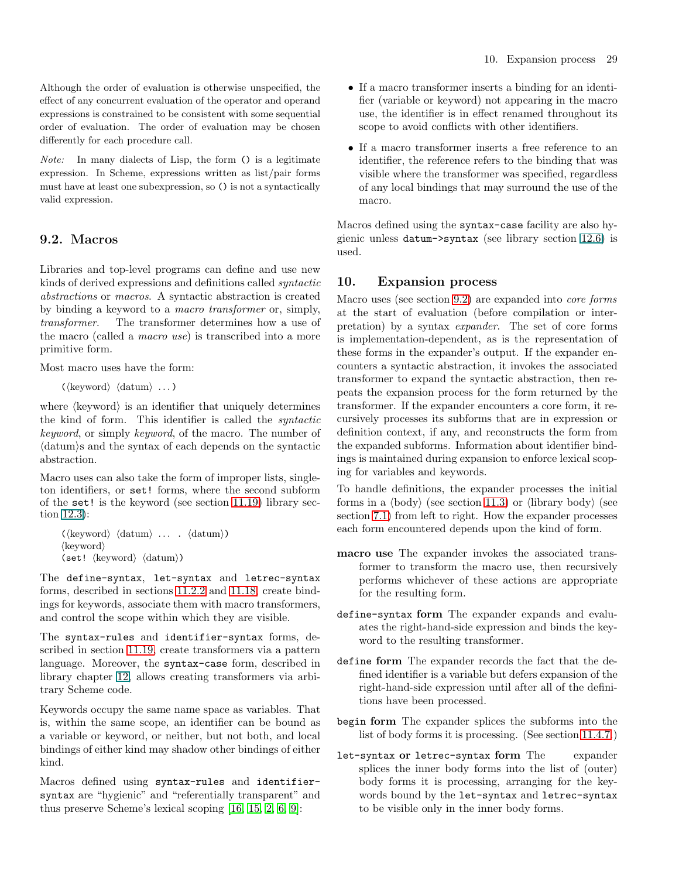Although the order of evaluation is otherwise unspecified, the effect of any concurrent evaluation of the operator and operand expressions is constrained to be consistent with some sequential order of evaluation. The order of evaluation may be chosen differently for each procedure call.

*Note:* In many dialects of Lisp, the form `()` is a legitimate expression. In Scheme, expressions written as list/pair forms must have at least one subexpression, so `()` is not a syntactically valid expression.

## 9.2. Macros

Libraries and top-level programs can define and use new kinds of derived expressions and definitions called *syntactic abstractions* or *macros*. A syntactic abstraction is created by binding a keyword to a *macro transformer* or, simply, *transformer*. The transformer determines how a use of the macro (called a *macro use*) is transcribed into a more primitive form.

Most macro uses have the form:

```
(⟨keyword⟩ ⟨datum⟩ ...)
```

where ⟨keyword⟩ is an identifier that uniquely determines the kind of form. This identifier is called the *syntactic keyword*, or simply *keyword*, of the macro. The number of ⟨datum⟩s and the syntax of each depends on the syntactic abstraction.

Macro uses can also take the form of improper lists, singleton identifiers, or `set!` forms, where the second subform of the `set!` is the keyword (see section 11.19) library section 12.3):

```
(⟨keyword⟩ ⟨datum⟩ ... . ⟨datum⟩)
⟨keyword⟩
(set! ⟨keyword⟩ ⟨datum⟩)
```

The `define-syntax`, `let-syntax` and `letrec-syntax` forms, described in sections 11.2.2 and 11.18, create bindings for keywords, associate them with macro transformers, and control the scope within which they are visible.

The `syntax-rules` and `identifier-syntax` forms, described in section 11.19, create transformers via a pattern language. Moreover, the `syntax-case` form, described in library chapter 12, allows creating transformers via arbitrary Scheme code.

Keywords occupy the same name space as variables. That is, within the same scope, an identifier can be bound as a variable or keyword, or neither, but not both, and local bindings of either kind may shadow other bindings of either kind.

Macros defined using `syntax-rules` and `identifier-syntax` are "hygienic" and "referentially transparent" and thus preserve Scheme's lexical scoping [16, 15, 2, 6, 9]:

- If a macro transformer inserts a binding for an identifier (variable or keyword) not appearing in the macro use, the identifier is in effect renamed throughout its scope to avoid conflicts with other identifiers.
- If a macro transformer inserts a free reference to an identifier, the reference refers to the binding that was visible where the transformer was specified, regardless of any local bindings that may surround the use of the macro.

Macros defined using the `syntax-case` facility are also hygienic unless `datum->syntax` (see library section 12.6) is used.

# 10. Expansion process

Macro uses (see section 9.2) are expanded into *core forms* at the start of evaluation (before compilation or interpretation) by a syntax *expander*. The set of core forms is implementation-dependent, as is the representation of these forms in the expander's output. If the expander encounters a syntactic abstraction, it invokes the associated transformer to expand the syntactic abstraction, then repeats the expansion process for the form returned by the transformer. If the expander encounters a core form, it recursively processes its subforms that are in expression or definition context, if any, and reconstructs the form from the expanded subforms. Information about identifier bindings is maintained during expansion to enforce lexical scoping for variables and keywords.

To handle definitions, the expander processes the initial forms in a ⟨body⟩ (see section 11.3) or ⟨library body⟩ (see section 7.1) from left to right. How the expander processes each form encountered depends upon the kind of form.

**macro use** The expander invokes the associated transformer to transform the macro use, then recursively performs whichever of these actions are appropriate for the resulting form.

**`define-syntax` form** The expander expands and evaluates the right-hand-side expression and binds the keyword to the resulting transformer.

**`define` form** The expander records the fact that the defined identifier is a variable but defers expansion of the right-hand-side expression until after all of the definitions have been processed.

**`begin` form** The expander splices the subforms into the list of body forms it is processing. (See section 11.4.7.)

**`let-syntax` or `letrec-syntax` form** The expander splices the inner body forms into the list of (outer) body forms it is processing, arranging for the keywords bound by the `let-syntax` and `letrec-syntax` to be visible only in the inner body forms.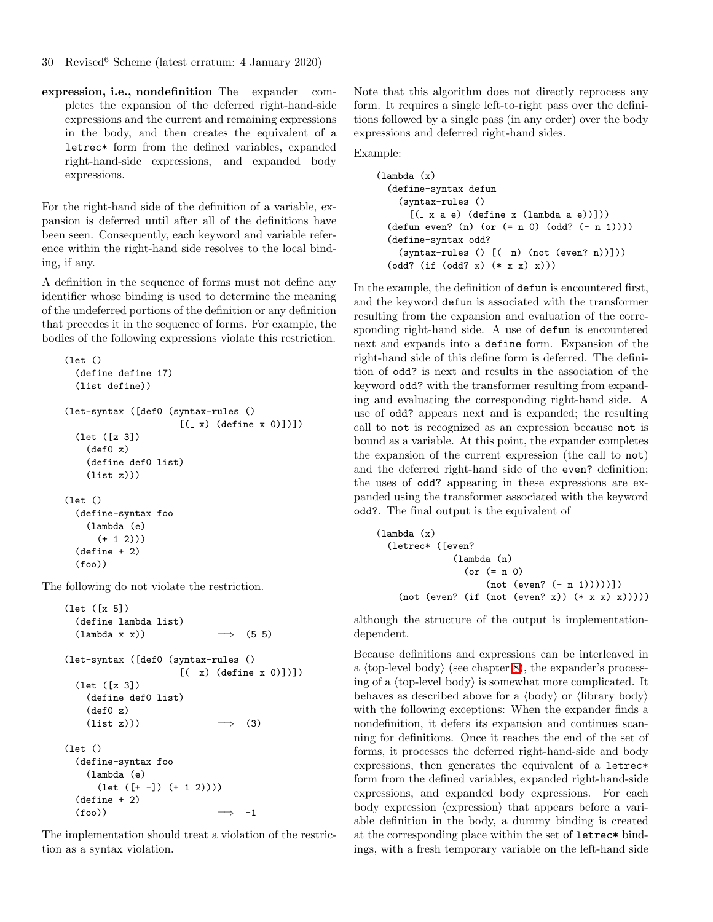**expression, i.e., nondefinition** The expander completes the expansion of the deferred right-hand-side expressions and the current and remaining expressions in the body, and then creates the equivalent of a `letrec*` form from the defined variables, expanded right-hand-side expressions, and expanded body expressions.

For the right-hand side of the definition of a variable, expansion is deferred until after all of the definitions have been seen. Consequently, each keyword and variable reference within the right-hand side resolves to the local binding, if any.

A definition in the sequence of forms must not define any identifier whose binding is used to determine the meaning of the undeferred portions of the definition or any definition that precedes it in the sequence of forms. For example, the bodies of the following expressions violate this restriction.

```
(let ()
  (define define 17)
  (list define))

(let-syntax ([def0 (syntax-rules ()
                     [(_ x) (define x 0)])])
  (let ([z 3])
    (def0 z)
    (define def0 list)
    (list z)))

(let ()
  (define-syntax foo
    (lambda (e)
      (+ 1 2)))
  (define + 2)
  (foo))
```

The following do not violate the restriction.

```
(let ([x 5])
  (define lambda list)
  (lambda x x))             ⟹  (5 5)

(let-syntax ([def0 (syntax-rules ()
                     [(_ x) (define x 0)])])
  (let ([z 3])
    (define def0 list)
    (def0 z)
    (list z)))              ⟹  (3)

(let ()
  (define-syntax foo
    (lambda (e)
      (let ([+ -]) (+ 1 2))))
  (define + 2)
  (foo))                    ⟹  -1
```

The implementation should treat a violation of the restriction as a syntax violation.

Note that this algorithm does not directly reprocess any form. It requires a single left-to-right pass over the definitions followed by a single pass (in any order) over the body expressions and deferred right-hand sides.

Example:

```
(lambda (x)
  (define-syntax defun
    (syntax-rules ()
      [(_ x a e) (define x (lambda a e))]))
  (defun even? (n) (or (= n 0) (odd? (- n 1))))
  (define-syntax odd?
    (syntax-rules () [(_ n) (not (even? n))]))
  (odd? (if (odd? x) (* x x) x)))
```

In the example, the definition of `defun` is encountered first, and the keyword `defun` is associated with the transformer resulting from the expansion and evaluation of the corresponding right-hand side. A use of `defun` is encountered next and expands into a `define` form. Expansion of the right-hand side of this define form is deferred. The definition of `odd?` is next and results in the association of the keyword `odd?` with the transformer resulting from expanding and evaluating the corresponding right-hand side. A use of `odd?` appears next and is expanded; the resulting call to `not` is recognized as an expression because `not` is bound as a variable. At this point, the expander completes the expansion of the current expression (the call to `not`) and the deferred right-hand side of the `even?` definition; the uses of `odd?` appearing in these expressions are expanded using the transformer associated with the keyword `odd?`. The final output is the equivalent of

```
(lambda (x)
  (letrec* ([even?
              (lambda (n)
                (or (= n 0)
                    (not (even? (- n 1)))))])
    (not (even? (if (not (even? x)) (* x x) x)))))
```

although the structure of the output is implementation-dependent.

Because definitions and expressions can be interleaved in a ⟨top-level body⟩ (see chapter 8), the expander's processing of a ⟨top-level body⟩ is somewhat more complicated. It behaves as described above for a ⟨body⟩ or ⟨library body⟩ with the following exceptions: When the expander finds a nondefinition, it defers its expansion and continues scanning for definitions. Once it reaches the end of the set of forms, it processes the deferred right-hand-side and body expressions, then generates the equivalent of a `letrec*` form from the defined variables, expanded right-hand-side expressions, and expanded body expressions. For each body expression ⟨expression⟩ that appears before a variable definition in the body, a dummy binding is created at the corresponding place within the set of `letrec*` bindings, with a fresh temporary variable on the left-hand side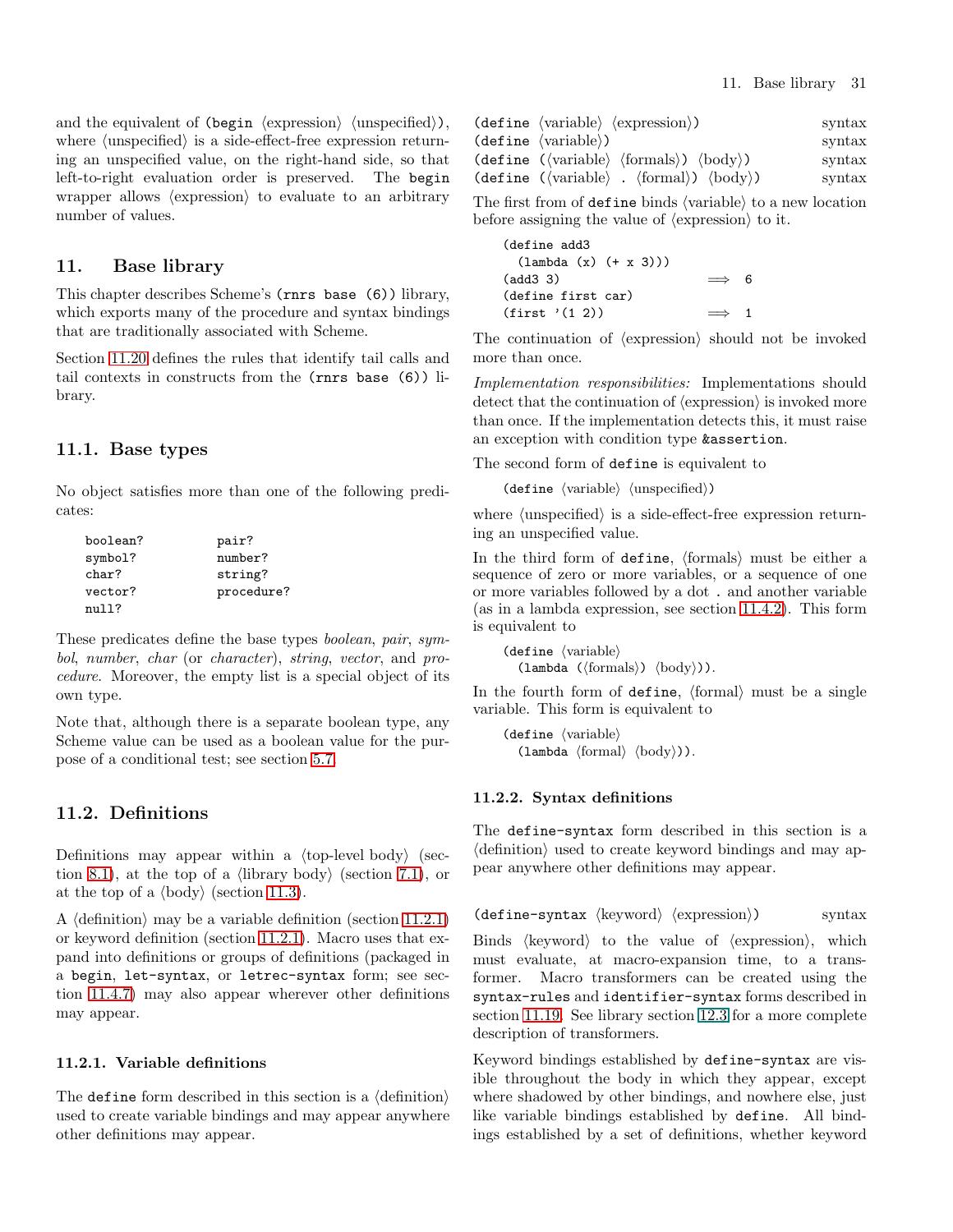and the equivalent of (begin ⟨expression⟩ ⟨unspecified⟩), where ⟨unspecified⟩ is a side-effect-free expression returning an unspecified value, on the right-hand side, so that left-to-right evaluation order is preserved. The begin wrapper allows ⟨expression⟩ to evaluate to an arbitrary number of values.

# 11. Base library

This chapter describes Scheme's (rnrs base (6)) library, which exports many of the procedure and syntax bindings that are traditionally associated with Scheme.

Section 11.20 defines the rules that identify tail calls and tail contexts in constructs from the (rnrs base (6)) library.

## 11.1. Base types

No object satisfies more than one of the following predicates:

```
boolean?        pair?
symbol?         number?
char?           string?
vector?         procedure?
null?
```

These predicates define the base types *boolean*, *pair*, *symbol*, *number*, *char* (or *character*), *string*, *vector*, and *procedure*. Moreover, the empty list is a special object of its own type.

Note that, although there is a separate boolean type, any Scheme value can be used as a boolean value for the purpose of a conditional test; see section 5.7.

## 11.2. Definitions

Definitions may appear within a ⟨top-level body⟩ (section 8.1), at the top of a ⟨library body⟩ (section 7.1), or at the top of a ⟨body⟩ (section 11.3).

A ⟨definition⟩ may be a variable definition (section 11.2.1) or keyword definition (section 11.2.1). Macro uses that expand into definitions or groups of definitions (packaged in a begin, let-syntax, or letrec-syntax form; see section 11.4.7) may also appear wherever other definitions may appear.

### 11.2.1. Variable definitions

The define form described in this section is a ⟨definition⟩ used to create variable bindings and may appear anywhere other definitions may appear.

(define ⟨variable⟩ ⟨expression⟩) syntax
(define ⟨variable⟩) syntax
(define (⟨variable⟩ ⟨formals⟩) ⟨body⟩) syntax
(define (⟨variable⟩ . ⟨formal⟩) ⟨body⟩) syntax

The first from of define binds ⟨variable⟩ to a new location before assigning the value of ⟨expression⟩ to it.

```
(define add3
  (lambda (x) (+ x 3)))
(add3 3)                    ⟹  6
(define first car)
(first '(1 2))              ⟹  1
```

The continuation of ⟨expression⟩ should not be invoked more than once.

*Implementation responsibilities:* Implementations should detect that the continuation of ⟨expression⟩ is invoked more than once. If the implementation detects this, it must raise an exception with condition type &assertion.

The second form of define is equivalent to

(define ⟨variable⟩ ⟨unspecified⟩)

where ⟨unspecified⟩ is a side-effect-free expression returning an unspecified value.

In the third form of define, ⟨formals⟩ must be either a sequence of zero or more variables, or a sequence of one or more variables followed by a dot . and another variable (as in a lambda expression, see section 11.4.2). This form is equivalent to

(define ⟨variable⟩
  (lambda (⟨formals⟩) ⟨body⟩)).

In the fourth form of define, ⟨formal⟩ must be a single variable. This form is equivalent to

(define ⟨variable⟩
  (lambda ⟨formal⟩ ⟨body⟩)).

### 11.2.2. Syntax definitions

The define-syntax form described in this section is a ⟨definition⟩ used to create keyword bindings and may appear anywhere other definitions may appear.

(define-syntax ⟨keyword⟩ ⟨expression⟩) syntax

Binds ⟨keyword⟩ to the value of ⟨expression⟩, which must evaluate, at macro-expansion time, to a transformer. Macro transformers can be created using the syntax-rules and identifier-syntax forms described in section 11.19. See library section 12.3 for a more complete description of transformers.

Keyword bindings established by define-syntax are visible throughout the body in which they appear, except where shadowed by other bindings, and nowhere else, just like variable bindings established by define. All bindings established by a set of definitions, whether keyword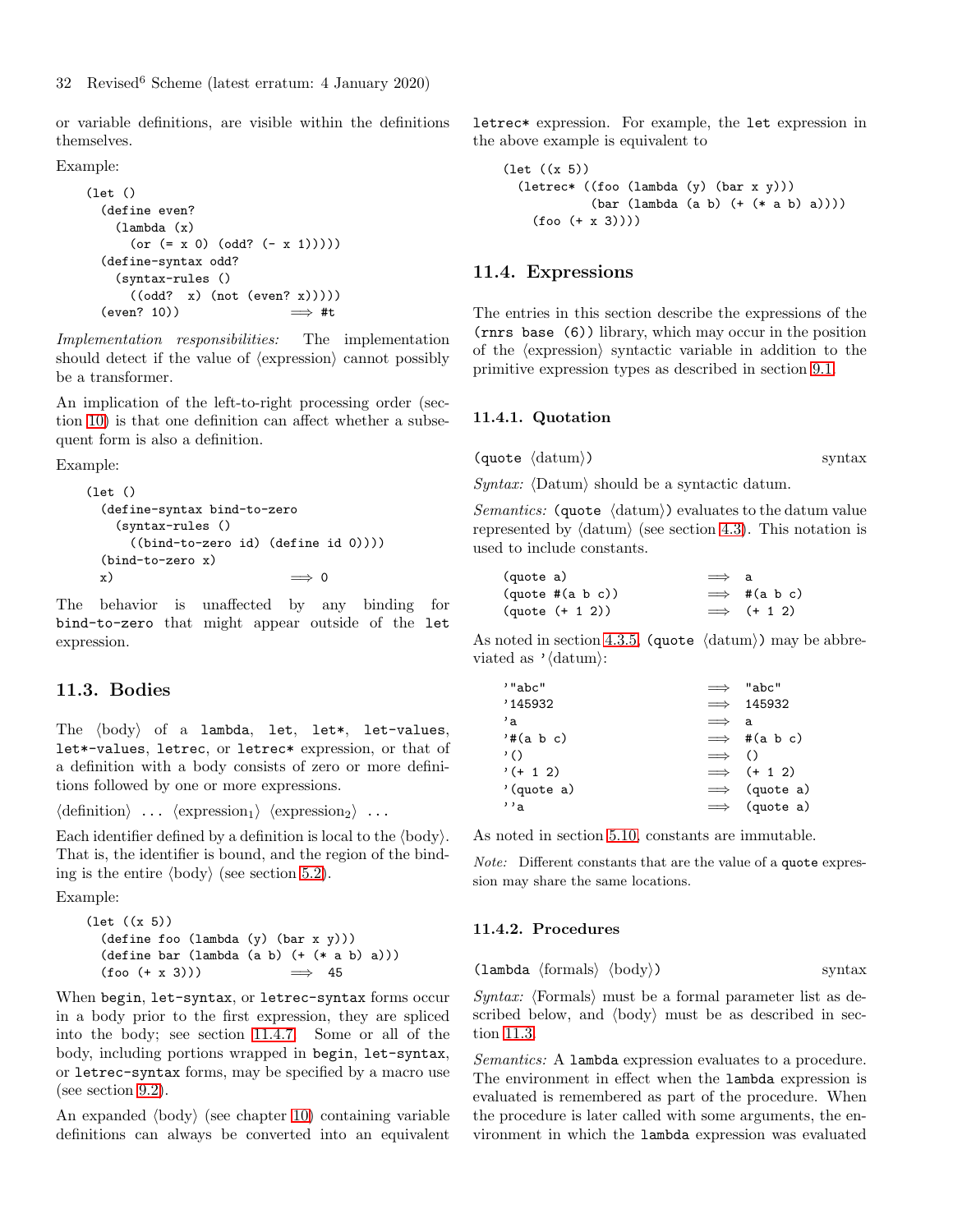or variable definitions, are visible within the definitions themselves.

Example:

```
(let ()
  (define even?
    (lambda (x)
      (or (= x 0) (odd? (- x 1)))))
  (define-syntax odd?
    (syntax-rules ()
      ((odd?  x) (not (even? x)))))
  (even? 10))                ⟹ #t
```

*Implementation responsibilities:* The implementation should detect if the value of ⟨expression⟩ cannot possibly be a transformer.

An implication of the left-to-right processing order (section 10) is that one definition can affect whether a subsequent form is also a definition.

Example:

```
(let ()
  (define-syntax bind-to-zero
    (syntax-rules ()
      ((bind-to-zero id) (define id 0))))
  (bind-to-zero x)
  x)                         ⟹ 0
```

The behavior is unaffected by any binding for `bind-to-zero` that might appear outside of the `let` expression.

## 11.3. Bodies

The ⟨body⟩ of a `lambda`, `let`, `let*`, `let-values`, `let*-values`, `letrec`, or `letrec*` expression, or that of a definition with a body consists of zero or more definitions followed by one or more expressions.

⟨definition⟩ ... ⟨expression$_1$⟩ ⟨expression$_2$⟩ ...

Each identifier defined by a definition is local to the ⟨body⟩. That is, the identifier is bound, and the region of the binding is the entire ⟨body⟩ (see section 5.2).

Example:

```
(let ((x 5))
  (define foo (lambda (y) (bar x y)))
  (define bar (lambda (a b) (+ (* a b) a)))
  (foo (+ x 3)))             ⟹ 45
```

When `begin`, `let-syntax`, or `letrec-syntax` forms occur in a body prior to the first expression, they are spliced into the body; see section 11.4.7. Some or all of the body, including portions wrapped in `begin`, `let-syntax`, or `letrec-syntax` forms, may be specified by a macro use (see section 9.2).

An expanded ⟨body⟩ (see chapter 10) containing variable definitions can always be converted into an equivalent `letrec*` expression. For example, the `let` expression in the above example is equivalent to

```
(let ((x 5))
  (letrec* ((foo (lambda (y) (bar x y)))
            (bar (lambda (a b) (+ (* a b) a))))
    (foo (+ x 3))))
```

## 11.4. Expressions

The entries in this section describe the expressions of the `(rnrs base (6))` library, which may occur in the position of the ⟨expression⟩ syntactic variable in addition to the primitive expression types as described in section 9.1.

### 11.4.1. Quotation

`(quote ⟨datum⟩)` syntax

*Syntax:* ⟨Datum⟩ should be a syntactic datum.

*Semantics:* `(quote ⟨datum⟩)` evaluates to the datum value represented by ⟨datum⟩ (see section 4.3). This notation is used to include constants.

```
(quote a)                ⟹  a
(quote #(a b c))         ⟹  #(a b c)
(quote (+ 1 2))          ⟹  (+ 1 2)
```

As noted in section 4.3.5, `(quote ⟨datum⟩)` may be abbreviated as `'`⟨datum⟩:

```
'"abc"                   ⟹  "abc"
'145932                  ⟹  145932
'a                       ⟹  a
'#(a b c)                ⟹  #(a b c)
'()                      ⟹  ()
'(+ 1 2)                 ⟹  (+ 1 2)
'(quote a)               ⟹  (quote a)
''a                      ⟹  (quote a)
```

As noted in section 5.10, constants are immutable.

*Note:* Different constants that are the value of a `quote` expression may share the same locations.

### 11.4.2. Procedures

`(lambda ⟨formals⟩ ⟨body⟩)` syntax

*Syntax:* ⟨Formals⟩ must be a formal parameter list as described below, and ⟨body⟩ must be as described in section 11.3.

*Semantics:* A `lambda` expression evaluates to a procedure. The environment in effect when the `lambda` expression is evaluated is remembered as part of the procedure. When the procedure is later called with some arguments, the environment in which the `lambda` expression was evaluated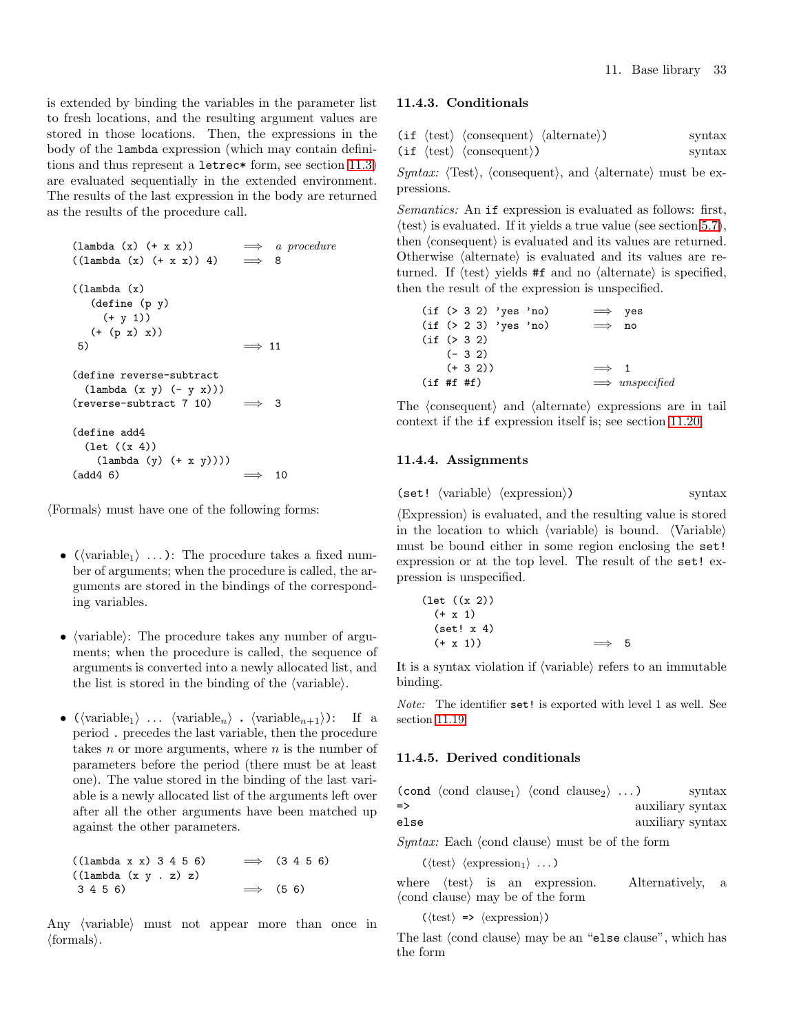is extended by binding the variables in the parameter list to fresh locations, and the resulting argument values are stored in those locations. Then, the expressions in the body of the `lambda` expression (which may contain definitions and thus represent a `letrec*` form, see section 11.3) are evaluated sequentially in the extended environment. The results of the last expression in the body are returned as the results of the procedure call.

```
(lambda (x) (+ x x))          ⟹  a procedure
((lambda (x) (+ x x)) 4)      ⟹  8

((lambda (x)
   (define (p y)
     (+ y 1))
   (+ (p x) x))
 5)                           ⟹ 11

(define reverse-subtract
  (lambda (x y) (- y x)))
(reverse-subtract 7 10)       ⟹  3

(define add4
  (let ((x 4))
    (lambda (y) (+ x y))))
(add4 6)                      ⟹  10
```

⟨Formals⟩ must have one of the following forms:

- (⟨variable$_1$⟩ …): The procedure takes a fixed number of arguments; when the procedure is called, the arguments are stored in the bindings of the corresponding variables.

- ⟨variable⟩: The procedure takes any number of arguments; when the procedure is called, the sequence of arguments is converted into a newly allocated list, and the list is stored in the binding of the ⟨variable⟩.

- (⟨variable$_1$⟩ … ⟨variable$_n$⟩ `.` ⟨variable$_{n+1}$⟩): If a period `.` precedes the last variable, then the procedure takes $n$ or more arguments, where $n$ is the number of parameters before the period (there must be at least one). The value stored in the binding of the last variable is a newly allocated list of the arguments left over after all the other arguments have been matched up against the other parameters.

```
((lambda x x) 3 4 5 6)        ⟹  (3 4 5 6)
((lambda (x y . z) z)
 3 4 5 6)                     ⟹  (5 6)
```

Any ⟨variable⟩ must not appear more than once in ⟨formals⟩.

### 11.4.3. Conditionals

(`if` ⟨test⟩ ⟨consequent⟩ ⟨alternate⟩) syntax
(`if` ⟨test⟩ ⟨consequent⟩) syntax

*Syntax:* ⟨Test⟩, ⟨consequent⟩, and ⟨alternate⟩ must be expressions.

*Semantics:* An `if` expression is evaluated as follows: first, ⟨test⟩ is evaluated. If it yields a true value (see section 5.7), then ⟨consequent⟩ is evaluated and its values are returned. Otherwise ⟨alternate⟩ is evaluated and its values are returned. If ⟨test⟩ yields `#f` and no ⟨alternate⟩ is specified, then the result of the expression is unspecified.

```
(if (> 3 2) 'yes 'no)         ⟹  yes
(if (> 2 3) 'yes 'no)         ⟹  no
(if (> 3 2)
    (- 3 2)
    (+ 3 2))                  ⟹  1
(if #f #f)                    ⟹  unspecified
```

The ⟨consequent⟩ and ⟨alternate⟩ expressions are in tail context if the `if` expression itself is; see section 11.20.

### 11.4.4. Assignments

(`set!` ⟨variable⟩ ⟨expression⟩) syntax

⟨Expression⟩ is evaluated, and the resulting value is stored in the location to which ⟨variable⟩ is bound. ⟨Variable⟩ must be bound either in some region enclosing the `set!` expression or at the top level. The result of the `set!` expression is unspecified.

```
(let ((x 2))
  (+ x 1)
  (set! x 4)
  (+ x 1))                    ⟹  5
```

It is a syntax violation if ⟨variable⟩ refers to an immutable binding.

*Note:* The identifier `set!` is exported with level 1 as well. See section 11.19.

### 11.4.5. Derived conditionals

(`cond` ⟨cond clause$_1$⟩ ⟨cond clause$_2$⟩ …) syntax
`=>` auxiliary syntax
`else` auxiliary syntax

*Syntax:* Each ⟨cond clause⟩ must be of the form

(⟨test⟩ ⟨expression$_1$⟩ …)

where ⟨test⟩ is an expression. Alternatively, a ⟨cond clause⟩ may be of the form

(⟨test⟩ `=>` ⟨expression⟩)

The last ⟨cond clause⟩ may be an "`else` clause", which has the form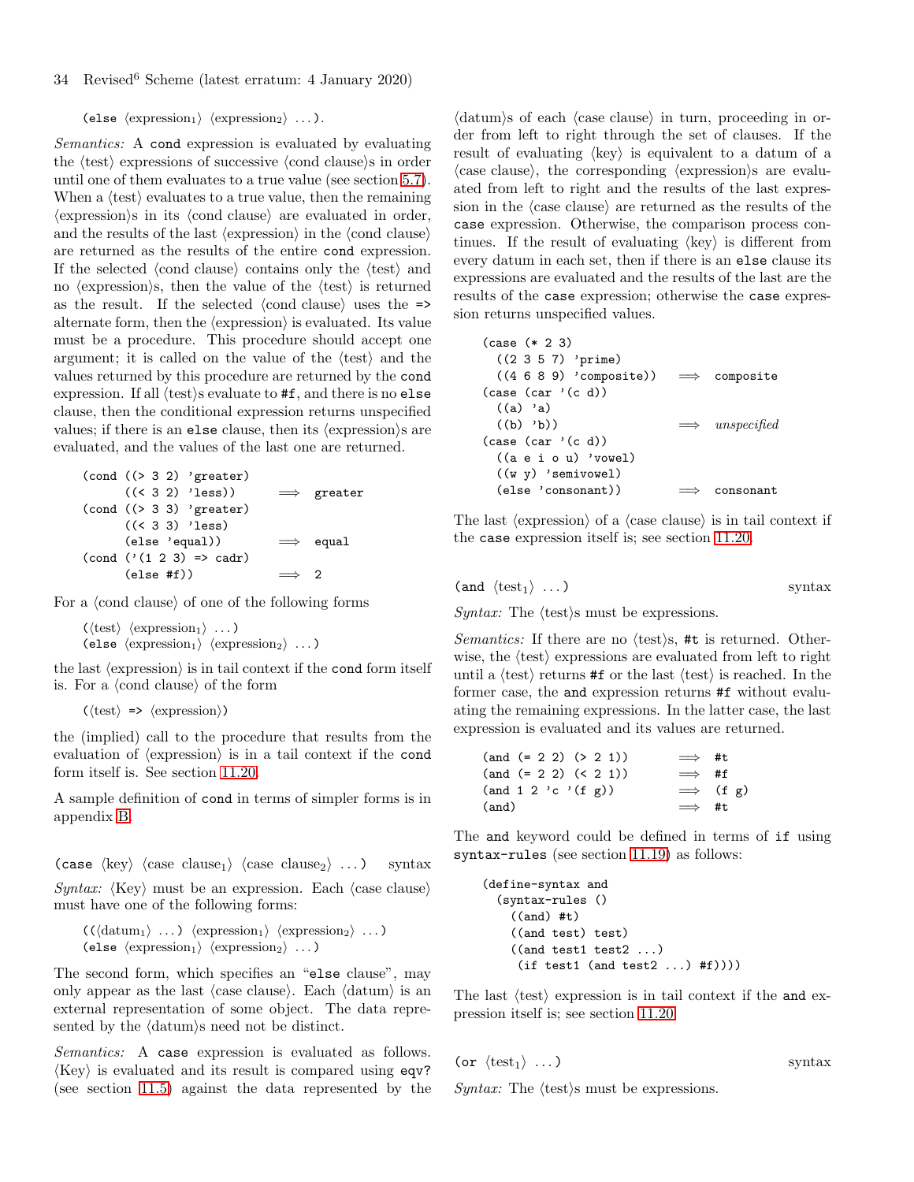(else ⟨expression$_1$⟩ ⟨expression$_2$⟩ ...).

*Semantics:* A `cond` expression is evaluated by evaluating the ⟨test⟩ expressions of successive ⟨cond clause⟩s in order until one of them evaluates to a true value (see section 5.7). When a ⟨test⟩ evaluates to a true value, then the remaining ⟨expression⟩s in its ⟨cond clause⟩ are evaluated in order, and the results of the last ⟨expression⟩ in the ⟨cond clause⟩ are returned as the results of the entire `cond` expression. If the selected ⟨cond clause⟩ contains only the ⟨test⟩ and no ⟨expression⟩s, then the value of the ⟨test⟩ is returned as the result. If the selected ⟨cond clause⟩ uses the `=>` alternate form, then the ⟨expression⟩ is evaluated. Its value must be a procedure. This procedure should accept one argument; it is called on the value of the ⟨test⟩ and the values returned by this procedure are returned by the `cond` expression. If all ⟨test⟩s evaluate to `#f`, and there is no `else` clause, then the conditional expression returns unspecified values; if there is an `else` clause, then its ⟨expression⟩s are evaluated, and the values of the last one are returned.

```
(cond ((> 3 2) 'greater)
      ((< 3 2) 'less))          ⟹  greater
(cond ((> 3 3) 'greater)
      ((< 3 3) 'less)
      (else 'equal))            ⟹  equal
(cond ('(1 2 3) => cadr)
      (else #f))                ⟹  2
```

For a ⟨cond clause⟩ of one of the following forms

(⟨test⟩ ⟨expression$_1$⟩ ...)
(else ⟨expression$_1$⟩ ⟨expression$_2$⟩ ...)

the last ⟨expression⟩ is in tail context if the `cond` form itself is. For a ⟨cond clause⟩ of the form

(⟨test⟩ => ⟨expression⟩)

the (implied) call to the procedure that results from the evaluation of ⟨expression⟩ is in a tail context if the `cond` form itself is. See section 11.20.

A sample definition of `cond` in terms of simpler forms is in appendix B.

(case ⟨key⟩ ⟨case clause$_1$⟩ ⟨case clause$_2$⟩ ...) syntax

*Syntax:* ⟨Key⟩ must be an expression. Each ⟨case clause⟩ must have one of the following forms:

((⟨datum$_1$⟩ ...) ⟨expression$_1$⟩ ⟨expression$_2$⟩ ...)
(else ⟨expression$_1$⟩ ⟨expression$_2$⟩ ...)

The second form, which specifies an "`else` clause", may only appear as the last ⟨case clause⟩. Each ⟨datum⟩ is an external representation of some object. The data represented by the ⟨datum⟩s need not be distinct.

*Semantics:* A `case` expression is evaluated as follows. ⟨Key⟩ is evaluated and its result is compared using `eqv?` (see section 11.5) against the data represented by the ⟨datum⟩s of each ⟨case clause⟩ in turn, proceeding in order from left to right through the set of clauses. If the result of evaluating ⟨key⟩ is equivalent to a datum of a ⟨case clause⟩, the corresponding ⟨expression⟩s are evaluated from left to right and the results of the last expression in the ⟨case clause⟩ are returned as the results of the `case` expression. Otherwise, the comparison process continues. If the result of evaluating ⟨key⟩ is different from every datum in each set, then if there is an `else` clause its expressions are evaluated and the results of the last are the results of the `case` expression; otherwise the `case` expression returns unspecified values.

```
(case (* 2 3)
  ((2 3 5 7) 'prime)
  ((4 6 8 9) 'composite))       ⟹  composite
(case (car '(c d))
  ((a) 'a)
  ((b) 'b))                     ⟹  unspecified
(case (car '(c d))
  ((a e i o u) 'vowel)
  ((w y) 'semivowel)
  (else 'consonant))            ⟹  consonant
```

The last ⟨expression⟩ of a ⟨case clause⟩ is in tail context if the `case` expression itself is; see section 11.20.

(and ⟨test$_1$⟩ ...) syntax

*Syntax:* The ⟨test⟩s must be expressions.

*Semantics:* If there are no ⟨test⟩s, `#t` is returned. Otherwise, the ⟨test⟩ expressions are evaluated from left to right until a ⟨test⟩ returns `#f` or the last ⟨test⟩ is reached. In the former case, the `and` expression returns `#f` without evaluating the remaining expressions. In the latter case, the last expression is evaluated and its values are returned.

```
(and (= 2 2) (> 2 1))          ⟹  #t
(and (= 2 2) (< 2 1))          ⟹  #f
(and 1 2 'c '(f g))            ⟹  (f g)
(and)                          ⟹  #t
```

The `and` keyword could be defined in terms of `if` using `syntax-rules` (see section 11.19) as follows:

```
(define-syntax and
  (syntax-rules ()
    ((and) #t)
    ((and test) test)
    ((and test1 test2 ...)
     (if test1 (and test2 ...) #f))))
```

The last ⟨test⟩ expression is in tail context if the `and` expression itself is; see section 11.20.

(or ⟨test$_1$⟩ ...) syntax

*Syntax:* The ⟨test⟩s must be expressions.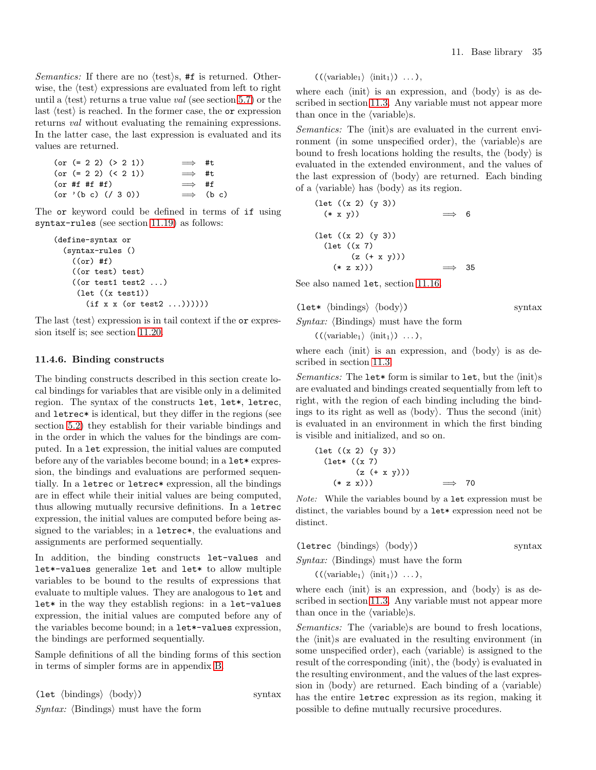*Semantics:* If there are no ⟨test⟩s, `#f` is returned. Otherwise, the ⟨test⟩ expressions are evaluated from left to right until a ⟨test⟩ returns a true value *val* (see section 5.7) or the last ⟨test⟩ is reached. In the former case, the `or` expression returns *val* without evaluating the remaining expressions. In the latter case, the last expression is evaluated and its values are returned.

```
(or (= 2 2) (> 2 1))          ⟹  #t
(or (= 2 2) (< 2 1))          ⟹  #t
(or #f #f #f)                 ⟹  #f
(or '(b c) (/ 3 0))           ⟹  (b c)
```

The `or` keyword could be defined in terms of `if` using `syntax-rules` (see section 11.19) as follows:

```
(define-syntax or
  (syntax-rules ()
    ((or) #f)
    ((or test) test)
    ((or test1 test2 ...)
     (let ((x test1))
       (if x x (or test2 ...))))))
```

The last ⟨test⟩ expression is in tail context if the `or` expression itself is; see section 11.20.

#### 11.4.6. Binding constructs

The binding constructs described in this section create local bindings for variables that are visible only in a delimited region. The syntax of the constructs `let`, `let*`, `letrec`, and `letrec*` is identical, but they differ in the regions (see section 5.2) they establish for their variable bindings and in the order in which the values for the bindings are computed. In a `let` expression, the initial values are computed before any of the variables become bound; in a `let*` expression, the bindings and evaluations are performed sequentially. In a `letrec` or `letrec*` expression, all the bindings are in effect while their initial values are being computed, thus allowing mutually recursive definitions. In a `letrec` expression, the initial values are computed before being assigned to the variables; in a `letrec*`, the evaluations and assignments are performed sequentially.

In addition, the binding constructs `let-values` and `let*-values` generalize `let` and `let*` to allow multiple variables to be bound to the results of expressions that evaluate to multiple values. They are analogous to `let` and `let*` in the way they establish regions: in a `let-values` expression, the initial values are computed before any of the variables become bound; in a `let*-values` expression, the bindings are performed sequentially.

Sample definitions of all the binding forms of this section in terms of simpler forms are in appendix B.

(`let` ⟨bindings⟩ ⟨body⟩) — syntax

*Syntax:* ⟨Bindings⟩ must have the form

((⟨variable$_1$⟩ ⟨init$_1$⟩) ...),

where each ⟨init⟩ is an expression, and ⟨body⟩ is as described in section 11.3. Any variable must not appear more than once in the ⟨variable⟩s.

*Semantics:* The ⟨init⟩s are evaluated in the current environment (in some unspecified order), the ⟨variable⟩s are bound to fresh locations holding the results, the ⟨body⟩ is evaluated in the extended environment, and the values of the last expression of ⟨body⟩ are returned. Each binding of a ⟨variable⟩ has ⟨body⟩ as its region.

```
(let ((x 2) (y 3))
  (* x y))                    ⟹  6

(let ((x 2) (y 3))
  (let ((x 7)
        (z (+ x y)))
    (* z x)))                 ⟹  35
```

See also named `let`, section 11.16.

(`let*` ⟨bindings⟩ ⟨body⟩) — syntax

*Syntax:* ⟨Bindings⟩ must have the form

((⟨variable$_1$⟩ ⟨init$_1$⟩) ...),

where each ⟨init⟩ is an expression, and ⟨body⟩ is as described in section 11.3.

*Semantics:* The `let*` form is similar to `let`, but the ⟨init⟩s are evaluated and bindings created sequentially from left to right, with the region of each binding including the bindings to its right as well as ⟨body⟩. Thus the second ⟨init⟩ is evaluated in an environment in which the first binding is visible and initialized, and so on.

```
(let ((x 2) (y 3))
  (let* ((x 7)
         (z (+ x y)))
    (* z x)))                 ⟹  70
```

*Note:* While the variables bound by a `let` expression must be distinct, the variables bound by a `let*` expression need not be distinct.

(`letrec` ⟨bindings⟩ ⟨body⟩) — syntax

*Syntax:* ⟨Bindings⟩ must have the form

((⟨variable$_1$⟩ ⟨init$_1$⟩) ...),

where each ⟨init⟩ is an expression, and ⟨body⟩ is as described in section 11.3. Any variable must not appear more than once in the ⟨variable⟩s.

*Semantics:* The ⟨variable⟩s are bound to fresh locations, the ⟨init⟩s are evaluated in the resulting environment (in some unspecified order), each ⟨variable⟩ is assigned to the result of the corresponding ⟨init⟩, the ⟨body⟩ is evaluated in the resulting environment, and the values of the last expression in ⟨body⟩ are returned. Each binding of a ⟨variable⟩ has the entire `letrec` expression as its region, making it possible to define mutually recursive procedures.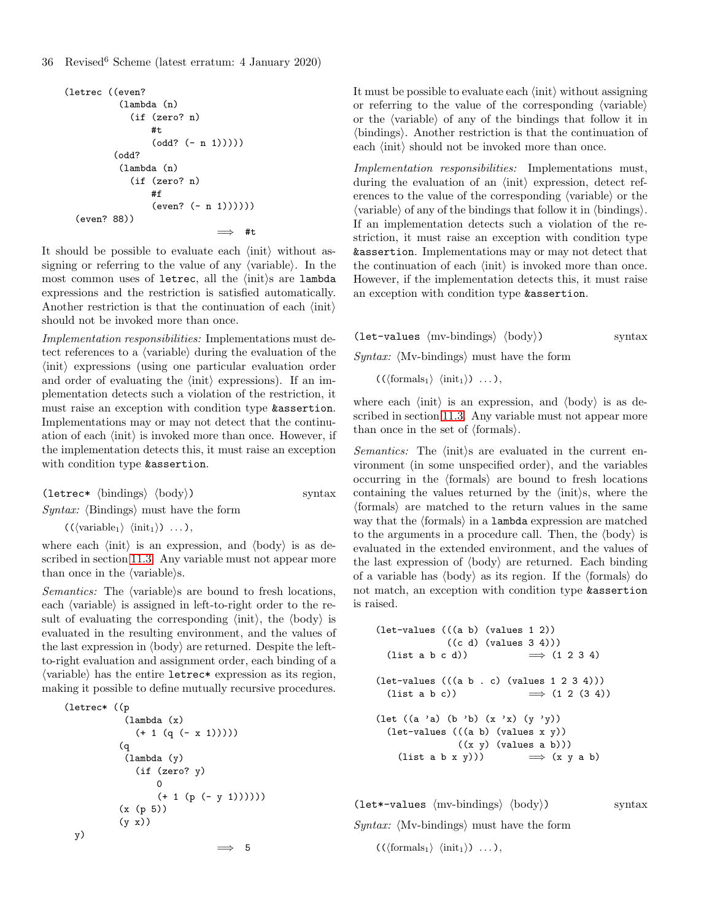```
(letrec ((even?
          (lambda (n)
            (if (zero? n)
                #t
                (odd? (- n 1)))))
         (odd?
          (lambda (n)
            (if (zero? n)
                #f
                (even? (- n 1))))))
  (even? 88))
                              ⟹  #t
```

It should be possible to evaluate each ⟨init⟩ without assigning or referring to the value of any ⟨variable⟩. In the most common uses of `letrec`, all the ⟨init⟩s are `lambda` expressions and the restriction is satisfied automatically. Another restriction is that the continuation of each ⟨init⟩ should not be invoked more than once.

*Implementation responsibilities:* Implementations must detect references to a ⟨variable⟩ during the evaluation of the ⟨init⟩ expressions (using one particular evaluation order and order of evaluating the ⟨init⟩ expressions). If an implementation detects such a violation of the restriction, it must raise an exception with condition type `&assertion`. Implementations may or may not detect that the continuation of each ⟨init⟩ is invoked more than once. However, if the implementation detects this, it must raise an exception with condition type `&assertion`.

`(letrec*` ⟨bindings⟩ ⟨body⟩`)`  syntax

*Syntax:* ⟨Bindings⟩ must have the form

`((`⟨variable$_1$⟩ ⟨init$_1$⟩`) ...)`,

where each ⟨init⟩ is an expression, and ⟨body⟩ is as described in section 11.3. Any variable must not appear more than once in the ⟨variable⟩s.

*Semantics:* The ⟨variable⟩s are bound to fresh locations, each ⟨variable⟩ is assigned in left-to-right order to the result of evaluating the corresponding ⟨init⟩, the ⟨body⟩ is evaluated in the resulting environment, and the values of the last expression in ⟨body⟩ are returned. Despite the left-to-right evaluation and assignment order, each binding of a ⟨variable⟩ has the entire `letrec*` expression as its region, making it possible to define mutually recursive procedures.

```
(letrec* ((p
           (lambda (x)
             (+ 1 (q (- x 1)))))
          (q
           (lambda (y)
             (if (zero? y)
                 0
                 (+ 1 (p (- y 1))))))
          (x (p 5))
          (y x))
  y)
                              ⟹  5
```

It must be possible to evaluate each ⟨init⟩ without assigning or referring to the value of the corresponding ⟨variable⟩ or the ⟨variable⟩ of any of the bindings that follow it in ⟨bindings⟩. Another restriction is that the continuation of each ⟨init⟩ should not be invoked more than once.

*Implementation responsibilities:* Implementations must, during the evaluation of an ⟨init⟩ expression, detect references to the value of the corresponding ⟨variable⟩ or the ⟨variable⟩ of any of the bindings that follow it in ⟨bindings⟩. If an implementation detects such a violation of the restriction, it must raise an exception with condition type `&assertion`. Implementations may or may not detect that the continuation of each ⟨init⟩ is invoked more than once. However, if the implementation detects this, it must raise an exception with condition type `&assertion`.

`(let-values` ⟨mv-bindings⟩ ⟨body⟩`)`  syntax

*Syntax:* ⟨Mv-bindings⟩ must have the form

`((`⟨formals$_1$⟩ ⟨init$_1$⟩`) ...)`,

where each ⟨init⟩ is an expression, and ⟨body⟩ is as described in section 11.3. Any variable must not appear more than once in the set of ⟨formals⟩.

*Semantics:* The ⟨init⟩s are evaluated in the current environment (in some unspecified order), and the variables occurring in the ⟨formals⟩ are bound to fresh locations containing the values returned by the ⟨init⟩s, where the ⟨formals⟩ are matched to the return values in the same way that the ⟨formals⟩ in a `lambda` expression are matched to the arguments in a procedure call. Then, the ⟨body⟩ is evaluated in the extended environment, and the values of the last expression of ⟨body⟩ are returned. Each binding of a variable has ⟨body⟩ as its region. If the ⟨formals⟩ do not match, an exception with condition type `&assertion` is raised.

```
(let-values (((a b) (values 1 2))
             ((c d) (values 3 4)))
  (list a b c d))           ⟹ (1 2 3 4)

(let-values (((a b . c) (values 1 2 3 4)))
  (list a b c))             ⟹ (1 2 (3 4))

(let ((a 'a) (b 'b) (x 'x) (y 'y))
  (let-values (((a b) (values x y))
               ((x y) (values a b)))
    (list a b x y)))        ⟹ (x y a b)
```

`(let*-values` ⟨mv-bindings⟩ ⟨body⟩`)`  syntax

*Syntax:* ⟨Mv-bindings⟩ must have the form

`((`⟨formals$_1$⟩ ⟨init$_1$⟩`) ...)`,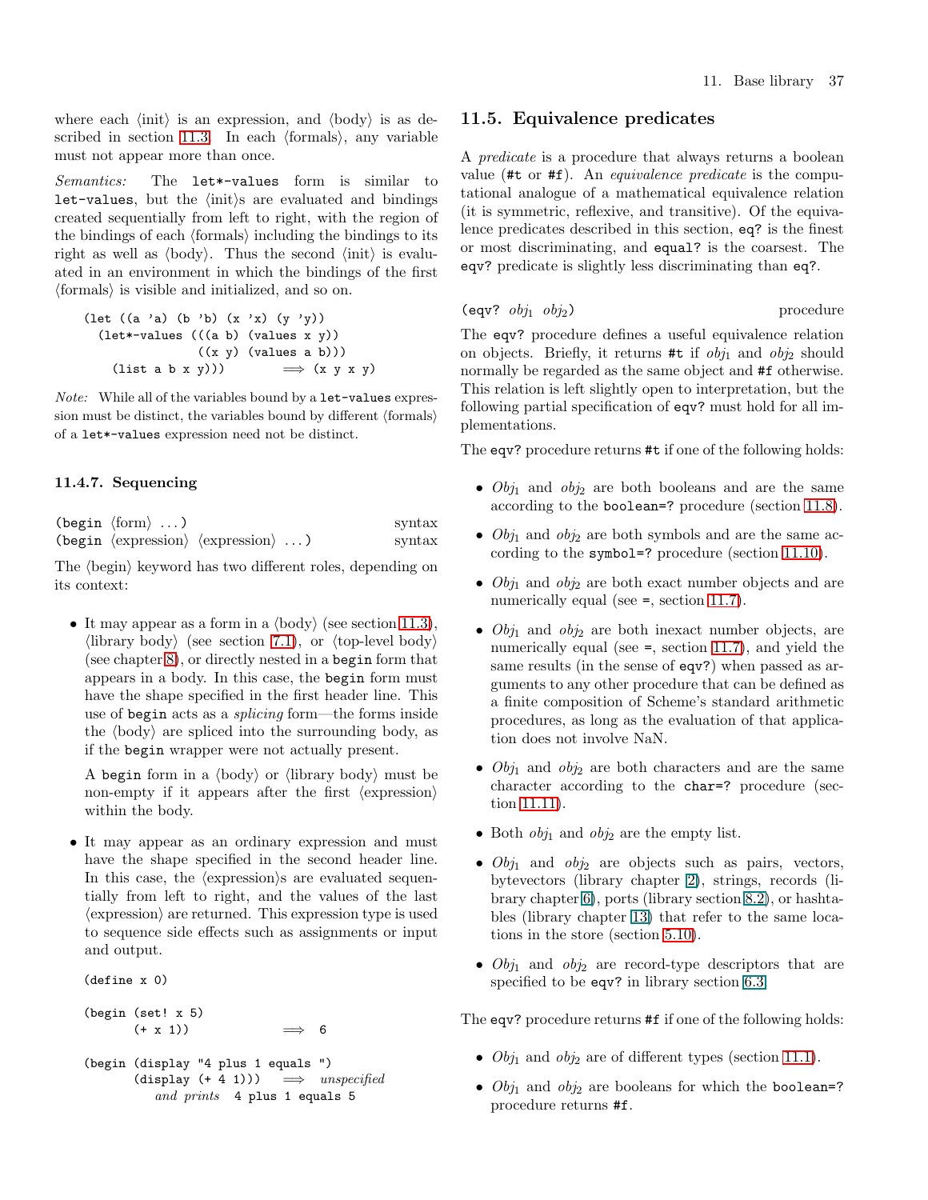where each ⟨init⟩ is an expression, and ⟨body⟩ is as described in section 11.3. In each ⟨formals⟩, any variable must not appear more than once.

*Semantics:* The `let*-values` form is similar to `let-values`, but the ⟨init⟩s are evaluated and bindings created sequentially from left to right, with the region of the bindings of each ⟨formals⟩ including the bindings to its right as well as ⟨body⟩. Thus the second ⟨init⟩ is evaluated in an environment in which the bindings of the first ⟨formals⟩ is visible and initialized, and so on.

```
(let ((a 'a) (b 'b) (x 'x) (y 'y))
  (let*-values (((a b) (values x y))
                ((x y) (values a b)))
    (list a b x y)))        ⟹ (x y x y)
```

*Note:* While all of the variables bound by a `let-values` expression must be distinct, the variables bound by different ⟨formals⟩ of a `let*-values` expression need not be distinct.

### 11.4.7. Sequencing

(begin ⟨form⟩ ...) — syntax

(begin ⟨expression⟩ ⟨expression⟩ ...) — syntax

The ⟨begin⟩ keyword has two different roles, depending on its context:

- It may appear as a form in a ⟨body⟩ (see section 11.3), ⟨library body⟩ (see section 7.1), or ⟨top-level body⟩ (see chapter 8), or directly nested in a `begin` form that appears in a body. In this case, the `begin` form must have the shape specified in the first header line. This use of `begin` acts as a *splicing* form—the forms inside the ⟨body⟩ are spliced into the surrounding body, as if the `begin` wrapper were not actually present.

  A `begin` form in a ⟨body⟩ or ⟨library body⟩ must be non-empty if it appears after the first ⟨expression⟩ within the body.

- It may appear as an ordinary expression and must have the shape specified in the second header line. In this case, the ⟨expression⟩s are evaluated sequentially from left to right, and the values of the last ⟨expression⟩ are returned. This expression type is used to sequence side effects such as assignments or input and output.

```
(define x 0)

(begin (set! x 5)
       (+ x 1))              ⟹  6

(begin (display "4 plus 1 equals ")
       (display (+ 4 1)))    ⟹  unspecified
         and prints  4 plus 1 equals 5
```

## 11.5. Equivalence predicates

A *predicate* is a procedure that always returns a boolean value (`#t` or `#f`). An *equivalence predicate* is the computational analogue of a mathematical equivalence relation (it is symmetric, reflexive, and transitive). Of the equivalence predicates described in this section, `eq?` is the finest or most discriminating, and `equal?` is the coarsest. The `eqv?` predicate is slightly less discriminating than `eq?`.

(eqv? *obj*$_1$ *obj*$_2$) — procedure

The `eqv?` procedure defines a useful equivalence relation on objects. Briefly, it returns `#t` if *obj*$_1$ and *obj*$_2$ should normally be regarded as the same object and `#f` otherwise. This relation is left slightly open to interpretation, but the following partial specification of `eqv?` must hold for all implementations.

The `eqv?` procedure returns `#t` if one of the following holds:

- *Obj*$_1$ and *obj*$_2$ are both booleans and are the same according to the `boolean=?` procedure (section 11.8).
- *Obj*$_1$ and *obj*$_2$ are both symbols and are the same according to the `symbol=?` procedure (section 11.10).
- *Obj*$_1$ and *obj*$_2$ are both exact number objects and are numerically equal (see `=`, section 11.7).
- *Obj*$_1$ and *obj*$_2$ are both inexact number objects, are numerically equal (see `=`, section 11.7), and yield the same results (in the sense of `eqv?`) when passed as arguments to any other procedure that can be defined as a finite composition of Scheme's standard arithmetic procedures, as long as the evaluation of that application does not involve NaN.
- *Obj*$_1$ and *obj*$_2$ are both characters and are the same character according to the `char=?` procedure (section 11.11).
- Both *obj*$_1$ and *obj*$_2$ are the empty list.
- *Obj*$_1$ and *obj*$_2$ are objects such as pairs, vectors, bytevectors (library chapter 2), strings, records (library chapter 6), ports (library section 8.2), or hashtables (library chapter 13) that refer to the same locations in the store (section 5.10).
- *Obj*$_1$ and *obj*$_2$ are record-type descriptors that are specified to be `eqv?` in library section 6.3.

The `eqv?` procedure returns `#f` if one of the following holds:

- *Obj*$_1$ and *obj*$_2$ are of different types (section 11.1).
- *Obj*$_1$ and *obj*$_2$ are booleans for which the `boolean=?` procedure returns `#f`.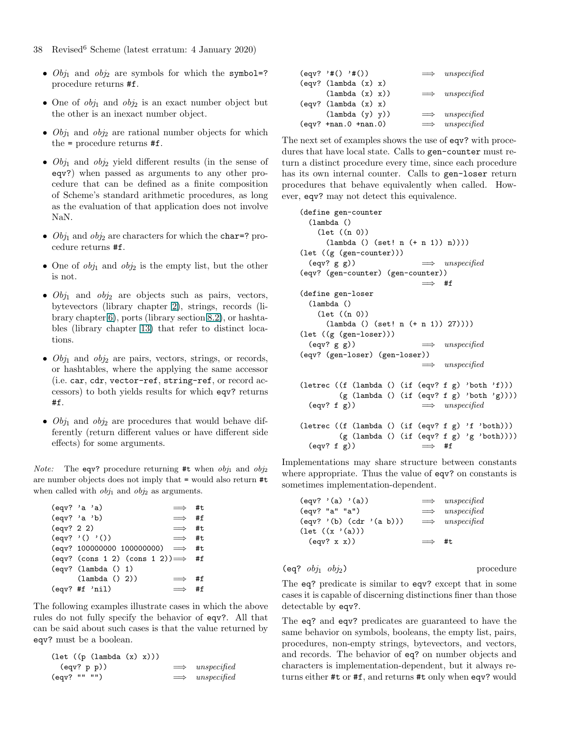- *Obj*$_1$ and *obj*$_2$ are symbols for which the `symbol=?` procedure returns `#f`.
- One of *obj*$_1$ and *obj*$_2$ is an exact number object but the other is an inexact number object.
- *Obj*$_1$ and *obj*$_2$ are rational number objects for which the `=` procedure returns `#f`.
- *Obj*$_1$ and *obj*$_2$ yield different results (in the sense of `eqv?`) when passed as arguments to any other procedure that can be defined as a finite composition of Scheme's standard arithmetic procedures, as long as the evaluation of that application does not involve NaN.
- *Obj*$_1$ and *obj*$_2$ are characters for which the `char=?` procedure returns `#f`.
- One of *obj*$_1$ and *obj*$_2$ is the empty list, but the other is not.
- *Obj*$_1$ and *obj*$_2$ are objects such as pairs, vectors, bytevectors (library chapter 2), strings, records (library chapter 6), ports (library section 8.2), or hashtables (library chapter 13) that refer to distinct locations.
- *Obj*$_1$ and *obj*$_2$ are pairs, vectors, strings, or records, or hashtables, where the applying the same accessor (i.e. `car`, `cdr`, `vector-ref`, `string-ref`, or record accessors) to both yields results for which `eqv?` returns `#f`.
- *Obj*$_1$ and *obj*$_2$ are procedures that would behave differently (return different values or have different side effects) for some arguments.

*Note:* The `eqv?` procedure returning `#t` when *obj*$_1$ and *obj*$_2$ are number objects does not imply that `=` would also return `#t` when called with *obj*$_1$ and *obj*$_2$ as arguments.

```
(eqv? 'a 'a)                    ⟹  #t
(eqv? 'a 'b)                    ⟹  #f
(eqv? 2 2)                      ⟹  #t
(eqv? '() '())                  ⟹  #t
(eqv? 100000000 100000000)      ⟹  #t
(eqv? (cons 1 2) (cons 1 2))⟹  #f
(eqv? (lambda () 1)
      (lambda () 2))            ⟹  #f
(eqv? #f 'nil)                  ⟹  #f
```

The following examples illustrate cases in which the above rules do not fully specify the behavior of `eqv?`. All that can be said about such cases is that the value returned by `eqv?` must be a boolean.

```
(let ((p (lambda (x) x)))
  (eqv? p p))                   ⟹  unspecified
(eqv? "" "")                    ⟹  unspecified
(eqv? '#() '#())                ⟹  unspecified
(eqv? (lambda (x) x)
      (lambda (x) x))           ⟹  unspecified
(eqv? (lambda (x) x)
      (lambda (y) y))           ⟹  unspecified
(eqv? +nan.0 +nan.0)            ⟹  unspecified
```

The next set of examples shows the use of `eqv?` with procedures that have local state. Calls to `gen-counter` must return a distinct procedure every time, since each procedure has its own internal counter. Calls to `gen-loser` return procedures that behave equivalently when called. However, `eqv?` may not detect this equivalence.

```
(define gen-counter
  (lambda ()
    (let ((n 0))
      (lambda () (set! n (+ n 1)) n))))
(let ((g (gen-counter)))
  (eqv? g g))                   ⟹  unspecified
(eqv? (gen-counter) (gen-counter))
                                ⟹  #f
(define gen-loser
  (lambda ()
    (let ((n 0))
      (lambda () (set! n (+ n 1)) 27))))
(let ((g (gen-loser)))
  (eqv? g g))                   ⟹  unspecified
(eqv? (gen-loser) (gen-loser))
                                ⟹  unspecified

(letrec ((f (lambda () (if (eqv? f g) 'both 'f)))
         (g (lambda () (if (eqv? f g) 'both 'g))))
  (eqv? f g))                   ⟹  unspecified

(letrec ((f (lambda () (if (eqv? f g) 'f 'both)))
         (g (lambda () (if (eqv? f g) 'g 'both))))
  (eqv? f g))                   ⟹  #f
```

Implementations may share structure between constants where appropriate. Thus the value of `eqv?` on constants is sometimes implementation-dependent.

```
(eqv? '(a) '(a))                ⟹  unspecified
(eqv? "a" "a")                  ⟹  unspecified
(eqv? '(b) (cdr '(a b)))        ⟹  unspecified
(let ((x '(a)))
  (eqv? x x))                   ⟹  #t
```

(eq? *obj*$_1$ *obj*$_2$) procedure

The `eq?` predicate is similar to `eqv?` except that in some cases it is capable of discerning distinctions finer than those detectable by `eqv?`.

The `eq?` and `eqv?` predicates are guaranteed to have the same behavior on symbols, booleans, the empty list, pairs, procedures, non-empty strings, bytevectors, and vectors, and records. The behavior of `eq?` on number objects and characters is implementation-dependent, but it always returns either `#t` or `#f`, and returns `#t` only when `eqv?` would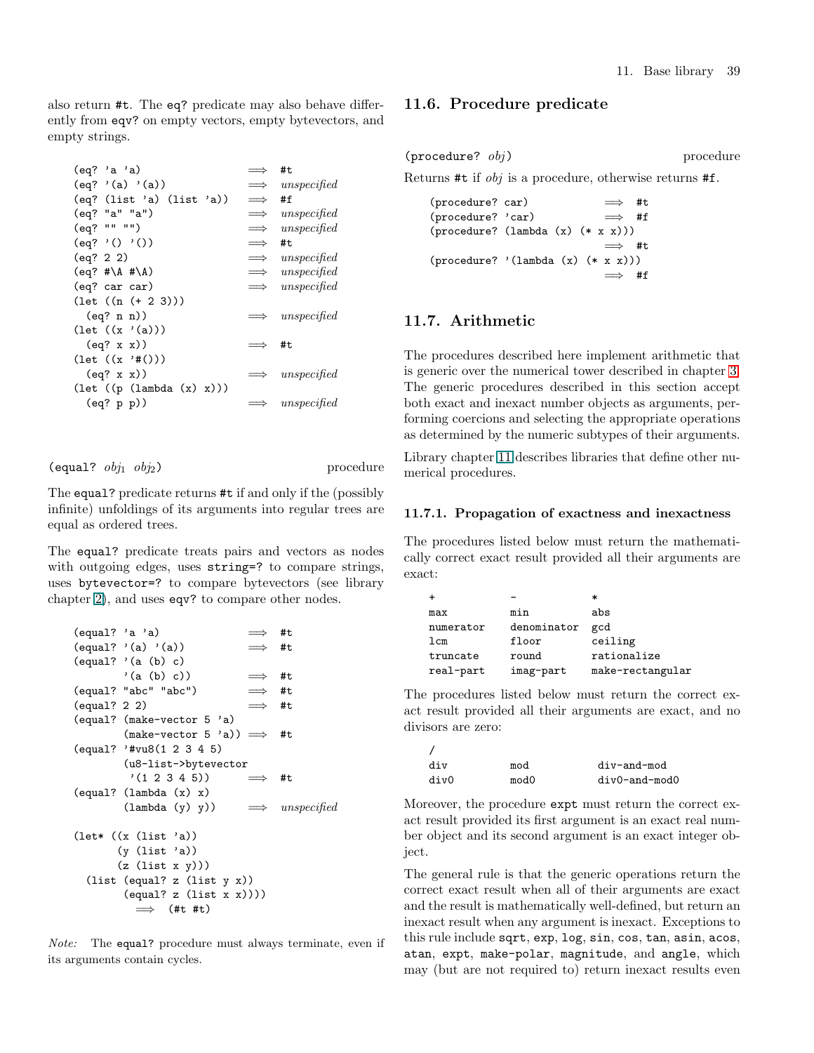also return `#t`. The `eq?` predicate may also behave differently from `eqv?` on empty vectors, empty bytevectors, and empty strings.

```
(eq? 'a 'a)                  ⟹  #t
(eq? '(a) '(a))              ⟹  unspecified
(eq? (list 'a) (list 'a))    ⟹  #f
(eq? "a" "a")                ⟹  unspecified
(eq? "" "")                  ⟹  unspecified
(eq? '() '())                ⟹  #t
(eq? 2 2)                    ⟹  unspecified
(eq? #\A #\A)                ⟹  unspecified
(eq? car car)                ⟹  unspecified
(let ((n (+ 2 3)))
  (eq? n n))                 ⟹  unspecified
(let ((x '(a)))
  (eq? x x))                 ⟹  #t
(let ((x '#()))
  (eq? x x))                 ⟹  unspecified
(let ((p (lambda (x) x)))
  (eq? p p))                 ⟹  unspecified
```

(equal? *obj*$_1$ *obj*$_2$) procedure

The `equal?` predicate returns `#t` if and only if the (possibly infinite) unfoldings of its arguments into regular trees are equal as ordered trees.

The `equal?` predicate treats pairs and vectors as nodes with outgoing edges, uses `string=?` to compare strings, uses `bytevector=?` to compare bytevectors (see library chapter 2), and uses `eqv?` to compare other nodes.

```
(equal? 'a 'a)               ⟹  #t
(equal? '(a) '(a))           ⟹  #t
(equal? '(a (b) c)
        '(a (b) c))          ⟹  #t
(equal? "abc" "abc")         ⟹  #t
(equal? 2 2)                 ⟹  #t
(equal? (make-vector 5 'a)
        (make-vector 5 'a))  ⟹  #t
(equal? '#vu8(1 2 3 4 5)
        (u8-list->bytevector
         '(1 2 3 4 5))       ⟹  #t
(equal? (lambda (x) x)
        (lambda (y) y))      ⟹  unspecified

(let* ((x (list 'a))
       (y (list 'a))
       (z (list x y)))
  (list (equal? z (list y x))
        (equal? z (list x x))))
          ⟹  (#t #t)
```

*Note:* The `equal?` procedure must always terminate, even if its arguments contain cycles.

## 11.6. Procedure predicate

(procedure? *obj*) procedure

Returns `#t` if *obj* is a procedure, otherwise returns `#f`.

```
(procedure? car)             ⟹  #t
(procedure? 'car)            ⟹  #f
(procedure? (lambda (x) (* x x)))
                             ⟹  #t
(procedure? '(lambda (x) (* x x)))
                             ⟹  #f
```

## 11.7. Arithmetic

The procedures described here implement arithmetic that is generic over the numerical tower described in chapter 3. The generic procedures described in this section accept both exact and inexact number objects as arguments, performing coercions and selecting the appropriate operations as determined by the numeric subtypes of their arguments.

Library chapter 11 describes libraries that define other numerical procedures.

### 11.7.1. Propagation of exactness and inexactness

The procedures listed below must return the mathematically correct exact result provided all their arguments are exact:

```
+             -             *
max           min           abs
numerator     denominator   gcd
lcm           floor         ceiling
truncate      round         rationalize
real-part     imag-part     make-rectangular
```

The procedures listed below must return the correct exact result provided all their arguments are exact, and no divisors are zero:

```
/
div           mod           div-and-mod
div0          mod0          div0-and-mod0
```

Moreover, the procedure `expt` must return the correct exact result provided its first argument is an exact real number object and its second argument is an exact integer object.

The general rule is that the generic operations return the correct exact result when all of their arguments are exact and the result is mathematically well-defined, but return an inexact result when any argument is inexact. Exceptions to this rule include `sqrt`, `exp`, `log`, `sin`, `cos`, `tan`, `asin`, `acos`, `atan`, `expt`, `make-polar`, `magnitude`, and `angle`, which may (but are not required to) return inexact results even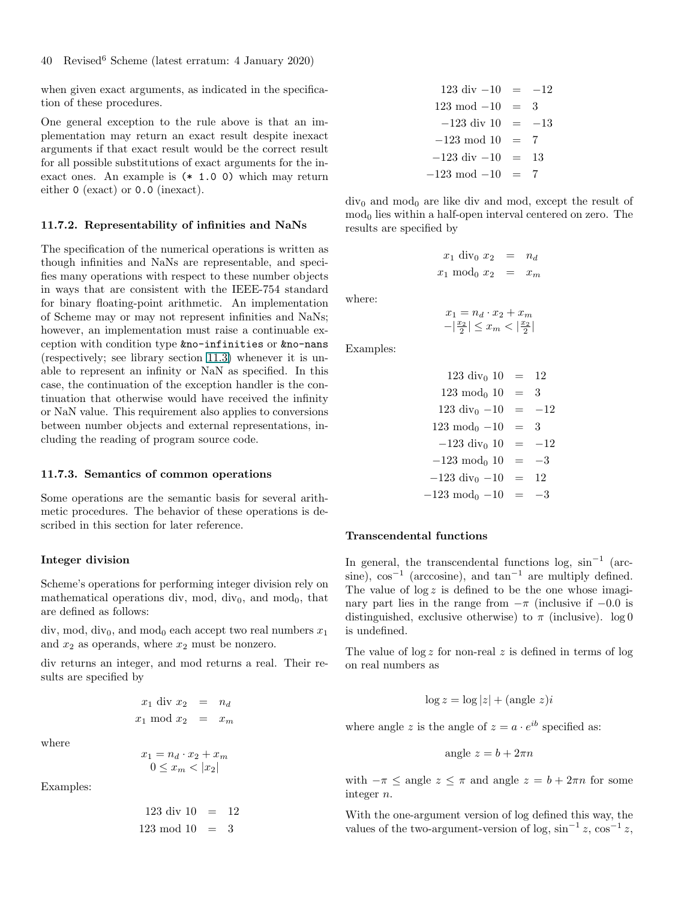when given exact arguments, as indicated in the specification of these procedures.

One general exception to the rule above is that an implementation may return an exact result despite inexact arguments if that exact result would be the correct result for all possible substitutions of exact arguments for the inexact ones. An example is `(* 1.0 0)` which may return either `0` (exact) or `0.0` (inexact).

### 11.7.2. Representability of infinities and NaNs

The specification of the numerical operations is written as though infinities and NaNs are representable, and specifies many operations with respect to these number objects in ways that are consistent with the IEEE-754 standard for binary floating-point arithmetic. An implementation of Scheme may or may not represent infinities and NaNs; however, an implementation must raise a continuable exception with condition type `&no-infinities` or `&no-nans` (respectively; see library section 11.3) whenever it is unable to represent an infinity or NaN as specified. In this case, the continuation of the exception handler is the continuation that otherwise would have received the infinity or NaN value. This requirement also applies to conversions between number objects and external representations, including the reading of program source code.

### 11.7.3. Semantics of common operations

Some operations are the semantic basis for several arithmetic procedures. The behavior of these operations is described in this section for later reference.

#### Integer division

Scheme's operations for performing integer division rely on mathematical operations div, mod, $\text{div}_0$, and $\text{mod}_0$, that are defined as follows:

div, mod, $\text{div}_0$, and $\text{mod}_0$ each accept two real numbers $x_1$ and $x_2$ as operands, where $x_2$ must be nonzero.

div returns an integer, and mod returns a real. Their results are specified by

$$
\begin{aligned}
x_1 \text{ div } x_2 &= n_d \\
x_1 \text{ mod } x_2 &= x_m
\end{aligned}
$$

where

$$
\begin{gathered}
x_1 = n_d \cdot x_2 + x_m \\
0 \leq x_m < |x_2|
\end{gathered}
$$

Examples:

$$
\begin{aligned}
123 \text{ div } 10 &= 12 \\
123 \text{ mod } 10 &= 3 \\
123 \text{ div } -10 &= -12 \\
123 \text{ mod } -10 &= 3 \\
-123 \text{ div } 10 &= -13 \\
-123 \text{ mod } 10 &= 7 \\
-123 \text{ div } -10 &= 13 \\
-123 \text{ mod } -10 &= 7
\end{aligned}
$$

$\text{div}_0$ and $\text{mod}_0$ are like div and mod, except the result of $\text{mod}_0$ lies within a half-open interval centered on zero. The results are specified by

$$
\begin{aligned}
x_1 \text{ div}_0\ x_2 &= n_d \\
x_1 \text{ mod}_0\ x_2 &= x_m
\end{aligned}
$$

where:

$$
\begin{gathered}
x_1 = n_d \cdot x_2 + x_m \\
-|\tfrac{x_2}{2}| \leq x_m < |\tfrac{x_2}{2}|
\end{gathered}
$$

Examples:

$$
\begin{aligned}
123 \text{ div}_0\ 10 &= 12 \\
123 \text{ mod}_0\ 10 &= 3 \\
123 \text{ div}_0\ -10 &= -12 \\
123 \text{ mod}_0\ -10 &= 3 \\
-123 \text{ div}_0\ 10 &= -12 \\
-123 \text{ mod}_0\ 10 &= -3 \\
-123 \text{ div}_0\ -10 &= 12 \\
-123 \text{ mod}_0\ -10 &= -3
\end{aligned}
$$

#### Transcendental functions

In general, the transcendental functions log, $\sin^{-1}$ (arcsine), $\cos^{-1}$ (arccosine), and $\tan^{-1}$ are multiply defined. The value of $\log z$ is defined to be the one whose imaginary part lies in the range from $-\pi$ (inclusive if $-0.0$ is distinguished, exclusive otherwise) to $\pi$ (inclusive). $\log 0$ is undefined.

The value of $\log z$ for non-real $z$ is defined in terms of log on real numbers as

$$
\log z = \log |z| + (\text{angle } z)i
$$

where angle $z$ is the angle of $z = a \cdot e^{ib}$ specified as:

$$
\text{angle } z = b + 2\pi n
$$

with $-\pi \leq \text{angle } z \leq \pi$ and angle $z = b + 2\pi n$ for some integer $n$.

With the one-argument version of log defined this way, the values of the two-argument-version of log, $\sin^{-1} z$, $\cos^{-1} z$,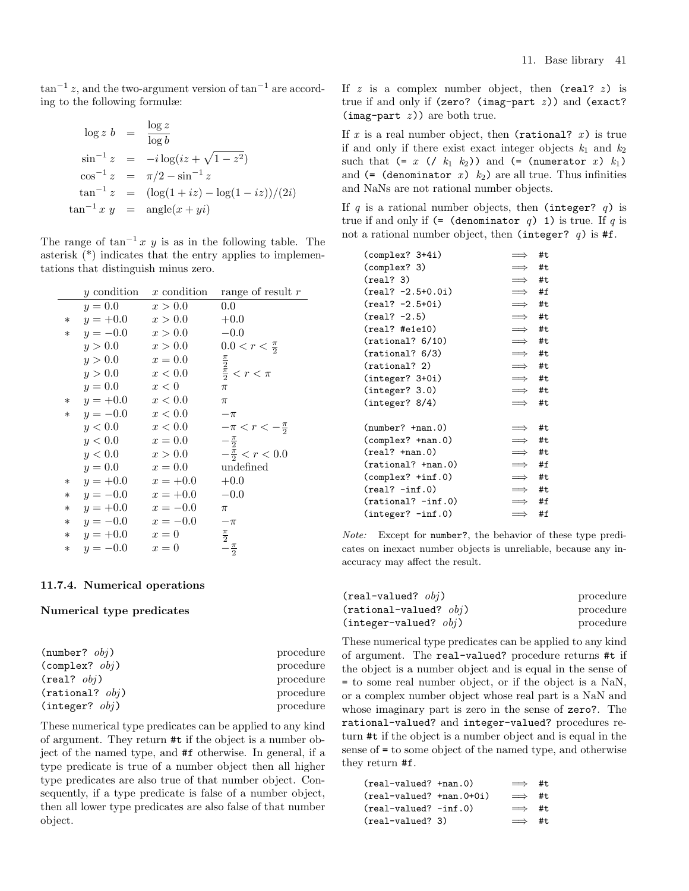$\tan^{-1} z$, and the two-argument version of $\tan^{-1}$ are according to the following formulæ:

$$
\begin{aligned}
\log z\ b &= \frac{\log z}{\log b} \\
\sin^{-1} z &= -i \log(iz + \sqrt{1 - z^2}) \\
\cos^{-1} z &= \pi/2 - \sin^{-1} z \\
\tan^{-1} z &= (\log(1 + iz) - \log(1 - iz))/(2i) \\
\tan^{-1} x\ y &= \text{angle}(x + yi)
\end{aligned}
$$

The range of $\tan^{-1} x\ y$ is as in the following table. The asterisk (*) indicates that the entry applies to implementations that distinguish minus zero.

| | $y$ condition | $x$ condition | range of result $r$ |
|---|---|---|---|
| | $y = 0.0$ | $x > 0.0$ | $0.0$ |
| * | $y = +0.0$ | $x > 0.0$ | $+0.0$ |
| * | $y = -0.0$ | $x > 0.0$ | $-0.0$ |
| | $y > 0.0$ | $x > 0.0$ | $0.0 < r < \frac{\pi}{2}$ |
| | $y > 0.0$ | $x = 0.0$ | $\frac{\pi}{2}$ |
| | $y > 0.0$ | $x < 0.0$ | $\frac{\pi}{2} < r < \pi$ |
| | $y = 0.0$ | $x < 0$ | $\pi$ |
| * | $y = +0.0$ | $x < 0.0$ | $\pi$ |
| * | $y = -0.0$ | $x < 0.0$ | $-\pi$ |
| | $y < 0.0$ | $x < 0.0$ | $-\pi < r < -\frac{\pi}{2}$ |
| | $y < 0.0$ | $x = 0.0$ | $-\frac{\pi}{2}$ |
| | $y < 0.0$ | $x > 0.0$ | $-\frac{\pi}{2} < r < 0.0$ |
| | $y = 0.0$ | $x = 0.0$ | undefined |
| * | $y = +0.0$ | $x = +0.0$ | $+0.0$ |
| * | $y = -0.0$ | $x = +0.0$ | $-0.0$ |
| * | $y = +0.0$ | $x = -0.0$ | $\pi$ |
| * | $y = -0.0$ | $x = -0.0$ | $-\pi$ |
| * | $y = +0.0$ | $x = 0$ | $\frac{\pi}{2}$ |
| * | $y = -0.0$ | $x = 0$ | $-\frac{\pi}{2}$ |

### 11.7.4. Numerical operations

#### Numerical type predicates

`(number? obj)` procedure
`(complex? obj)` procedure
`(real? obj)` procedure
`(rational? obj)` procedure
`(integer? obj)` procedure

These numerical type predicates can be applied to any kind of argument. They return `#t` if the object is a number object of the named type, and `#f` otherwise. In general, if a type predicate is true of a number object then all higher type predicates are also true of that number object. Consequently, if a type predicate is false of a number object, then all lower type predicates are also false of that number object.

If $z$ is a complex number object, then `(real? z)` is true if and only if `(zero? (imag-part z))` and `(exact? (imag-part z))` are both true.

If $x$ is a real number object, then `(rational? x)` is true if and only if there exist exact integer objects $k_1$ and $k_2$ such that `(= x (/ k1 k2))` and `(= (numerator x) k1)` and `(= (denominator x) k2)` are all true. Thus infinities and NaNs are not rational number objects.

If $q$ is a rational number objects, then `(integer? q)` is true if and only if `(= (denominator q) 1)` is true. If $q$ is not a rational number object, then `(integer? q)` is `#f`.

```
(complex? 3+4i)          ⟹ #t
(complex? 3)             ⟹ #t
(real? 3)                ⟹ #t
(real? -2.5+0.0i)        ⟹ #f
(real? -2.5+0i)          ⟹ #t
(real? -2.5)             ⟹ #t
(real? #e1e10)           ⟹ #t
(rational? 6/10)         ⟹ #t
(rational? 6/3)          ⟹ #t
(rational? 2)            ⟹ #t
(integer? 3+0i)          ⟹ #t
(integer? 3.0)           ⟹ #t
(integer? 8/4)           ⟹ #t

(number? +nan.0)         ⟹ #t
(complex? +nan.0)        ⟹ #t
(real? +nan.0)           ⟹ #t
(rational? +nan.0)       ⟹ #f
(complex? +inf.0)        ⟹ #t
(real? -inf.0)           ⟹ #t
(rational? -inf.0)       ⟹ #f
(integer? -inf.0)        ⟹ #f
```

*Note:* Except for `number?`, the behavior of these type predicates on inexact number objects is unreliable, because any inaccuracy may affect the result.

`(real-valued? obj)` procedure
`(rational-valued? obj)` procedure
`(integer-valued? obj)` procedure

These numerical type predicates can be applied to any kind of argument. The `real-valued?` procedure returns `#t` if the object is a number object and is equal in the sense of `=` to some real number object, or if the object is a NaN, or a complex number object whose real part is a NaN and whose imaginary part is zero in the sense of `zero?`. The `rational-valued?` and `integer-valued?` procedures return `#t` if the object is a number object and is equal in the sense of `=` to some object of the named type, and otherwise they return `#f`.

```
(real-valued? +nan.0)       ⟹ #t
(real-valued? +nan.0+0i)    ⟹ #t
(real-valued? -inf.0)       ⟹ #t
(real-valued? 3)            ⟹ #t
```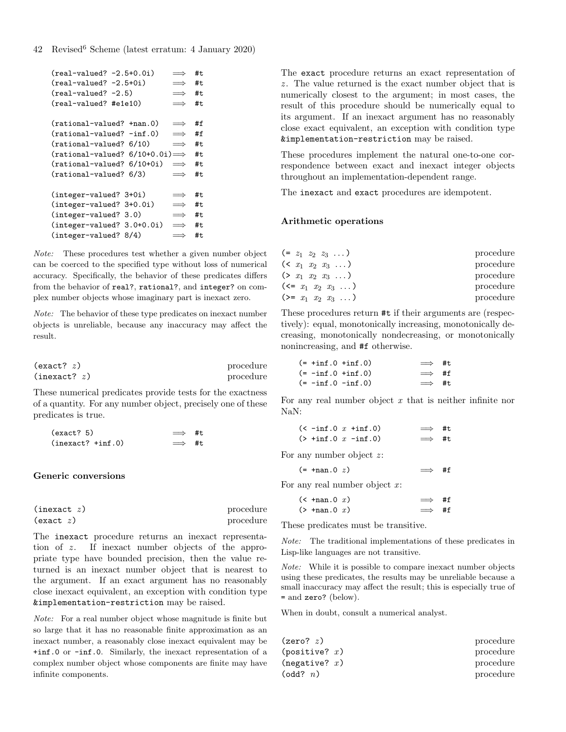```
(real-valued? -2.5+0.0i)     ⟹  #t
(real-valued? -2.5+0i)       ⟹  #t
(real-valued? -2.5)          ⟹  #t
(real-valued? #e1e10)        ⟹  #t

(rational-valued? +nan.0)    ⟹  #f
(rational-valued? -inf.0)    ⟹  #f
(rational-valued? 6/10)      ⟹  #t
(rational-valued? 6/10+0.0i) ⟹  #t
(rational-valued? 6/10+0i)   ⟹  #t
(rational-valued? 6/3)       ⟹  #t

(integer-valued? 3+0i)       ⟹  #t
(integer-valued? 3+0.0i)     ⟹  #t
(integer-valued? 3.0)        ⟹  #t
(integer-valued? 3.0+0.0i)   ⟹  #t
(integer-valued? 8/4)        ⟹  #t
```

*Note:* These procedures test whether a given number object can be coerced to the specified type without loss of numerical accuracy. Specifically, the behavior of these predicates differs from the behavior of `real?`, `rational?`, and `integer?` on complex number objects whose imaginary part is inexact zero.

*Note:* The behavior of these type predicates on inexact number objects is unreliable, because any inaccuracy may affect the result.

| | |
|---|---|
| `(exact? z)` | procedure |
| `(inexact? z)` | procedure |

These numerical predicates provide tests for the exactness of a quantity. For any number object, precisely one of these predicates is true.

```
(exact? 5)          ⟹  #t
(inexact? +inf.0)   ⟹  #t
```

### Generic conversions

| | |
|---|---|
| `(inexact z)` | procedure |
| `(exact z)` | procedure |

The `inexact` procedure returns an inexact representation of $z$. If inexact number objects of the appropriate type have bounded precision, then the value returned is an inexact number object that is nearest to the argument. If an exact argument has no reasonably close inexact equivalent, an exception with condition type `&implementation-restriction` may be raised.

*Note:* For a real number object whose magnitude is finite but so large that it has no reasonable finite approximation as an inexact number, a reasonably close inexact equivalent may be `+inf.0` or `-inf.0`. Similarly, the inexact representation of a complex number object whose components are finite may have infinite components.

The `exact` procedure returns an exact representation of $z$. The value returned is the exact number object that is numerically closest to the argument; in most cases, the result of this procedure should be numerically equal to its argument. If an inexact argument has no reasonably close exact equivalent, an exception with condition type `&implementation-restriction` may be raised.

These procedures implement the natural one-to-one correspondence between exact and inexact integer objects throughout an implementation-dependent range.

The `inexact` and `exact` procedures are idempotent.

### Arithmetic operations

| | |
|---|---|
| `(=` $z_1$ $z_2$ $z_3$ `...)` | procedure |
| `(<` $x_1$ $x_2$ $x_3$ `...)` | procedure |
| `(>` $x_1$ $x_2$ $x_3$ `...)` | procedure |
| `(<=` $x_1$ $x_2$ $x_3$ `...)` | procedure |
| `(>=` $x_1$ $x_2$ $x_3$ `...)` | procedure |

These procedures return `#t` if their arguments are (respectively): equal, monotonically increasing, monotonically decreasing, monotonically nondecreasing, or monotonically nonincreasing, and `#f` otherwise.

```
(= +inf.0 +inf.0)    ⟹  #t
(= -inf.0 +inf.0)    ⟹  #f
(= -inf.0 -inf.0)    ⟹  #t
```

For any real number object $x$ that is neither infinite nor NaN:

```
(< -inf.0 x +inf.0)  ⟹  #t
(> +inf.0 x -inf.0)  ⟹  #t
```

For any number object $z$:

```
(= +nan.0 z)         ⟹  #f
```

For any real number object $x$:

```
(< +nan.0 x)         ⟹  #f
(> +nan.0 x)         ⟹  #f
```

These predicates must be transitive.

*Note:* The traditional implementations of these predicates in Lisp-like languages are not transitive.

*Note:* While it is possible to compare inexact number objects using these predicates, the results may be unreliable because a small inaccuracy may affect the result; this is especially true of `=` and `zero?` (below).

When in doubt, consult a numerical analyst.

| | |
|---|---|
| `(zero? z)` | procedure |
| `(positive? x)` | procedure |
| `(negative? x)` | procedure |
| `(odd? n)` | procedure |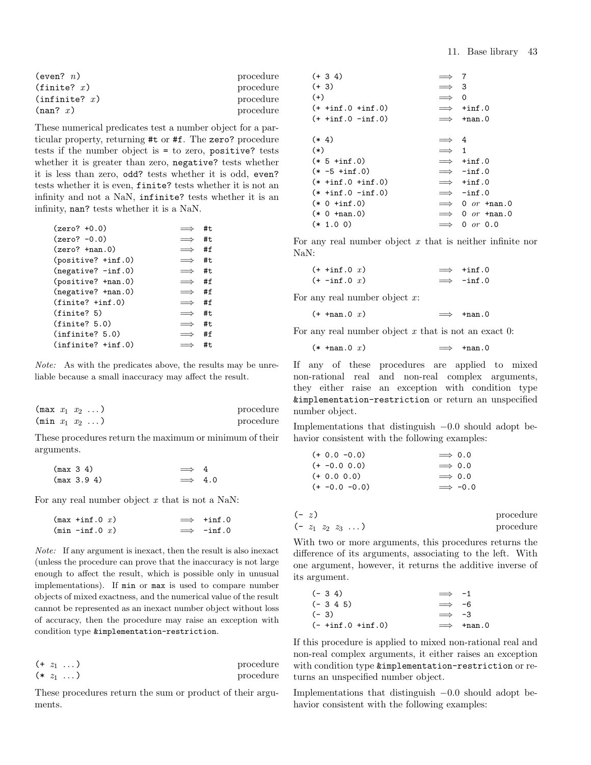`(even? n)` procedure
`(finite? x)` procedure
`(infinite? x)` procedure
`(nan? x)` procedure

These numerical predicates test a number object for a particular property, returning `#t` or `#f`. The `zero?` procedure tests if the number object is `=` to zero, `positive?` tests whether it is greater than zero, `negative?` tests whether it is less than zero, `odd?` tests whether it is odd, `even?` tests whether it is even, `finite?` tests whether it is not an infinity and not a NaN, `infinite?` tests whether it is an infinity, `nan?` tests whether it is a NaN.

```
(zero? +0.0)          ⟹  #t
(zero? -0.0)          ⟹  #t
(zero? +nan.0)        ⟹  #f
(positive? +inf.0)    ⟹  #t
(negative? -inf.0)    ⟹  #t
(positive? +nan.0)    ⟹  #f
(negative? +nan.0)    ⟹  #f
(finite? +inf.0)      ⟹  #f
(finite? 5)           ⟹  #t
(finite? 5.0)         ⟹  #t
(infinite? 5.0)       ⟹  #f
(infinite? +inf.0)    ⟹  #t
```

*Note:* As with the predicates above, the results may be unreliable because a small inaccuracy may affect the result.

`(max x1 x2 ...)` procedure
`(min x1 x2 ...)` procedure

These procedures return the maximum or minimum of their arguments.

```
(max 3 4)      ⟹  4
(max 3.9 4)    ⟹  4.0
```

For any real number object $x$ that is not a NaN:

```
(max +inf.0 x)    ⟹  +inf.0
(min -inf.0 x)    ⟹  -inf.0
```

*Note:* If any argument is inexact, then the result is also inexact (unless the procedure can prove that the inaccuracy is not large enough to affect the result, which is possible only in unusual implementations). If `min` or `max` is used to compare number objects of mixed exactness, and the numerical value of the result cannot be represented as an inexact number object without loss of accuracy, then the procedure may raise an exception with condition type `&implementation-restriction`.

`(+ z1 ...)` procedure
`(* z1 ...)` procedure

These procedures return the sum or product of their arguments.

```
(+ 3 4)              ⟹  7
(+ 3)                ⟹  3
(+)                  ⟹  0
(+ +inf.0 +inf.0)    ⟹  +inf.0
(+ +inf.0 -inf.0)    ⟹  +nan.0

(* 4)                ⟹  4
(*)                  ⟹  1
(* 5 +inf.0)         ⟹  +inf.0
(* -5 +inf.0)        ⟹  -inf.0
(* +inf.0 +inf.0)    ⟹  +inf.0
(* +inf.0 -inf.0)    ⟹  -inf.0
(* 0 +inf.0)         ⟹  0 or +nan.0
(* 0 +nan.0)         ⟹  0 or +nan.0
(* 1.0 0)            ⟹  0 or 0.0
```

For any real number object $x$ that is neither infinite nor NaN:

```
(+ +inf.0 x)    ⟹  +inf.0
(+ -inf.0 x)    ⟹  -inf.0
```

For any real number object $x$:

```
(+ +nan.0 x)    ⟹  +nan.0
```

For any real number object $x$ that is not an exact 0:

```
(* +nan.0 x)    ⟹  +nan.0
```

If any of these procedures are applied to mixed non-rational real and non-real complex arguments, they either raise an exception with condition type `&implementation-restriction` or return an unspecified number object.

Implementations that distinguish −0.0 should adopt behavior consistent with the following examples:

```
(+ 0.0 -0.0)     ⟹  0.0
(+ -0.0 0.0)     ⟹  0.0
(+ 0.0 0.0)      ⟹  0.0
(+ -0.0 -0.0)    ⟹  -0.0
```

`(- z)` procedure
`(- z1 z2 z3 ...)` procedure

With two or more arguments, this procedures returns the difference of its arguments, associating to the left. With one argument, however, it returns the additive inverse of its argument.

```
(- 3 4)              ⟹  -1
(- 3 4 5)            ⟹  -6
(- 3)                ⟹  -3
(- +inf.0 +inf.0)    ⟹  +nan.0
```

If this procedure is applied to mixed non-rational real and non-real complex arguments, it either raises an exception with condition type `&implementation-restriction` or returns an unspecified number object.

Implementations that distinguish −0.0 should adopt behavior consistent with the following examples: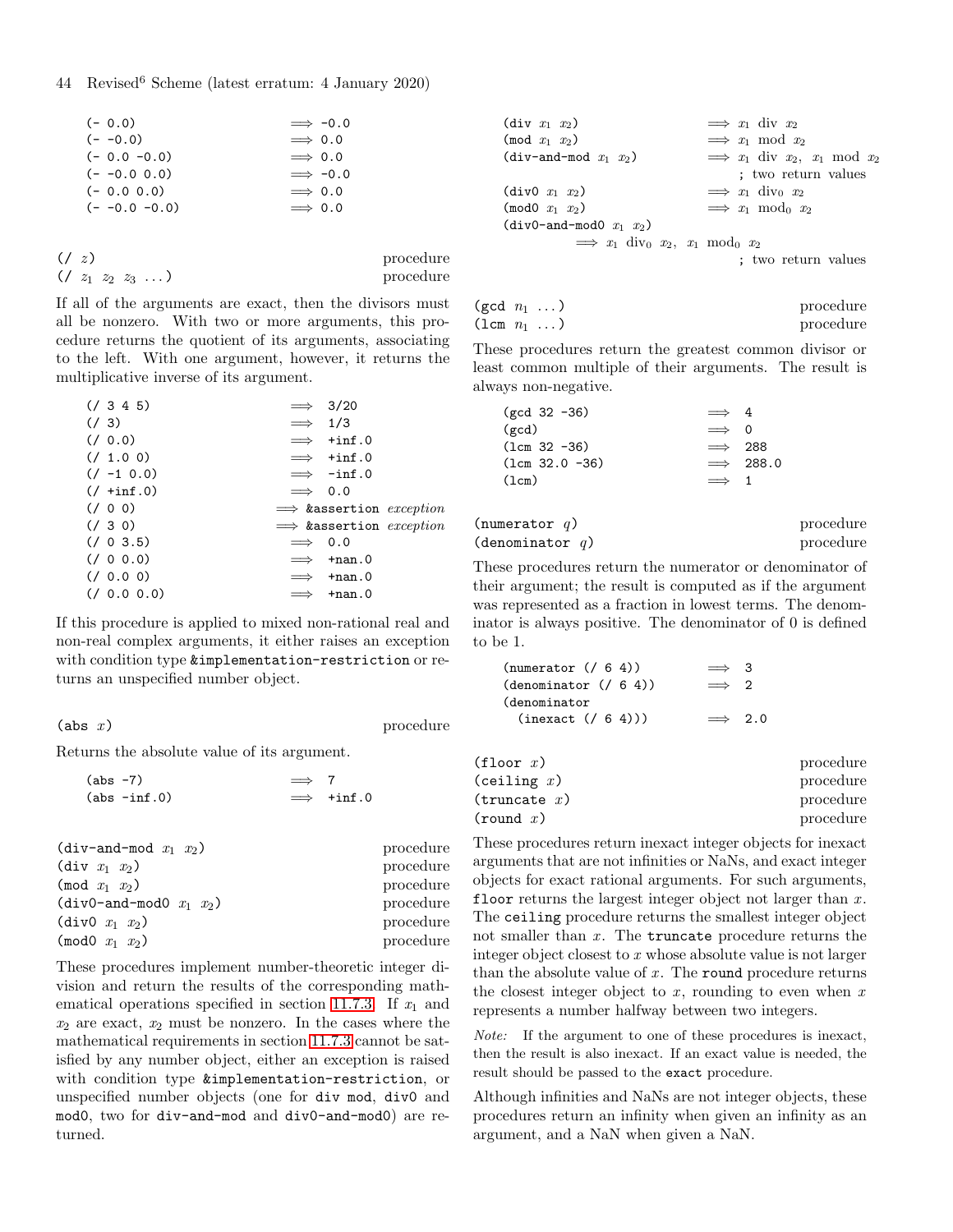```
(- 0.0)                    ⟹ -0.0
(- -0.0)                   ⟹ 0.0
(- 0.0 -0.0)               ⟹ 0.0
(- -0.0 0.0)               ⟹ -0.0
(- 0.0 0.0)                ⟹ 0.0
(- -0.0 -0.0)              ⟹ 0.0
```

(/ *z*) procedure
(/ $z_1$ $z_2$ $z_3$ ...) procedure

If all of the arguments are exact, then the divisors must all be nonzero. With two or more arguments, this procedure returns the quotient of its arguments, associating to the left. With one argument, however, it returns the multiplicative inverse of its argument.

```
(/ 3 4 5)                  ⟹ 3/20
(/ 3)                      ⟹ 1/3
(/ 0.0)                    ⟹ +inf.0
(/ 1.0 0)                  ⟹ +inf.0
(/ -1 0.0)                 ⟹ -inf.0
(/ +inf.0)                 ⟹ 0.0
(/ 0 0)                    ⟹ &assertion exception
(/ 3 0)                    ⟹ &assertion exception
(/ 0 3.5)                  ⟹ 0.0
(/ 0 0.0)                  ⟹ +nan.0
(/ 0.0 0)                  ⟹ +nan.0
(/ 0.0 0.0)                ⟹ +nan.0
```

If this procedure is applied to mixed non-rational real and non-real complex arguments, it either raises an exception with condition type `&implementation-restriction` or returns an unspecified number object.

(abs *x*) procedure

Returns the absolute value of its argument.

```
(abs -7)                   ⟹ 7
(abs -inf.0)               ⟹ +inf.0
```

(div-and-mod $x_1$ $x_2$) procedure
(div $x_1$ $x_2$) procedure
(mod $x_1$ $x_2$) procedure
(div0-and-mod0 $x_1$ $x_2$) procedure
(div0 $x_1$ $x_2$) procedure
(mod0 $x_1$ $x_2$) procedure

These procedures implement number-theoretic integer division and return the results of the corresponding mathematical operations specified in section 11.7.3. If $x_1$ and $x_2$ are exact, $x_2$ must be nonzero. In the cases where the mathematical requirements in section 11.7.3 cannot be satisfied by any number object, either an exception is raised with condition type `&implementation-restriction`, or unspecified number objects (one for `div` `mod`, `div0` and `mod0`, two for `div-and-mod` and `div0-and-mod0`) are returned.

(div $x_1$ $x_2$) ⟹ $x_1$ div $x_2$
(mod $x_1$ $x_2$) ⟹ $x_1$ mod $x_2$
(div-and-mod $x_1$ $x_2$) ⟹ $x_1$ div $x_2$, $x_1$ mod $x_2$ ; two return values
(div0 $x_1$ $x_2$) ⟹ $x_1$ $\text{div}_0$ $x_2$
(mod0 $x_1$ $x_2$) ⟹ $x_1$ $\text{mod}_0$ $x_2$
(div0-and-mod0 $x_1$ $x_2$) ⟹ $x_1$ $\text{div}_0$ $x_2$, $x_1$ $\text{mod}_0$ $x_2$ ; two return values

(gcd $n_1$ ...) procedure
(lcm $n_1$ ...) procedure

These procedures return the greatest common divisor or least common multiple of their arguments. The result is always non-negative.

```
(gcd 32 -36)               ⟹ 4
(gcd)                      ⟹ 0
(lcm 32 -36)               ⟹ 288
(lcm 32.0 -36)             ⟹ 288.0
(lcm)                      ⟹ 1
```

(numerator *q*) procedure
(denominator *q*) procedure

These procedures return the numerator or denominator of their argument; the result is computed as if the argument was represented as a fraction in lowest terms. The denominator is always positive. The denominator of 0 is defined to be 1.

```
(numerator (/ 6 4))        ⟹ 3
(denominator (/ 6 4))      ⟹ 2
(denominator
  (inexact (/ 6 4)))       ⟹ 2.0
```

(floor *x*) procedure
(ceiling *x*) procedure
(truncate *x*) procedure
(round *x*) procedure

These procedures return inexact integer objects for inexact arguments that are not infinities or NaNs, and exact integer objects for exact rational arguments. For such arguments, `floor` returns the largest integer object not larger than *x*. The `ceiling` procedure returns the smallest integer object not smaller than *x*. The `truncate` procedure returns the integer object closest to *x* whose absolute value is not larger than the absolute value of *x*. The `round` procedure returns the closest integer object to *x*, rounding to even when *x* represents a number halfway between two integers.

*Note:* If the argument to one of these procedures is inexact, then the result is also inexact. If an exact value is needed, the result should be passed to the `exact` procedure.

Although infinities and NaNs are not integer objects, these procedures return an infinity when given an infinity as an argument, and a NaN when given a NaN.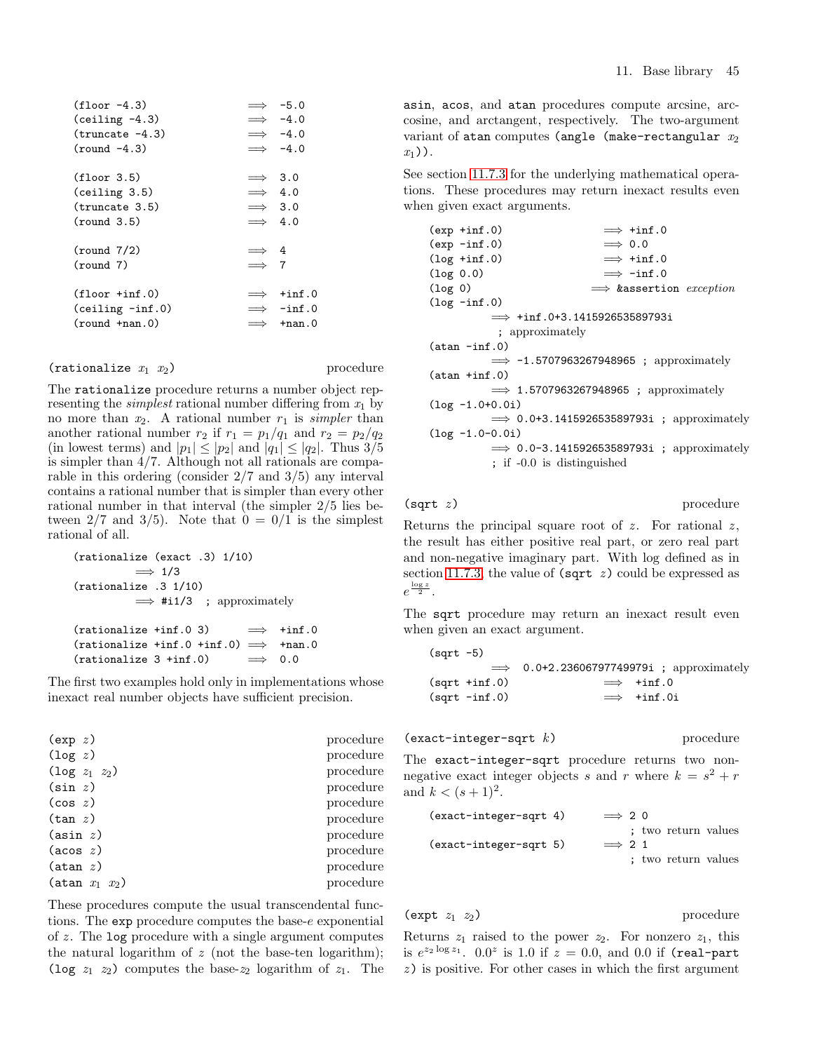```
(floor -4.3)        ⟹  -5.0
(ceiling -4.3)      ⟹  -4.0
(truncate -4.3)     ⟹  -4.0
(round -4.3)        ⟹  -4.0

(floor 3.5)         ⟹  3.0
(ceiling 3.5)       ⟹  4.0
(truncate 3.5)      ⟹  3.0
(round 3.5)         ⟹  4.0

(round 7/2)         ⟹  4
(round 7)           ⟹  7

(floor +inf.0)      ⟹  +inf.0
(ceiling -inf.0)    ⟹  -inf.0
(round +nan.0)      ⟹  +nan.0
```

`(rationalize` $x_1$ $x_2$`)` procedure

The `rationalize` procedure returns a number object representing the *simplest* rational number differing from $x_1$ by no more than $x_2$. A rational number $r_1$ is *simpler* than another rational number $r_2$ if $r_1 = p_1/q_1$ and $r_2 = p_2/q_2$ (in lowest terms) and $|p_1| \leq |p_2|$ and $|q_1| \leq |q_2|$. Thus $3/5$ is simpler than $4/7$. Although not all rationals are comparable in this ordering (consider $2/7$ and $3/5$) any interval contains a rational number that is simpler than every other rational number in that interval (the simpler $2/5$ lies between $2/7$ and $3/5$). Note that $0 = 0/1$ is the simplest rational of all.

```
(rationalize (exact .3) 1/10)
          ⟹ 1/3
(rationalize .3 1/10)
          ⟹ #i1/3  ; approximately

(rationalize +inf.0 3)       ⟹  +inf.0
(rationalize +inf.0 +inf.0)  ⟹  +nan.0
(rationalize 3 +inf.0)       ⟹  0.0
```

The first two examples hold only in implementations whose inexact real number objects have sufficient precision.

`(exp` $z$`)` procedure
`(log` $z$`)` procedure
`(log` $z_1$ $z_2$`)` procedure
`(sin` $z$`)` procedure
`(cos` $z$`)` procedure
`(tan` $z$`)` procedure
`(asin` $z$`)` procedure
`(acos` $z$`)` procedure
`(atan` $z$`)` procedure
`(atan` $x_1$ $x_2$`)` procedure

These procedures compute the usual transcendental functions. The `exp` procedure computes the base-$e$ exponential of $z$. The `log` procedure with a single argument computes the natural logarithm of $z$ (not the base-ten logarithm); `(log` $z_1$ $z_2$`)` computes the base-$z_2$ logarithm of $z_1$. The `asin`, `acos`, and `atan` procedures compute arcsine, arccosine, and arctangent, respectively. The two-argument variant of `atan` computes `(angle (make-rectangular` $x_2$ $x_1$`))`.

See section 11.7.3 for the underlying mathematical operations. These procedures may return inexact results even when given exact arguments.

```
(exp +inf.0)          ⟹ +inf.0
(exp -inf.0)          ⟹ 0.0
(log +inf.0)          ⟹ +inf.0
(log 0.0)             ⟹ -inf.0
(log 0)               ⟹ &assertion exception
(log -inf.0)
          ⟹ +inf.0+3.141592653589793i
          ; approximately
(atan -inf.0)
          ⟹ -1.5707963267948965 ; approximately
(atan +inf.0)
          ⟹ 1.5707963267948965 ; approximately
(log -1.0+0.0i)
          ⟹ 0.0+3.141592653589793i ; approximately
(log -1.0-0.0i)
          ⟹ 0.0-3.141592653589793i ; approximately
          ; if -0.0 is distinguished
```

`(sqrt` $z$`)` procedure

Returns the principal square root of $z$. For rational $z$, the result has either positive real part, or zero real part and non-negative imaginary part. With log defined as in section 11.7.3, the value of `(sqrt` $z$`)` could be expressed as $e^{\frac{\log z}{2}}$.

The `sqrt` procedure may return an inexact result even when given an exact argument.

```
(sqrt -5)
          ⟹  0.0+2.23606797749979i ; approximately
(sqrt +inf.0)         ⟹  +inf.0
(sqrt -inf.0)         ⟹  +inf.0i
```

`(exact-integer-sqrt` $k$`)` procedure

The `exact-integer-sqrt` procedure returns two non-negative exact integer objects $s$ and $r$ where $k = s^2 + r$ and $k < (s+1)^2$.

```
(exact-integer-sqrt 4)     ⟹ 2 0
                           ; two return values
(exact-integer-sqrt 5)     ⟹ 2 1
                           ; two return values
```

`(expt` $z_1$ $z_2$`)` procedure

Returns $z_1$ raised to the power $z_2$. For nonzero $z_1$, this is $e^{z_2 \log z_1}$. $0.0^z$ is 1.0 if $z = 0.0$, and 0.0 if `(real-part` $z$`)` is positive. For other cases in which the first argument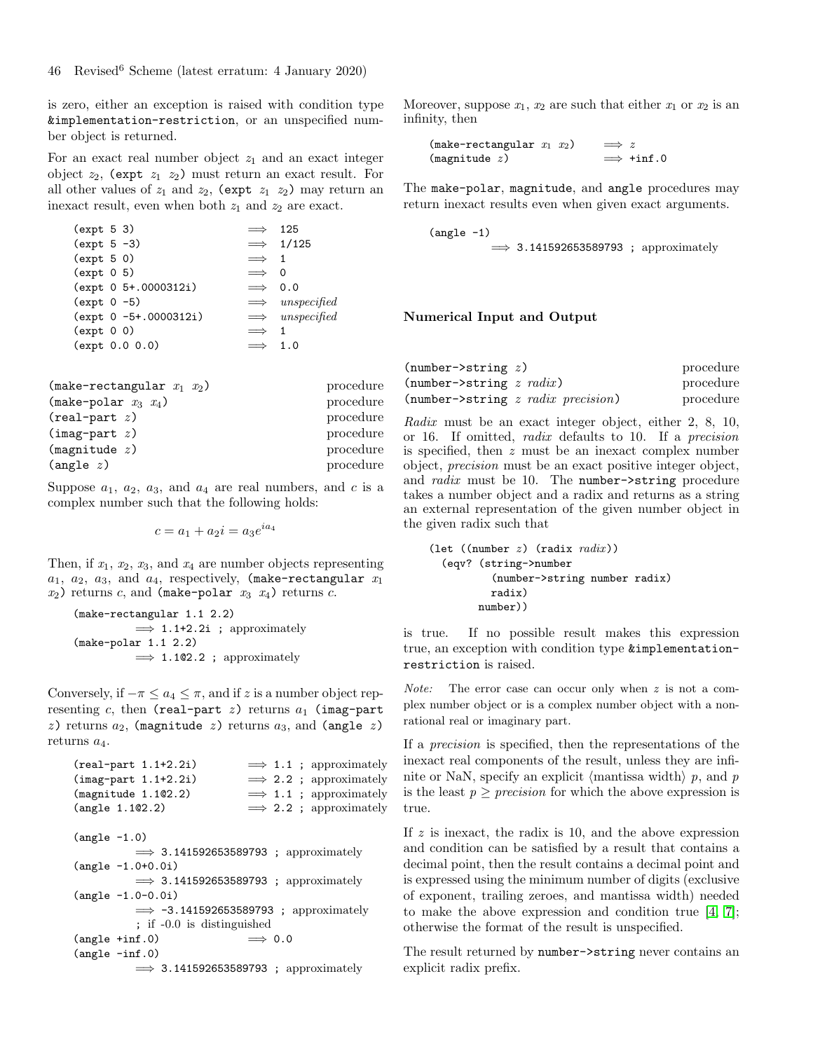is zero, either an exception is raised with condition type `&implementation-restriction`, or an unspecified number object is returned.

For an exact real number object $z_1$ and an exact integer object $z_2$, (`expt` $z_1$ $z_2$) must return an exact result. For all other values of $z_1$ and $z_2$, (`expt` $z_1$ $z_2$) may return an inexact result, even when both $z_1$ and $z_2$ are exact.

```
(expt 5 3)                  ⟹  125
(expt 5 -3)                 ⟹  1/125
(expt 5 0)                  ⟹  1
(expt 0 5)                  ⟹  0
(expt 0 5+.0000312i)        ⟹  0.0
(expt 0 -5)                 ⟹  unspecified
(expt 0 -5+.0000312i)       ⟹  unspecified
(expt 0 0)                  ⟹  1
(expt 0.0 0.0)              ⟹  1.0
```

(make-rectangular $x_1$ $x_2$) procedure
(make-polar $x_3$ $x_4$) procedure
(real-part $z$) procedure
(imag-part $z$) procedure
(magnitude $z$) procedure
(angle $z$) procedure

Suppose $a_1$, $a_2$, $a_3$, and $a_4$ are real numbers, and $c$ is a complex number such that the following holds:

$$c = a_1 + a_2 i = a_3 e^{ia_4}$$

Then, if $x_1$, $x_2$, $x_3$, and $x_4$ are number objects representing $a_1$, $a_2$, $a_3$, and $a_4$, respectively, (`make-rectangular` $x_1$ $x_2$) returns $c$, and (`make-polar` $x_3$ $x_4$) returns $c$.

```
(make-rectangular 1.1 2.2)
        ⟹ 1.1+2.2i ; approximately
(make-polar 1.1 2.2)
        ⟹ 1.1@2.2 ; approximately
```

Conversely, if $-\pi \leq a_4 \leq \pi$, and if $z$ is a number object representing $c$, then (`real-part` $z$) returns $a_1$ (`imag-part` $z$) returns $a_2$, (`magnitude` $z$) returns $a_3$, and (`angle` $z$) returns $a_4$.

```
(real-part 1.1+2.2i)        ⟹ 1.1 ; approximately
(imag-part 1.1+2.2i)        ⟹ 2.2 ; approximately
(magnitude 1.1@2.2)         ⟹ 1.1 ; approximately
(angle 1.1@2.2)             ⟹ 2.2 ; approximately

(angle -1.0)
        ⟹ 3.141592653589793 ; approximately
(angle -1.0+0.0i)
        ⟹ 3.141592653589793 ; approximately
(angle -1.0-0.0i)
        ⟹ -3.141592653589793 ; approximately
        ; if -0.0 is distinguished
(angle +inf.0)              ⟹ 0.0
(angle -inf.0)
        ⟹ 3.141592653589793 ; approximately
```

Moreover, suppose $x_1$, $x_2$ are such that either $x_1$ or $x_2$ is an infinity, then

```
(make-rectangular x1 x2)    ⟹ z
(magnitude z)               ⟹ +inf.0
```

The `make-polar`, `magnitude`, and `angle` procedures may return inexact results even when given exact arguments.

```
(angle -1)
        ⟹ 3.141592653589793 ; approximately
```

### Numerical Input and Output

(number->string $z$) procedure
(number->string $z$ *radix*) procedure
(number->string $z$ *radix precision*) procedure

*Radix* must be an exact integer object, either 2, 8, 10, or 16. If omitted, *radix* defaults to 10. If a *precision* is specified, then $z$ must be an inexact complex number object, *precision* must be an exact positive integer object, and *radix* must be 10. The `number->string` procedure takes a number object and a radix and returns as a string an external representation of the given number object in the given radix such that

```
(let ((number z) (radix radix))
  (eqv? (string->number
          (number->string number radix)
          radix)
        number))
```

is true. If no possible result makes this expression true, an exception with condition type `&implementation-restriction` is raised.

*Note:* The error case can occur only when $z$ is not a complex number object or is a complex number object with a non-rational real or imaginary part.

If a *precision* is specified, then the representations of the inexact real components of the result, unless they are infinite or NaN, specify an explicit ⟨mantissa width⟩ $p$, and $p$ is the least $p \geq$ *precision* for which the above expression is true.

If $z$ is inexact, the radix is 10, and the above expression and condition can be satisfied by a result that contains a decimal point, then the result contains a decimal point and is expressed using the minimum number of digits (exclusive of exponent, trailing zeroes, and mantissa width) needed to make the above expression and condition true [4, 7]; otherwise the format of the result is unspecified.

The result returned by `number->string` never contains an explicit radix prefix.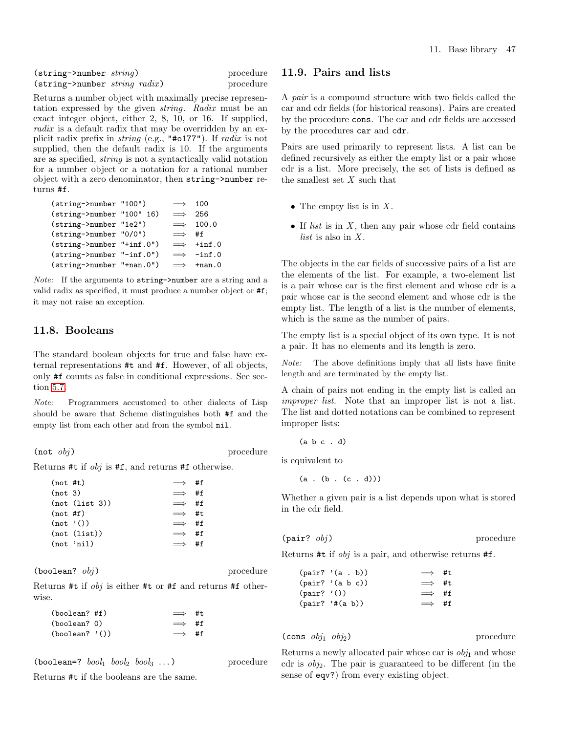(string->number *string*) procedure
(string->number *string radix*) procedure

Returns a number object with maximally precise representation expressed by the given *string*. *Radix* must be an exact integer object, either 2, 8, 10, or 16. If supplied, *radix* is a default radix that may be overridden by an explicit radix prefix in *string* (e.g., "#o177"). If *radix* is not supplied, then the default radix is 10. If the arguments are as specified, *string* is not a syntactically valid notation for a number object or a notation for a rational number object with a zero denominator, then string->number returns #f.

```
(string->number "100")      ⟹  100
(string->number "100" 16)   ⟹  256
(string->number "1e2")      ⟹  100.0
(string->number "0/0")      ⟹  #f
(string->number "+inf.0")   ⟹  +inf.0
(string->number "-inf.0")   ⟹  -inf.0
(string->number "+nan.0")   ⟹  +nan.0
```

*Note:* If the arguments to string->number are a string and a valid radix as specified, it must produce a number object or #f; it may not raise an exception.

## 11.8. Booleans

The standard boolean objects for true and false have external representations #t and #f. However, of all objects, only #f counts as false in conditional expressions. See section 5.7.

*Note:* Programmers accustomed to other dialects of Lisp should be aware that Scheme distinguishes both #f and the empty list from each other and from the symbol nil.

(not *obj*) procedure

Returns #t if *obj* is #f, and returns #f otherwise.

```
(not #t)         ⟹  #f
(not 3)          ⟹  #f
(not (list 3))   ⟹  #f
(not #f)         ⟹  #t
(not '())        ⟹  #f
(not (list))     ⟹  #f
(not 'nil)       ⟹  #f
```

(boolean? *obj*) procedure

Returns #t if *obj* is either #t or #f and returns #f otherwise.

```
(boolean? #f)    ⟹  #t
(boolean? 0)     ⟹  #f
(boolean? '())   ⟹  #f
```

(boolean=? $bool_1$ $bool_2$ $bool_3$ ...) procedure

Returns #t if the booleans are the same.

## 11.9. Pairs and lists

A *pair* is a compound structure with two fields called the car and cdr fields (for historical reasons). Pairs are created by the procedure cons. The car and cdr fields are accessed by the procedures car and cdr.

Pairs are used primarily to represent lists. A list can be defined recursively as either the empty list or a pair whose cdr is a list. More precisely, the set of lists is defined as the smallest set $X$ such that

- The empty list is in $X$.
- If *list* is in $X$, then any pair whose cdr field contains *list* is also in $X$.

The objects in the car fields of successive pairs of a list are the elements of the list. For example, a two-element list is a pair whose car is the first element and whose cdr is a pair whose car is the second element and whose cdr is the empty list. The length of a list is the number of elements, which is the same as the number of pairs.

The empty list is a special object of its own type. It is not a pair. It has no elements and its length is zero.

*Note:* The above definitions imply that all lists have finite length and are terminated by the empty list.

A chain of pairs not ending in the empty list is called an *improper list*. Note that an improper list is not a list. The list and dotted notations can be combined to represent improper lists:

```
(a b c . d)
```

is equivalent to

```
(a . (b . (c . d)))
```

Whether a given pair is a list depends upon what is stored in the cdr field.

(pair? *obj*) procedure

Returns #t if *obj* is a pair, and otherwise returns #f.

```
(pair? '(a . b))   ⟹  #t
(pair? '(a b c))   ⟹  #t
(pair? '())        ⟹  #f
(pair? '#(a b))    ⟹  #f
```

(cons $obj_1$ $obj_2$) procedure

Returns a newly allocated pair whose car is $obj_1$ and whose cdr is $obj_2$. The pair is guaranteed to be different (in the sense of eqv?) from every existing object.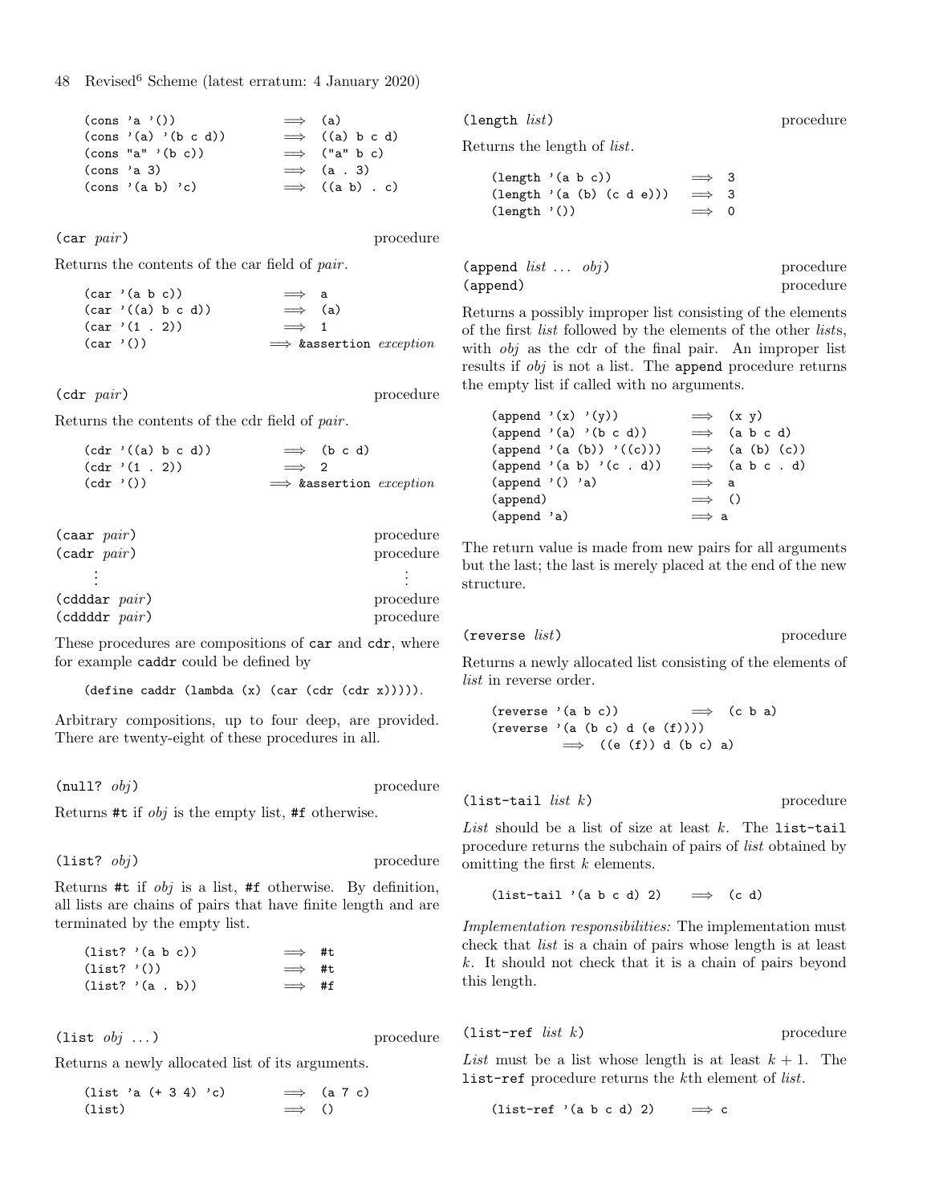```
(cons 'a '())              ⟹  (a)
(cons '(a) '(b c d))       ⟹  ((a) b c d)
(cons "a" '(b c))          ⟹  ("a" b c)
(cons 'a 3)                ⟹  (a . 3)
(cons '(a b) 'c)           ⟹  ((a b) . c)
```

(car *pair*) procedure

Returns the contents of the car field of *pair*.

```
(car '(a b c))             ⟹  a
(car '((a) b c d))         ⟹  (a)
(car '(1 . 2))             ⟹  1
(car '())                  ⟹  &assertion exception
```

(cdr *pair*) procedure

Returns the contents of the cdr field of *pair*.

```
(cdr '((a) b c d))         ⟹  (b c d)
(cdr '(1 . 2))             ⟹  2
(cdr '())                  ⟹  &assertion exception
```

(caar *pair*) procedure
(cadr *pair*) procedure
⋮
(cdddar *pair*) procedure
(cddddr *pair*) procedure

These procedures are compositions of car and cdr, where for example caddr could be defined by

```
(define caddr (lambda (x) (car (cdr (cdr x))))).
```

Arbitrary compositions, up to four deep, are provided. There are twenty-eight of these procedures in all.

(null? *obj*) procedure

Returns #t if *obj* is the empty list, #f otherwise.

(list? *obj*) procedure

Returns #t if *obj* is a list, #f otherwise. By definition, all lists are chains of pairs that have finite length and are terminated by the empty list.

```
(list? '(a b c))           ⟹  #t
(list? '())                ⟹  #t
(list? '(a . b))           ⟹  #f
```

(list *obj* ...) procedure

Returns a newly allocated list of its arguments.

```
(list 'a (+ 3 4) 'c)       ⟹  (a 7 c)
(list)                     ⟹  ()
```

(length *list*) procedure

Returns the length of *list*.

```
(length '(a b c))          ⟹  3
(length '(a (b) (c d e)))  ⟹  3
(length '())               ⟹  0
```

(append *list* ... *obj*) procedure
(append) procedure

Returns a possibly improper list consisting of the elements of the first *list* followed by the elements of the other *list*s, with *obj* as the cdr of the final pair. An improper list results if *obj* is not a list. The append procedure returns the empty list if called with no arguments.

```
(append '(x) '(y))         ⟹  (x y)
(append '(a) '(b c d))     ⟹  (a b c d)
(append '(a (b)) '((c)))   ⟹  (a (b) (c))
(append '(a b) '(c . d))   ⟹  (a b c . d)
(append '() 'a)            ⟹  a
(append)                   ⟹  ()
(append 'a)                ⟹  a
```

The return value is made from new pairs for all arguments but the last; the last is merely placed at the end of the new structure.

(reverse *list*) procedure

Returns a newly allocated list consisting of the elements of *list* in reverse order.

```
(reverse '(a b c))         ⟹  (c b a)
(reverse '(a (b c) d (e (f))))
          ⟹  ((e (f)) d (b c) a)
```

(list-tail *list k*) procedure

*List* should be a list of size at least *k*. The list-tail procedure returns the subchain of pairs of *list* obtained by omitting the first *k* elements.

```
(list-tail '(a b c d) 2)   ⟹  (c d)
```

*Implementation responsibilities:* The implementation must check that *list* is a chain of pairs whose length is at least *k*. It should not check that it is a chain of pairs beyond this length.

(list-ref *list k*) procedure

*List* must be a list whose length is at least $k + 1$. The list-ref procedure returns the *k*th element of *list*.

```
(list-ref '(a b c d) 2)    ⟹  c
```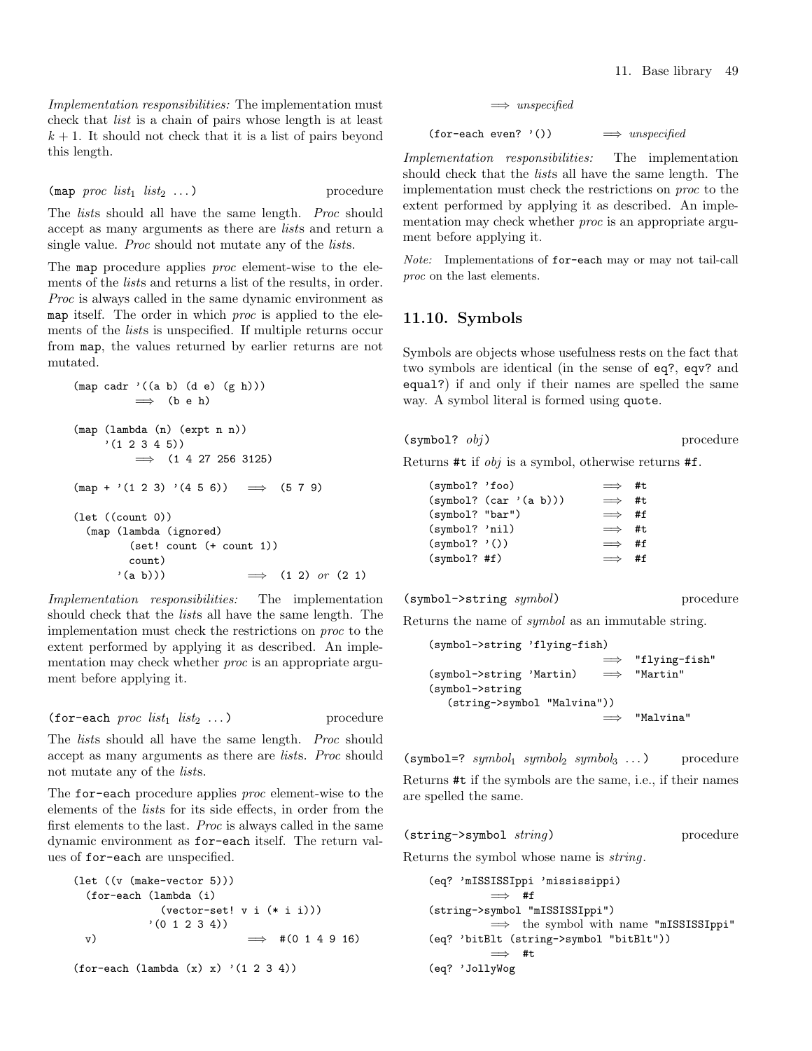*Implementation responsibilities:* The implementation must check that *list* is a chain of pairs whose length is at least $k+1$. It should not check that it is a list of pairs beyond this length.

(map *proc* $list_1$ $list_2$ ...) procedure

The *list*s should all have the same length. *Proc* should accept as many arguments as there are *list*s and return a single value. *Proc* should not mutate any of the *list*s.

The map procedure applies *proc* element-wise to the elements of the *list*s and returns a list of the results, in order. *Proc* is always called in the same dynamic environment as map itself. The order in which *proc* is applied to the elements of the *list*s is unspecified. If multiple returns occur from map, the values returned by earlier returns are not mutated.

```
(map cadr '((a b) (d e) (g h)))
          ⟹  (b e h)

(map (lambda (n) (expt n n))
     '(1 2 3 4 5))
          ⟹  (1 4 27 256 3125)

(map + '(1 2 3) '(4 5 6))  ⟹  (5 7 9)

(let ((count 0))
  (map (lambda (ignored)
         (set! count (+ count 1))
         count)
       '(a b)))             ⟹  (1 2) or (2 1)
```

*Implementation responsibilities:* The implementation should check that the *list*s all have the same length. The implementation must check the restrictions on *proc* to the extent performed by applying it as described. An implementation may check whether *proc* is an appropriate argument before applying it.

(for-each *proc* $list_1$ $list_2$ ...) procedure

The *list*s should all have the same length. *Proc* should accept as many arguments as there are *list*s. *Proc* should not mutate any of the *list*s.

The for-each procedure applies *proc* element-wise to the elements of the *list*s for its side effects, in order from the first elements to the last. *Proc* is always called in the same dynamic environment as for-each itself. The return values of for-each are unspecified.

```
(let ((v (make-vector 5)))
  (for-each (lambda (i)
              (vector-set! v i (* i i)))
            '(0 1 2 3 4))
  v)                         ⟹  #(0 1 4 9 16)

(for-each (lambda (x) x) '(1 2 3 4))
          ⟹  unspecified

(for-each even? '())         ⟹  unspecified
```

*Implementation responsibilities:* The implementation should check that the *list*s all have the same length. The implementation must check the restrictions on *proc* to the extent performed by applying it as described. An implementation may check whether *proc* is an appropriate argument before applying it.

*Note:* Implementations of for-each may or may not tail-call *proc* on the last elements.

## 11.10. Symbols

Symbols are objects whose usefulness rests on the fact that two symbols are identical (in the sense of eq?, eqv? and equal?) if and only if their names are spelled the same way. A symbol literal is formed using quote.

(symbol? *obj*) procedure

Returns #t if *obj* is a symbol, otherwise returns #f.

```
(symbol? 'foo)            ⟹  #t
(symbol? (car '(a b)))    ⟹  #t
(symbol? "bar")           ⟹  #f
(symbol? 'nil)            ⟹  #t
(symbol? '())             ⟹  #f
(symbol? #f)              ⟹  #f
```

(symbol->string *symbol*) procedure

Returns the name of *symbol* as an immutable string.

```
(symbol->string 'flying-fish)
                          ⟹  "flying-fish"
(symbol->string 'Martin)  ⟹  "Martin"
(symbol->string
   (string->symbol "Malvina"))
                          ⟹  "Malvina"
```

(symbol=? $symbol_1$ $symbol_2$ $symbol_3$ ...) procedure

Returns #t if the symbols are the same, i.e., if their names are spelled the same.

(string->symbol *string*) procedure

Returns the symbol whose name is *string*.

```
(eq? 'mISSISSIppi 'mississippi)
          ⟹  #f
(string->symbol "mISSISSIppi")
          ⟹  the symbol with name "mISSISSIppi"
(eq? 'bitBlt (string->symbol "bitBlt"))
          ⟹  #t
(eq? 'JollyWog
```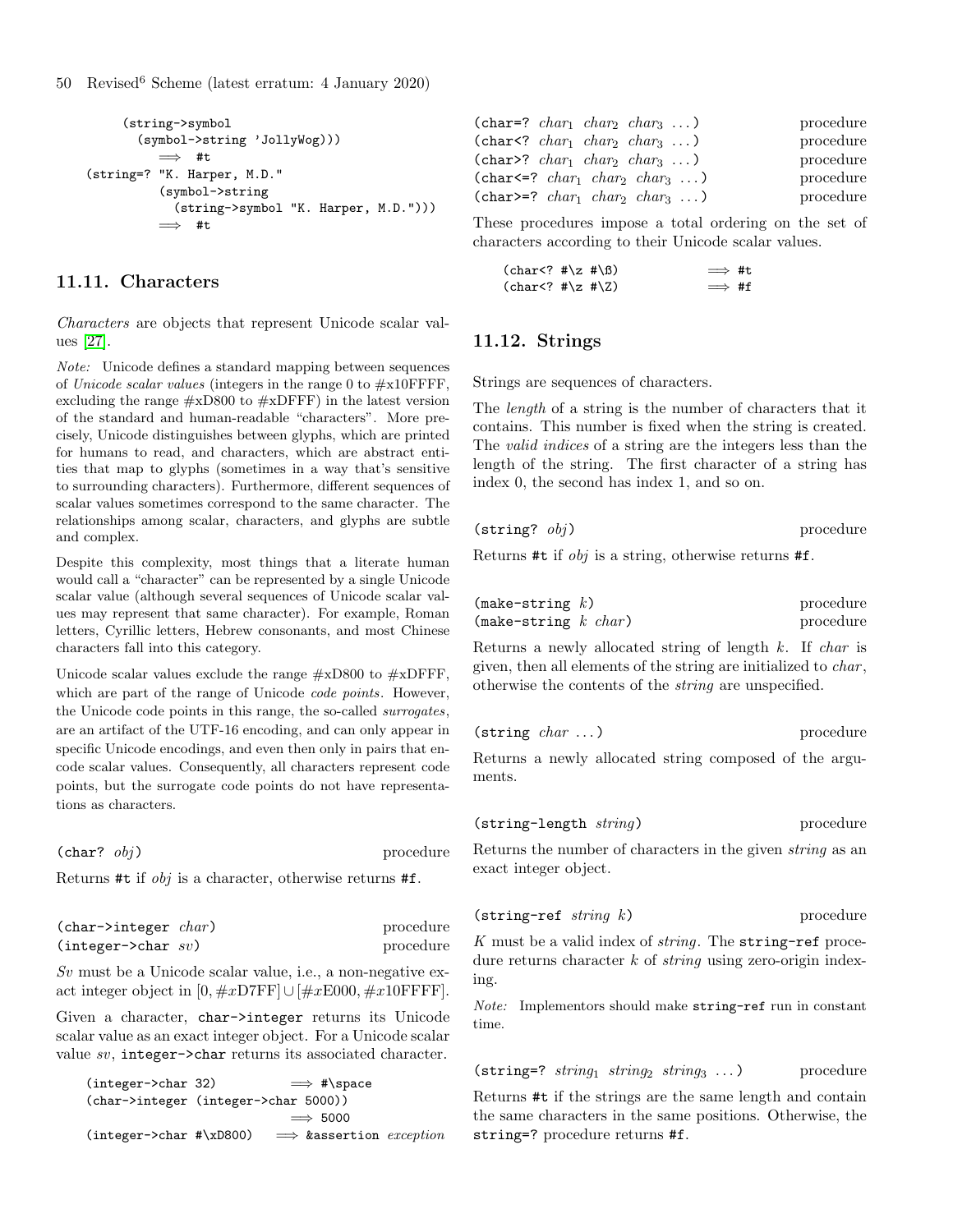```
    (string->symbol
      (symbol->string 'JollyWog)))
          ⟹ #t
(string=? "K. Harper, M.D."
          (symbol->string
            (string->symbol "K. Harper, M.D.")))
          ⟹ #t
```

## 11.11. Characters

*Characters* are objects that represent Unicode scalar values [27].

*Note:* Unicode defines a standard mapping between sequences of *Unicode scalar values* (integers in the range 0 to #x10FFFF, excluding the range #xD800 to #xDFFF) in the latest version of the standard and human-readable "characters". More precisely, Unicode distinguishes between glyphs, which are printed for humans to read, and characters, which are abstract entities that map to glyphs (sometimes in a way that's sensitive to surrounding characters). Furthermore, different sequences of scalar values sometimes correspond to the same character. The relationships among scalar, characters, and glyphs are subtle and complex.

Despite this complexity, most things that a literate human would call a "character" can be represented by a single Unicode scalar value (although several sequences of Unicode scalar values may represent that same character). For example, Roman letters, Cyrillic letters, Hebrew consonants, and most Chinese characters fall into this category.

Unicode scalar values exclude the range #xD800 to #xDFFF, which are part of the range of Unicode *code points*. However, the Unicode code points in this range, the so-called *surrogates*, are an artifact of the UTF-16 encoding, and can only appear in specific Unicode encodings, and even then only in pairs that encode scalar values. Consequently, all characters represent code points, but the surrogate code points do not have representations as characters.

`(char? obj)` procedure

Returns `#t` if *obj* is a character, otherwise returns `#f`.

`(char->integer char)` procedure
`(integer->char sv)` procedure

*Sv* must be a Unicode scalar value, i.e., a non-negative exact integer object in $[0, \#x\text{D7FF}] \cup [\#x\text{E000}, \#x\text{10FFFF}]$.

Given a character, `char->integer` returns its Unicode scalar value as an exact integer object. For a Unicode scalar value *sv*, `integer->char` returns its associated character.

```
(integer->char 32)          ⟹ #\space
(char->integer (integer->char 5000))
                            ⟹ 5000
(integer->char #\xD800)     ⟹ &assertion exception
```

`(char=? char1 char2 char3 ...)` procedure
`(char<? char1 char2 char3 ...)` procedure
`(char>? char1 char2 char3 ...)` procedure
`(char<=? char1 char2 char3 ...)` procedure
`(char>=? char1 char2 char3 ...)` procedure

These procedures impose a total ordering on the set of characters according to their Unicode scalar values.

```
(char<? #\z #\ß)        ⟹ #t
(char<? #\z #\Z)        ⟹ #f
```

## 11.12. Strings

Strings are sequences of characters.

The *length* of a string is the number of characters that it contains. This number is fixed when the string is created. The *valid indices* of a string are the integers less than the length of the string. The first character of a string has index 0, the second has index 1, and so on.

`(string? obj)` procedure

Returns `#t` if *obj* is a string, otherwise returns `#f`.

`(make-string k)` procedure
`(make-string k char)` procedure

Returns a newly allocated string of length *k*. If *char* is given, then all elements of the string are initialized to *char*, otherwise the contents of the *string* are unspecified.

`(string char ...)` procedure

Returns a newly allocated string composed of the arguments.

`(string-length string)` procedure

Returns the number of characters in the given *string* as an exact integer object.

`(string-ref string k)` procedure

*K* must be a valid index of *string*. The `string-ref` procedure returns character *k* of *string* using zero-origin indexing.

*Note:* Implementors should make `string-ref` run in constant time.

`(string=? string1 string2 string3 ...)` procedure

Returns `#t` if the strings are the same length and contain the same characters in the same positions. Otherwise, the `string=?` procedure returns `#f`.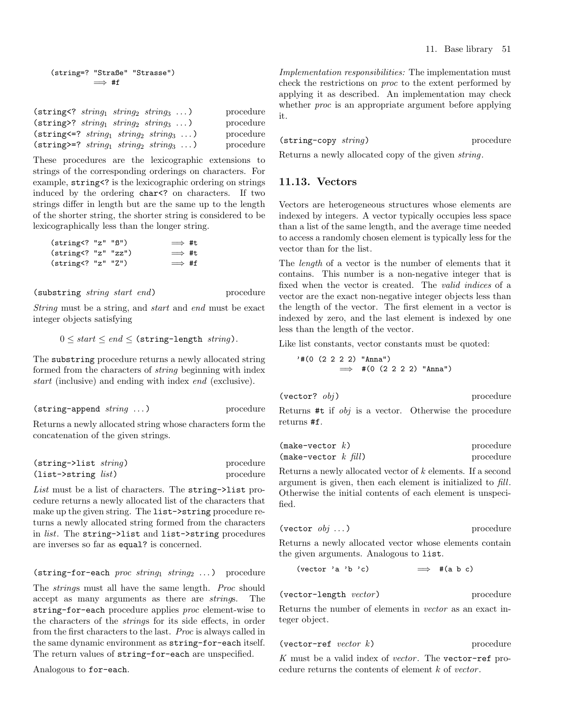```
(string=? "Straße" "Strasse")
        ⟹ #f
```

`(string<? string1 string2 string3 ...)` procedure
`(string>? string1 string2 string3 ...)` procedure
`(string<=? string1 string2 string3 ...)` procedure
`(string>=? string1 string2 string3 ...)` procedure

These procedures are the lexicographic extensions to strings of the corresponding orderings on characters. For example, `string<?` is the lexicographic ordering on strings induced by the ordering `char<?` on characters. If two strings differ in length but are the same up to the length of the shorter string, the shorter string is considered to be lexicographically less than the longer string.

```
(string<? "z" "ß")          ⟹ #t
(string<? "z" "zz")         ⟹ #t
(string<? "z" "Z")          ⟹ #f
```

`(substring string start end)` procedure

*String* must be a string, and *start* and *end* must be exact integer objects satisfying

$$0 \leq start \leq end \leq \texttt{(string-length } string\texttt{)}.$$

The `substring` procedure returns a newly allocated string formed from the characters of *string* beginning with index *start* (inclusive) and ending with index *end* (exclusive).

`(string-append string ...)` procedure

Returns a newly allocated string whose characters form the concatenation of the given strings.

`(string->list string)` procedure
`(list->string list)` procedure

*List* must be a list of characters. The `string->list` procedure returns a newly allocated list of the characters that make up the given string. The `list->string` procedure returns a newly allocated string formed from the characters in *list*. The `string->list` and `list->string` procedures are inverses so far as `equal?` is concerned.

`(string-for-each proc string1 string2 ...)` procedure

The *strings* must all have the same length. *Proc* should accept as many arguments as there are *strings*. The `string-for-each` procedure applies *proc* element-wise to the characters of the *strings* for its side effects, in order from the first characters to the last. *Proc* is always called in the same dynamic environment as `string-for-each` itself. The return values of `string-for-each` are unspecified.

Analogous to `for-each`.

*Implementation responsibilities:* The implementation must check the restrictions on *proc* to the extent performed by applying it as described. An implementation may check whether *proc* is an appropriate argument before applying it.

`(string-copy string)` procedure

Returns a newly allocated copy of the given *string*.

## 11.13. Vectors

Vectors are heterogeneous structures whose elements are indexed by integers. A vector typically occupies less space than a list of the same length, and the average time needed to access a randomly chosen element is typically less for the vector than for the list.

The *length* of a vector is the number of elements that it contains. This number is a non-negative integer that is fixed when the vector is created. The *valid indices* of a vector are the exact non-negative integer objects less than the length of the vector. The first element in a vector is indexed by zero, and the last element is indexed by one less than the length of the vector.

Like list constants, vector constants must be quoted:

```
'#(0 (2 2 2 2) "Anna")
        ⟹ #(0 (2 2 2 2) "Anna")
```

`(vector? obj)` procedure

Returns `#t` if *obj* is a vector. Otherwise the procedure returns `#f`.

`(make-vector k)` procedure
`(make-vector k fill)` procedure

Returns a newly allocated vector of *k* elements. If a second argument is given, then each element is initialized to *fill*. Otherwise the initial contents of each element is unspecified.

`(vector obj ...)` procedure

Returns a newly allocated vector whose elements contain the given arguments. Analogous to `list`.

```
(vector 'a 'b 'c)           ⟹ #(a b c)
```

`(vector-length vector)` procedure

Returns the number of elements in *vector* as an exact integer object.

`(vector-ref vector k)` procedure

*K* must be a valid index of *vector*. The `vector-ref` procedure returns the contents of element *k* of *vector*.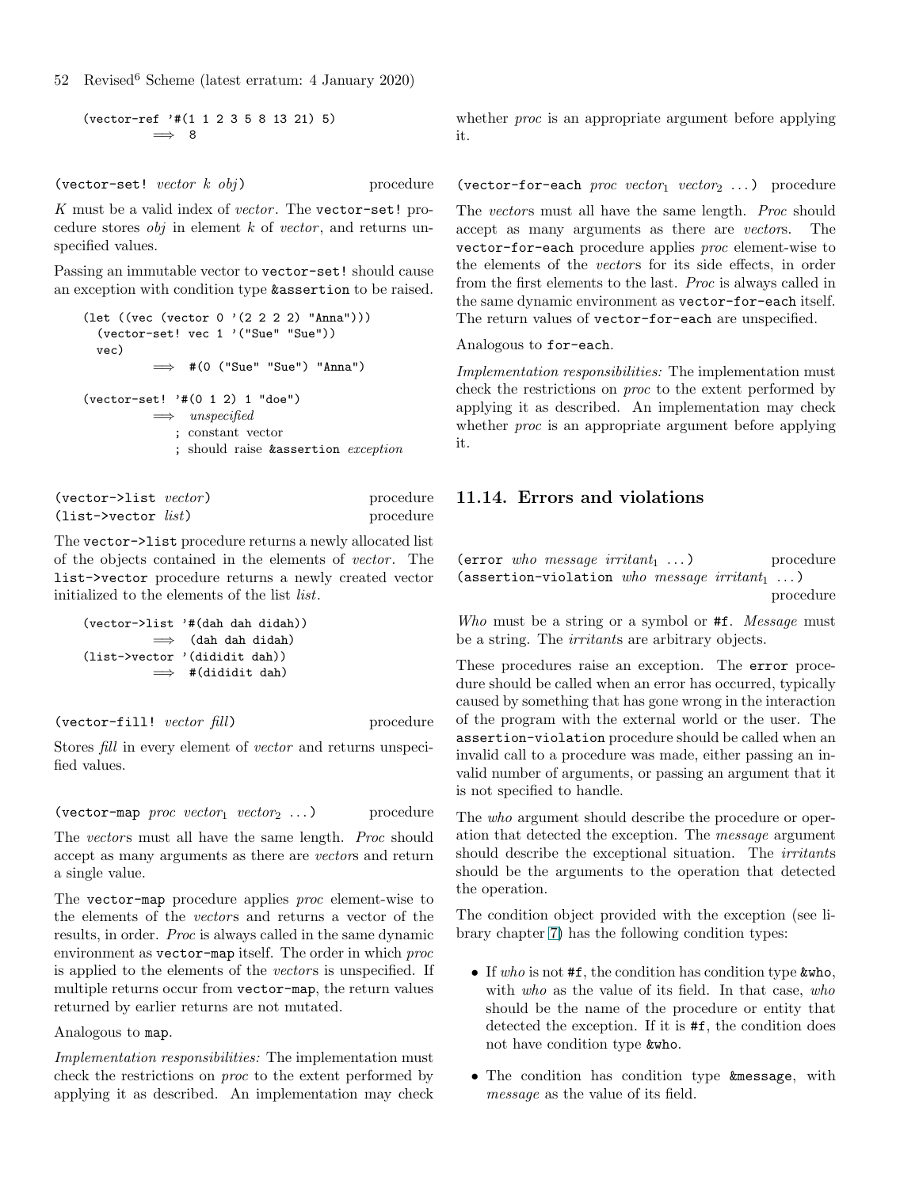```
(vector-ref '#(1 1 2 3 5 8 13 21) 5)
          ⟹  8
```

(vector-set! *vector k obj*) procedure

*K* must be a valid index of *vector*. The vector-set! procedure stores *obj* in element *k* of *vector*, and returns unspecified values.

Passing an immutable vector to vector-set! should cause an exception with condition type &assertion to be raised.

```
(let ((vec (vector 0 '(2 2 2 2) "Anna")))
  (vector-set! vec 1 '("Sue" "Sue"))
  vec)
          ⟹  #(0 ("Sue" "Sue") "Anna")

(vector-set! '#(0 1 2) 1 "doe")
          ⟹  unspecified
             ; constant vector
             ; should raise &assertion exception
```

(vector->list *vector*) procedure
(list->vector *list*) procedure

The vector->list procedure returns a newly allocated list of the objects contained in the elements of *vector*. The list->vector procedure returns a newly created vector initialized to the elements of the list *list*.

```
(vector->list '#(dah dah didah))
          ⟹  (dah dah didah)
(list->vector '(dididit dah))
          ⟹  #(dididit dah)
```

(vector-fill! *vector fill*) procedure

Stores *fill* in every element of *vector* and returns unspecified values.

(vector-map *proc* $vector_1$ $vector_2$ ...) procedure

The *vector*s must all have the same length. *Proc* should accept as many arguments as there are *vector*s and return a single value.

The vector-map procedure applies *proc* element-wise to the elements of the *vector*s and returns a vector of the results, in order. *Proc* is always called in the same dynamic environment as vector-map itself. The order in which *proc* is applied to the elements of the *vector*s is unspecified. If multiple returns occur from vector-map, the return values returned by earlier returns are not mutated.

Analogous to map.

*Implementation responsibilities:* The implementation must check the restrictions on *proc* to the extent performed by applying it as described. An implementation may check whether *proc* is an appropriate argument before applying it.

(vector-for-each *proc* $vector_1$ $vector_2$ ...) procedure

The *vector*s must all have the same length. *Proc* should accept as many arguments as there are *vector*s. The vector-for-each procedure applies *proc* element-wise to the elements of the *vector*s for its side effects, in order from the first elements to the last. *Proc* is always called in the same dynamic environment as vector-for-each itself. The return values of vector-for-each are unspecified.

Analogous to for-each.

*Implementation responsibilities:* The implementation must check the restrictions on *proc* to the extent performed by applying it as described. An implementation may check whether *proc* is an appropriate argument before applying it.

## 11.14. Errors and violations

(error *who message* $irritant_1$ ...) procedure
(assertion-violation *who message* $irritant_1$ ...) procedure

*Who* must be a string or a symbol or #f. *Message* must be a string. The *irritant*s are arbitrary objects.

These procedures raise an exception. The error procedure should be called when an error has occurred, typically caused by something that has gone wrong in the interaction of the program with the external world or the user. The assertion-violation procedure should be called when an invalid call to a procedure was made, either passing an invalid number of arguments, or passing an argument that it is not specified to handle.

The *who* argument should describe the procedure or operation that detected the exception. The *message* argument should describe the exceptional situation. The *irritant*s should be the arguments to the operation that detected the operation.

The condition object provided with the exception (see library chapter 7) has the following condition types:

- If *who* is not #f, the condition has condition type &who, with *who* as the value of its field. In that case, *who* should be the name of the procedure or entity that detected the exception. If it is #f, the condition does not have condition type &who.
- The condition has condition type &message, with *message* as the value of its field.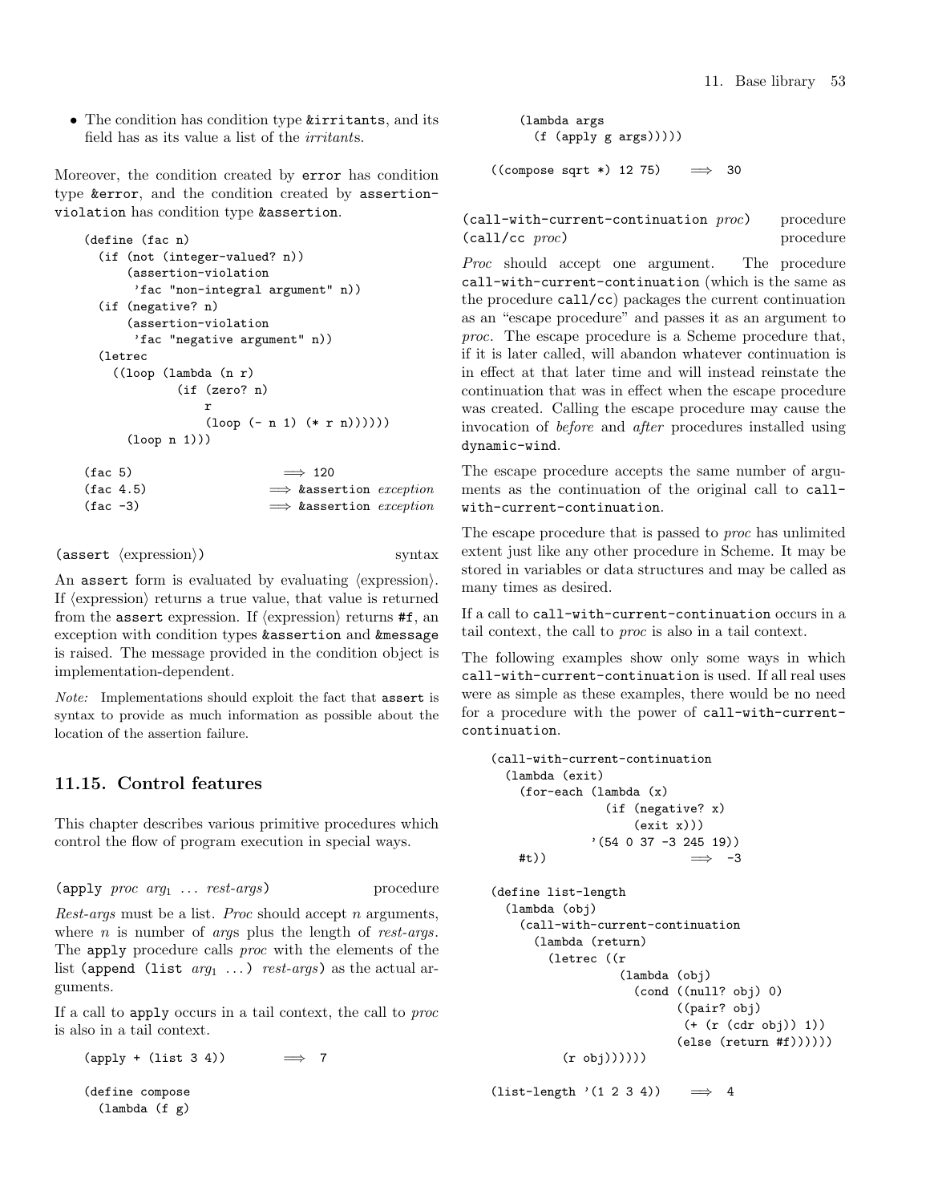- The condition has condition type `&irritants`, and its field has as its value a list of the *irritants*.

Moreover, the condition created by `error` has condition type `&error`, and the condition created by `assertion-violation` has condition type `&assertion`.

```
(define (fac n)
  (if (not (integer-valued? n))
      (assertion-violation
       'fac "non-integral argument" n))
  (if (negative? n)
      (assertion-violation
       'fac "negative argument" n))
  (letrec
    ((loop (lambda (n r)
             (if (zero? n)
                 r
                 (loop (- n 1) (* r n))))))
      (loop n 1)))

(fac 5)                 ⟹ 120
(fac 4.5)               ⟹ &assertion exception
(fac -3)                ⟹ &assertion exception
```

`(assert ⟨expression⟩)` syntax

An `assert` form is evaluated by evaluating ⟨expression⟩. If ⟨expression⟩ returns a true value, that value is returned from the `assert` expression. If ⟨expression⟩ returns `#f`, an exception with condition types `&assertion` and `&message` is raised. The message provided in the condition object is implementation-dependent.

*Note:* Implementations should exploit the fact that `assert` is syntax to provide as much information as possible about the location of the assertion failure.

## 11.15. Control features

This chapter describes various primitive procedures which control the flow of program execution in special ways.

`(apply` *proc* $arg_1$ ... *rest-args*`)` procedure

*Rest-args* must be a list. *Proc* should accept *n* arguments, where *n* is number of *args* plus the length of *rest-args*. The `apply` procedure calls *proc* with the elements of the list `(append (list` $arg_1$ `...)` *rest-args*`)` as the actual arguments.

If a call to `apply` occurs in a tail context, the call to *proc* is also in a tail context.

```
(apply + (list 3 4))        ⟹  7

(define compose
  (lambda (f g)
    (lambda args
      (f (apply g args)))))

((compose sqrt *) 12 75)    ⟹  30
```

`(call-with-current-continuation` *proc*`)` procedure
`(call/cc` *proc*`)` procedure

*Proc* should accept one argument. The procedure `call-with-current-continuation` (which is the same as the procedure `call/cc`) packages the current continuation as an "escape procedure" and passes it as an argument to *proc*. The escape procedure is a Scheme procedure that, if it is later called, will abandon whatever continuation is in effect at that later time and will instead reinstate the continuation that was in effect when the escape procedure was created. Calling the escape procedure may cause the invocation of *before* and *after* procedures installed using `dynamic-wind`.

The escape procedure accepts the same number of arguments as the continuation of the original call to `call-with-current-continuation`.

The escape procedure that is passed to *proc* has unlimited extent just like any other procedure in Scheme. It may be stored in variables or data structures and may be called as many times as desired.

If a call to `call-with-current-continuation` occurs in a tail context, the call to *proc* is also in a tail context.

The following examples show only some ways in which `call-with-current-continuation` is used. If all real uses were as simple as these examples, there would be no need for a procedure with the power of `call-with-current-continuation`.

```
(call-with-current-continuation
  (lambda (exit)
    (for-each (lambda (x)
                (if (negative? x)
                    (exit x)))
              '(54 0 37 -3 245 19))
    #t))                    ⟹  -3

(define list-length
  (lambda (obj)
    (call-with-current-continuation
      (lambda (return)
        (letrec ((r
                  (lambda (obj)
                    (cond ((null? obj) 0)
                          ((pair? obj)
                           (+ (r (cdr obj)) 1))
                          (else (return #f))))))
          (r obj))))))

(list-length '(1 2 3 4))    ⟹  4
```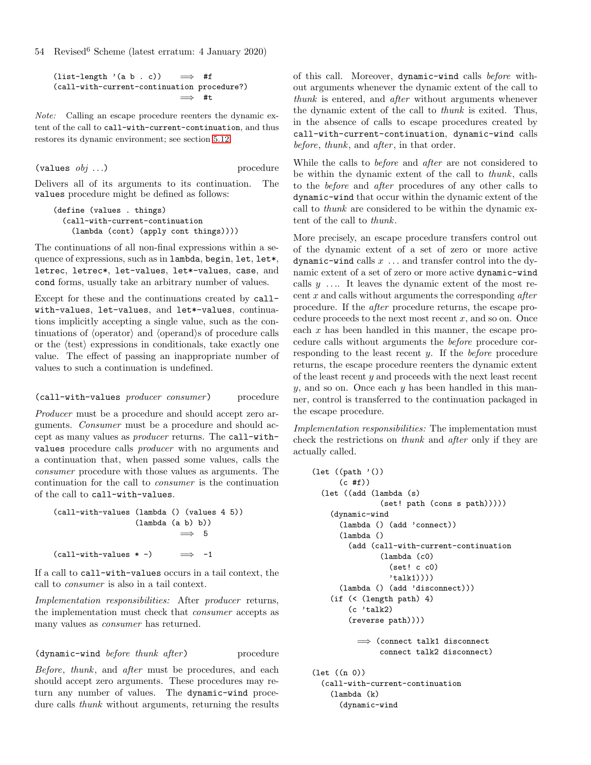```
(list-length '(a b . c))     ⟹  #f
(call-with-current-continuation procedure?)
                             ⟹  #t
```

*Note:* Calling an escape procedure reenters the dynamic extent of the call to `call-with-current-continuation`, and thus restores its dynamic environment; see section 5.12.

`(values obj ...)` procedure

Delivers all of its arguments to its continuation. The `values` procedure might be defined as follows:

```
(define (values . things)
  (call-with-current-continuation
    (lambda (cont) (apply cont things))))
```

The continuations of all non-final expressions within a sequence of expressions, such as in `lambda`, `begin`, `let`, `let*`, `letrec`, `letrec*`, `let-values`, `let*-values`, `case`, and `cond` forms, usually take an arbitrary number of values.

Except for these and the continuations created by `call-with-values`, `let-values`, and `let*-values`, continuations implicitly accepting a single value, such as the continuations of ⟨operator⟩ and ⟨operand⟩s of procedure calls or the ⟨test⟩ expressions in conditionals, take exactly one value. The effect of passing an inappropriate number of values to such a continuation is undefined.

`(call-with-values producer consumer)` procedure

*Producer* must be a procedure and should accept zero arguments. *Consumer* must be a procedure and should accept as many values as *producer* returns. The `call-with-values` procedure calls *producer* with no arguments and a continuation that, when passed some values, calls the *consumer* procedure with those values as arguments. The continuation for the call to *consumer* is the continuation of the call to `call-with-values`.

```
(call-with-values (lambda () (values 4 5))
                  (lambda (a b) b))
                             ⟹  5

(call-with-values * -)       ⟹  -1
```

If a call to `call-with-values` occurs in a tail context, the call to *consumer* is also in a tail context.

*Implementation responsibilities:* After *producer* returns, the implementation must check that *consumer* accepts as many values as *consumer* has returned.

`(dynamic-wind before thunk after)` procedure

*Before*, *thunk*, and *after* must be procedures, and each should accept zero arguments. These procedures may return any number of values. The `dynamic-wind` procedure calls *thunk* without arguments, returning the results of this call. Moreover, `dynamic-wind` calls *before* without arguments whenever the dynamic extent of the call to *thunk* is entered, and *after* without arguments whenever the dynamic extent of the call to *thunk* is exited. Thus, in the absence of calls to escape procedures created by `call-with-current-continuation`, `dynamic-wind` calls *before*, *thunk*, and *after*, in that order.

While the calls to *before* and *after* are not considered to be within the dynamic extent of the call to *thunk*, calls to the *before* and *after* procedures of any other calls to `dynamic-wind` that occur within the dynamic extent of the call to *thunk* are considered to be within the dynamic extent of the call to *thunk*.

More precisely, an escape procedure transfers control out of the dynamic extent of a set of zero or more active `dynamic-wind` calls $x$ ... and transfer control into the dynamic extent of a set of zero or more active `dynamic-wind` calls $y$ .... It leaves the dynamic extent of the most recent $x$ and calls without arguments the corresponding *after* procedure. If the *after* procedure returns, the escape procedure proceeds to the next most recent $x$, and so on. Once each $x$ has been handled in this manner, the escape procedure calls without arguments the *before* procedure corresponding to the least recent $y$. If the *before* procedure returns, the escape procedure reenters the dynamic extent of the least recent $y$ and proceeds with the next least recent $y$, and so on. Once each $y$ has been handled in this manner, control is transferred to the continuation packaged in the escape procedure.

*Implementation responsibilities:* The implementation must check the restrictions on *thunk* and *after* only if they are actually called.

```
(let ((path '())
      (c #f))
  (let ((add (lambda (s)
               (set! path (cons s path)))))
    (dynamic-wind
      (lambda () (add 'connect))
      (lambda ()
        (add (call-with-current-continuation
               (lambda (c0)
                 (set! c c0)
                 'talk1))))
      (lambda () (add 'disconnect)))
    (if (< (length path) 4)
        (c 'talk2)
        (reverse path))))

        ⟹ (connect talk1 disconnect
             connect talk2 disconnect)

(let ((n 0))
  (call-with-current-continuation
    (lambda (k)
      (dynamic-wind
```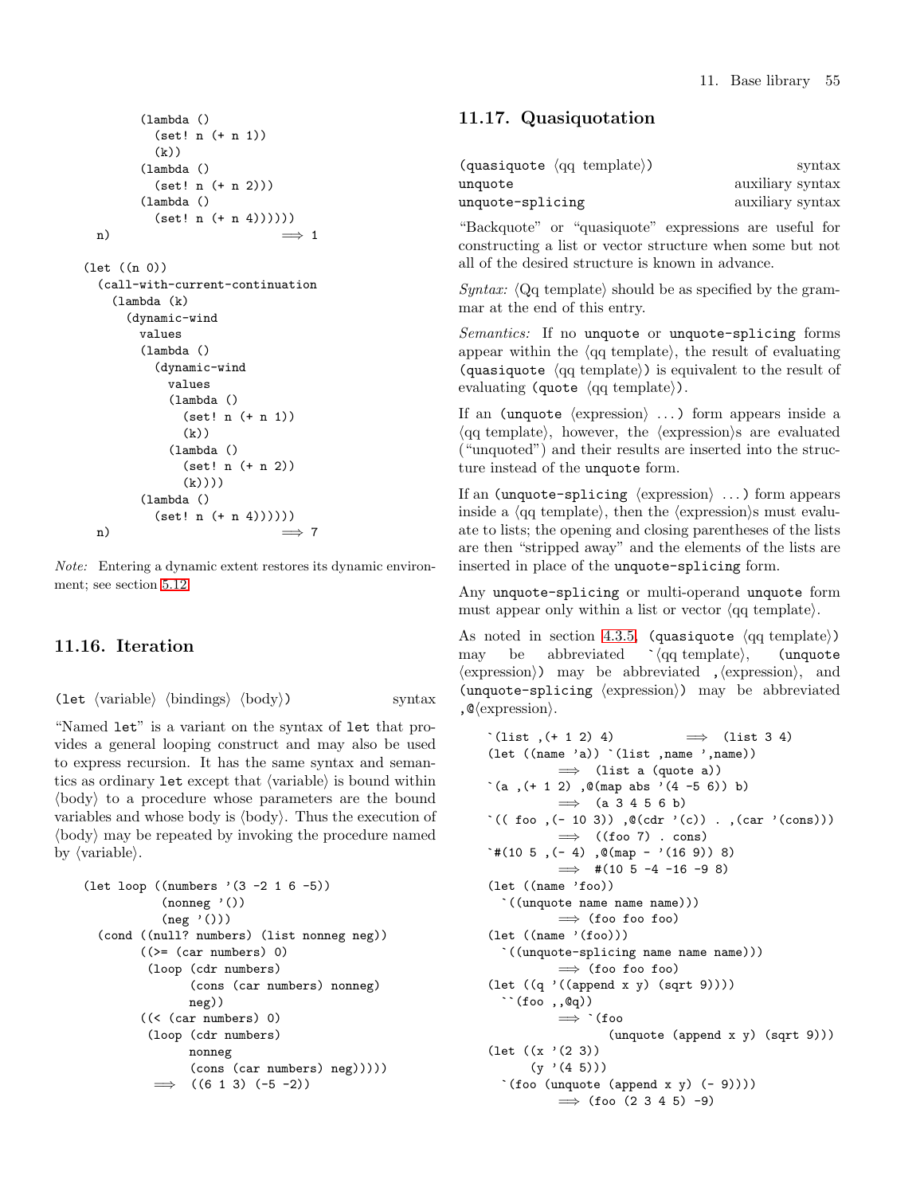```
        (lambda ()
          (set! n (+ n 1))
          (k))
        (lambda ()
          (set! n (+ n 2)))
        (lambda ()
          (set! n (+ n 4))))))
  n)                          ⟹ 1

(let ((n 0))
  (call-with-current-continuation
    (lambda (k)
      (dynamic-wind
        values
        (lambda ()
          (dynamic-wind
            values
            (lambda ()
              (set! n (+ n 1))
              (k))
            (lambda ()
              (set! n (+ n 2))
              (k))))
        (lambda ()
          (set! n (+ n 4))))))
  n)                          ⟹ 7
```

*Note:* Entering a dynamic extent restores its dynamic environment; see section 5.12.

## 11.16. Iteration

(let ⟨variable⟩ ⟨bindings⟩ ⟨body⟩) — syntax

"Named let" is a variant on the syntax of let that provides a general looping construct and may also be used to express recursion. It has the same syntax and semantics as ordinary let except that ⟨variable⟩ is bound within ⟨body⟩ to a procedure whose parameters are the bound variables and whose body is ⟨body⟩. Thus the execution of ⟨body⟩ may be repeated by invoking the procedure named by ⟨variable⟩.

```
(let loop ((numbers '(3 -2 1 6 -5))
           (nonneg '())
           (neg '()))
  (cond ((null? numbers) (list nonneg neg))
        ((>= (car numbers) 0)
         (loop (cdr numbers)
               (cons (car numbers) nonneg)
               neg))
        ((< (car numbers) 0)
         (loop (cdr numbers)
               nonneg
               (cons (car numbers) neg)))))
        ⟹  ((6 1 3) (-5 -2))
```

## 11.17. Quasiquotation

(quasiquote ⟨qq template⟩) — syntax
unquote — auxiliary syntax
unquote-splicing — auxiliary syntax

"Backquote" or "quasiquote" expressions are useful for constructing a list or vector structure when some but not all of the desired structure is known in advance.

*Syntax:* ⟨Qq template⟩ should be as specified by the grammar at the end of this entry.

*Semantics:* If no unquote or unquote-splicing forms appear within the ⟨qq template⟩, the result of evaluating (quasiquote ⟨qq template⟩) is equivalent to the result of evaluating (quote ⟨qq template⟩).

If an (unquote ⟨expression⟩ ...) form appears inside a ⟨qq template⟩, however, the ⟨expression⟩s are evaluated ("unquoted") and their results are inserted into the structure instead of the unquote form.

If an (unquote-splicing ⟨expression⟩ ...) form appears inside a ⟨qq template⟩, then the ⟨expression⟩s must evaluate to lists; the opening and closing parentheses of the lists are then "stripped away" and the elements of the lists are inserted in place of the unquote-splicing form.

Any unquote-splicing or multi-operand unquote form must appear only within a list or vector ⟨qq template⟩.

As noted in section 4.3.5, (quasiquote ⟨qq template⟩) may be abbreviated `⟨qq template⟩, (unquote ⟨expression⟩) may be abbreviated ,⟨expression⟩, and (unquote-splicing ⟨expression⟩) may be abbreviated ,@⟨expression⟩.

```
`(list ,(+ 1 2) 4)          ⟹  (list 3 4)
(let ((name 'a)) `(list ,name ',name))
          ⟹  (list a (quote a))
`(a ,(+ 1 2) ,@(map abs '(4 -5 6)) b)
          ⟹  (a 3 4 5 6 b)
`(( foo ,(- 10 3)) ,@(cdr '(c)) . ,(car '(cons)))
          ⟹  ((foo 7) . cons)
`#(10 5 ,(- 4) ,@(map - '(16 9)) 8)
          ⟹  #(10 5 -4 -16 -9 8)
(let ((name 'foo))
  `((unquote name name name)))
          ⟹ (foo foo foo)
(let ((name '(foo)))
  `((unquote-splicing name name name)))
          ⟹ (foo foo foo)
(let ((q '((append x y) (sqrt 9))))
  ``(foo ,,@q))
          ⟹ `(foo
                (unquote (append x y) (sqrt 9)))
(let ((x '(2 3))
      (y '(4 5)))
  `(foo (unquote (append x y) (- 9))))
          ⟹ (foo (2 3 4 5) -9)
```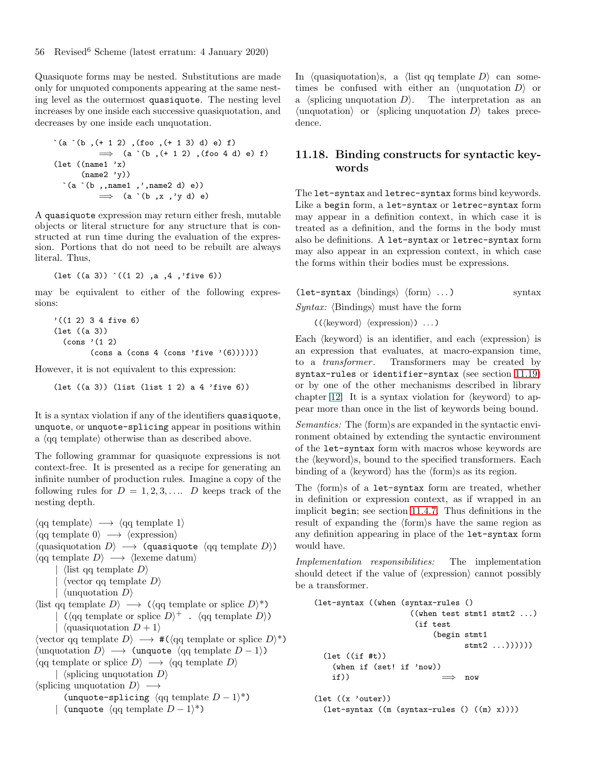Quasiquote forms may be nested. Substitutions are made only for unquoted components appearing at the same nesting level as the outermost `quasiquote`. The nesting level increases by one inside each successive quasiquotation, and decreases by one inside each unquotation.

```
`(a `(b ,(+ 1 2) ,(foo ,(+ 1 3) d) e) f)
        ⟹  (a `(b ,(+ 1 2) ,(foo 4 d) e) f)
(let ((name1 'x)
      (name2 'y))
  `(a `(b ,,name1 ,',name2 d) e))
        ⟹  (a `(b ,x ,'y d) e)
```

A `quasiquote` expression may return either fresh, mutable objects or literal structure for any structure that is constructed at run time during the evaluation of the expression. Portions that do not need to be rebuilt are always literal. Thus,

```
(let ((a 3)) `((1 2) ,a ,4 ,'five 6))
```

may be equivalent to either of the following expressions:

```
'((1 2) 3 4 five 6)
(let ((a 3))
  (cons '(1 2)
        (cons a (cons 4 (cons 'five '(6))))))
```

However, it is not equivalent to this expression:

```
(let ((a 3)) (list (list 1 2) a 4 'five 6))
```

It is a syntax violation if any of the identifiers `quasiquote`, `unquote`, or `unquote-splicing` appear in positions within a ⟨qq template⟩ otherwise than as described above.

The following grammar for quasiquote expressions is not context-free. It is presented as a recipe for generating an infinite number of production rules. Imagine a copy of the following rules for $D = 1, 2, 3, \ldots$. $D$ keeps track of the nesting depth.

⟨qq template⟩ ⟶ ⟨qq template 1⟩
⟨qq template 0⟩ ⟶ ⟨expression⟩
⟨quasiquotation $D$⟩ ⟶ `(quasiquote` ⟨qq template $D$⟩`)`
⟨qq template $D$⟩ ⟶ ⟨lexeme datum⟩
  | ⟨list qq template $D$⟩
  | ⟨vector qq template $D$⟩
  | ⟨unquotation $D$⟩
⟨list qq template $D$⟩ ⟶ `(`⟨qq template or splice $D$⟩\*`)`
  | `(`⟨qq template or splice $D$⟩$^+$ `.` ⟨qq template $D$⟩`)`
  | ⟨quasiquotation $D+1$⟩
⟨vector qq template $D$⟩ ⟶ `#(`⟨qq template or splice $D$⟩\*`)`
⟨unquotation $D$⟩ ⟶ `(unquote` ⟨qq template $D-1$⟩`)`
⟨qq template or splice $D$⟩ ⟶ ⟨qq template $D$⟩
  | ⟨splicing unquotation $D$⟩
⟨splicing unquotation $D$⟩ ⟶
  `(unquote-splicing` ⟨qq template $D-1$⟩\*`)`
  | `(unquote` ⟨qq template $D-1$⟩\*`)`

In ⟨quasiquotation⟩s, a ⟨list qq template $D$⟩ can sometimes be confused with either an ⟨unquotation $D$⟩ or a ⟨splicing unquotation $D$⟩. The interpretation as an ⟨unquotation⟩ or ⟨splicing unquotation $D$⟩ takes precedence.

## 11.18. Binding constructs for syntactic keywords

The `let-syntax` and `letrec-syntax` forms bind keywords. Like a `begin` form, a `let-syntax` or `letrec-syntax` form may appear in a definition context, in which case it is treated as a definition, and the forms in the body must also be definitions. A `let-syntax` or `letrec-syntax` form may also appear in an expression context, in which case the forms within their bodies must be expressions.

`(let-syntax` ⟨bindings⟩ ⟨form⟩ ...`)` syntax

*Syntax:* ⟨Bindings⟩ must have the form

`((`⟨keyword⟩ ⟨expression⟩`)` ...`)`

Each ⟨keyword⟩ is an identifier, and each ⟨expression⟩ is an expression that evaluates, at macro-expansion time, to a *transformer*. Transformers may be created by `syntax-rules` or `identifier-syntax` (see section 11.19) or by one of the other mechanisms described in library chapter 12. It is a syntax violation for ⟨keyword⟩ to appear more than once in the list of keywords being bound.

*Semantics:* The ⟨form⟩s are expanded in the syntactic environment obtained by extending the syntactic environment of the `let-syntax` form with macros whose keywords are the ⟨keyword⟩s, bound to the specified transformers. Each binding of a ⟨keyword⟩ has the ⟨form⟩s as its region.

The ⟨form⟩s of a `let-syntax` form are treated, whether in definition or expression context, as if wrapped in an implicit `begin`; see section 11.4.7. Thus definitions in the result of expanding the ⟨form⟩s have the same region as any definition appearing in place of the `let-syntax` form would have.

*Implementation responsibilities:* The implementation should detect if the value of ⟨expression⟩ cannot possibly be a transformer.

```
(let-syntax ((when (syntax-rules ()
                     ((when test stmt1 stmt2 ...)
                      (if test
                          (begin stmt1
                                 stmt2 ...))))))
  (let ((if #t))
    (when if (set! if 'now))
    if))                  ⟹  now

(let ((x 'outer))
  (let-syntax ((m (syntax-rules () ((m) x))))
```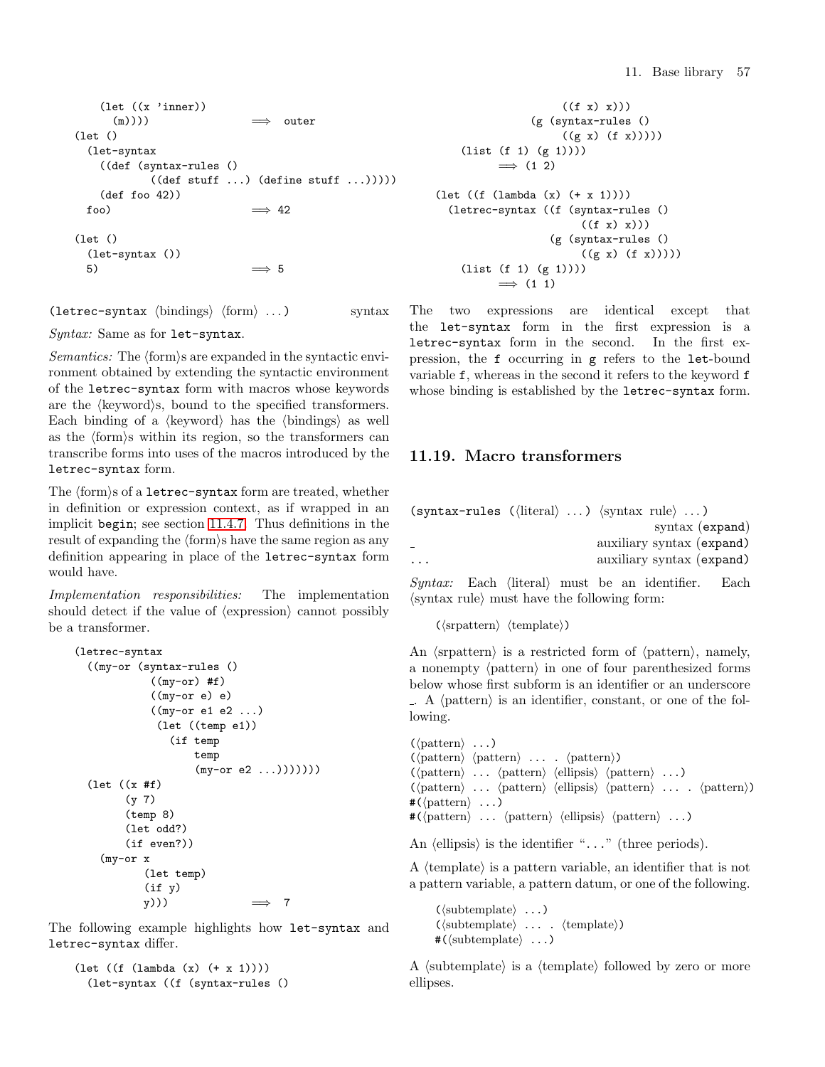```
    (let ((x 'inner))
      (m))))             ⟹  outer
(let ()
  (let-syntax
    ((def (syntax-rules ()
            ((def stuff ...) (define stuff ...)))))
    (def foo 42))
  foo)                   ⟹ 42

(let ()
  (let-syntax ())
  5)                     ⟹ 5
```

(letrec-syntax ⟨bindings⟩ ⟨form⟩ ...)    syntax

*Syntax:* Same as for let-syntax.

*Semantics:* The ⟨form⟩s are expanded in the syntactic environment obtained by extending the syntactic environment of the letrec-syntax form with macros whose keywords are the ⟨keyword⟩s, bound to the specified transformers. Each binding of a ⟨keyword⟩ has the ⟨bindings⟩ as well as the ⟨form⟩s within its region, so the transformers can transcribe forms into uses of the macros introduced by the letrec-syntax form.

The ⟨form⟩s of a letrec-syntax form are treated, whether in definition or expression context, as if wrapped in an implicit begin; see section 11.4.7. Thus definitions in the result of expanding the ⟨form⟩s have the same region as any definition appearing in place of the letrec-syntax form would have.

*Implementation responsibilities:* The implementation should detect if the value of ⟨expression⟩ cannot possibly be a transformer.

```
(letrec-syntax
  ((my-or (syntax-rules ()
            ((my-or) #f)
            ((my-or e) e)
            ((my-or e1 e2 ...)
             (let ((temp e1))
               (if temp
                   temp
                   (my-or e2 ...)))))))
  (let ((x #f)
        (y 7)
        (temp 8)
        (let odd?)
        (if even?))
    (my-or x
           (let temp)
           (if y)
           y)))          ⟹  7
```

The following example highlights how let-syntax and letrec-syntax differ.

```
(let ((f (lambda (x) (+ x 1))))
  (let-syntax ((f (syntax-rules ()
                    ((f x) x)))
               (g (syntax-rules ()
                    ((g x) (f x)))))
    (list (f 1) (g 1))))
          ⟹ (1 2)

(let ((f (lambda (x) (+ x 1))))
  (letrec-syntax ((f (syntax-rules ()
                       ((f x) x)))
                  (g (syntax-rules ()
                       ((g x) (f x)))))
    (list (f 1) (g 1))))
          ⟹ (1 1)
```

The two expressions are identical except that the let-syntax form in the first expression is a letrec-syntax form in the second. In the first expression, the f occurring in g refers to the let-bound variable f, whereas in the second it refers to the keyword f whose binding is established by the letrec-syntax form.

## 11.19. Macro transformers

(syntax-rules (⟨literal⟩ ...) ⟨syntax rule⟩ ...)    syntax (expand)

_    auxiliary syntax (expand)

...    auxiliary syntax (expand)

*Syntax:* Each ⟨literal⟩ must be an identifier. Each ⟨syntax rule⟩ must have the following form:

(⟨srpattern⟩ ⟨template⟩)

An ⟨srpattern⟩ is a restricted form of ⟨pattern⟩, namely, a nonempty ⟨pattern⟩ in one of four parenthesized forms below whose first subform is an identifier or an underscore _. A ⟨pattern⟩ is an identifier, constant, or one of the following.

```
(⟨pattern⟩ ...)
(⟨pattern⟩ ⟨pattern⟩ ... . ⟨pattern⟩)
(⟨pattern⟩ ... ⟨pattern⟩ ⟨ellipsis⟩ ⟨pattern⟩ ...)
(⟨pattern⟩ ... ⟨pattern⟩ ⟨ellipsis⟩ ⟨pattern⟩ ... . ⟨pattern⟩)
#(⟨pattern⟩ ...)
#(⟨pattern⟩ ... ⟨pattern⟩ ⟨ellipsis⟩ ⟨pattern⟩ ...)
```

An ⟨ellipsis⟩ is the identifier "..." (three periods).

A ⟨template⟩ is a pattern variable, an identifier that is not a pattern variable, a pattern datum, or one of the following.

```
(⟨subtemplate⟩ ...)
(⟨subtemplate⟩ ... . ⟨template⟩)
#(⟨subtemplate⟩ ...)
```

A ⟨subtemplate⟩ is a ⟨template⟩ followed by zero or more ellipses.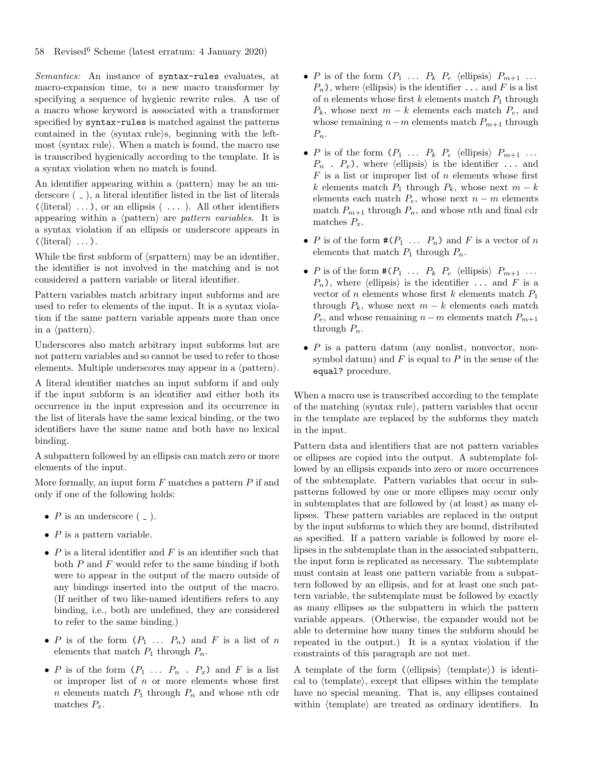*Semantics:* An instance of `syntax-rules` evaluates, at macro-expansion time, to a new macro transformer by specifying a sequence of hygienic rewrite rules. A use of a macro whose keyword is associated with a transformer specified by `syntax-rules` is matched against the patterns contained in the ⟨syntax rule⟩s, beginning with the leftmost ⟨syntax rule⟩. When a match is found, the macro use is transcribed hygienically according to the template. It is a syntax violation when no match is found.

An identifier appearing within a ⟨pattern⟩ may be an underscore ( `_` ), a literal identifier listed in the list of literals (⟨literal⟩ ...), or an ellipsis ( `...` ). All other identifiers appearing within a ⟨pattern⟩ are *pattern variables*. It is a syntax violation if an ellipsis or underscore appears in (⟨literal⟩ ...).

While the first subform of ⟨srpattern⟩ may be an identifier, the identifier is not involved in the matching and is not considered a pattern variable or literal identifier.

Pattern variables match arbitrary input subforms and are used to refer to elements of the input. It is a syntax violation if the same pattern variable appears more than once in a ⟨pattern⟩.

Underscores also match arbitrary input subforms but are not pattern variables and so cannot be used to refer to those elements. Multiple underscores may appear in a ⟨pattern⟩.

A literal identifier matches an input subform if and only if the input subform is an identifier and either both its occurrence in the input expression and its occurrence in the list of literals have the same lexical binding, or the two identifiers have the same name and both have no lexical binding.

A subpattern followed by an ellipsis can match zero or more elements of the input.

More formally, an input form $F$ matches a pattern $P$ if and only if one of the following holds:

- $P$ is an underscore ( `_` ).
- $P$ is a pattern variable.
- $P$ is a literal identifier and $F$ is an identifier such that both $P$ and $F$ would refer to the same binding if both were to appear in the output of the macro outside of any bindings inserted into the output of the macro. (If neither of two like-named identifiers refers to any binding, i.e., both are undefined, they are considered to refer to the same binding.)
- $P$ is of the form ($P_1$ ... $P_n$) and $F$ is a list of $n$ elements that match $P_1$ through $P_n$.
- $P$ is of the form ($P_1$ ... $P_n$ . $P_x$) and $F$ is a list or improper list of $n$ or more elements whose first $n$ elements match $P_1$ through $P_n$ and whose $n$th cdr matches $P_x$.
- $P$ is of the form ($P_1$ ... $P_k$ $P_e$ ⟨ellipsis⟩ $P_{m+1}$ ... $P_n$), where ⟨ellipsis⟩ is the identifier `...` and $F$ is a list of $n$ elements whose first $k$ elements match $P_1$ through $P_k$, whose next $m-k$ elements each match $P_e$, and whose remaining $n-m$ elements match $P_{m+1}$ through $P_n$.
- $P$ is of the form ($P_1$ ... $P_k$ $P_e$ ⟨ellipsis⟩ $P_{m+1}$ ... $P_n$ . $P_x$), where ⟨ellipsis⟩ is the identifier `...` and $F$ is a list or improper list of $n$ elements whose first $k$ elements match $P_1$ through $P_k$, whose next $m-k$ elements each match $P_e$, whose next $n-m$ elements match $P_{m+1}$ through $P_n$, and whose $n$th and final cdr matches $P_x$.
- $P$ is of the form #($P_1$ ... $P_n$) and $F$ is a vector of $n$ elements that match $P_1$ through $P_n$.
- $P$ is of the form #($P_1$ ... $P_k$ $P_e$ ⟨ellipsis⟩ $P_{m+1}$ ... $P_n$), where ⟨ellipsis⟩ is the identifier `...` and $F$ is a vector of $n$ elements whose first $k$ elements match $P_1$ through $P_k$, whose next $m-k$ elements each match $P_e$, and whose remaining $n-m$ elements match $P_{m+1}$ through $P_n$.
- $P$ is a pattern datum (any nonlist, nonvector, nonsymbol datum) and $F$ is equal to $P$ in the sense of the `equal?` procedure.

When a macro use is transcribed according to the template of the matching ⟨syntax rule⟩, pattern variables that occur in the template are replaced by the subforms they match in the input.

Pattern data and identifiers that are not pattern variables or ellipses are copied into the output. A subtemplate followed by an ellipsis expands into zero or more occurrences of the subtemplate. Pattern variables that occur in subpatterns followed by one or more ellipses may occur only in subtemplates that are followed by (at least) as many ellipses. These pattern variables are replaced in the output by the input subforms to which they are bound, distributed as specified. If a pattern variable is followed by more ellipses in the subtemplate than in the associated subpattern, the input form is replicated as necessary. The subtemplate must contain at least one pattern variable from a subpattern followed by an ellipsis, and for at least one such pattern variable, the subtemplate must be followed by exactly as many ellipses as the subpattern in which the pattern variable appears. (Otherwise, the expander would not be able to determine how many times the subform should be repeated in the output.) It is a syntax violation if the constraints of this paragraph are not met.

A template of the form (⟨ellipsis⟩ ⟨template⟩) is identical to ⟨template⟩, except that ellipses within the template have no special meaning. That is, any ellipses contained within ⟨template⟩ are treated as ordinary identifiers. In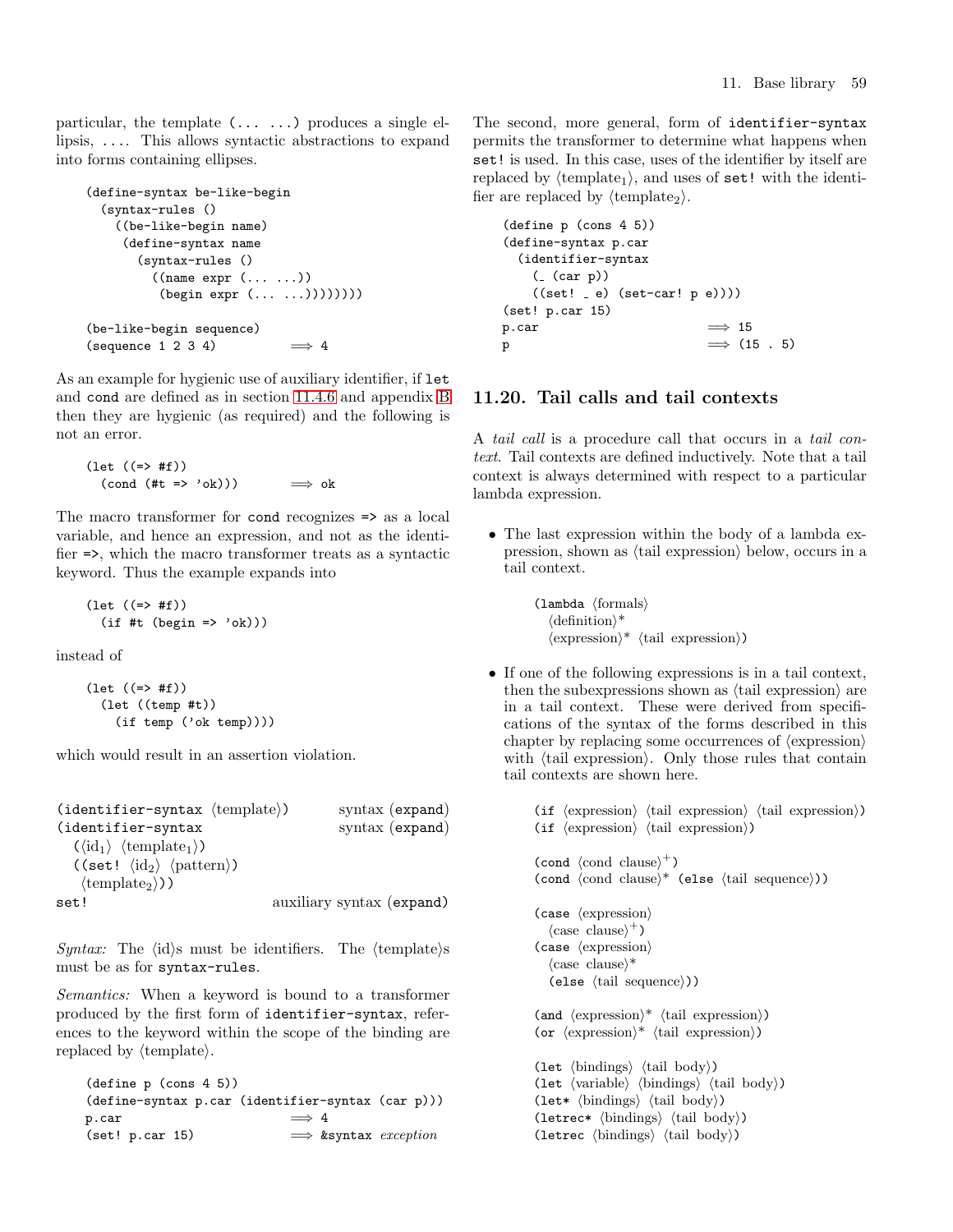particular, the template `(... ...)` produces a single ellipsis, `...`. This allows syntactic abstractions to expand into forms containing ellipses.

```
(define-syntax be-like-begin
  (syntax-rules ()
    ((be-like-begin name)
     (define-syntax name
       (syntax-rules ()
         ((name expr (... ...))
          (begin expr (... ...))))))))

(be-like-begin sequence)
(sequence 1 2 3 4)          ⟹ 4
```

As an example for hygienic use of auxiliary identifier, if `let` and `cond` are defined as in section 11.4.6 and appendix B then they are hygienic (as required) and the following is not an error.

```
(let ((=> #f))
  (cond (#t => 'ok)))       ⟹ ok
```

The macro transformer for `cond` recognizes `=>` as a local variable, and hence an expression, and not as the identifier `=>`, which the macro transformer treats as a syntactic keyword. Thus the example expands into

```
(let ((=> #f))
  (if #t (begin => 'ok)))
```

instead of

```
(let ((=> #f))
  (let ((temp #t))
    (if temp ('ok temp))))
```

which would result in an assertion violation.

```
(identifier-syntax ⟨template⟩)            syntax (expand)
(identifier-syntax                        syntax (expand)
  (⟨id1⟩ ⟨template1⟩)
  ((set! ⟨id2⟩ ⟨pattern⟩)
   ⟨template2⟩))
set!                            auxiliary syntax (expand)
```

*Syntax:* The ⟨id⟩s must be identifiers. The ⟨template⟩s must be as for `syntax-rules`.

*Semantics:* When a keyword is bound to a transformer produced by the first form of `identifier-syntax`, references to the keyword within the scope of the binding are replaced by ⟨template⟩.

```
(define p (cons 4 5))
(define-syntax p.car (identifier-syntax (car p)))
p.car                       ⟹ 4
(set! p.car 15)             ⟹ &syntax exception
```

The second, more general, form of `identifier-syntax` permits the transformer to determine what happens when `set!` is used. In this case, uses of the identifier by itself are replaced by ⟨template$_1$⟩, and uses of `set!` with the identifier are replaced by ⟨template$_2$⟩.

```
(define p (cons 4 5))
(define-syntax p.car
  (identifier-syntax
    (_ (car p))
    ((set! _ e) (set-car! p e))))
(set! p.car 15)
p.car                       ⟹ 15
p                           ⟹ (15 . 5)
```

## 11.20. Tail calls and tail contexts

A *tail call* is a procedure call that occurs in a *tail context*. Tail contexts are defined inductively. Note that a tail context is always determined with respect to a particular lambda expression.

- The last expression within the body of a lambda expression, shown as ⟨tail expression⟩ below, occurs in a tail context.

  ```
  (lambda ⟨formals⟩
    ⟨definition⟩*
    ⟨expression⟩* ⟨tail expression⟩)
  ```

- If one of the following expressions is in a tail context, then the subexpressions shown as ⟨tail expression⟩ are in a tail context. These were derived from specifications of the syntax of the forms described in this chapter by replacing some occurrences of ⟨expression⟩ with ⟨tail expression⟩. Only those rules that contain tail contexts are shown here.

  ```
  (if ⟨expression⟩ ⟨tail expression⟩ ⟨tail expression⟩)
  (if ⟨expression⟩ ⟨tail expression⟩)

  (cond ⟨cond clause⟩+)
  (cond ⟨cond clause⟩* (else ⟨tail sequence⟩))

  (case ⟨expression⟩
    ⟨case clause⟩+)
  (case ⟨expression⟩
    ⟨case clause⟩*
    (else ⟨tail sequence⟩))

  (and ⟨expression⟩* ⟨tail expression⟩)
  (or ⟨expression⟩* ⟨tail expression⟩)

  (let ⟨bindings⟩ ⟨tail body⟩)
  (let ⟨variable⟩ ⟨bindings⟩ ⟨tail body⟩)
  (let* ⟨bindings⟩ ⟨tail body⟩)
  (letrec* ⟨bindings⟩ ⟨tail body⟩)
  (letrec ⟨bindings⟩ ⟨tail body⟩)
  ```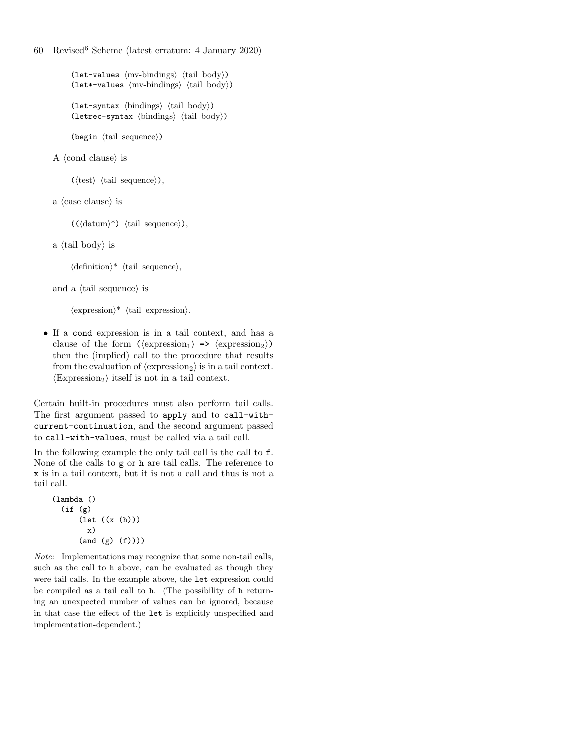```
(let-values ⟨mv-bindings⟩ ⟨tail body⟩)
(let*-values ⟨mv-bindings⟩ ⟨tail body⟩)

(let-syntax ⟨bindings⟩ ⟨tail body⟩)
(letrec-syntax ⟨bindings⟩ ⟨tail body⟩)

(begin ⟨tail sequence⟩)
```

A ⟨cond clause⟩ is

```
(⟨test⟩ ⟨tail sequence⟩),
```

a ⟨case clause⟩ is

```
((⟨datum⟩*) ⟨tail sequence⟩),
```

a ⟨tail body⟩ is

```
⟨definition⟩* ⟨tail sequence⟩,
```

and a ⟨tail sequence⟩ is

```
⟨expression⟩* ⟨tail expression⟩.
```

- If a `cond` expression is in a tail context, and has a clause of the form `(`⟨expression$_1$⟩ `=>` ⟨expression$_2$⟩`)` then the (implied) call to the procedure that results from the evaluation of ⟨expression$_2$⟩ is in a tail context. ⟨Expression$_2$⟩ itself is not in a tail context.

Certain built-in procedures must also perform tail calls. The first argument passed to `apply` and to `call-with-current-continuation`, and the second argument passed to `call-with-values`, must be called via a tail call.

In the following example the only tail call is the call to `f`. None of the calls to `g` or `h` are tail calls. The reference to `x` is in a tail context, but it is not a call and thus is not a tail call.

```
(lambda ()
  (if (g)
      (let ((x (h)))
        x)
      (and (g) (f))))
```

*Note:* Implementations may recognize that some non-tail calls, such as the call to `h` above, can be evaluated as though they were tail calls. In the example above, the `let` expression could be compiled as a tail call to `h`. (The possibility of `h` returning an unexpected number of values can be ignored, because in that case the effect of the `let` is explicitly unspecified and implementation-dependent.)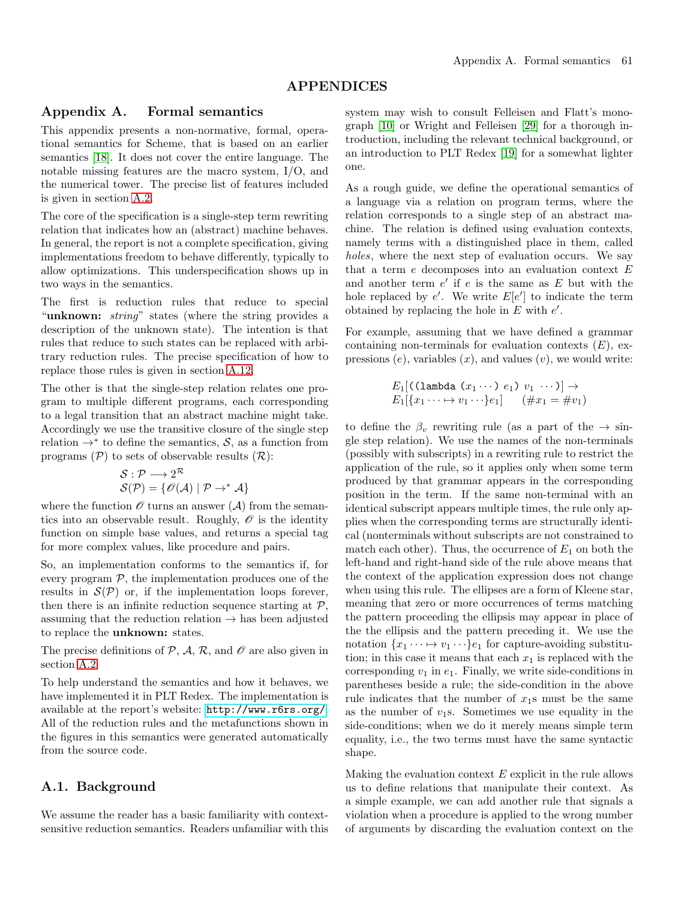# APPENDICES

## Appendix A. Formal semantics

This appendix presents a non-normative, formal, operational semantics for Scheme, that is based on an earlier semantics [18]. It does not cover the entire language. The notable missing features are the macro system, I/O, and the numerical tower. The precise list of features included is given in section A.2.

The core of the specification is a single-step term rewriting relation that indicates how an (abstract) machine behaves. In general, the report is not a complete specification, giving implementations freedom to behave differently, typically to allow optimizations. This underspecification shows up in two ways in the semantics.

The first is reduction rules that reduce to special "**unknown:** *string*" states (where the string provides a description of the unknown state). The intention is that rules that reduce to such states can be replaced with arbitrary reduction rules. The precise specification of how to replace those rules is given in section A.12.

The other is that the single-step relation relates one program to multiple different programs, each corresponding to a legal transition that an abstract machine might take. Accordingly we use the transitive closure of the single step relation $\rightarrow^*$ to define the semantics, $\mathcal{S}$, as a function from programs ($\mathcal{P}$) to sets of observable results ($\mathcal{R}$):

$$\mathcal{S} : \mathcal{P} \longrightarrow 2^{\mathcal{R}}$$
$$\mathcal{S}(\mathcal{P}) = \{ \mathscr{O}(\mathcal{A}) \mid \mathcal{P} \rightarrow^* \mathcal{A} \}$$

where the function $\mathscr{O}$ turns an answer ($\mathcal{A}$) from the semantics into an observable result. Roughly, $\mathscr{O}$ is the identity function on simple base values, and returns a special tag for more complex values, like procedure and pairs.

So, an implementation conforms to the semantics if, for every program $\mathcal{P}$, the implementation produces one of the results in $\mathcal{S}(\mathcal{P})$ or, if the implementation loops forever, then there is an infinite reduction sequence starting at $\mathcal{P}$, assuming that the reduction relation $\rightarrow$ has been adjusted to replace the **unknown:** states.

The precise definitions of $\mathcal{P}$, $\mathcal{A}$, $\mathcal{R}$, and $\mathscr{O}$ are also given in section A.2.

To help understand the semantics and how it behaves, we have implemented it in PLT Redex. The implementation is available at the report's website: http://www.r6rs.org/. All of the reduction rules and the metafunctions shown in the figures in this semantics were generated automatically from the source code.

### A.1. Background

We assume the reader has a basic familiarity with context-sensitive reduction semantics. Readers unfamiliar with this system may wish to consult Felleisen and Flatt's monograph [10] or Wright and Felleisen [29] for a thorough introduction, including the relevant technical background, or an introduction to PLT Redex [19] for a somewhat lighter one.

As a rough guide, we define the operational semantics of a language via a relation on program terms, where the relation corresponds to a single step of an abstract machine. The relation is defined using evaluation contexts, namely terms with a distinguished place in them, called *holes*, where the next step of evaluation occurs. We say that a term $e$ decomposes into an evaluation context $E$ and another term $e'$ if $e$ is the same as $E$ but with the hole replaced by $e'$. We write $E[e']$ to indicate the term obtained by replacing the hole in $E$ with $e'$.

For example, assuming that we have defined a grammar containing non-terminals for evaluation contexts ($E$), expressions ($e$), variables ($x$), and values ($v$), we would write:

$$E_1[\texttt{((lambda (}x_1 \cdots\texttt{)}\ e_1\texttt{)}\ v_1\ \cdots\texttt{)}] \rightarrow$$
$$E_1[\{x_1 \cdots \mapsto v_1 \cdots\} e_1] \qquad (\#x_1 = \#v_1)$$

to define the $\beta_v$ rewriting rule (as a part of the $\rightarrow$ single step relation). We use the names of the non-terminals (possibly with subscripts) in a rewriting rule to restrict the application of the rule, so it applies only when some term produced by that grammar appears in the corresponding position in the term. If the same non-terminal with an identical subscript appears multiple times, the rule only applies when the corresponding terms are structurally identical (nonterminals without subscripts are not constrained to match each other). Thus, the occurrence of $E_1$ on both the left-hand and right-hand side of the rule above means that the context of the application expression does not change when using this rule. The ellipses are a form of Kleene star, meaning that zero or more occurrences of terms matching the pattern proceeding the ellipsis may appear in place of the the ellipsis and the pattern preceding it. We use the notation $\{x_1 \cdots \mapsto v_1 \cdots\} e_1$ for capture-avoiding substitution; in this case it means that each $x_1$ is replaced with the corresponding $v_1$ in $e_1$. Finally, we write side-conditions in parentheses beside a rule; the side-condition in the above rule indicates that the number of $x_1$s must be the same as the number of $v_1$s. Sometimes we use equality in the side-conditions; when we do it merely means simple term equality, i.e., the two terms must have the same syntactic shape.

Making the evaluation context $E$ explicit in the rule allows us to define relations that manipulate their context. As a simple example, we can add another rule that signals a violation when a procedure is applied to the wrong number of arguments by discarding the evaluation context on the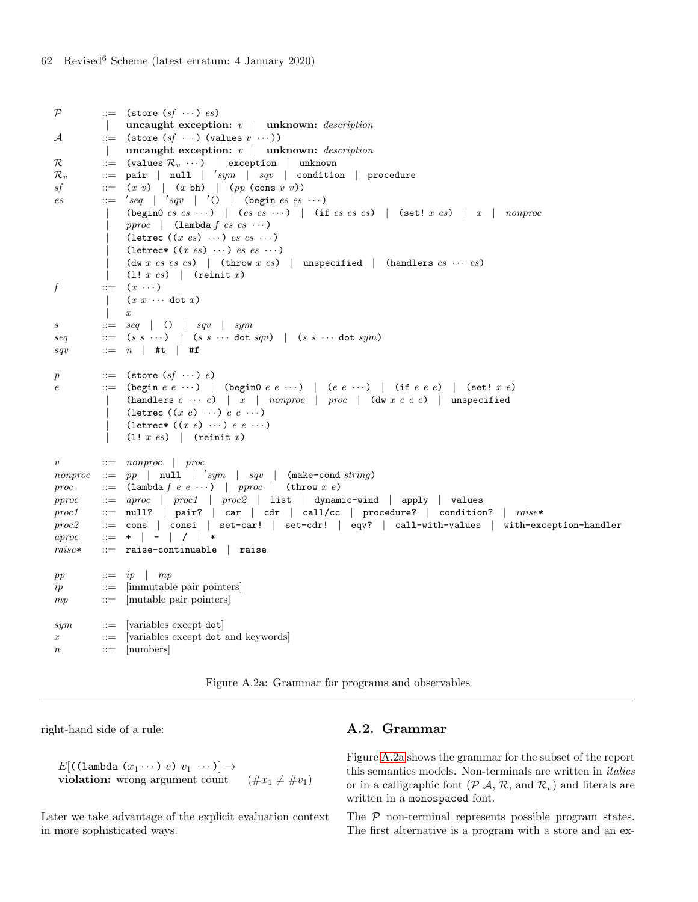```
P        ::= (store (sf ···) es)
          |  uncaught exception: v | unknown: description
A        ::= (store (sf ···) (values v ···))
          |  uncaught exception: v | unknown: description
R        ::= (values Rv ···) | exception | unknown
Rv       ::= pair | null | 'sym | sqv | condition | procedure
sf       ::= (x v) | (x bh) | (pp (cons v v))
es       ::= 'seq | 'sqv | '() | (begin es es ···)
          |  (begin0 es es ···) | (es es ···) | (if es es es) | (set! x es) | x | nonproc
          |  pproc | (lambda f es es ···)
          |  (letrec ((x es) ···) es es ···)
          |  (letrec* ((x es) ···) es es ···)
          |  (dw x es es es) | (throw x es) | unspecified | (handlers es ··· es)
          |  (l! x es) | (reinit x)
f        ::= (x ···)
          |  (x x ··· dot x)
          |  x
s        ::= seq | () | sqv | sym
seq      ::= (s s ···) | (s s ··· dot sqv) | (s s ··· dot sym)
sqv      ::= n | #t | #f

p        ::= (store (sf ···) e)
e        ::= (begin e e ···) | (begin0 e e ···) | (e e ···) | (if e e e) | (set! x e)
          |  (handlers e ··· e) | x | nonproc | proc | (dw x e e e) | unspecified
          |  (letrec ((x e) ···) e e ···)
          |  (letrec* ((x e) ···) e e ···)
          |  (l! x es) | (reinit x)

v        ::= nonproc | proc
nonproc  ::= pp | null | 'sym | sqv | (make-cond string)
proc     ::= (lambda f e e ···) | pproc | (throw x e)
pproc    ::= aproc | proc1 | proc2 | list | dynamic-wind | apply | values
proc1    ::= null? | pair? | car | cdr | call/cc | procedure? | condition? | raise*
proc2    ::= cons | consi | set-car! | set-cdr! | eqv? | call-with-values | with-exception-handler
aproc    ::= + | - | / | *
raise*   ::= raise-continuable | raise

pp       ::= ip | mp
ip       ::= [immutable pair pointers]
mp       ::= [mutable pair pointers]

sym      ::= [variables except dot]
x        ::= [variables except dot and keywords]
n        ::= [numbers]
```

Figure A.2a: Grammar for programs and observables

right-hand side of a rule:

$E$[((lambda ($x_1 \cdots$) $e$) $v_1$ $\cdots$)] $\rightarrow$
**violation:** wrong argument count $\quad (\#x_1 \neq \#v_1)$

Later we take advantage of the explicit evaluation context in more sophisticated ways.

## A.2. Grammar

Figure A.2a shows the grammar for the subset of the report this semantics models. Non-terminals are written in *italics* or in a calligraphic font ($\mathcal{P}$ $\mathcal{A}$, $\mathcal{R}$, and $\mathcal{R}_v$) and literals are written in a `monospaced` font.

The $\mathcal{P}$ non-terminal represents possible program states. The first alternative is a program with a store and an ex-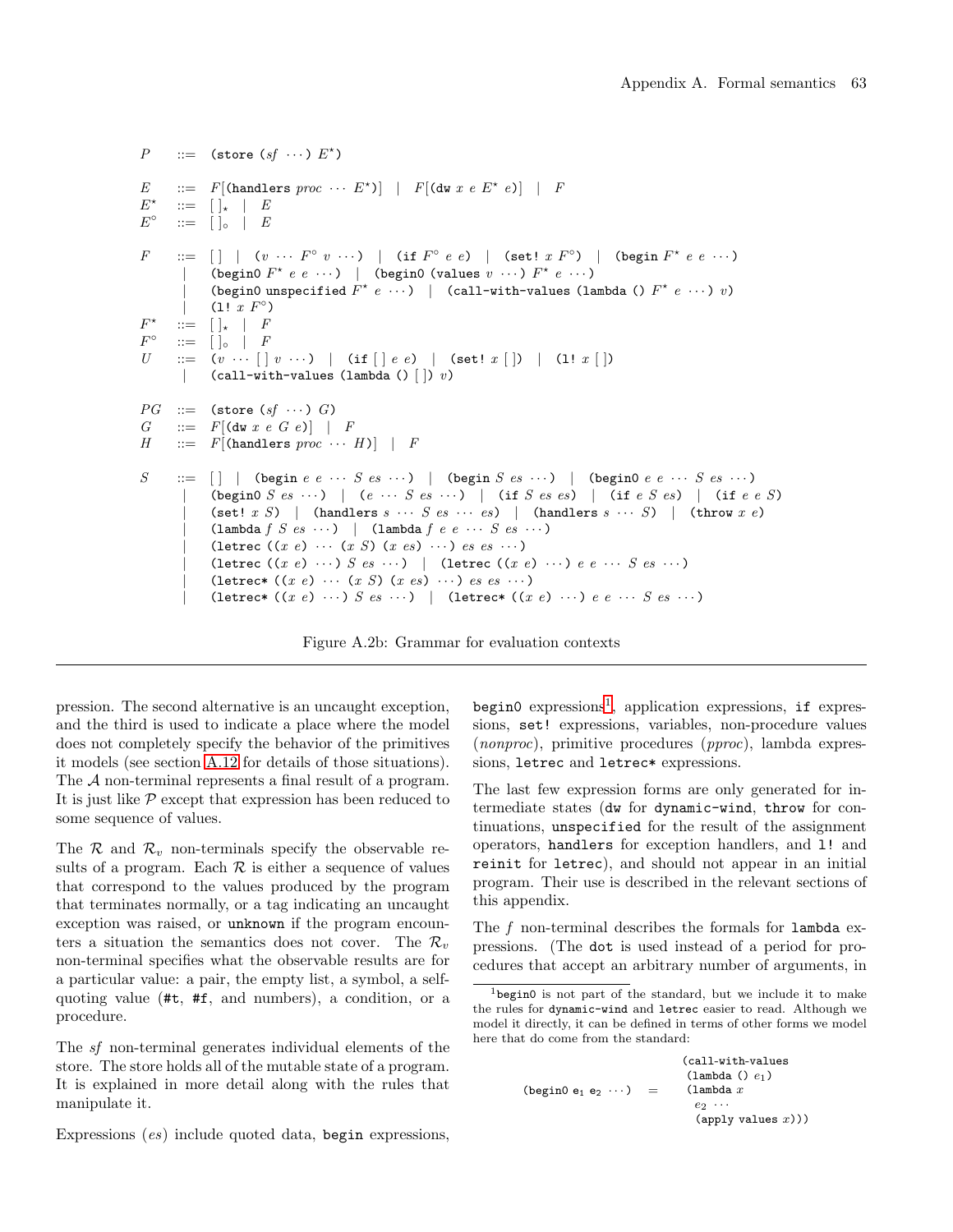```
P    ::=  (store (sf ···) E⋆)

E    ::=  F[(handlers proc ··· E⋆)]  |  F[(dw x e E⋆ e)]  |  F
E⋆   ::=  []⋆  |  E
E°   ::=  []°  |  E

F    ::=  []  |  (v ··· F° v ···)  |  (if F° e e)  |  (set! x F°)  |  (begin F⋆ e e ···)
      |   (begin0 F⋆ e e ···)  |  (begin0 (values v ···) F⋆ e ···)
      |   (begin0 unspecified F⋆ e ···)  |  (call-with-values (lambda () F⋆ e ···) v)
      |   (l! x F°)
F⋆   ::=  []⋆  |  F
F°   ::=  []°  |  F
U    ::=  (v ··· [] v ···)  |  (if [] e e)  |  (set! x [])  |  (l! x [])
      |   (call-with-values (lambda () []) v)

PG   ::=  (store (sf ···) G)
G    ::=  F[(dw x e G e)]  |  F
H    ::=  F[(handlers proc ··· H)]  |  F

S    ::=  []  |  (begin e e ··· S es ···)  |  (begin S es ···)  |  (begin0 e e ··· S es ···)
      |   (begin0 S es ···)  |  (e ··· S es ···)  |  (if S es es)  |  (if e S es)  |  (if e e S)
      |   (set! x S)  |  (handlers s ··· S es ··· es)  |  (handlers s ··· S)  |  (throw x e)
      |   (lambda f S es ···)  |  (lambda f e e ··· S es ···)
      |   (letrec ((x e) ··· (x S) (x es) ···) es es ···)
      |   (letrec ((x e) ···) S es ···)  |  (letrec ((x e) ···) e e ··· S es ···)
      |   (letrec* ((x e) ··· (x S) (x es) ···) es es ···)
      |   (letrec* ((x e) ···) S es ···)  |  (letrec* ((x e) ···) e e ··· S es ···)
```

Figure A.2b: Grammar for evaluation contexts

pression. The second alternative is an uncaught exception, and the third is used to indicate a place where the model does not completely specify the behavior of the primitives it models (see section A.12 for details of those situations). The $\mathcal{A}$ non-terminal represents a final result of a program. It is just like $\mathcal{P}$ except that expression has been reduced to some sequence of values.

The $\mathcal{R}$ and $\mathcal{R}_v$ non-terminals specify the observable results of a program. Each $\mathcal{R}$ is either a sequence of values that correspond to the values produced by the program that terminates normally, or a tag indicating an uncaught exception was raised, or `unknown` if the program encounters a situation the semantics does not cover. The $\mathcal{R}_v$ non-terminal specifies what the observable results are for a particular value: a pair, the empty list, a symbol, a self-quoting value (`#t`, `#f`, and numbers), a condition, or a procedure.

The *sf* non-terminal generates individual elements of the store. The store holds all of the mutable state of a program. It is explained in more detail along with the rules that manipulate it.

Expressions (*es*) include quoted data, `begin` expressions, `begin0` expressions[1], application expressions, `if` expressions, `set!` expressions, variables, non-procedure values (*nonproc*), primitive procedures (*pproc*), lambda expressions, `letrec` and `letrec*` expressions.

The last few expression forms are only generated for intermediate states (`dw` for `dynamic-wind`, `throw` for continuations, `unspecified` for the result of the assignment operators, `handlers` for exception handlers, and `l!` and `reinit` for `letrec`), and should not appear in an initial program. Their use is described in the relevant sections of this appendix.

The *f* non-terminal describes the formals for `lambda` expressions. (The `dot` is used instead of a period for procedures that accept an arbitrary number of arguments, in

[1] `begin0` is not part of the standard, but we include it to make the rules for `dynamic-wind` and `letrec` easier to read. Although we model it directly, it can be defined in terms of other forms we model here that do come from the standard:

```
                        (call-with-values
                         (lambda () e1)
(begin0 e1 e2 ···)  =    (lambda x
                          e2 ···
                          (apply values x)))
```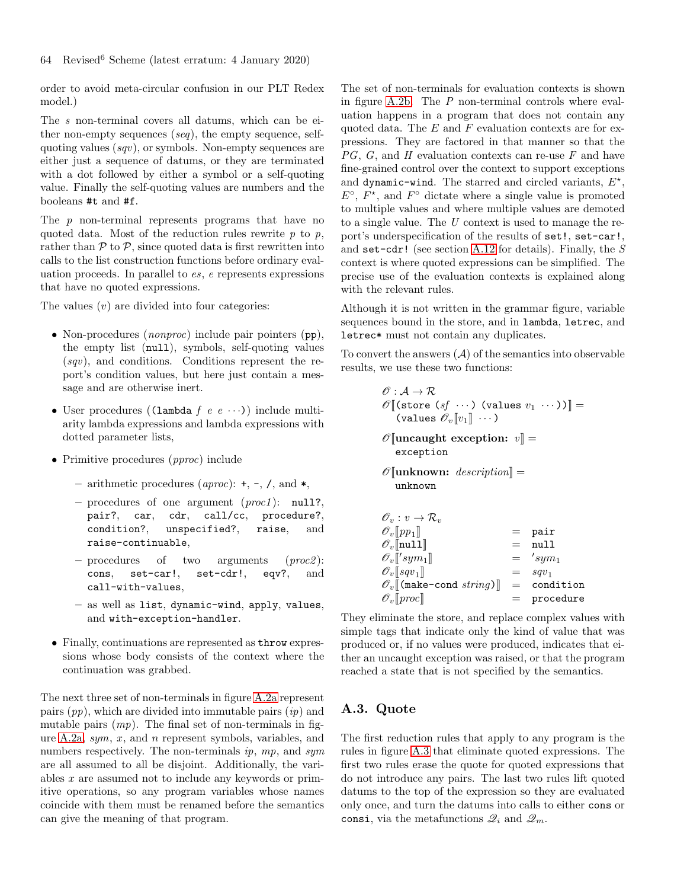order to avoid meta-circular confusion in our PLT Redex model.)

The *s* non-terminal covers all datums, which can be either non-empty sequences (*seq*), the empty sequence, self-quoting values (*sqv*), or symbols. Non-empty sequences are either just a sequence of datums, or they are terminated with a dot followed by either a symbol or a self-quoting value. Finally the self-quoting values are numbers and the booleans `#t` and `#f`.

The *p* non-terminal represents programs that have no quoted data. Most of the reduction rules rewrite *p* to *p*, rather than $\mathcal{P}$ to $\mathcal{P}$, since quoted data is first rewritten into calls to the list construction functions before ordinary evaluation proceeds. In parallel to *es*, *e* represents expressions that have no quoted expressions.

The values (*v*) are divided into four categories:

- Non-procedures (*nonproc*) include pair pointers (`pp`), the empty list (`null`), symbols, self-quoting values (*sqv*), and conditions. Conditions represent the report's condition values, but here just contain a message and are otherwise inert.
- User procedures (`(lambda` *f e e* `···)`) include multi-arity lambda expressions and lambda expressions with dotted parameter lists,
- Primitive procedures (*pproc*) include
  - arithmetic procedures (*aproc*): `+`, `-`, `/`, and `*`,
  - procedures of one argument (*proc1*): `null?`, `pair?`, `car`, `cdr`, `call/cc`, `procedure?`, `condition?`, `unspecified?`, `raise`, and `raise-continuable`,
  - procedures of two arguments (*proc2*): `cons`, `set-car!`, `set-cdr!`, `eqv?`, and `call-with-values`,
  - as well as `list`, `dynamic-wind`, `apply`, `values`, and `with-exception-handler`.
- Finally, continuations are represented as `throw` expressions whose body consists of the context where the continuation was grabbed.

The next three set of non-terminals in figure A.2a represent pairs (*pp*), which are divided into immutable pairs (*ip*) and mutable pairs (*mp*). The final set of non-terminals in figure A.2a, *sym*, *x*, and *n* represent symbols, variables, and numbers respectively. The non-terminals *ip*, *mp*, and *sym* are all assumed to all be disjoint. Additionally, the variables *x* are assumed not to include any keywords or primitive operations, so any program variables whose names coincide with them must be renamed before the semantics can give the meaning of that program.

The set of non-terminals for evaluation contexts is shown in figure A.2b. The *P* non-terminal controls where evaluation happens in a program that does not contain any quoted data. The *E* and *F* evaluation contexts are for expressions. They are factored in that manner so that the *PG*, *G*, and *H* evaluation contexts can re-use *F* and have fine-grained control over the context to support exceptions and `dynamic-wind`. The starred and circled variants, $E^\star$, $E^\circ$, $F^\star$, and $F^\circ$ dictate where a single value is promoted to multiple values and where multiple values are demoted to a single value. The *U* context is used to manage the report's underspecification of the results of `set!`, `set-car!`, and `set-cdr!` (see section A.12 for details). Finally, the *S* context is where quoted expressions can be simplified. The precise use of the evaluation contexts is explained along with the relevant rules.

Although it is not written in the grammar figure, variable sequences bound in the store, and in `lambda`, `letrec`, and `letrec*` must not contain any duplicates.

To convert the answers ($\mathcal{A}$) of the semantics into observable results, we use these two functions:

$\mathscr{O} : \mathcal{A} \rightarrow \mathcal{R}$

$\mathscr{O}[\![$`(store (`$sf$ `···) (values` $v_1$ `···))`$]\!] =$ `(values` $\mathscr{O}_v[\![v_1]\!]$ `···)`

$\mathscr{O}[\![$**uncaught exception:** $v]\!] =$ `exception`

$\mathscr{O}[\![$**unknown:** *description*$]\!] =$ `unknown`

| | | |
|---|---|---|
| $\mathscr{O}_v : v \rightarrow \mathcal{R}_v$ | | |
| $\mathscr{O}_v[\![pp_1]\!]$ | = | `pair` |
| $\mathscr{O}_v[\![$`null`$]\!]$ | = | `null` |
| $\mathscr{O}_v[\![{'sym_1}]\!]$ | = | $'sym_1$ |
| $\mathscr{O}_v[\![sqv_1]\!]$ | = | $sqv_1$ |
| $\mathscr{O}_v[\![$`(make-cond` *string*`)`$]\!]$ | = | `condition` |
| $\mathscr{O}_v[\![proc]\!]$ | = | `procedure` |

They eliminate the store, and replace complex values with simple tags that indicate only the kind of value that was produced or, if no values were produced, indicates that either an uncaught exception was raised, or that the program reached a state that is not specified by the semantics.

## A.3. Quote

The first reduction rules that apply to any program is the rules in figure A.3 that eliminate quoted expressions. The first two rules erase the quote for quoted expressions that do not introduce any pairs. The last two rules lift quoted datums to the top of the expression so they are evaluated only once, and turn the datums into calls to either `cons` or `consi`, via the metafunctions $\mathscr{Q}_i$ and $\mathscr{Q}_m$.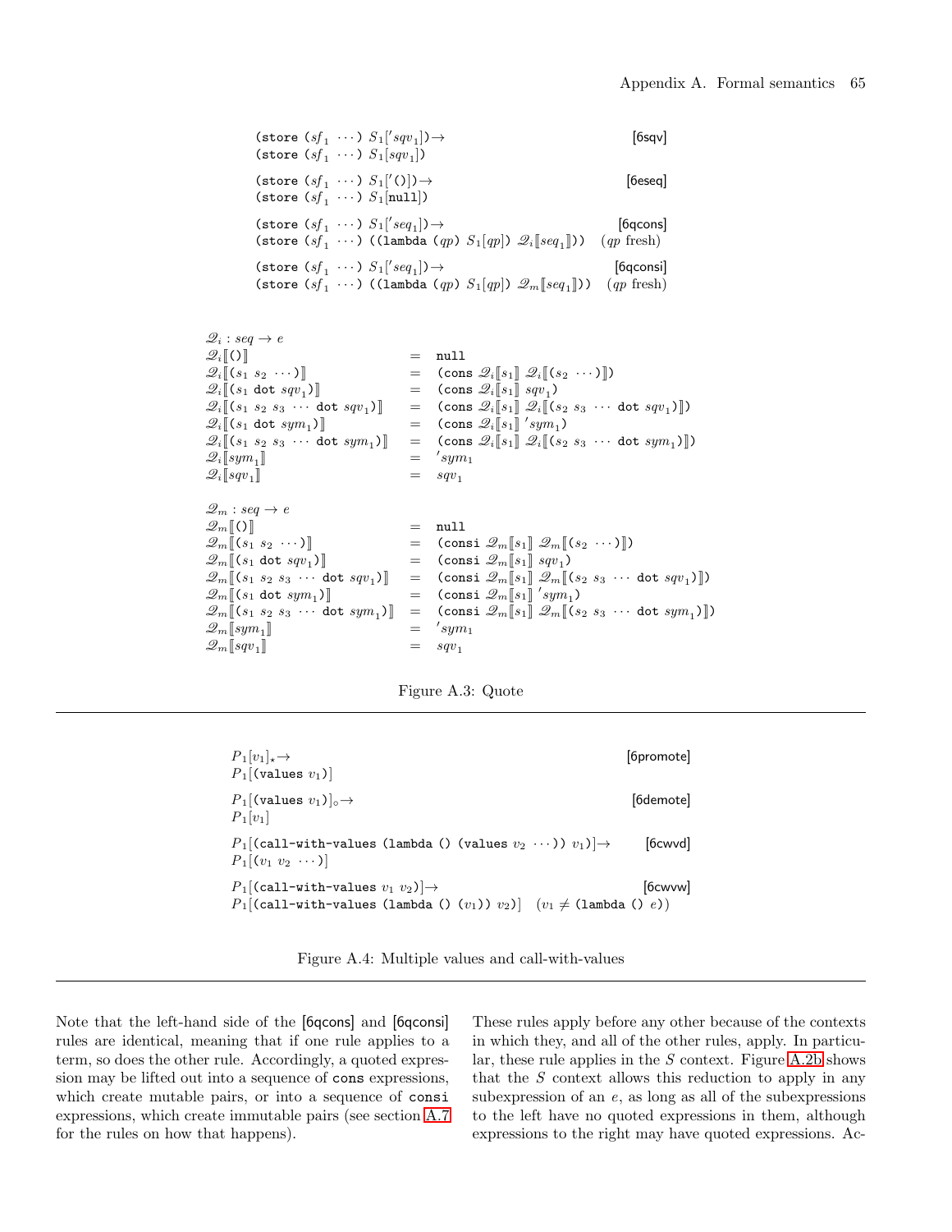```
(store (sf_1 ···) S_1['sqv_1])→                                        [6sqv]
(store (sf_1 ···) S_1[sqv_1])

(store (sf_1 ···) S_1['()])→                                           [6eseq]
(store (sf_1 ···) S_1[null])

(store (sf_1 ···) S_1['seq_1])→                                        [6qcons]
(store (sf_1 ···) ((lambda (qp) S_1[qp]) Q_i⟦seq_1⟧))   (qp fresh)

(store (sf_1 ···) S_1['seq_1])→                                        [6qconsi]
(store (sf_1 ···) ((lambda (qp) S_1[qp]) Q_m⟦seq_1⟧))   (qp fresh)
```

$$
\begin{array}{lcl}
\mathscr{Q}_i : seq \to e & & \\
\mathscr{Q}_i[\![\texttt{()}]\!] & = & \texttt{null} \\
\mathscr{Q}_i[\![\texttt{(}s_1\ s_2\ \cdots\texttt{)}]\!] & = & \texttt{(cons}\ \mathscr{Q}_i[\![s_1]\!]\ \mathscr{Q}_i[\![\texttt{(}s_2\ \cdots\texttt{)}]\!]\texttt{)} \\
\mathscr{Q}_i[\![\texttt{(}s_1\ \texttt{dot}\ sqv_1\texttt{)}]\!] & = & \texttt{(cons}\ \mathscr{Q}_i[\![s_1]\!]\ sqv_1\texttt{)} \\
\mathscr{Q}_i[\![\texttt{(}s_1\ s_2\ s_3\ \cdots\ \texttt{dot}\ sqv_1\texttt{)}]\!] & = & \texttt{(cons}\ \mathscr{Q}_i[\![s_1]\!]\ \mathscr{Q}_i[\![\texttt{(}s_2\ s_3\ \cdots\ \texttt{dot}\ sqv_1\texttt{)}]\!]\texttt{)} \\
\mathscr{Q}_i[\![\texttt{(}s_1\ \texttt{dot}\ sym_1\texttt{)}]\!] & = & \texttt{(cons}\ \mathscr{Q}_i[\![s_1]\!]\ {'sym_1}\texttt{)} \\
\mathscr{Q}_i[\![\texttt{(}s_1\ s_2\ s_3\ \cdots\ \texttt{dot}\ sym_1\texttt{)}]\!] & = & \texttt{(cons}\ \mathscr{Q}_i[\![s_1]\!]\ \mathscr{Q}_i[\![\texttt{(}s_2\ s_3\ \cdots\ \texttt{dot}\ sym_1\texttt{)}]\!]\texttt{)} \\
\mathscr{Q}_i[\![sym_1]\!] & = & {'sym_1} \\
\mathscr{Q}_i[\![sqv_1]\!] & = & sqv_1
\end{array}
$$

$$
\begin{array}{lcl}
\mathscr{Q}_m : seq \to e & & \\
\mathscr{Q}_m[\![\texttt{()}]\!] & = & \texttt{null} \\
\mathscr{Q}_m[\![\texttt{(}s_1\ s_2\ \cdots\texttt{)}]\!] & = & \texttt{(consi}\ \mathscr{Q}_m[\![s_1]\!]\ \mathscr{Q}_m[\![\texttt{(}s_2\ \cdots\texttt{)}]\!]\texttt{)} \\
\mathscr{Q}_m[\![\texttt{(}s_1\ \texttt{dot}\ sqv_1\texttt{)}]\!] & = & \texttt{(consi}\ \mathscr{Q}_m[\![s_1]\!]\ sqv_1\texttt{)} \\
\mathscr{Q}_m[\![\texttt{(}s_1\ s_2\ s_3\ \cdots\ \texttt{dot}\ sqv_1\texttt{)}]\!] & = & \texttt{(consi}\ \mathscr{Q}_m[\![s_1]\!]\ \mathscr{Q}_m[\![\texttt{(}s_2\ s_3\ \cdots\ \texttt{dot}\ sqv_1\texttt{)}]\!]\texttt{)} \\
\mathscr{Q}_m[\![\texttt{(}s_1\ \texttt{dot}\ sym_1\texttt{)}]\!] & = & \texttt{(consi}\ \mathscr{Q}_m[\![s_1]\!]\ {'sym_1}\texttt{)} \\
\mathscr{Q}_m[\![\texttt{(}s_1\ s_2\ s_3\ \cdots\ \texttt{dot}\ sym_1\texttt{)}]\!] & = & \texttt{(consi}\ \mathscr{Q}_m[\![s_1]\!]\ \mathscr{Q}_m[\![\texttt{(}s_2\ s_3\ \cdots\ \texttt{dot}\ sym_1\texttt{)}]\!]\texttt{)} \\
\mathscr{Q}_m[\![sym_1]\!] & = & {'sym_1} \\
\mathscr{Q}_m[\![sqv_1]\!] & = & sqv_1
\end{array}
$$

Figure A.3: Quote

```
P_1[v_1]_⋆→                                                            [6promote]
P_1[(values v_1)]

P_1[(values v_1)]_∘→                                                   [6demote]
P_1[v_1]

P_1[(call-with-values (lambda () (values v_2 ···)) v_1)]→              [6cwvd]
P_1[(v_1 v_2 ···)]

P_1[(call-with-values v_1 v_2)]→                                       [6cwvw]
P_1[(call-with-values (lambda () (v_1)) v_2)]   (v_1 ≠ (lambda () e))
```

Figure A.4: Multiple values and call-with-values

Note that the left-hand side of the [6qcons] and [6qconsi] rules are identical, meaning that if one rule applies to a term, so does the other rule. Accordingly, a quoted expression may be lifted out into a sequence of `cons` expressions, which create mutable pairs, or into a sequence of `consi` expressions, which create immutable pairs (see section A.7 for the rules on how that happens).

These rules apply before any other because of the contexts in which they, and all of the other rules, apply. In particular, these rule applies in the $S$ context. Figure A.2b shows that the $S$ context allows this reduction to apply in any subexpression of an $e$, as long as all of the subexpressions to the left have no quoted expressions in them, although expressions to the right may have quoted expressions. Ac-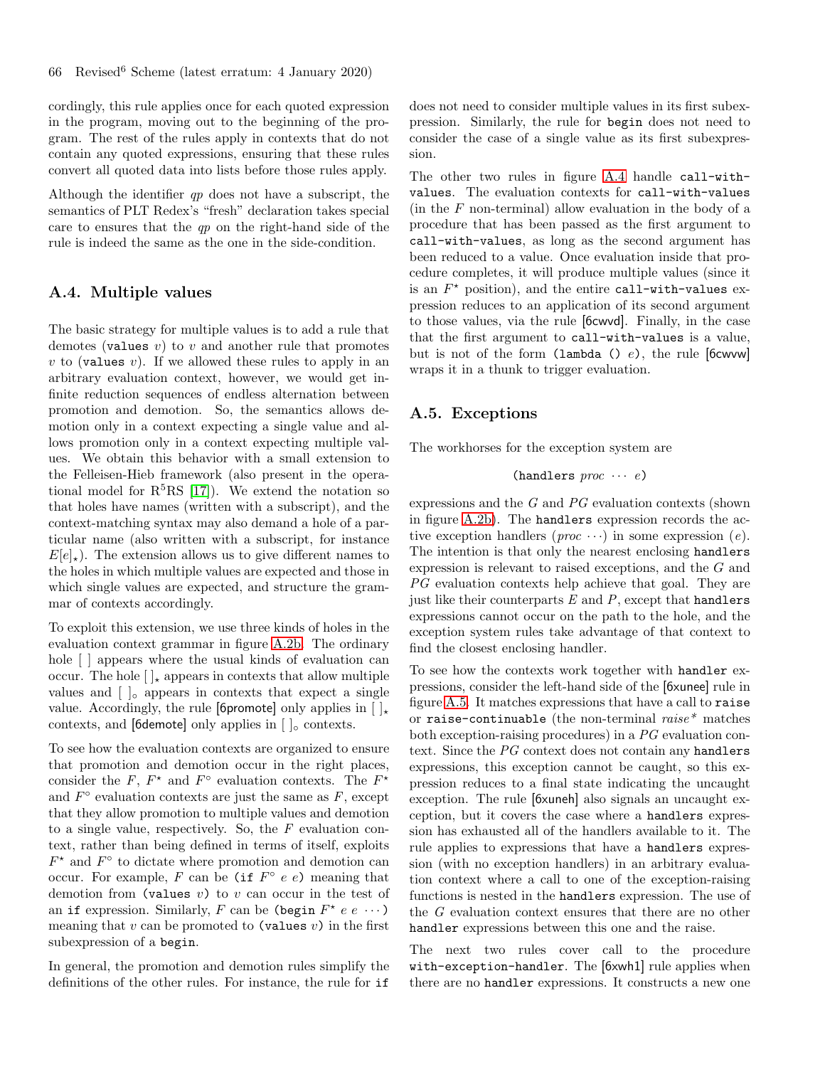cordingly, this rule applies once for each quoted expression in the program, moving out to the beginning of the program. The rest of the rules apply in contexts that do not contain any quoted expressions, ensuring that these rules convert all quoted data into lists before those rules apply.

Although the identifier *qp* does not have a subscript, the semantics of PLT Redex's "fresh" declaration takes special care to ensures that the *qp* on the right-hand side of the rule is indeed the same as the one in the side-condition.

## A.4. Multiple values

The basic strategy for multiple values is to add a rule that demotes (`values` $v$) to $v$ and another rule that promotes $v$ to (`values` $v$). If we allowed these rules to apply in an arbitrary evaluation context, however, we would get infinite reduction sequences of endless alternation between promotion and demotion. So, the semantics allows demotion only in a context expecting a single value and allows promotion only in a context expecting multiple values. We obtain this behavior with a small extension to the Felleisen-Hieb framework (also present in the operational model for R$^5$RS [17]). We extend the notation so that holes have names (written with a subscript), and the context-matching syntax may also demand a hole of a particular name (also written with a subscript, for instance $E[e]_\star$). The extension allows us to give different names to the holes in which multiple values are expected and those in which single values are expected, and structure the grammar of contexts accordingly.

To exploit this extension, we use three kinds of holes in the evaluation context grammar in figure A.2b. The ordinary hole $[\,]$ appears where the usual kinds of evaluation can occur. The hole $[\,]_\star$ appears in contexts that allow multiple values and $[\,]_\circ$ appears in contexts that expect a single value. Accordingly, the rule [6promote] only applies in $[\,]_\star$ contexts, and [6demote] only applies in $[\,]_\circ$ contexts.

To see how the evaluation contexts are organized to ensure that promotion and demotion occur in the right places, consider the $F$, $F^\star$ and $F^\circ$ evaluation contexts. The $F^\star$ and $F^\circ$ evaluation contexts are just the same as $F$, except that they allow promotion to multiple values and demotion to a single value, respectively. So, the $F$ evaluation context, rather than being defined in terms of itself, exploits $F^\star$ and $F^\circ$ to dictate where promotion and demotion can occur. For example, $F$ can be (`if` $F^\circ$ $e$ $e$) meaning that demotion from (`values` $v$) to $v$ can occur in the test of an `if` expression. Similarly, $F$ can be (`begin` $F^\star$ $e$ $e$ $\cdots$) meaning that $v$ can be promoted to (`values` $v$) in the first subexpression of a `begin`.

In general, the promotion and demotion rules simplify the definitions of the other rules. For instance, the rule for `if` does not need to consider multiple values in its first subexpression. Similarly, the rule for `begin` does not need to consider the case of a single value as its first subexpression.

The other two rules in figure A.4 handle `call-with-values`. The evaluation contexts for `call-with-values` (in the $F$ non-terminal) allow evaluation in the body of a procedure that has been passed as the first argument to `call-with-values`, as long as the second argument has been reduced to a value. Once evaluation inside that procedure completes, it will produce multiple values (since it is an $F^\star$ position), and the entire `call-with-values` expression reduces to an application of its second argument to those values, via the rule [6cwvd]. Finally, in the case that the first argument to `call-with-values` is a value, but is not of the form (`lambda () ` $e$), the rule [6cwvw] wraps it in a thunk to trigger evaluation.

## A.5. Exceptions

The workhorses for the exception system are

$$(\texttt{handlers}\ \mathit{proc}\ \cdots\ e)$$

expressions and the $G$ and $PG$ evaluation contexts (shown in figure A.2b). The `handlers` expression records the active exception handlers (*proc* $\cdots$) in some expression ($e$). The intention is that only the nearest enclosing `handlers` expression is relevant to raised exceptions, and the $G$ and $PG$ evaluation contexts help achieve that goal. They are just like their counterparts $E$ and $P$, except that `handlers` expressions cannot occur on the path to the hole, and the exception system rules take advantage of that context to find the closest enclosing handler.

To see how the contexts work together with `handler` expressions, consider the left-hand side of the [6xunee] rule in figure A.5. It matches expressions that have a call to `raise` or `raise-continuable` (the non-terminal *raise\** matches both exception-raising procedures) in a $PG$ evaluation context. Since the $PG$ context does not contain any `handlers` expressions, this exception cannot be caught, so this expression reduces to a final state indicating the uncaught exception. The rule [6xuneh] also signals an uncaught exception, but it covers the case where a `handlers` expression has exhausted all of the handlers available to it. The rule applies to expressions that have a `handlers` expression (with no exception handlers) in an arbitrary evaluation context where a call to one of the exception-raising functions is nested in the `handlers` expression. The use of the $G$ evaluation context ensures that there are no other `handler` expressions between this one and the raise.

The next two rules cover call to the procedure `with-exception-handler`. The [6xwh1] rule applies when there are no `handler` expressions. It constructs a new one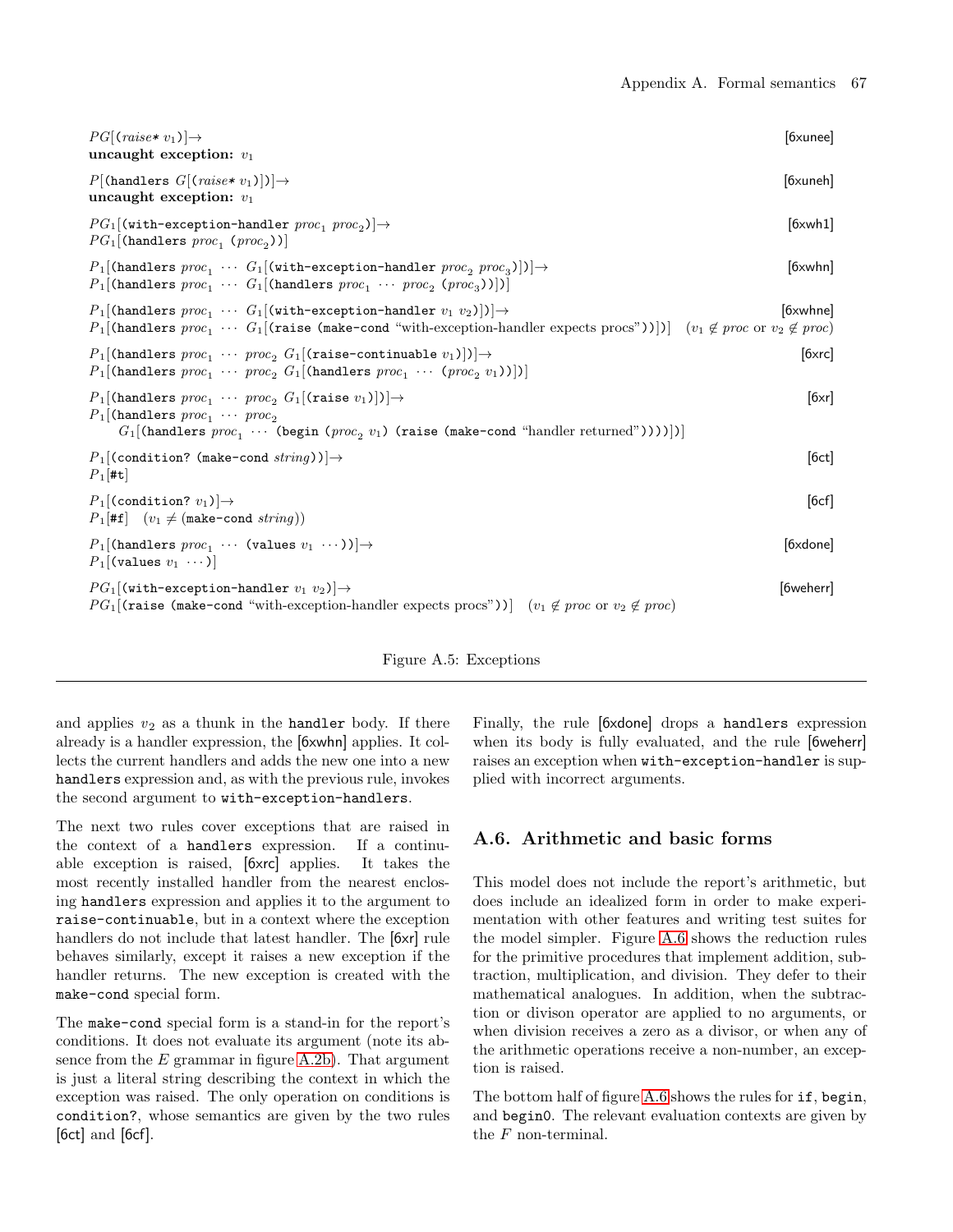$PG[(\mathit{raise*}\ v_1)] \rightarrow$ [6xunee]
**uncaught exception:** $v_1$

$P[(\texttt{handlers}\ G[(\mathit{raise*}\ v_1)])] \rightarrow$ [6xuneh]
**uncaught exception:** $v_1$

$PG_1[(\texttt{with-exception-handler}\ \mathit{proc}_1\ \mathit{proc}_2)] \rightarrow$ [6xwh1]
$PG_1[(\texttt{handlers}\ \mathit{proc}_1\ (\mathit{proc}_2))]$

$P_1[(\texttt{handlers}\ \mathit{proc}_1\ \cdots\ G_1[(\texttt{with-exception-handler}\ \mathit{proc}_2\ \mathit{proc}_3)])] \rightarrow$ [6xwhn]
$P_1[(\texttt{handlers}\ \mathit{proc}_1\ \cdots\ G_1[(\texttt{handlers}\ \mathit{proc}_1\ \cdots\ \mathit{proc}_2\ (\mathit{proc}_3))])]$

$P_1[(\texttt{handlers}\ \mathit{proc}_1\ \cdots\ G_1[(\texttt{with-exception-handler}\ v_1\ v_2)])] \rightarrow$ [6xwhne]
$P_1[(\texttt{handlers}\ \mathit{proc}_1\ \cdots\ G_1[(\texttt{raise}\ (\texttt{make-cond}\ \text{“with-exception-handler expects procs”}))])]$ $(v_1 \notin \mathit{proc}$ or $v_2 \notin \mathit{proc})$

$P_1[(\texttt{handlers}\ \mathit{proc}_1\ \cdots\ \mathit{proc}_2\ G_1[(\texttt{raise-continuable}\ v_1)])] \rightarrow$ [6xrc]
$P_1[(\texttt{handlers}\ \mathit{proc}_1\ \cdots\ \mathit{proc}_2\ G_1[(\texttt{handlers}\ \mathit{proc}_1\ \cdots\ (\mathit{proc}_2\ v_1))])]$

$P_1[(\texttt{handlers}\ \mathit{proc}_1\ \cdots\ \mathit{proc}_2\ G_1[(\texttt{raise}\ v_1)])] \rightarrow$ [6xr]
$P_1[(\texttt{handlers}\ \mathit{proc}_1\ \cdots\ \mathit{proc}_2$
$\quad G_1[(\texttt{handlers}\ \mathit{proc}_1\ \cdots\ (\texttt{begin}\ (\mathit{proc}_2\ v_1)\ (\texttt{raise}\ (\texttt{make-cond}\ \text{“handler returned”}))))])]$

$P_1[(\texttt{condition?}\ (\texttt{make-cond}\ \mathit{string}))] \rightarrow$ [6ct]
$P_1[\texttt{\#t}]$

$P_1[(\texttt{condition?}\ v_1)] \rightarrow$ [6cf]
$P_1[\texttt{\#f}]$ $(v_1 \neq (\texttt{make-cond}\ \mathit{string}))$

$P_1[(\texttt{handlers}\ \mathit{proc}_1\ \cdots\ (\texttt{values}\ v_1\ \cdots))] \rightarrow$ [6xdone]
$P_1[(\texttt{values}\ v_1\ \cdots)]$

$PG_1[(\texttt{with-exception-handler}\ v_1\ v_2)] \rightarrow$ [6weherr]
$PG_1[(\texttt{raise}\ (\texttt{make-cond}\ \text{“with-exception-handler expects procs”}))]$ $(v_1 \notin \mathit{proc}$ or $v_2 \notin \mathit{proc})$

Figure A.5: Exceptions

and applies $v_2$ as a thunk in the `handler` body. If there already is a handler expression, the [6xwhn] applies. It collects the current handlers and adds the new one into a new `handlers` expression and, as with the previous rule, invokes the second argument to `with-exception-handlers`.

The next two rules cover exceptions that are raised in the context of a `handlers` expression. If a continuable exception is raised, [6xrc] applies. It takes the most recently installed handler from the nearest enclosing `handlers` expression and applies it to the argument to `raise-continuable`, but in a context where the exception handlers do not include that latest handler. The [6xr] rule behaves similarly, except it raises a new exception if the handler returns. The new exception is created with the `make-cond` special form.

The `make-cond` special form is a stand-in for the report's conditions. It does not evaluate its argument (note its absence from the $E$ grammar in figure A.2b). That argument is just a literal string describing the context in which the exception was raised. The only operation on conditions is `condition?`, whose semantics are given by the two rules [6ct] and [6cf].

Finally, the rule [6xdone] drops a `handlers` expression when its body is fully evaluated, and the rule [6weherr] raises an exception when `with-exception-handler` is supplied with incorrect arguments.

## A.6. Arithmetic and basic forms

This model does not include the report's arithmetic, but does include an idealized form in order to make experimentation with other features and writing test suites for the model simpler. Figure A.6 shows the reduction rules for the primitive procedures that implement addition, subtraction, multiplication, and division. They defer to their mathematical analogues. In addition, when the subtraction or divison operator are applied to no arguments, or when division receives a zero as a divisor, or when any of the arithmetic operations receive a non-number, an exception is raised.

The bottom half of figure A.6 shows the rules for `if`, `begin`, and `begin0`. The relevant evaluation contexts are given by the $F$ non-terminal.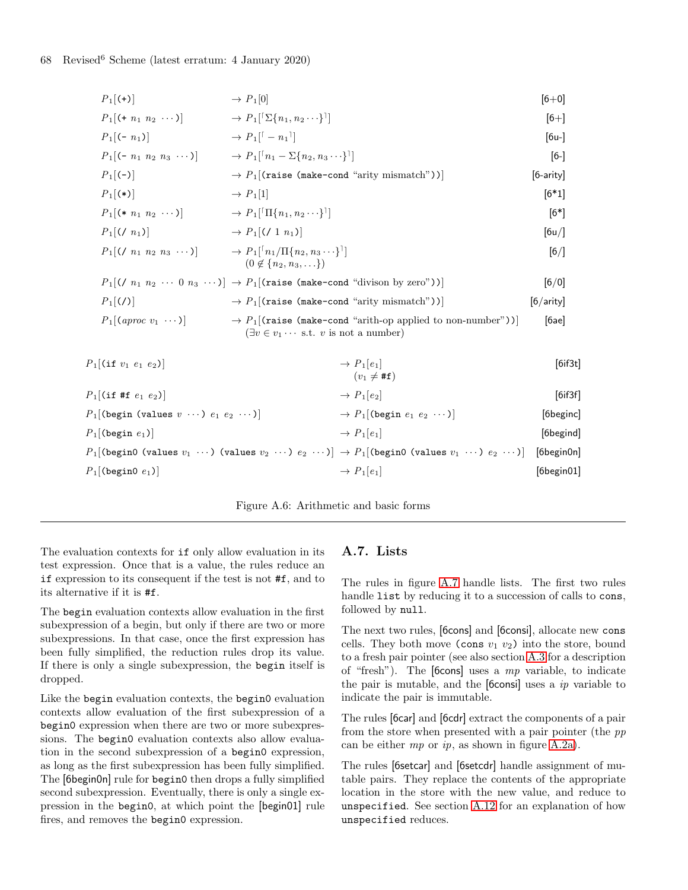| | | |
|---|---|---|
| $P_1$[`(+)`] | $\rightarrow P_1[0]$ | [6+0] |
| $P_1$[`(+` $n_1$ $n_2$ $\cdots$`)`] | $\rightarrow P_1[\ulcorner\Sigma\{n_1, n_2 \cdots\}\urcorner]$ | [6+] |
| $P_1$[`(-` $n_1$`)`] | $\rightarrow P_1[\ulcorner - n_1\urcorner]$ | [6u-] |
| $P_1$[`(-` $n_1$ $n_2$ $n_3$ $\cdots$`)`] | $\rightarrow P_1[\ulcorner n_1 - \Sigma\{n_2, n_3 \cdots\}\urcorner]$ | [6-] |
| $P_1$[`(-)`] | $\rightarrow P_1$[`(raise (make-cond` "arity mismatch"`))`] | [6-arity] |
| $P_1$[`(*)`] | $\rightarrow P_1[1]$ | [6*1] |
| $P_1$[`(*` $n_1$ $n_2$ $\cdots$`)`] | $\rightarrow P_1[\ulcorner\Pi\{n_1, n_2 \cdots\}\urcorner]$ | [6*] |
| $P_1$[`(/` $n_1$`)`] | $\rightarrow P_1$[`(/ 1` $n_1$`)`] | [6u/] |
| $P_1$[`(/` $n_1$ $n_2$ $n_3$ $\cdots$`)`] | $\rightarrow P_1[\ulcorner n_1/\Pi\{n_2, n_3 \cdots\}\urcorner]$ $(0 \notin \{n_2, n_3, \ldots\})$ | [6/] |
| $P_1$[`(/` $n_1$ $n_2$ $\cdots$ `0` $n_3$ $\cdots$`)`] | $\rightarrow P_1$[`(raise (make-cond` "divison by zero"`))`] | [6/0] |
| $P_1$[`(/)`] | $\rightarrow P_1$[`(raise (make-cond` "arity mismatch"`))`] | [6/arity] |
| $P_1$[`(`*aproc* $v_1$ $\cdots$`)`] | $\rightarrow P_1$[`(raise (make-cond` "arith-op applied to non-number"`))`] $(\exists v \in v_1 \cdots$ s.t. $v$ is not a number$)$ | [6ae] |
| $P_1$[`(if` $v_1$ $e_1$ $e_2$`)`] | $\rightarrow P_1[e_1]$ $(v_1 \neq$ `#f`$)$ | [6if3t] |
| $P_1$[`(if #f` $e_1$ $e_2$`)`] | $\rightarrow P_1[e_2]$ | [6if3f] |
| $P_1$[`(begin (values` $v$ $\cdots$`)` $e_1$ $e_2$ $\cdots$`)`] | $\rightarrow P_1$[`(begin` $e_1$ $e_2$ $\cdots$`)`] | [6beginc] |
| $P_1$[`(begin` $e_1$`)`] | $\rightarrow P_1[e_1]$ | [6begind] |
| $P_1$[`(begin0 (values` $v_1$ $\cdots$`) (values` $v_2$ $\cdots$`)` $e_2$ $\cdots$`)`] | $\rightarrow P_1$[`(begin0 (values` $v_1$ $\cdots$`)` $e_2$ $\cdots$`)`] | [6begin0n] |
| $P_1$[`(begin0` $e_1$`)`] | $\rightarrow P_1[e_1]$ | [6begin01] |

Figure A.6: Arithmetic and basic forms

The evaluation contexts for `if` only allow evaluation in its test expression. Once that is a value, the rules reduce an `if` expression to its consequent if the test is not `#f`, and to its alternative if it is `#f`.

The `begin` evaluation contexts allow evaluation in the first subexpression of a begin, but only if there are two or more subexpressions. In that case, once the first expression has been fully simplified, the reduction rules drop its value. If there is only a single subexpression, the `begin` itself is dropped.

Like the `begin` evaluation contexts, the `begin0` evaluation contexts allow evaluation of the first subexpression of a `begin0` expression when there are two or more subexpressions. The `begin0` evaluation contexts also allow evaluation in the second subexpression of a `begin0` expression, as long as the first subexpression has been fully simplified. The [6begin0n] rule for `begin0` then drops a fully simplified second subexpression. Eventually, there is only a single expression in the `begin0`, at which point the [begin01] rule fires, and removes the `begin0` expression.

## A.7. Lists

The rules in figure A.7 handle lists. The first two rules handle `list` by reducing it to a succession of calls to `cons`, followed by `null`.

The next two rules, [6cons] and [6consi], allocate new `cons` cells. They both move `(cons` $v_1$ $v_2$`)` into the store, bound to a fresh pair pointer (see also section A.3 for a description of "fresh"). The [6cons] uses a *mp* variable, to indicate the pair is mutable, and the [6consi] uses a *ip* variable to indicate the pair is immutable.

The rules [6car] and [6cdr] extract the components of a pair from the store when presented with a pair pointer (the *pp* can be either *mp* or *ip*, as shown in figure A.2a).

The rules [6setcar] and [6setcdr] handle assignment of mutable pairs. They replace the contents of the appropriate location in the store with the new value, and reduce to `unspecified`. See section A.12 for an explanation of how `unspecified` reduces.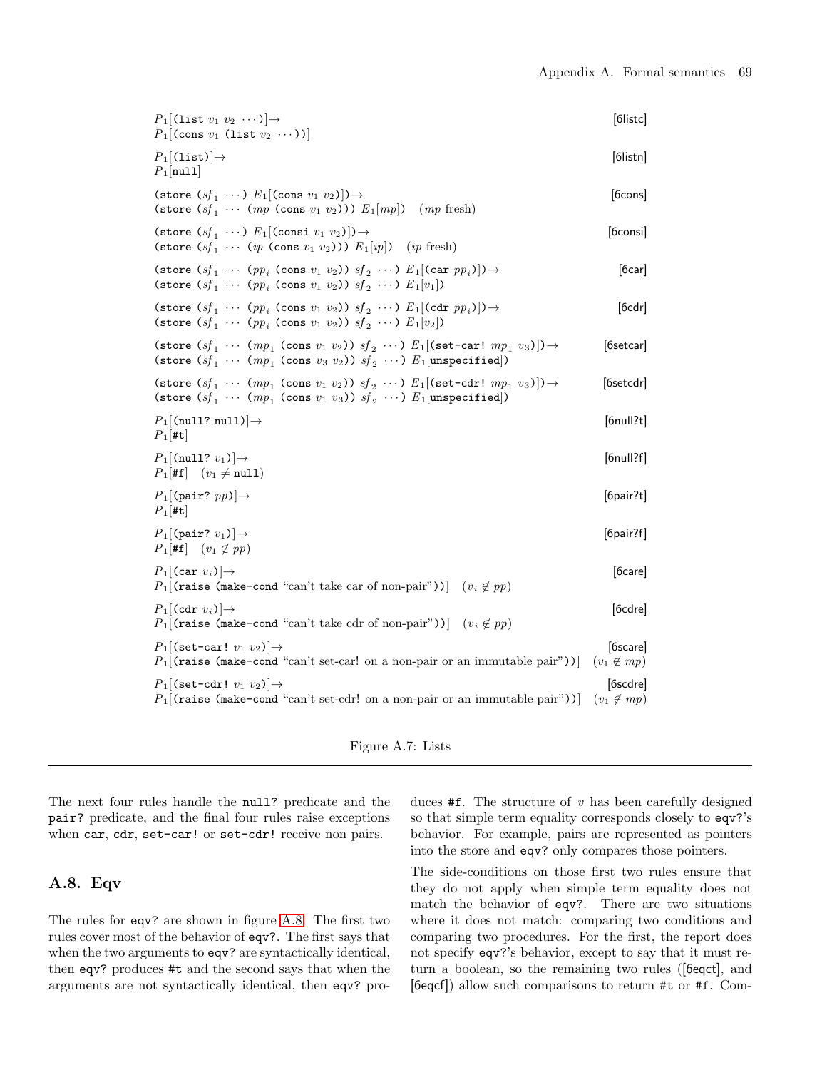$P_1$[(list $v_1$ $v_2$ $\cdots$)]→
$P_1$[(cons $v_1$ (list $v_2$ $\cdots$))] [6listc]

$P_1$[(list)]→
$P_1$[null] [6listn]

(store ($sf_1$ $\cdots$) $E_1$[(cons $v_1$ $v_2$)])→
(store ($sf_1$ $\cdots$ ($mp$ (cons $v_1$ $v_2$))) $E_1$[$mp$]) ($mp$ fresh) [6cons]

(store ($sf_1$ $\cdots$) $E_1$[(consi $v_1$ $v_2$)])→
(store ($sf_1$ $\cdots$ ($ip$ (cons $v_1$ $v_2$))) $E_1$[$ip$]) ($ip$ fresh) [6consi]

(store ($sf_1$ $\cdots$ ($pp_i$ (cons $v_1$ $v_2$)) $sf_2$ $\cdots$) $E_1$[(car $pp_i$)])→
(store ($sf_1$ $\cdots$ ($pp_i$ (cons $v_1$ $v_2$)) $sf_2$ $\cdots$) $E_1$[$v_1$]) [6car]

(store ($sf_1$ $\cdots$ ($pp_i$ (cons $v_1$ $v_2$)) $sf_2$ $\cdots$) $E_1$[(cdr $pp_i$)])→
(store ($sf_1$ $\cdots$ ($pp_i$ (cons $v_1$ $v_2$)) $sf_2$ $\cdots$) $E_1$[$v_2$]) [6cdr]

(store ($sf_1$ $\cdots$ ($mp_1$ (cons $v_1$ $v_2$)) $sf_2$ $\cdots$) $E_1$[(set-car! $mp_1$ $v_3$)])→
(store ($sf_1$ $\cdots$ ($mp_1$ (cons $v_3$ $v_2$)) $sf_2$ $\cdots$) $E_1$[unspecified]) [6setcar]

(store ($sf_1$ $\cdots$ ($mp_1$ (cons $v_1$ $v_2$)) $sf_2$ $\cdots$) $E_1$[(set-cdr! $mp_1$ $v_3$)])→
(store ($sf_1$ $\cdots$ ($mp_1$ (cons $v_1$ $v_3$)) $sf_2$ $\cdots$) $E_1$[unspecified]) [6setcdr]

$P_1$[(null? null)]→
$P_1$[#t] [6null?t]

$P_1$[(null? $v_1$)]→
$P_1$[#f] ($v_1 \neq$ null) [6null?f]

$P_1$[(pair? $pp$)]→
$P_1$[#t] [6pair?t]

$P_1$[(pair? $v_1$)]→
$P_1$[#f] ($v_1 \notin pp$) [6pair?f]

$P_1$[(car $v_i$)]→
$P_1$[(raise (make-cond "can't take car of non-pair"))] ($v_i \notin pp$) [6care]

$P_1$[(cdr $v_i$)]→
$P_1$[(raise (make-cond "can't take cdr of non-pair"))] ($v_i \notin pp$) [6cdre]

$P_1$[(set-car! $v_1$ $v_2$)]→
$P_1$[(raise (make-cond "can't set-car! on a non-pair or an immutable pair"))] ($v_1 \notin mp$) [6scare]

$P_1$[(set-cdr! $v_1$ $v_2$)]→
$P_1$[(raise (make-cond "can't set-cdr! on a non-pair or an immutable pair"))] ($v_1 \notin mp$) [6scdre]

Figure A.7: Lists

The next four rules handle the null? predicate and the pair? predicate, and the final four rules raise exceptions when car, cdr, set-car! or set-cdr! receive non pairs.

## A.8. Eqv

The rules for eqv? are shown in figure A.8. The first two rules cover most of the behavior of eqv?. The first says that when the two arguments to eqv? are syntactically identical, then eqv? produces #t and the second says that when the arguments are not syntactically identical, then eqv? produces #f. The structure of $v$ has been carefully designed so that simple term equality corresponds closely to eqv?'s behavior. For example, pairs are represented as pointers into the store and eqv? only compares those pointers.

The side-conditions on those first two rules ensure that they do not apply when simple term equality does not match the behavior of eqv?. There are two situations where it does not match: comparing two conditions and comparing two procedures. For the first, the report does not specify eqv?'s behavior, except to say that it must return a boolean, so the remaining two rules ([6eqct], and [6eqcf]) allow such comparisons to return #t or #f. Com-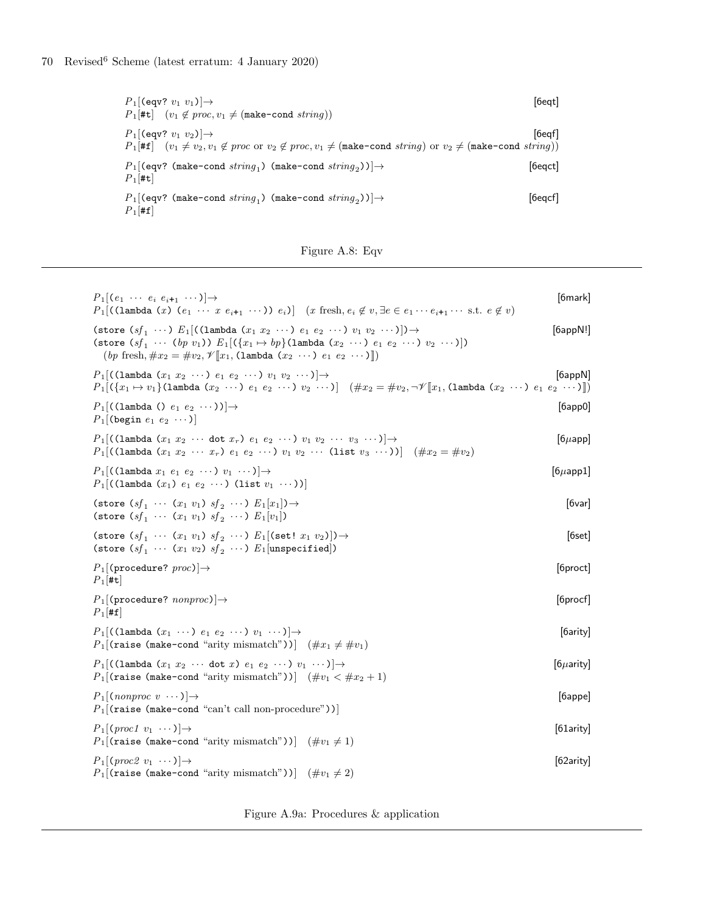$P_1$[(eqv? $v_1$ $v_1$)]→ [6eqt]
$P_1$[#t]   ($v_1 \notin proc, v_1 \neq$ (make-cond *string*))

$P_1$[(eqv? $v_1$ $v_2$)]→ [6eqf]
$P_1$[#f]   ($v_1 \neq v_2, v_1 \notin proc$ or $v_2 \notin proc, v_1 \neq$ (make-cond *string*) or $v_2 \neq$ (make-cond *string*))

$P_1$[(eqv? (make-cond $string_1$) (make-cond $string_2$))]→ [6eqct]
$P_1$[#t]

$P_1$[(eqv? (make-cond $string_1$) (make-cond $string_2$))]→ [6eqcf]
$P_1$[#f]

Figure A.8: Eqv

---

$P_1$[($e_1$ ⋯ $e_i$ $e_{i+1}$ ⋯)]→ [6mark]
$P_1$[((lambda ($x$) ($e_1$ ⋯ $x$ $e_{i+1}$ ⋯)) $e_i$)]   ($x$ fresh, $e_i \notin v, \exists e \in e_1 \cdots e_{i+1} \cdots$ s.t. $e \notin v$)

(store ($sf_1$ ⋯) $E_1$[((lambda ($x_1$ $x_2$ ⋯) $e_1$ $e_2$ ⋯) $v_1$ $v_2$ ⋯)])→ [6appN!]
(store ($sf_1$ ⋯ ($bp$ $v_1$)) $E_1$[({$x_1 \mapsto bp$}(lambda ($x_2$ ⋯) $e_1$ $e_2$ ⋯) $v_2$ ⋯)])
   ($bp$ fresh, $\#x_2 = \#v_2, \mathscr{V}[\![x_1,$ (lambda ($x_2$ ⋯) $e_1$ $e_2$ ⋯)$]\!]$)

$P_1$[((lambda ($x_1$ $x_2$ ⋯) $e_1$ $e_2$ ⋯) $v_1$ $v_2$ ⋯)]→ [6appN]
$P_1$[({$x_1 \mapsto v_1$}(lambda ($x_2$ ⋯) $e_1$ $e_2$ ⋯) $v_2$ ⋯)]   ($\#x_2 = \#v_2, \neg\mathscr{V}[\![x_1,$ (lambda ($x_2$ ⋯) $e_1$ $e_2$ ⋯)$]\!]$)

$P_1$[((lambda () $e_1$ $e_2$ ⋯))]→ [6app0]
$P_1$[(begin $e_1$ $e_2$ ⋯)]

$P_1$[((lambda ($x_1$ $x_2$ ⋯ dot $x_r$) $e_1$ $e_2$ ⋯) $v_1$ $v_2$ ⋯ $v_3$ ⋯)]→ [6$\mu$app]
$P_1$[((lambda ($x_1$ $x_2$ ⋯ $x_r$) $e_1$ $e_2$ ⋯) $v_1$ $v_2$ ⋯ (list $v_3$ ⋯))]   ($\#x_2 = \#v_2$)

$P_1$[((lambda $x_1$ $e_1$ $e_2$ ⋯) $v_1$ ⋯)]→ [6$\mu$app1]
$P_1$[((lambda ($x_1$) $e_1$ $e_2$ ⋯) (list $v_1$ ⋯))]

(store ($sf_1$ ⋯ ($x_1$ $v_1$) $sf_2$ ⋯) $E_1$[$x_1$])→ [6var]
(store ($sf_1$ ⋯ ($x_1$ $v_1$) $sf_2$ ⋯) $E_1$[$v_1$])

(store ($sf_1$ ⋯ ($x_1$ $v_1$) $sf_2$ ⋯) $E_1$[(set! $x_1$ $v_2$)])→ [6set]
(store ($sf_1$ ⋯ ($x_1$ $v_2$) $sf_2$ ⋯) $E_1$[unspecified])

$P_1$[(procedure? *proc*)]→ [6proct]
$P_1$[#t]

$P_1$[(procedure? *nonproc*)]→ [6procf]
$P_1$[#f]

$P_1$[((lambda ($x_1$ ⋯) $e_1$ $e_2$ ⋯) $v_1$ ⋯)]→ [6arity]
$P_1$[(raise (make-cond "arity mismatch"))]   ($\#x_1 \neq \#v_1$)

$P_1$[((lambda ($x_1$ $x_2$ ⋯ dot $x$) $e_1$ $e_2$ ⋯) $v_1$ ⋯)]→ [6$\mu$arity]
$P_1$[(raise (make-cond "arity mismatch"))]   ($\#v_1 < \#x_2 + 1$)

$P_1$[(*nonproc* $v$ ⋯)]→ [6appe]
$P_1$[(raise (make-cond "can't call non-procedure"))]

$P_1$[(*proc1* $v_1$ ⋯)]→ [61arity]
$P_1$[(raise (make-cond "arity mismatch"))]   ($\#v_1 \neq 1$)

$P_1$[(*proc2* $v_1$ ⋯)]→ [62arity]
$P_1$[(raise (make-cond "arity mismatch"))]   ($\#v_1 \neq 2$)

Figure A.9a: Procedures & application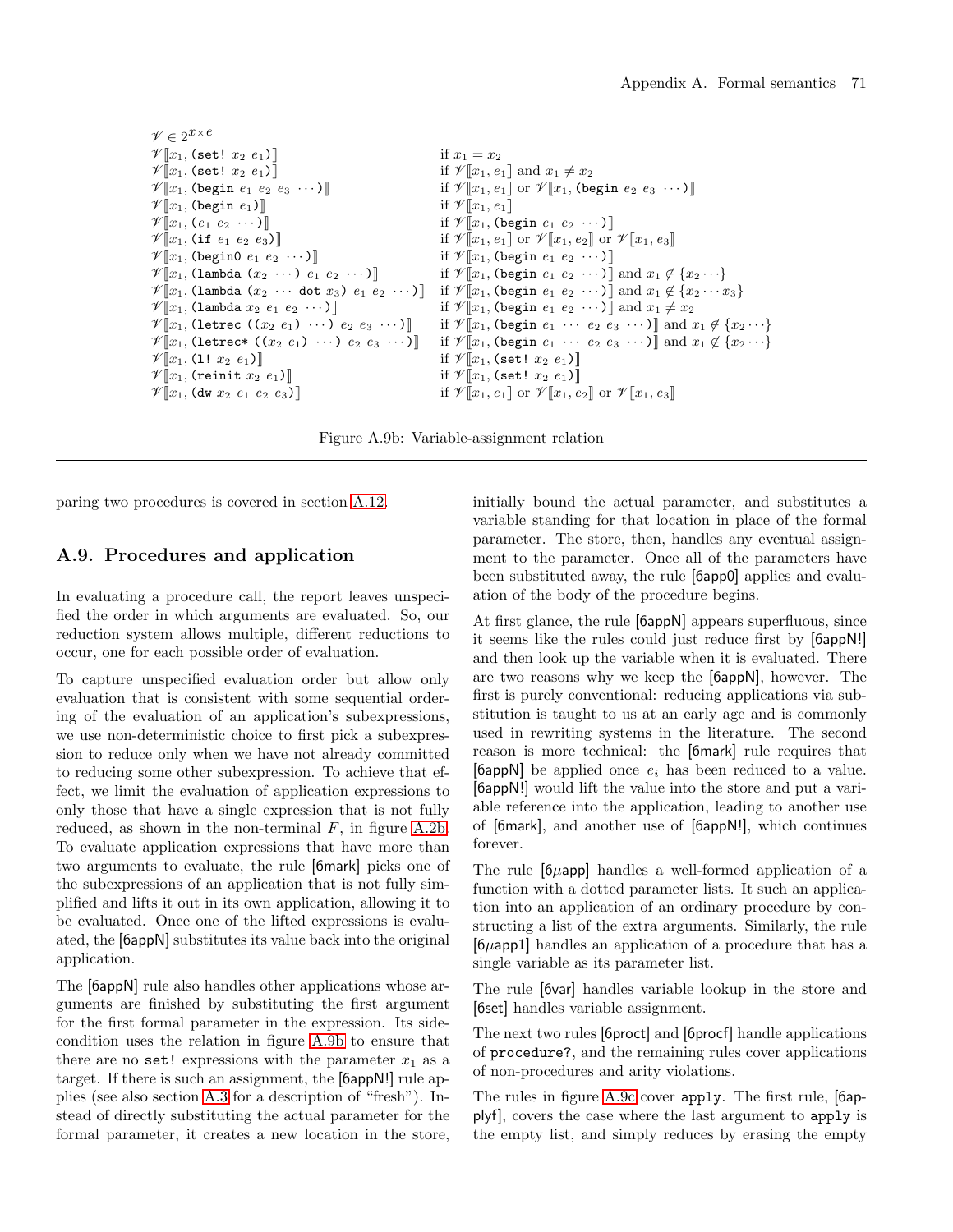$\mathscr{V} \in 2^{x \times e}$

| | |
|---|---|
| $\mathscr{V}[\![x_1, \texttt{(set!}\ x_2\ e_1\texttt{)}]\!]$ | if $x_1 = x_2$ |
| $\mathscr{V}[\![x_1, \texttt{(set!}\ x_2\ e_1\texttt{)}]\!]$ | if $\mathscr{V}[\![x_1, e_1]\!]$ and $x_1 \neq x_2$ |
| $\mathscr{V}[\![x_1, \texttt{(begin}\ e_1\ e_2\ e_3\ \cdots\texttt{)}]\!]$ | if $\mathscr{V}[\![x_1, e_1]\!]$ or $\mathscr{V}[\![x_1, \texttt{(begin}\ e_2\ e_3\ \cdots\texttt{)}]\!]$ |
| $\mathscr{V}[\![x_1, \texttt{(begin}\ e_1\texttt{)}]\!]$ | if $\mathscr{V}[\![x_1, e_1]\!]$ |
| $\mathscr{V}[\![x_1, \texttt{(}e_1\ e_2\ \cdots\texttt{)}]\!]$ | if $\mathscr{V}[\![x_1, \texttt{(begin}\ e_1\ e_2\ \cdots\texttt{)}]\!]$ |
| $\mathscr{V}[\![x_1, \texttt{(if}\ e_1\ e_2\ e_3\texttt{)}]\!]$ | if $\mathscr{V}[\![x_1, e_1]\!]$ or $\mathscr{V}[\![x_1, e_2]\!]$ or $\mathscr{V}[\![x_1, e_3]\!]$ |
| $\mathscr{V}[\![x_1, \texttt{(begin0}\ e_1\ e_2\ \cdots\texttt{)}]\!]$ | if $\mathscr{V}[\![x_1, \texttt{(begin}\ e_1\ e_2\ \cdots\texttt{)}]\!]$ |
| $\mathscr{V}[\![x_1, \texttt{(lambda (}x_2\ \cdots\texttt{)}\ e_1\ e_2\ \cdots\texttt{)}]\!]$ | if $\mathscr{V}[\![x_1, \texttt{(begin}\ e_1\ e_2\ \cdots\texttt{)}]\!]$ and $x_1 \notin \{x_2 \cdots\}$ |
| $\mathscr{V}[\![x_1, \texttt{(lambda (}x_2\ \cdots\ \texttt{dot}\ x_3\texttt{)}\ e_1\ e_2\ \cdots\texttt{)}]\!]$ | if $\mathscr{V}[\![x_1, \texttt{(begin}\ e_1\ e_2\ \cdots\texttt{)}]\!]$ and $x_1 \notin \{x_2 \cdots x_3\}$ |
| $\mathscr{V}[\![x_1, \texttt{(lambda}\ x_2\ e_1\ e_2\ \cdots\texttt{)}]\!]$ | if $\mathscr{V}[\![x_1, \texttt{(begin}\ e_1\ e_2\ \cdots\texttt{)}]\!]$ and $x_1 \neq x_2$ |
| $\mathscr{V}[\![x_1, \texttt{(letrec ((}x_2\ e_1\texttt{)}\ \cdots\texttt{)}\ e_2\ e_3\ \cdots\texttt{)}]\!]$ | if $\mathscr{V}[\![x_1, \texttt{(begin}\ e_1\ \cdots\ e_2\ e_3\ \cdots\texttt{)}]\!]$ and $x_1 \notin \{x_2 \cdots\}$ |
| $\mathscr{V}[\![x_1, \texttt{(letrec* ((}x_2\ e_1\texttt{)}\ \cdots\texttt{)}\ e_2\ e_3\ \cdots\texttt{)}]\!]$ | if $\mathscr{V}[\![x_1, \texttt{(begin}\ e_1\ \cdots\ e_2\ e_3\ \cdots\texttt{)}]\!]$ and $x_1 \notin \{x_2 \cdots\}$ |
| $\mathscr{V}[\![x_1, \texttt{(l!}\ x_2\ e_1\texttt{)}]\!]$ | if $\mathscr{V}[\![x_1, \texttt{(set!}\ x_2\ e_1\texttt{)}]\!]$ |
| $\mathscr{V}[\![x_1, \texttt{(reinit}\ x_2\ e_1\texttt{)}]\!]$ | if $\mathscr{V}[\![x_1, \texttt{(set!}\ x_2\ e_1\texttt{)}]\!]$ |
| $\mathscr{V}[\![x_1, \texttt{(dw}\ x_2\ e_1\ e_2\ e_3\texttt{)}]\!]$ | if $\mathscr{V}[\![x_1, e_1]\!]$ or $\mathscr{V}[\![x_1, e_2]\!]$ or $\mathscr{V}[\![x_1, e_3]\!]$ |

Figure A.9b: Variable-assignment relation

paring two procedures is covered in section A.12.

## A.9. Procedures and application

In evaluating a procedure call, the report leaves unspecified the order in which arguments are evaluated. So, our reduction system allows multiple, different reductions to occur, one for each possible order of evaluation.

To capture unspecified evaluation order but allow only evaluation that is consistent with some sequential ordering of the evaluation of an application's subexpressions, we use non-deterministic choice to first pick a subexpression to reduce only when we have not already committed to reducing some other subexpression. To achieve that effect, we limit the evaluation of application expressions to only those that have a single expression that is not fully reduced, as shown in the non-terminal $F$, in figure A.2b. To evaluate application expressions that have more than two arguments to evaluate, the rule [6mark] picks one of the subexpressions of an application that is not fully simplified and lifts it out in its own application, allowing it to be evaluated. Once one of the lifted expressions is evaluated, the [6appN] substitutes its value back into the original application.

The [6appN] rule also handles other applications whose arguments are finished by substituting the first argument for the first formal parameter in the expression. Its side-condition uses the relation in figure A.9b to ensure that there are no `set!` expressions with the parameter $x_1$ as a target. If there is such an assignment, the [6appN!] rule applies (see also section A.3 for a description of "fresh"). Instead of directly substituting the actual parameter for the formal parameter, it creates a new location in the store, initially bound the actual parameter, and substitutes a variable standing for that location in place of the formal parameter. The store, then, handles any eventual assignment to the parameter. Once all of the parameters have been substituted away, the rule [6app0] applies and evaluation of the body of the procedure begins.

At first glance, the rule [6appN] appears superfluous, since it seems like the rules could just reduce first by [6appN!] and then look up the variable when it is evaluated. There are two reasons why we keep the [6appN], however. The first is purely conventional: reducing applications via substitution is taught to us at an early age and is commonly used in rewriting systems in the literature. The second reason is more technical: the [6mark] rule requires that [6appN] be applied once $e_i$ has been reduced to a value. [6appN!] would lift the value into the store and put a variable reference into the application, leading to another use of [6mark], and another use of [6appN!], which continues forever.

The rule [6$\mu$app] handles a well-formed application of a function with a dotted parameter lists. It such an application into an application of an ordinary procedure by constructing a list of the extra arguments. Similarly, the rule [6$\mu$app1] handles an application of a procedure that has a single variable as its parameter list.

The rule [6var] handles variable lookup in the store and [6set] handles variable assignment.

The next two rules [6proct] and [6procf] handle applications of `procedure?`, and the remaining rules cover applications of non-procedures and arity violations.

The rules in figure A.9c cover `apply`. The first rule, [6applyf], covers the case where the last argument to `apply` is the empty list, and simply reduces by erasing the empty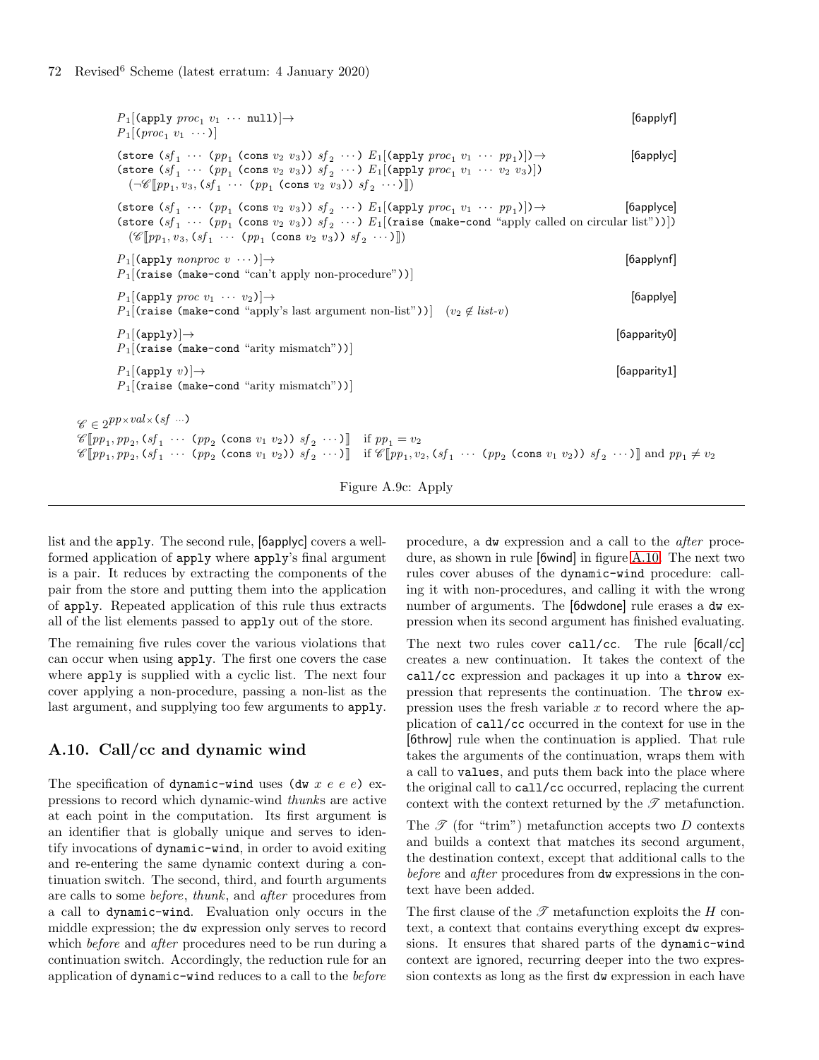$P_1$[(apply $proc_1$ $v_1$ $\cdots$ null)]→ [6applyf]
$P_1$[($proc_1$ $v_1$ $\cdots$)]

(store ($sf_1$ $\cdots$ ($pp_1$ (cons $v_2$ $v_3$)) $sf_2$ $\cdots$) $E_1$[(apply $proc_1$ $v_1$ $\cdots$ $pp_1$)])→ [6applyc]
(store ($sf_1$ $\cdots$ ($pp_1$ (cons $v_2$ $v_3$)) $sf_2$ $\cdots$) $E_1$[(apply $proc_1$ $v_1$ $\cdots$ $v_2$ $v_3$)])
($\neg\mathscr{C}[\![pp_1, v_3,$ ($sf_1$ $\cdots$ ($pp_1$ (cons $v_2$ $v_3$)) $sf_2$ $\cdots$)$]\!]$)

(store ($sf_1$ $\cdots$ ($pp_1$ (cons $v_2$ $v_3$)) $sf_2$ $\cdots$) $E_1$[(apply $proc_1$ $v_1$ $\cdots$ $pp_1$)])→ [6applyce]
(store ($sf_1$ $\cdots$ ($pp_1$ (cons $v_2$ $v_3$)) $sf_2$ $\cdots$) $E_1$[(raise (make-cond "apply called on circular list"))])
($\mathscr{C}[\![pp_1, v_3,$ ($sf_1$ $\cdots$ ($pp_1$ (cons $v_2$ $v_3$)) $sf_2$ $\cdots$)$]\!]$)

$P_1$[(apply $nonproc$ $v$ $\cdots$)]→ [6applynf]
$P_1$[(raise (make-cond "can't apply non-procedure"))]

$P_1$[(apply $proc$ $v_1$ $\cdots$ $v_2$)]→ [6applye]
$P_1$[(raise (make-cond "apply's last argument non-list"))] ($v_2 \notin list\text{-}v$)

$P_1$[(apply)]→ [6apparity0]
$P_1$[(raise (make-cond "arity mismatch"))]

$P_1$[(apply $v$)]→ [6apparity1]
$P_1$[(raise (make-cond "arity mismatch"))]

$\mathscr{C} \in 2^{pp \times val \times (sf\ \cdots)}$
$\mathscr{C}[\![pp_1, pp_2,$ ($sf_1$ $\cdots$ ($pp_2$ (cons $v_1$ $v_2$)) $sf_2$ $\cdots$)$]\!]$ if $pp_1 = v_2$
$\mathscr{C}[\![pp_1, pp_2,$ ($sf_1$ $\cdots$ ($pp_2$ (cons $v_1$ $v_2$)) $sf_2$ $\cdots$)$]\!]$ if $\mathscr{C}[\![pp_1, v_2,$ ($sf_1$ $\cdots$ ($pp_2$ (cons $v_1$ $v_2$)) $sf_2$ $\cdots$)$]\!]$ and $pp_1 \neq v_2$

Figure A.9c: Apply

list and the apply. The second rule, [6applyc] covers a well-formed application of apply where apply's final argument is a pair. It reduces by extracting the components of the pair from the store and putting them into the application of apply. Repeated application of this rule thus extracts all of the list elements passed to apply out of the store.

The remaining five rules cover the various violations that can occur when using apply. The first one covers the case where apply is supplied with a cyclic list. The next four cover applying a non-procedure, passing a non-list as the last argument, and supplying too few arguments to apply.

## A.10. Call/cc and dynamic wind

The specification of dynamic-wind uses (dw $x$ $e$ $e$ $e$) expressions to record which dynamic-wind *thunk*s are active at each point in the computation. Its first argument is an identifier that is globally unique and serves to identify invocations of dynamic-wind, in order to avoid exiting and re-entering the same dynamic context during a continuation switch. The second, third, and fourth arguments are calls to some *before*, *thunk*, and *after* procedures from a call to dynamic-wind. Evaluation only occurs in the middle expression; the dw expression only serves to record which *before* and *after* procedures need to be run during a continuation switch. Accordingly, the reduction rule for an application of dynamic-wind reduces to a call to the *before* procedure, a dw expression and a call to the *after* procedure, as shown in rule [6wind] in figure A.10. The next two rules cover abuses of the dynamic-wind procedure: calling it with non-procedures, and calling it with the wrong number of arguments. The [6dwdone] rule erases a dw expression when its second argument has finished evaluating.

The next two rules cover call/cc. The rule [6call/cc] creates a new continuation. It takes the context of the call/cc expression and packages it up into a throw expression that represents the continuation. The throw expression uses the fresh variable $x$ to record where the application of call/cc occurred in the context for use in the [6throw] rule when the continuation is applied. That rule takes the arguments of the continuation, wraps them with a call to values, and puts them back into the place where the original call to call/cc occurred, replacing the current context with the context returned by the $\mathscr{T}$ metafunction.

The $\mathscr{T}$ (for "trim") metafunction accepts two $D$ contexts and builds a context that matches its second argument, the destination context, except that additional calls to the *before* and *after* procedures from dw expressions in the context have been added.

The first clause of the $\mathscr{T}$ metafunction exploits the $H$ context, a context that contains everything except dw expressions. It ensures that shared parts of the dynamic-wind context are ignored, recurring deeper into the two expression contexts as long as the first dw expression in each have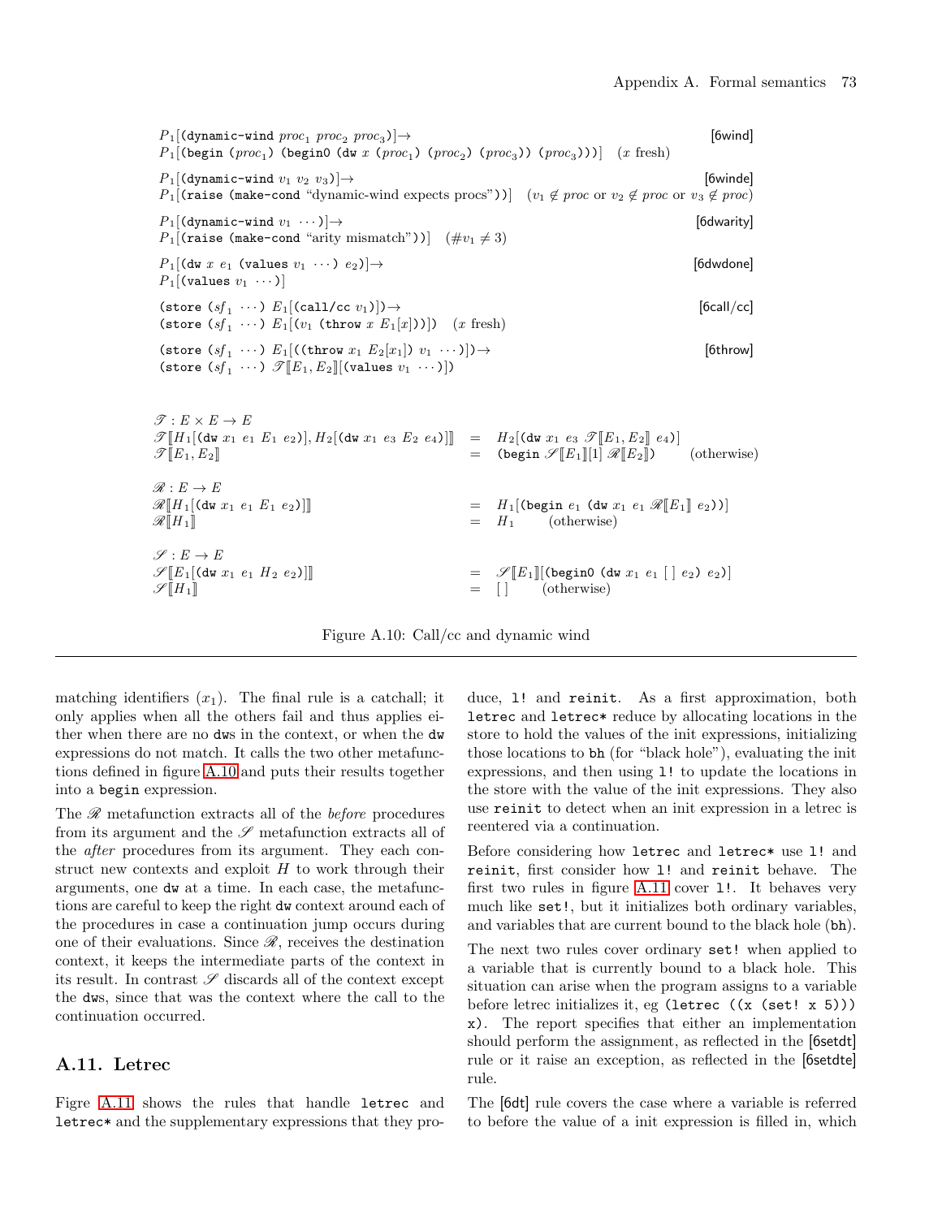$$P_1[(\texttt{dynamic-wind}\ proc_1\ proc_2\ proc_3)] \rightarrow \quad \text{[6wind]}$$
$$P_1[(\texttt{begin}\ (proc_1)\ (\texttt{begin0}\ (\texttt{dw}\ x\ (proc_1)\ (proc_2)\ (proc_3))\ (proc_3)))] \quad (x \text{ fresh})$$

$$P_1[(\texttt{dynamic-wind}\ v_1\ v_2\ v_3)] \rightarrow \quad \text{[6winde]}$$
$$P_1[(\texttt{raise}\ (\texttt{make-cond}\ \text{“dynamic-wind expects procs”}))] \quad (v_1 \notin proc \text{ or } v_2 \notin proc \text{ or } v_3 \notin proc)$$

$$P_1[(\texttt{dynamic-wind}\ v_1\ \cdots)] \rightarrow \quad \text{[6dwarity]}$$
$$P_1[(\texttt{raise}\ (\texttt{make-cond}\ \text{“arity mismatch”}))] \quad (\#v_1 \neq 3)$$

$$P_1[(\texttt{dw}\ x\ e_1\ (\texttt{values}\ v_1\ \cdots)\ e_2)] \rightarrow \quad \text{[6dwdone]}$$
$$P_1[(\texttt{values}\ v_1\ \cdots)]$$

$$(\texttt{store}\ (sf_1\ \cdots)\ E_1[(\texttt{call/cc}\ v_1)]) \rightarrow \quad \text{[6call/cc]}$$
$$(\texttt{store}\ (sf_1\ \cdots)\ E_1[(v_1\ (\texttt{throw}\ x\ E_1[x]))]) \quad (x \text{ fresh})$$

$$(\texttt{store}\ (sf_1\ \cdots)\ E_1[((\texttt{throw}\ x_1\ E_2[x_1])\ v_1\ \cdots)]) \rightarrow \quad \text{[6throw]}$$
$$(\texttt{store}\ (sf_1\ \cdots)\ \mathscr{T}[\![E_1, E_2]\!][(\texttt{values}\ v_1\ \cdots)])$$

$$\mathscr{T} : E \times E \rightarrow E$$
$$\mathscr{T}[\![H_1[(\texttt{dw}\ x_1\ e_1\ E_1\ e_2)], H_2[(\texttt{dw}\ x_1\ e_3\ E_2\ e_4)]]\!] = H_2[(\texttt{dw}\ x_1\ e_3\ \mathscr{T}[\![E_1, E_2]\!]\ e_4)]$$
$$\mathscr{T}[\![E_1, E_2]\!] = (\texttt{begin}\ \mathscr{S}[\![E_1]\!][1]\ \mathscr{R}[\![E_2]\!]) \quad \text{(otherwise)}$$

$$\mathscr{R} : E \rightarrow E$$
$$\mathscr{R}[\![H_1[(\texttt{dw}\ x_1\ e_1\ E_1\ e_2)]]\!] = H_1[(\texttt{begin}\ e_1\ (\texttt{dw}\ x_1\ e_1\ \mathscr{R}[\![E_1]\!]\ e_2))]$$
$$\mathscr{R}[\![H_1]\!] = H_1 \quad \text{(otherwise)}$$

$$\mathscr{S} : E \rightarrow E$$
$$\mathscr{S}[\![E_1[(\texttt{dw}\ x_1\ e_1\ H_2\ e_2)]]\!] = \mathscr{S}[\![E_1]\!][(\texttt{begin0}\ (\texttt{dw}\ x_1\ e_1\ [\,]\ e_2)\ e_2)]$$
$$\mathscr{S}[\![H_1]\!] = [\,] \quad \text{(otherwise)}$$

Figure A.10: Call/cc and dynamic wind

matching identifiers ($x_1$). The final rule is a catchall; it only applies when all the others fail and thus applies either when there are no dws in the context, or when the dw expressions do not match. It calls the two other metafunctions defined in figure A.10 and puts their results together into a begin expression.

The $\mathscr{R}$ metafunction extracts all of the *before* procedures from its argument and the $\mathscr{S}$ metafunction extracts all of the *after* procedures from its argument. They each construct new contexts and exploit $H$ to work through their arguments, one dw at a time. In each case, the metafunctions are careful to keep the right dw context around each of the procedures in case a continuation jump occurs during one of their evaluations. Since $\mathscr{R}$, receives the destination context, it keeps the intermediate parts of the context in its result. In contrast $\mathscr{S}$ discards all of the context except the dws, since that was the context where the call to the continuation occurred.

## A.11. Letrec

Figre A.11 shows the rules that handle letrec and letrec* and the supplementary expressions that they produce, l! and reinit. As a first approximation, both letrec and letrec* reduce by allocating locations in the store to hold the values of the init expressions, initializing those locations to bh (for “black hole”), evaluating the init expressions, and then using l! to update the locations in the store with the value of the init expressions. They also use reinit to detect when an init expression in a letrec is reentered via a continuation.

Before considering how letrec and letrec* use l! and reinit, first consider how l! and reinit behave. The first two rules in figure A.11 cover l!. It behaves very much like set!, but it initializes both ordinary variables, and variables that are current bound to the black hole (bh).

The next two rules cover ordinary set! when applied to a variable that is currently bound to a black hole. This situation can arise when the program assigns to a variable before letrec initializes it, eg (letrec ((x (set! x 5))) x). The report specifies that either an implementation should perform the assignment, as reflected in the [6setdt] rule or it raise an exception, as reflected in the [6setdte] rule.

The [6dt] rule covers the case where a variable is referred to before the value of a init expression is filled in, which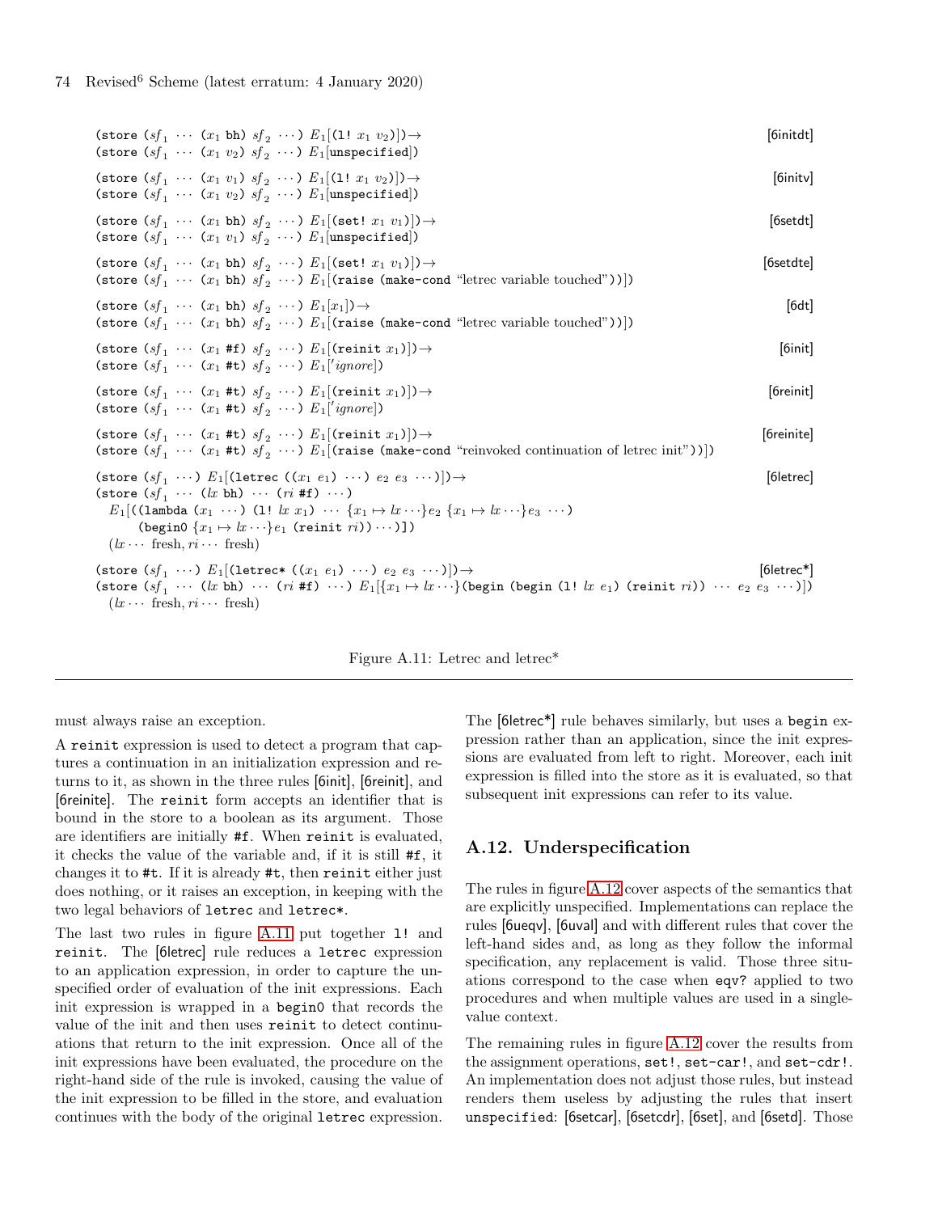```
(store (sf₁ ··· (x₁ bh) sf₂ ···) E₁[(l! x₁ v₂)])→                                   [6initdt]
(store (sf₁ ··· (x₁ v₂) sf₂ ···) E₁[unspecified])

(store (sf₁ ··· (x₁ v₁) sf₂ ···) E₁[(l! x₁ v₂)])→                                   [6initv]
(store (sf₁ ··· (x₁ v₂) sf₂ ···) E₁[unspecified])

(store (sf₁ ··· (x₁ bh) sf₂ ···) E₁[(set! x₁ v₁)])→                                 [6setdt]
(store (sf₁ ··· (x₁ v₁) sf₂ ···) E₁[unspecified])

(store (sf₁ ··· (x₁ bh) sf₂ ···) E₁[(set! x₁ v₁)])→                                 [6setdte]
(store (sf₁ ··· (x₁ bh) sf₂ ···) E₁[(raise (make-cond "letrec variable touched"))])

(store (sf₁ ··· (x₁ bh) sf₂ ···) E₁[x₁])→                                           [6dt]
(store (sf₁ ··· (x₁ bh) sf₂ ···) E₁[(raise (make-cond "letrec variable touched"))])

(store (sf₁ ··· (x₁ #f) sf₂ ···) E₁[(reinit x₁)])→                                  [6init]
(store (sf₁ ··· (x₁ #t) sf₂ ···) E₁['ignore])

(store (sf₁ ··· (x₁ #t) sf₂ ···) E₁[(reinit x₁)])→                                  [6reinit]
(store (sf₁ ··· (x₁ #t) sf₂ ···) E₁['ignore])

(store (sf₁ ··· (x₁ #t) sf₂ ···) E₁[(reinit x₁)])→                                  [6reinite]
(store (sf₁ ··· (x₁ #t) sf₂ ···) E₁[(raise (make-cond "reinvoked continuation of letrec init"))])

(store (sf₁ ···) E₁[(letrec ((x₁ e₁) ···) e₂ e₃ ···)])→                             [6letrec]
(store (sf₁ ··· (lx bh) ··· (ri #f) ···)
  E₁[((lambda (x₁ ···) (l! lx x₁) ··· {x₁ ↦ lx ···}e₂ {x₁ ↦ lx ···}e₃ ···)
      (begin0 {x₁ ↦ lx ···}e₁ (reinit ri)) ···)])
  (lx ··· fresh, ri ··· fresh)

(store (sf₁ ···) E₁[(letrec* ((x₁ e₁) ···) e₂ e₃ ···)])→                            [6letrec*]
(store (sf₁ ··· (lx bh) ··· (ri #f) ···) E₁[{x₁ ↦ lx ···}(begin (begin (l! lx e₁) (reinit ri)) ··· e₂ e₃ ···)])
  (lx ··· fresh, ri ··· fresh)
```

Figure A.11: Letrec and letrec*

must always raise an exception.

A `reinit` expression is used to detect a program that captures a continuation in an initialization expression and returns to it, as shown in the three rules [6init], [6reinit], and [6reinite]. The `reinit` form accepts an identifier that is bound in the store to a boolean as its argument. Those are identifiers are initially `#f`. When `reinit` is evaluated, it checks the value of the variable and, if it is still `#f`, it changes it to `#t`. If it is already `#t`, then `reinit` either just does nothing, or it raises an exception, in keeping with the two legal behaviors of `letrec` and `letrec*`.

The last two rules in figure A.11 put together `l!` and `reinit`. The [6letrec] rule reduces a `letrec` expression to an application expression, in order to capture the unspecified order of evaluation of the init expressions. Each init expression is wrapped in a `begin0` that records the value of the init and then uses `reinit` to detect continuations that return to the init expression. Once all of the init expressions have been evaluated, the procedure on the right-hand side of the rule is invoked, causing the value of the init expression to be filled in the store, and evaluation continues with the body of the original `letrec` expression.

The [6letrec*] rule behaves similarly, but uses a `begin` expression rather than an application, since the init expressions are evaluated from left to right. Moreover, each init expression is filled into the store as it is evaluated, so that subsequent init expressions can refer to its value.

## A.12. Underspecification

The rules in figure A.12 cover aspects of the semantics that are explicitly unspecified. Implementations can replace the rules [6ueqv], [6uval] and with different rules that cover the left-hand sides and, as long as they follow the informal specification, any replacement is valid. Those three situations correspond to the case when `eqv?` applied to two procedures and when multiple values are used in a single-value context.

The remaining rules in figure A.12 cover the results from the assignment operations, `set!`, `set-car!`, and `set-cdr!`. An implementation does not adjust those rules, but instead renders them useless by adjusting the rules that insert `unspecified`: [6setcar], [6setcdr], [6set], and [6setd]. Those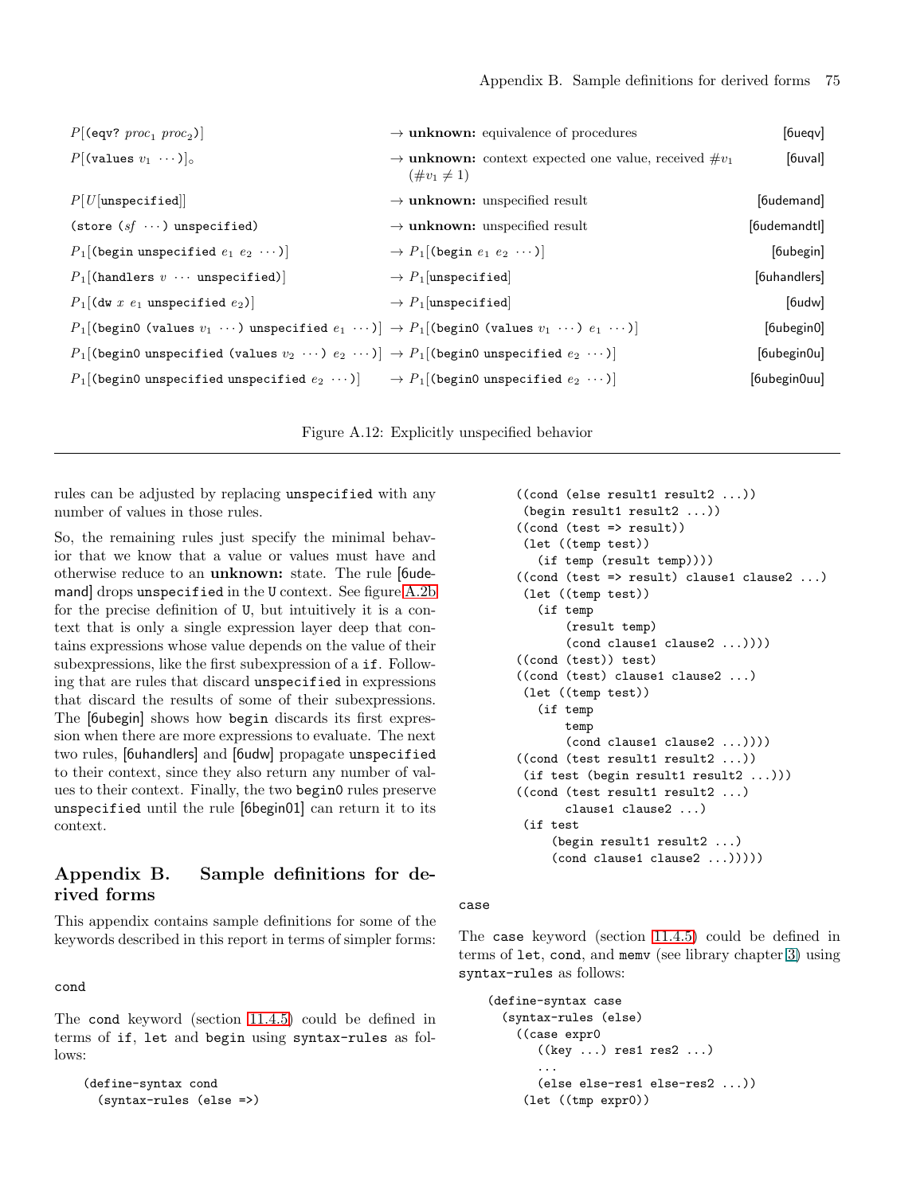| | | |
|---|---|---|
| $P$[(eqv? $proc_1$ $proc_2$)] | → **unknown:** equivalence of procedures | [6ueqv] |
| $P$[(values $v_1$ ···)]$_\circ$ | → **unknown:** context expected one value, received $\#v_1$ ($\#v_1 \neq 1$) | [6uval] |
| $P$[$U$[unspecified]] | → **unknown:** unspecified result | [6udemand] |
| (store ($sf$ ···) unspecified) | → **unknown:** unspecified result | [6udemandtl] |
| $P_1$[(begin unspecified $e_1$ $e_2$ ···)] | → $P_1$[(begin $e_1$ $e_2$ ···)] | [6ubegin] |
| $P_1$[(handlers $v$ ··· unspecified)] | → $P_1$[unspecified] | [6uhandlers] |
| $P_1$[(dw $x$ $e_1$ unspecified $e_2$)] | → $P_1$[unspecified] | [6udw] |
| $P_1$[(begin0 (values $v_1$ ···) unspecified $e_1$ ···)] | → $P_1$[(begin0 (values $v_1$ ···) $e_1$ ···)] | [6ubegin0] |
| $P_1$[(begin0 unspecified (values $v_2$ ···) $e_2$ ···)] | → $P_1$[(begin0 unspecified $e_2$ ···)] | [6ubegin0u] |
| $P_1$[(begin0 unspecified unspecified $e_2$ ···)] | → $P_1$[(begin0 unspecified $e_2$ ···)] | [6ubegin0uu] |

Figure A.12: Explicitly unspecified behavior

rules can be adjusted by replacing `unspecified` with any number of values in those rules.

So, the remaining rules just specify the minimal behavior that we know that a value or values must have and otherwise reduce to an **unknown:** state. The rule [6udemand] drops `unspecified` in the `U` context. See figure A.2b for the precise definition of `U`, but intuitively it is a context that is only a single expression layer deep that contains expressions whose value depends on the value of their subexpressions, like the first subexpression of a `if`. Following that are rules that discard `unspecified` in expressions that discard the results of some of their subexpressions. The [6ubegin] shows how `begin` discards its first expression when there are more expressions to evaluate. The next two rules, [6uhandlers] and [6udw] propagate `unspecified` to their context, since they also return any number of values to their context. Finally, the two `begin0` rules preserve `unspecified` until the rule [6begin01] can return it to its context.

## Appendix B. Sample definitions for derived forms

This appendix contains sample definitions for some of the keywords described in this report in terms of simpler forms:

### cond

The `cond` keyword (section 11.4.5) could be defined in terms of `if`, `let` and `begin` using `syntax-rules` as follows:

```
(define-syntax cond
  (syntax-rules (else =>)
    ((cond (else result1 result2 ...))
     (begin result1 result2 ...))
    ((cond (test => result))
     (let ((temp test))
       (if temp (result temp))))
    ((cond (test => result) clause1 clause2 ...)
     (let ((temp test))
       (if temp
           (result temp)
           (cond clause1 clause2 ...))))
    ((cond (test)) test)
    ((cond (test) clause1 clause2 ...)
     (let ((temp test))
       (if temp
           temp
           (cond clause1 clause2 ...))))
    ((cond (test result1 result2 ...))
     (if test (begin result1 result2 ...)))
    ((cond (test result1 result2 ...)
           clause1 clause2 ...)
     (if test
         (begin result1 result2 ...)
         (cond clause1 clause2 ...)))))
```

### case

The `case` keyword (section 11.4.5) could be defined in terms of `let`, `cond`, and `memv` (see library chapter 3) using `syntax-rules` as follows:

```
(define-syntax case
  (syntax-rules (else)
    ((case expr0
       ((key ...) res1 res2 ...)
       ...
       (else else-res1 else-res2 ...))
     (let ((tmp expr0))
```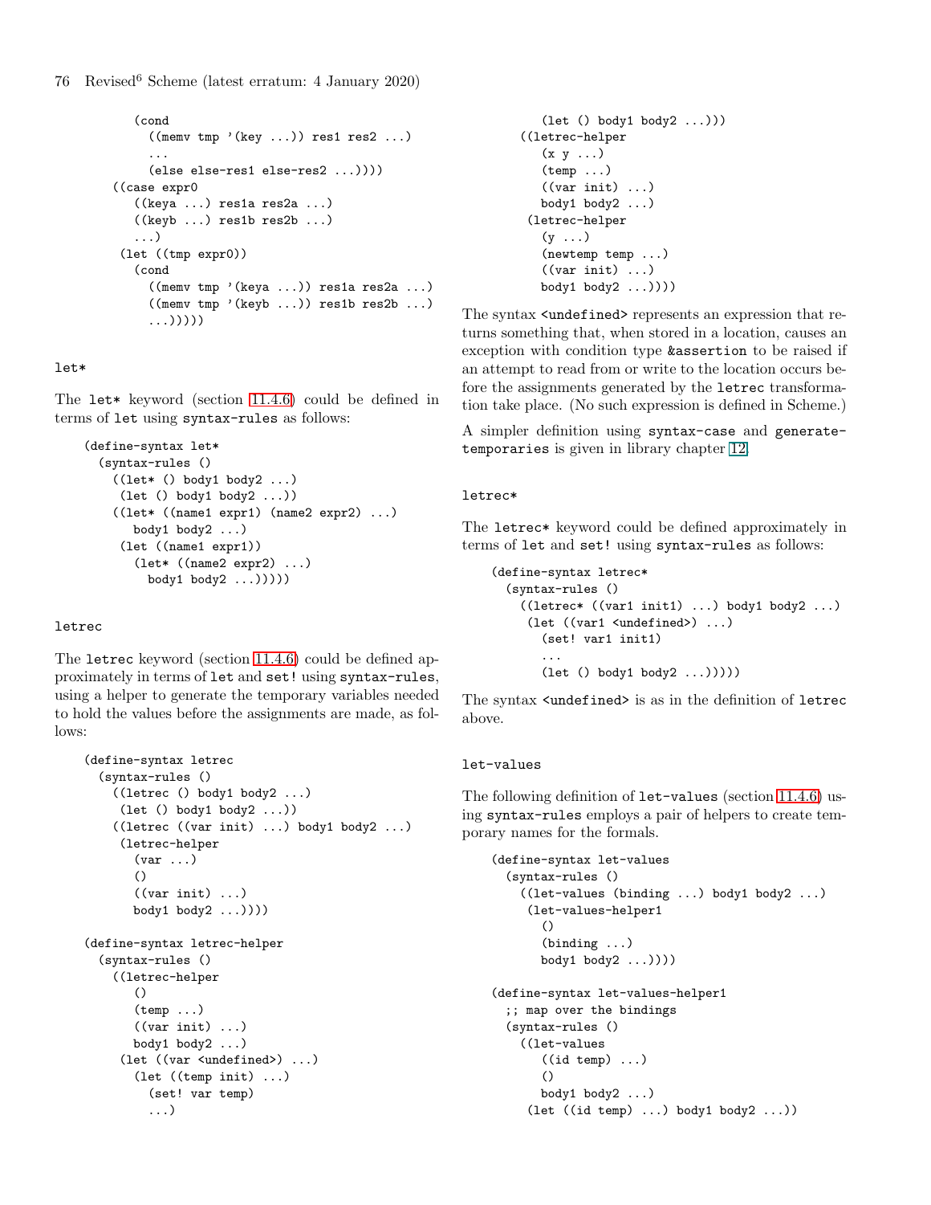```
        (cond
          ((memv tmp '(key ...)) res1 res2 ...)
          ...
          (else else-res1 else-res2 ...))))
    ((case expr0
       ((keya ...) res1a res2a ...)
       ((keyb ...) res1b res2b ...)
       ...)
     (let ((tmp expr0))
       (cond
         ((memv tmp '(keya ...)) res1a res2a ...)
         ((memv tmp '(keyb ...)) res1b res2b ...)
         ...)))))
```

### let*

The `let*` keyword (section 11.4.6) could be defined in terms of `let` using `syntax-rules` as follows:

```
(define-syntax let*
  (syntax-rules ()
    ((let* () body1 body2 ...)
     (let () body1 body2 ...))
    ((let* ((name1 expr1) (name2 expr2) ...)
       body1 body2 ...)
     (let ((name1 expr1))
       (let* ((name2 expr2) ...)
         body1 body2 ...)))))
```

### letrec

The `letrec` keyword (section 11.4.6) could be defined approximately in terms of `let` and `set!` using `syntax-rules`, using a helper to generate the temporary variables needed to hold the values before the assignments are made, as follows:

```
(define-syntax letrec
  (syntax-rules ()
    ((letrec () body1 body2 ...)
     (let () body1 body2 ...))
    ((letrec ((var init) ...) body1 body2 ...)
     (letrec-helper
       (var ...)
       ()
       ((var init) ...)
       body1 body2 ...))))

(define-syntax letrec-helper
  (syntax-rules ()
    ((letrec-helper
       ()
       (temp ...)
       ((var init) ...)
       body1 body2 ...)
     (let ((var <undefined>) ...)
       (let ((temp init) ...)
         (set! var temp)
         ...)
       (let () body1 body2 ...)))
    ((letrec-helper
       (x y ...)
       (temp ...)
       ((var init) ...)
       body1 body2 ...)
     (letrec-helper
       (y ...)
       (newtemp temp ...)
       ((var init) ...)
       body1 body2 ...))))
```

The syntax `<undefined>` represents an expression that returns something that, when stored in a location, causes an exception with condition type `&assertion` to be raised if an attempt to read from or write to the location occurs before the assignments generated by the `letrec` transformation take place. (No such expression is defined in Scheme.)

A simpler definition using `syntax-case` and `generate-temporaries` is given in library chapter 12.

### letrec*

The `letrec*` keyword could be defined approximately in terms of `let` and `set!` using `syntax-rules` as follows:

```
(define-syntax letrec*
  (syntax-rules ()
    ((letrec* ((var1 init1) ...) body1 body2 ...)
     (let ((var1 <undefined>) ...)
       (set! var1 init1)
       ...
       (let () body1 body2 ...)))))
```

The syntax `<undefined>` is as in the definition of `letrec` above.

### let-values

The following definition of `let-values` (section 11.4.6) using `syntax-rules` employs a pair of helpers to create temporary names for the formals.

```
(define-syntax let-values
  (syntax-rules ()
    ((let-values (binding ...) body1 body2 ...)
     (let-values-helper1
       ()
       (binding ...)
       body1 body2 ...))))

(define-syntax let-values-helper1
  ;; map over the bindings
  (syntax-rules ()
    ((let-values
       ((id temp) ...)
       ()
       body1 body2 ...)
     (let ((id temp) ...) body1 body2 ...))
```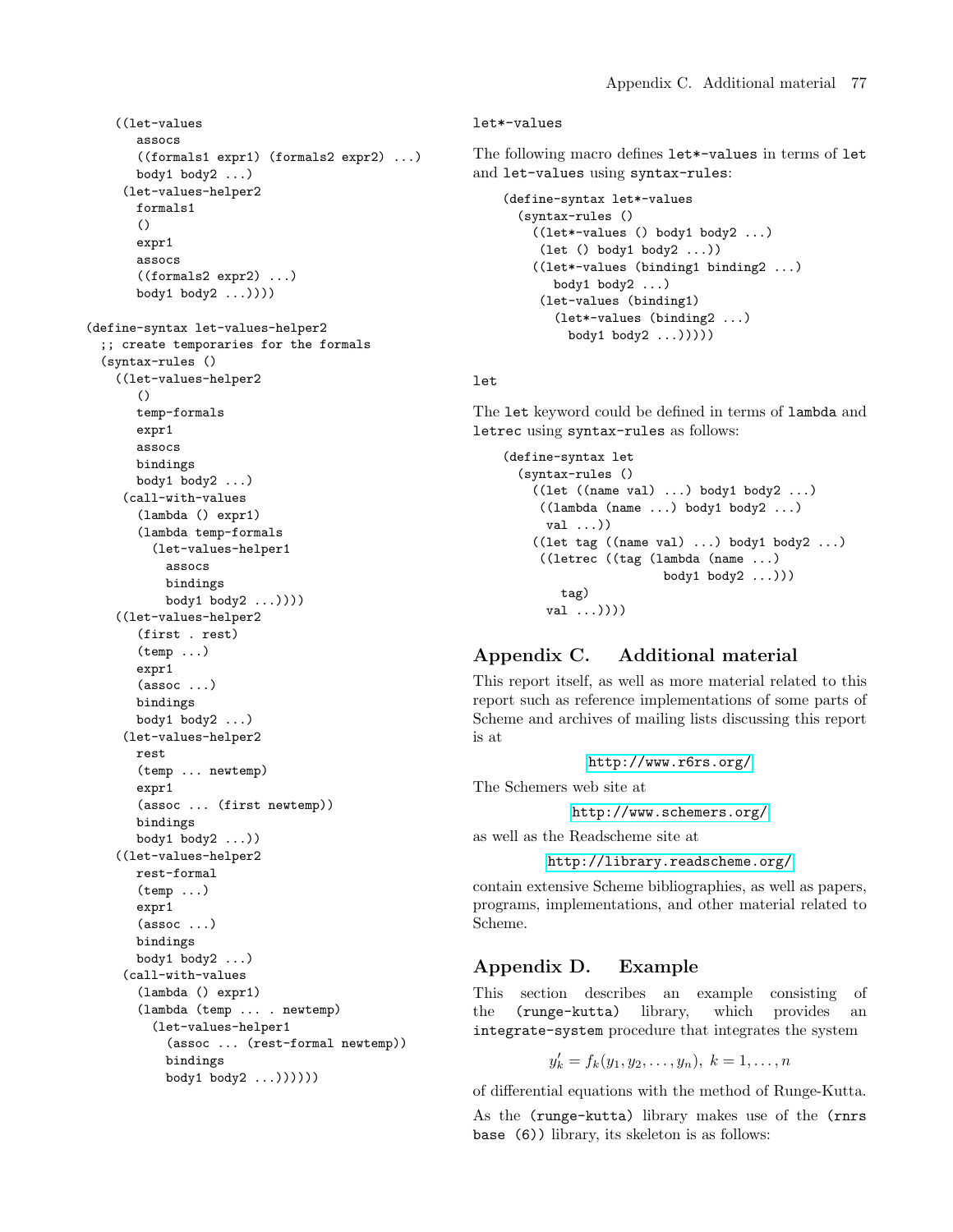```
    ((let-values
       assocs
       ((formals1 expr1) (formals2 expr2) ...)
       body1 body2 ...)
     (let-values-helper2
       formals1
       ()
       expr1
       assocs
       ((formals2 expr2) ...)
       body1 body2 ...))))

(define-syntax let-values-helper2
  ;; create temporaries for the formals
  (syntax-rules ()
    ((let-values-helper2
       ()
       temp-formals
       expr1
       assocs
       bindings
       body1 body2 ...)
     (call-with-values
       (lambda () expr1)
       (lambda temp-formals
         (let-values-helper1
           assocs
           bindings
           body1 body2 ...))))
    ((let-values-helper2
       (first . rest)
       (temp ...)
       expr1
       (assoc ...)
       bindings
       body1 body2 ...)
     (let-values-helper2
       rest
       (temp ... newtemp)
       expr1
       (assoc ... (first newtemp))
       bindings
       body1 body2 ...))
    ((let-values-helper2
       rest-formal
       (temp ...)
       expr1
       (assoc ...)
       bindings
       body1 body2 ...)
     (call-with-values
       (lambda () expr1)
       (lambda (temp ... . newtemp)
         (let-values-helper1
           (assoc ... (rest-formal newtemp))
           bindings
           body1 body2 ...))))))
```

`let*-values`

The following macro defines `let*-values` in terms of `let` and `let-values` using `syntax-rules`:

```
(define-syntax let*-values
  (syntax-rules ()
    ((let*-values () body1 body2 ...)
     (let () body1 body2 ...))
    ((let*-values (binding1 binding2 ...)
       body1 body2 ...)
     (let-values (binding1)
       (let*-values (binding2 ...)
         body1 body2 ...)))))
```

`let`

The `let` keyword could be defined in terms of `lambda` and `letrec` using `syntax-rules` as follows:

```
(define-syntax let
  (syntax-rules ()
    ((let ((name val) ...) body1 body2 ...)
     ((lambda (name ...) body1 body2 ...)
      val ...))
    ((let tag ((name val) ...) body1 body2 ...)
     ((letrec ((tag (lambda (name ...)
                      body1 body2 ...)))
        tag)
      val ...))))
```

# Appendix C. Additional material

This report itself, as well as more material related to this report such as reference implementations of some parts of Scheme and archives of mailing lists discussing this report is at

http://www.r6rs.org/

The Schemers web site at

http://www.schemers.org/

as well as the Readscheme site at

http://library.readscheme.org/

contain extensive Scheme bibliographies, as well as papers, programs, implementations, and other material related to Scheme.

# Appendix D. Example

This section describes an example consisting of the `(runge-kutta)` library, which provides an `integrate-system` procedure that integrates the system

$$y_k' = f_k(y_1, y_2, \ldots, y_n),\ k = 1, \ldots, n$$

of differential equations with the method of Runge-Kutta.

As the `(runge-kutta)` library makes use of the `(rnrs base (6))` library, its skeleton is as follows: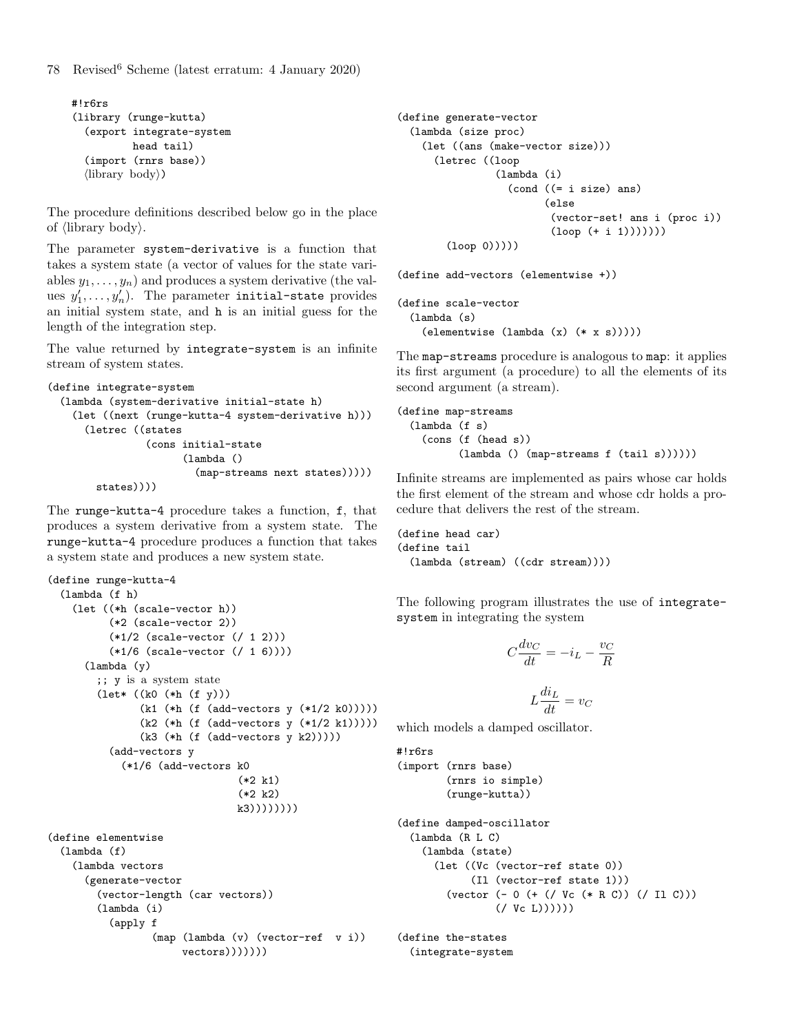```
#!r6rs
(library (runge-kutta)
  (export integrate-system
          head tail)
  (import (rnrs base))
  ⟨library body⟩)
```

The procedure definitions described below go in the place of ⟨library body⟩.

The parameter `system-derivative` is a function that takes a system state (a vector of values for the state variables $y_1, \ldots, y_n$) and produces a system derivative (the values $y'_1, \ldots, y'_n$). The parameter `initial-state` provides an initial system state, and `h` is an initial guess for the length of the integration step.

The value returned by `integrate-system` is an infinite stream of system states.

```
(define integrate-system
  (lambda (system-derivative initial-state h)
    (let ((next (runge-kutta-4 system-derivative h)))
      (letrec ((states
                (cons initial-state
                      (lambda ()
                        (map-streams next states)))))
        states))))
```

The `runge-kutta-4` procedure takes a function, `f`, that produces a system derivative from a system state. The `runge-kutta-4` procedure produces a function that takes a system state and produces a new system state.

```
(define runge-kutta-4
  (lambda (f h)
    (let ((*h (scale-vector h))
          (*2 (scale-vector 2))
          (*1/2 (scale-vector (/ 1 2)))
          (*1/6 (scale-vector (/ 1 6))))
      (lambda (y)
        ;; y is a system state
        (let* ((k0 (*h (f y)))
               (k1 (*h (f (add-vectors y (*1/2 k0)))))
               (k2 (*h (f (add-vectors y (*1/2 k1)))))
               (k3 (*h (f (add-vectors y k2)))))
          (add-vectors y
            (*1/6 (add-vectors k0
                               (*2 k1)
                               (*2 k2)
                               k3))))))))

(define elementwise
  (lambda (f)
    (lambda vectors
      (generate-vector
        (vector-length (car vectors))
        (lambda (i)
          (apply f
                 (map (lambda (v) (vector-ref  v i))
                      vectors)))))))

(define generate-vector
  (lambda (size proc)
    (let ((ans (make-vector size)))
      (letrec ((loop
                (lambda (i)
                  (cond ((= i size) ans)
                        (else
                         (vector-set! ans i (proc i))
                         (loop (+ i 1)))))))
        (loop 0)))))

(define add-vectors (elementwise +))

(define scale-vector
  (lambda (s)
    (elementwise (lambda (x) (* x s)))))
```

The `map-streams` procedure is analogous to `map`: it applies its first argument (a procedure) to all the elements of its second argument (a stream).

```
(define map-streams
  (lambda (f s)
    (cons (f (head s))
          (lambda () (map-streams f (tail s))))))
```

Infinite streams are implemented as pairs whose car holds the first element of the stream and whose cdr holds a procedure that delivers the rest of the stream.

```
(define head car)
(define tail
  (lambda (stream) ((cdr stream))))
```

The following program illustrates the use of `integrate-system` in integrating the system

$$C\frac{dv_C}{dt} = -i_L - \frac{v_C}{R}$$

$$L\frac{di_L}{dt} = v_C$$

which models a damped oscillator.

```
#!r6rs
(import (rnrs base)
        (rnrs io simple)
        (runge-kutta))

(define damped-oscillator
  (lambda (R L C)
    (lambda (state)
      (let ((Vc (vector-ref state 0))
            (Il (vector-ref state 1)))
        (vector (- 0 (+ (/ Vc (* R C)) (/ Il C)))
                (/ Vc L))))))

(define the-states
  (integrate-system
```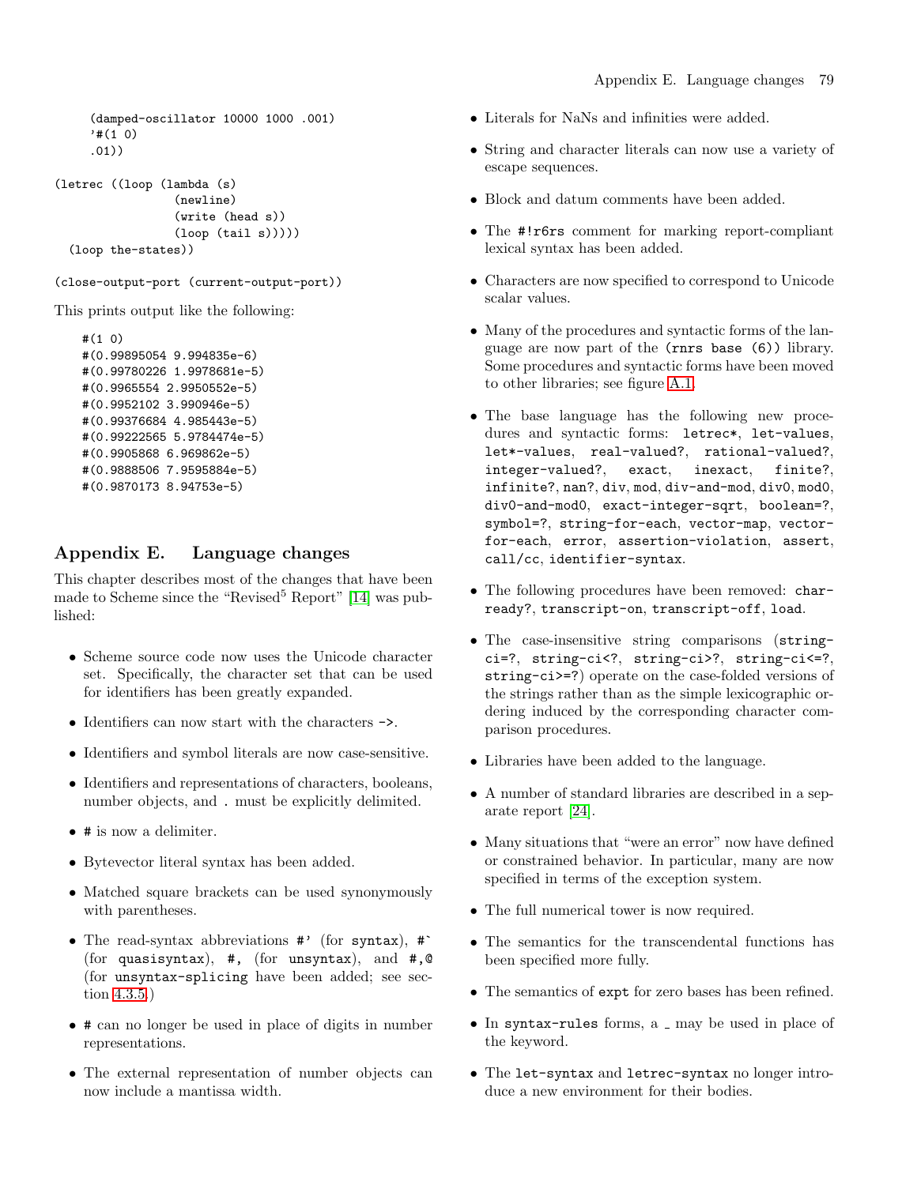```
    (damped-oscillator 10000 1000 .001)
    '#(1 0)
    .01))

(letrec ((loop (lambda (s)
                (newline)
                (write (head s))
                (loop (tail s)))))
  (loop the-states))

(close-output-port (current-output-port))
```

This prints output like the following:

```
#(1 0)
#(0.99895054 9.994835e-6)
#(0.99780226 1.9978681e-5)
#(0.9965554 2.9950552e-5)
#(0.9952102 3.990946e-5)
#(0.99376684 4.985443e-5)
#(0.99222565 5.9784474e-5)
#(0.9905868 6.969862e-5)
#(0.9888506 7.9595884e-5)
#(0.9870173 8.94753e-5)
```

## Appendix E. Language changes

This chapter describes most of the changes that have been made to Scheme since the "Revised[5] Report" [14] was published:

- Scheme source code now uses the Unicode character set. Specifically, the character set that can be used for identifiers has been greatly expanded.
- Identifiers can now start with the characters `->`.
- Identifiers and symbol literals are now case-sensitive.
- Identifiers and representations of characters, booleans, number objects, and `.` must be explicitly delimited.
- `#` is now a delimiter.
- Bytevector literal syntax has been added.
- Matched square brackets can be used synonymously with parentheses.
- The read-syntax abbreviations `#'` (for `syntax`), `` #` `` (for `quasisyntax`), `#,` (for `unsyntax`), and `#,@` (for `unsyntax-splicing` have been added; see section 4.3.5.)
- `#` can no longer be used in place of digits in number representations.
- The external representation of number objects can now include a mantissa width.
- Literals for NaNs and infinities were added.
- String and character literals can now use a variety of escape sequences.
- Block and datum comments have been added.
- The `#!r6rs` comment for marking report-compliant lexical syntax has been added.
- Characters are now specified to correspond to Unicode scalar values.
- Many of the procedures and syntactic forms of the language are now part of the `(rnrs base (6))` library. Some procedures and syntactic forms have been moved to other libraries; see figure A.1.
- The base language has the following new procedures and syntactic forms: `letrec*`, `let-values`, `let*-values`, `real-valued?`, `rational-valued?`, `integer-valued?`, `exact`, `inexact`, `finite?`, `infinite?`, `nan?`, `div`, `mod`, `div-and-mod`, `div0`, `mod0`, `div0-and-mod0`, `exact-integer-sqrt`, `boolean=?`, `symbol=?`, `string-for-each`, `vector-map`, `vector-for-each`, `error`, `assertion-violation`, `assert`, `call/cc`, `identifier-syntax`.
- The following procedures have been removed: `char-ready?`, `transcript-on`, `transcript-off`, `load`.
- The case-insensitive string comparisons (`string-ci=?`, `string-ci<?`, `string-ci>?`, `string-ci<=?`, `string-ci>=?`) operate on the case-folded versions of the strings rather than as the simple lexicographic ordering induced by the corresponding character comparison procedures.
- Libraries have been added to the language.
- A number of standard libraries are described in a separate report [24].
- Many situations that "were an error" now have defined or constrained behavior. In particular, many are now specified in terms of the exception system.
- The full numerical tower is now required.
- The semantics for the transcendental functions has been specified more fully.
- The semantics of `expt` for zero bases has been refined.
- In `syntax-rules` forms, a `_` may be used in place of the keyword.
- The `let-syntax` and `letrec-syntax` no longer introduce a new environment for their bodies.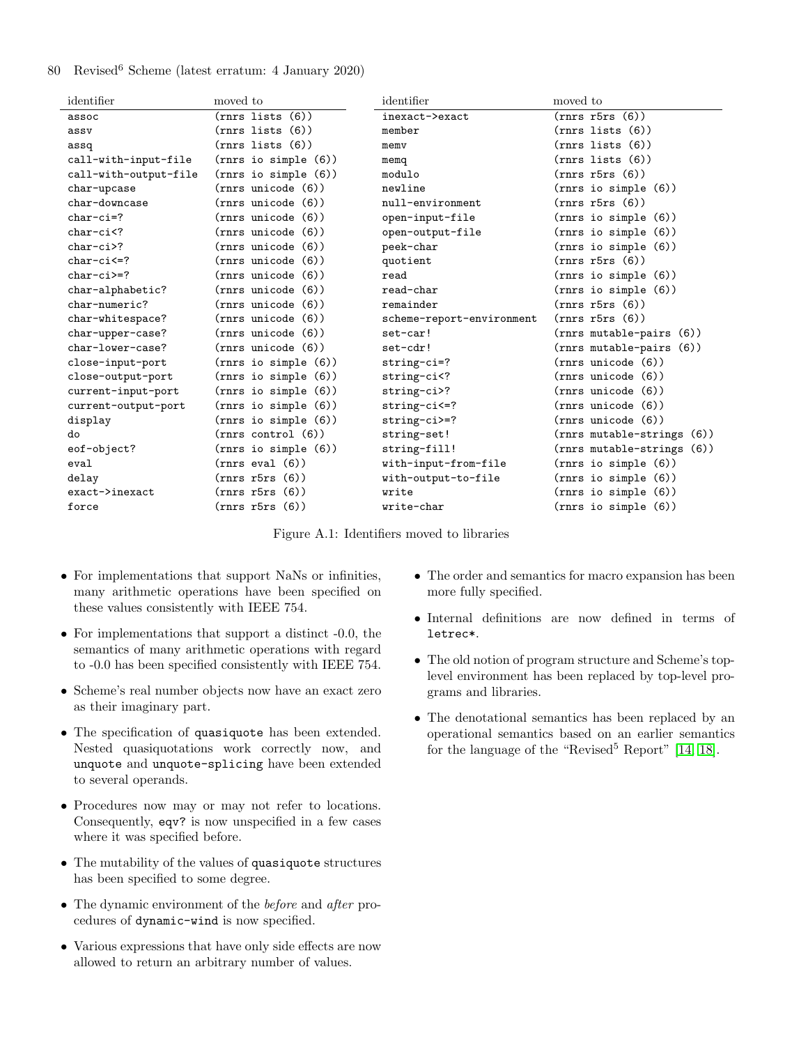| identifier | moved to | identifier | moved to |
|---|---|---|---|
| `assoc` | `(rnrs lists (6))` | `inexact->exact` | `(rnrs r5rs (6))` |
| `assv` | `(rnrs lists (6))` | `member` | `(rnrs lists (6))` |
| `assq` | `(rnrs lists (6))` | `memv` | `(rnrs lists (6))` |
| `call-with-input-file` | `(rnrs io simple (6))` | `memq` | `(rnrs lists (6))` |
| `call-with-output-file` | `(rnrs io simple (6))` | `modulo` | `(rnrs r5rs (6))` |
| `char-upcase` | `(rnrs unicode (6))` | `newline` | `(rnrs io simple (6))` |
| `char-downcase` | `(rnrs unicode (6))` | `null-environment` | `(rnrs r5rs (6))` |
| `char-ci=?` | `(rnrs unicode (6))` | `open-input-file` | `(rnrs io simple (6))` |
| `char-ci<?` | `(rnrs unicode (6))` | `open-output-file` | `(rnrs io simple (6))` |
| `char-ci>?` | `(rnrs unicode (6))` | `peek-char` | `(rnrs io simple (6))` |
| `char-ci<=?` | `(rnrs unicode (6))` | `quotient` | `(rnrs r5rs (6))` |
| `char-ci>=?` | `(rnrs unicode (6))` | `read` | `(rnrs io simple (6))` |
| `char-alphabetic?` | `(rnrs unicode (6))` | `read-char` | `(rnrs io simple (6))` |
| `char-numeric?` | `(rnrs unicode (6))` | `remainder` | `(rnrs r5rs (6))` |
| `char-whitespace?` | `(rnrs unicode (6))` | `scheme-report-environment` | `(rnrs r5rs (6))` |
| `char-upper-case?` | `(rnrs unicode (6))` | `set-car!` | `(rnrs mutable-pairs (6))` |
| `char-lower-case?` | `(rnrs unicode (6))` | `set-cdr!` | `(rnrs mutable-pairs (6))` |
| `close-input-port` | `(rnrs io simple (6))` | `string-ci=?` | `(rnrs unicode (6))` |
| `close-output-port` | `(rnrs io simple (6))` | `string-ci<?` | `(rnrs unicode (6))` |
| `current-input-port` | `(rnrs io simple (6))` | `string-ci>?` | `(rnrs unicode (6))` |
| `current-output-port` | `(rnrs io simple (6))` | `string-ci<=?` | `(rnrs unicode (6))` |
| `display` | `(rnrs io simple (6))` | `string-ci>=?` | `(rnrs unicode (6))` |
| `do` | `(rnrs control (6))` | `string-set!` | `(rnrs mutable-strings (6))` |
| `eof-object?` | `(rnrs io simple (6))` | `string-fill!` | `(rnrs mutable-strings (6))` |
| `eval` | `(rnrs eval (6))` | `with-input-from-file` | `(rnrs io simple (6))` |
| `delay` | `(rnrs r5rs (6))` | `with-output-to-file` | `(rnrs io simple (6))` |
| `exact->inexact` | `(rnrs r5rs (6))` | `write` | `(rnrs io simple (6))` |
| `force` | `(rnrs r5rs (6))` | `write-char` | `(rnrs io simple (6))` |

Figure A.1: Identifiers moved to libraries

- For implementations that support NaNs or infinities, many arithmetic operations have been specified on these values consistently with IEEE 754.
- For implementations that support a distinct -0.0, the semantics of many arithmetic operations with regard to -0.0 has been specified consistently with IEEE 754.
- Scheme's real number objects now have an exact zero as their imaginary part.
- The specification of `quasiquote` has been extended. Nested quasiquotations work correctly now, and `unquote` and `unquote-splicing` have been extended to several operands.
- Procedures now may or may not refer to locations. Consequently, `eqv?` is now unspecified in a few cases where it was specified before.
- The mutability of the values of `quasiquote` structures has been specified to some degree.
- The dynamic environment of the *before* and *after* procedures of `dynamic-wind` is now specified.
- Various expressions that have only side effects are now allowed to return an arbitrary number of values.
- The order and semantics for macro expansion has been more fully specified.
- Internal definitions are now defined in terms of `letrec*`.
- The old notion of program structure and Scheme's top-level environment has been replaced by top-level programs and libraries.
- The denotational semantics has been replaced by an operational semantics based on an earlier semantics for the language of the "Revised[5] Report" [14, 18].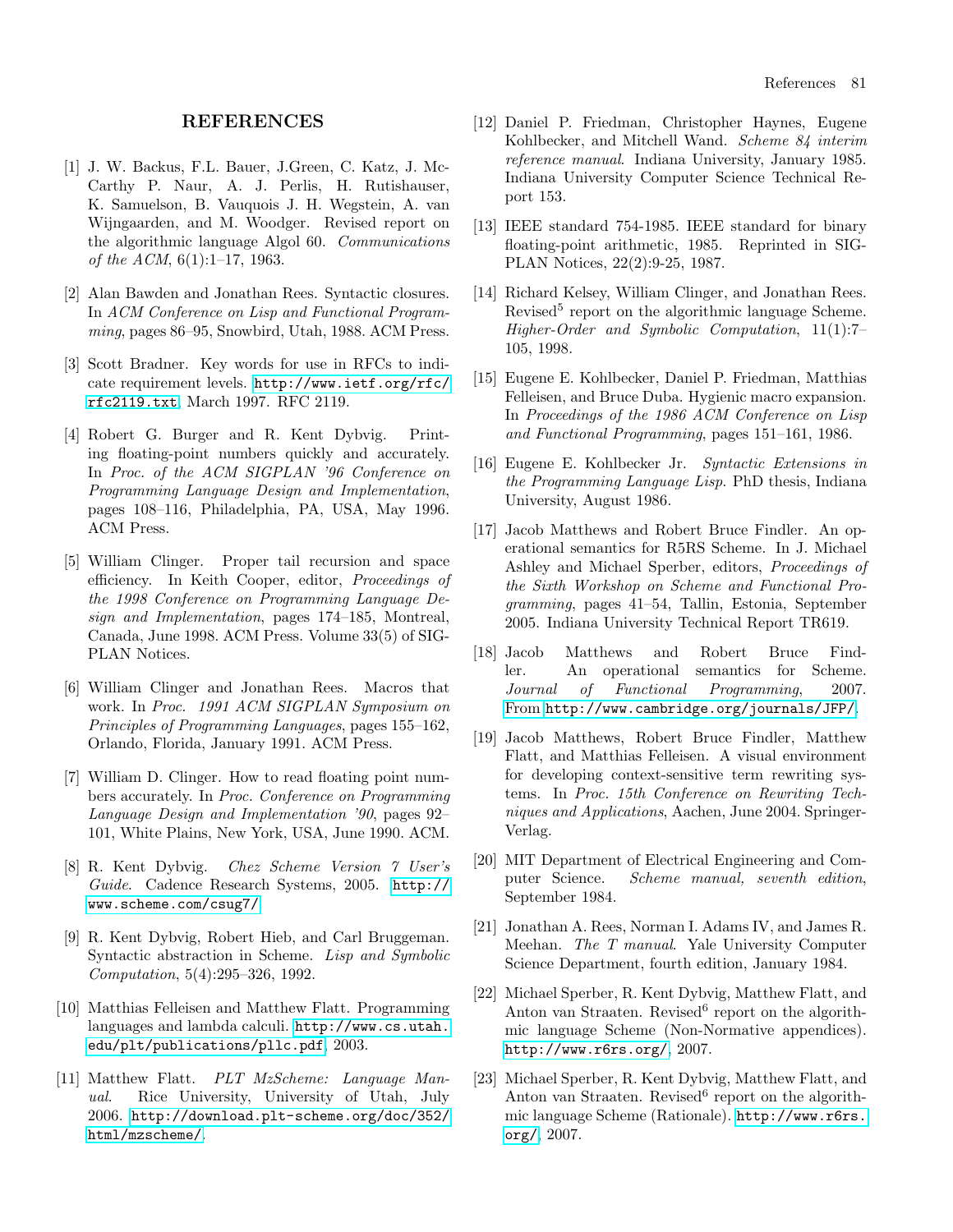## REFERENCES

[1] J. W. Backus, F.L. Bauer, J.Green, C. Katz, J. McCarthy P. Naur, A. J. Perlis, H. Rutishauser, K. Samuelson, B. Vauquois J. H. Wegstein, A. van Wijngaarden, and M. Woodger. Revised report on the algorithmic language Algol 60. *Communications of the ACM*, 6(1):1–17, 1963.

[2] Alan Bawden and Jonathan Rees. Syntactic closures. In *ACM Conference on Lisp and Functional Programming*, pages 86–95, Snowbird, Utah, 1988. ACM Press.

[3] Scott Bradner. Key words for use in RFCs to indicate requirement levels. http://www.ietf.org/rfc/rfc2119.txt, March 1997. RFC 2119.

[4] Robert G. Burger and R. Kent Dybvig. Printing floating-point numbers quickly and accurately. In *Proc. of the ACM SIGPLAN '96 Conference on Programming Language Design and Implementation*, pages 108–116, Philadelphia, PA, USA, May 1996. ACM Press.

[5] William Clinger. Proper tail recursion and space efficiency. In Keith Cooper, editor, *Proceedings of the 1998 Conference on Programming Language Design and Implementation*, pages 174–185, Montreal, Canada, June 1998. ACM Press. Volume 33(5) of SIGPLAN Notices.

[6] William Clinger and Jonathan Rees. Macros that work. In *Proc. 1991 ACM SIGPLAN Symposium on Principles of Programming Languages*, pages 155–162, Orlando, Florida, January 1991. ACM Press.

[7] William D. Clinger. How to read floating point numbers accurately. In *Proc. Conference on Programming Language Design and Implementation '90*, pages 92–101, White Plains, New York, USA, June 1990. ACM.

[8] R. Kent Dybvig. *Chez Scheme Version 7 User's Guide*. Cadence Research Systems, 2005. http://www.scheme.com/csug7/.

[9] R. Kent Dybvig, Robert Hieb, and Carl Bruggeman. Syntactic abstraction in Scheme. *Lisp and Symbolic Computation*, 5(4):295–326, 1992.

[10] Matthias Felleisen and Matthew Flatt. Programming languages and lambda calculi. http://www.cs.utah.edu/plt/publications/pllc.pdf, 2003.

[11] Matthew Flatt. *PLT MzScheme: Language Manual*. Rice University, University of Utah, July 2006. http://download.plt-scheme.org/doc/352/html/mzscheme/.

[12] Daniel P. Friedman, Christopher Haynes, Eugene Kohlbecker, and Mitchell Wand. *Scheme 84 interim reference manual*. Indiana University, January 1985. Indiana University Computer Science Technical Report 153.

[13] IEEE standard 754-1985. IEEE standard for binary floating-point arithmetic, 1985. Reprinted in SIGPLAN Notices, 22(2):9-25, 1987.

[14] Richard Kelsey, William Clinger, and Jonathan Rees. Revised$^5$ report on the algorithmic language Scheme. *Higher-Order and Symbolic Computation*, 11(1):7–105, 1998.

[15] Eugene E. Kohlbecker, Daniel P. Friedman, Matthias Felleisen, and Bruce Duba. Hygienic macro expansion. In *Proceedings of the 1986 ACM Conference on Lisp and Functional Programming*, pages 151–161, 1986.

[16] Eugene E. Kohlbecker Jr. *Syntactic Extensions in the Programming Language Lisp*. PhD thesis, Indiana University, August 1986.

[17] Jacob Matthews and Robert Bruce Findler. An operational semantics for R5RS Scheme. In J. Michael Ashley and Michael Sperber, editors, *Proceedings of the Sixth Workshop on Scheme and Functional Programming*, pages 41–54, Tallin, Estonia, September 2005. Indiana University Technical Report TR619.

[18] Jacob Matthews and Robert Bruce Findler. An operational semantics for Scheme. *Journal of Functional Programming*, 2007. From http://www.cambridge.org/journals/JFP/.

[19] Jacob Matthews, Robert Bruce Findler, Matthew Flatt, and Matthias Felleisen. A visual environment for developing context-sensitive term rewriting systems. In *Proc. 15th Conference on Rewriting Techniques and Applications*, Aachen, June 2004. Springer-Verlag.

[20] MIT Department of Electrical Engineering and Computer Science. *Scheme manual, seventh edition*, September 1984.

[21] Jonathan A. Rees, Norman I. Adams IV, and James R. Meehan. *The T manual*. Yale University Computer Science Department, fourth edition, January 1984.

[22] Michael Sperber, R. Kent Dybvig, Matthew Flatt, and Anton van Straaten. Revised$^6$ report on the algorithmic language Scheme (Non-Normative appendices). http://www.r6rs.org/, 2007.

[23] Michael Sperber, R. Kent Dybvig, Matthew Flatt, and Anton van Straaten. Revised$^6$ report on the algorithmic language Scheme (Rationale). http://www.r6rs.org/, 2007.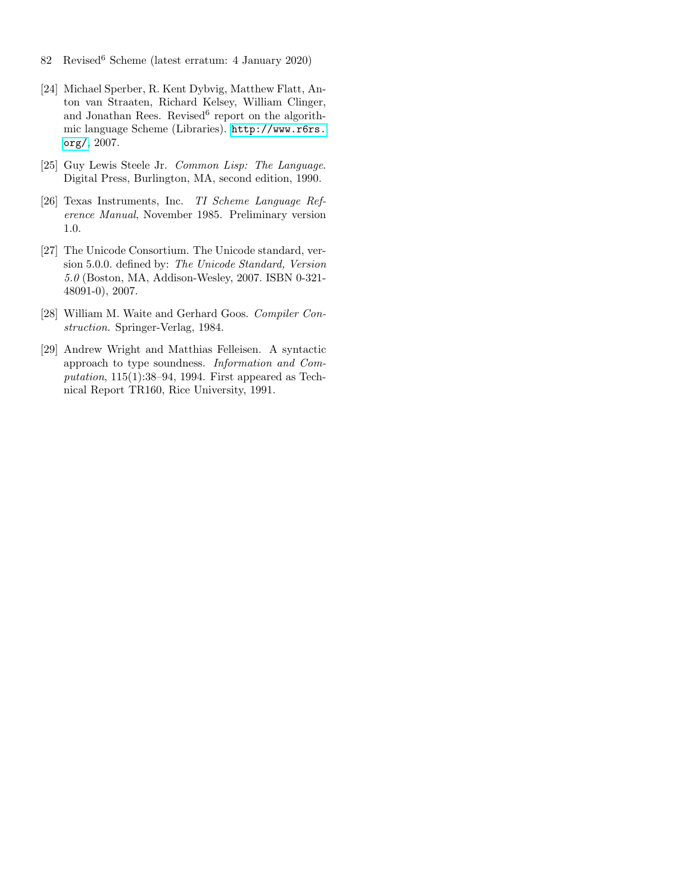[24] Michael Sperber, R. Kent Dybvig, Matthew Flatt, Anton van Straaten, Richard Kelsey, William Clinger, and Jonathan Rees. Revised[6] report on the algorithmic language Scheme (Libraries). http://www.r6rs.org/, 2007.

[25] Guy Lewis Steele Jr. *Common Lisp: The Language*. Digital Press, Burlington, MA, second edition, 1990.

[26] Texas Instruments, Inc. *TI Scheme Language Reference Manual*, November 1985. Preliminary version 1.0.

[27] The Unicode Consortium. The Unicode standard, version 5.0.0. defined by: *The Unicode Standard, Version 5.0* (Boston, MA, Addison-Wesley, 2007. ISBN 0-321-48091-0), 2007.

[28] William M. Waite and Gerhard Goos. *Compiler Construction*. Springer-Verlag, 1984.

[29] Andrew Wright and Matthias Felleisen. A syntactic approach to type soundness. *Information and Computation*, 115(1):38–94, 1994. First appeared as Technical Report TR160, Rice University, 1991.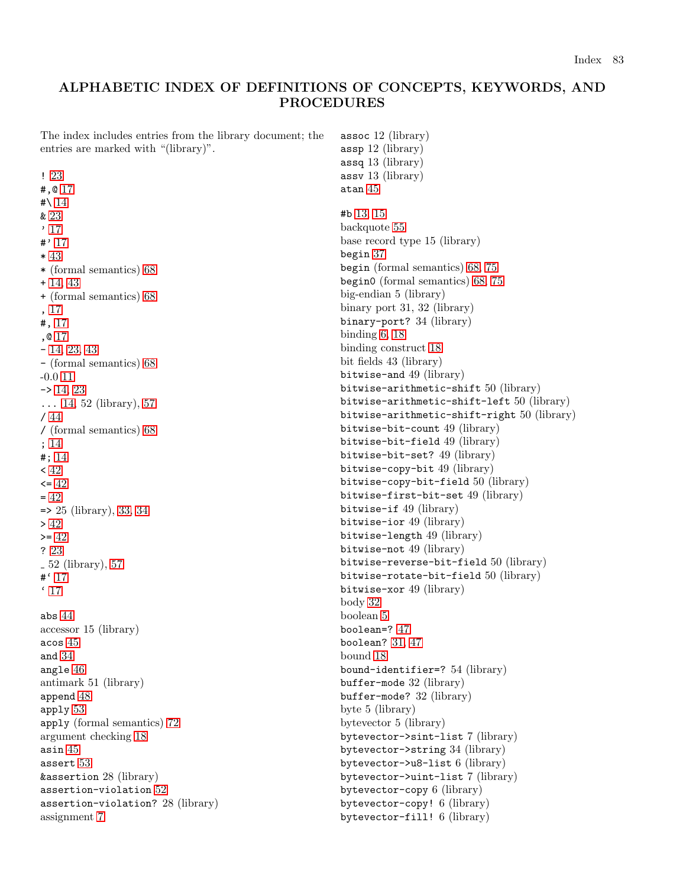## ALPHABETIC INDEX OF DEFINITIONS OF CONCEPTS, KEYWORDS, AND PROCEDURES

The index includes entries from the library document; the entries are marked with "(library)".

! 23
#,@ 17
#\ 14
& 23
' 17
#' 17
* 43
* (formal semantics) 68
+ 14, 43
+ (formal semantics) 68
, 17
#, 17
,@ 17
- 14, 23, 43
- (formal semantics) 68
-0.0 11
-> 14, 23
... 14, 52 (library), 57
/ 44
/ (formal semantics) 68
; 14
#; 14
< 42
<= 42
= 42
=> 25 (library), 33, 34
> 42
>= 42
? 23
_ 52 (library), 57
#` 17
` 17

abs 44
accessor 15 (library)
acos 45
and 34
angle 46
antimark 51 (library)
append 48
apply 53
apply (formal semantics) 72
argument checking 18
asin 45
assert 53
&assertion 28 (library)
assertion-violation 52
assertion-violation? 28 (library)
assignment 7
assoc 12 (library)
assp 12 (library)
assq 13 (library)
assv 13 (library)
atan 45

#b 13, 15
backquote 55
base record type 15 (library)
begin 37
begin (formal semantics) 68, 75
begin0 (formal semantics) 68, 75
big-endian 5 (library)
binary port 31, 32 (library)
binary-port? 34 (library)
binding 6, 18
binding construct 18
bit fields 43 (library)
bitwise-and 49 (library)
bitwise-arithmetic-shift 50 (library)
bitwise-arithmetic-shift-left 50 (library)
bitwise-arithmetic-shift-right 50 (library)
bitwise-bit-count 49 (library)
bitwise-bit-field 49 (library)
bitwise-bit-set? 49 (library)
bitwise-copy-bit 49 (library)
bitwise-copy-bit-field 50 (library)
bitwise-first-bit-set 49 (library)
bitwise-if 49 (library)
bitwise-ior 49 (library)
bitwise-length 49 (library)
bitwise-not 49 (library)
bitwise-reverse-bit-field 50 (library)
bitwise-rotate-bit-field 50 (library)
bitwise-xor 49 (library)
body 32
boolean 5
boolean=? 47
boolean? 31, 47
bound 18
bound-identifier=? 54 (library)
buffer-mode 32 (library)
buffer-mode? 32 (library)
byte 5 (library)
bytevector 5 (library)
bytevector->sint-list 7 (library)
bytevector->string 34 (library)
bytevector->u8-list 6 (library)
bytevector->uint-list 7 (library)
bytevector-copy 6 (library)
bytevector-copy! 6 (library)
bytevector-fill! 6 (library)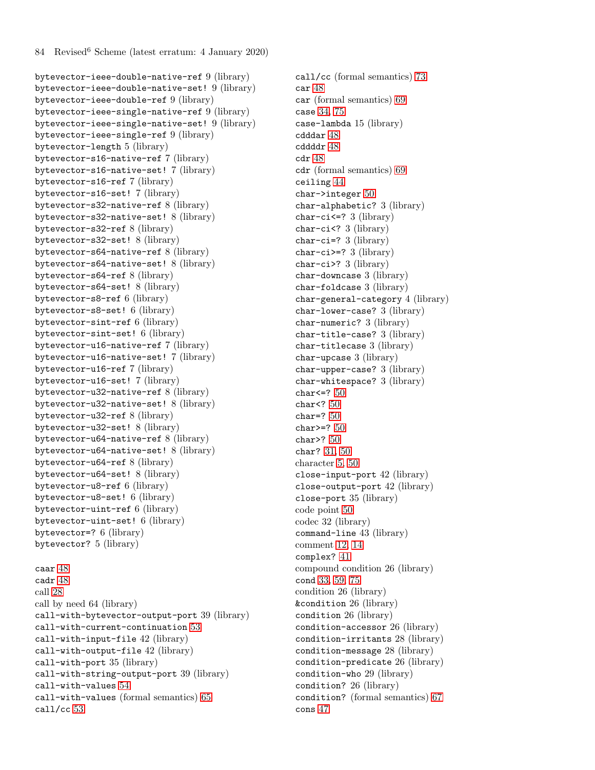bytevector-ieee-double-native-ref 9 (library)
bytevector-ieee-double-native-set! 9 (library)
bytevector-ieee-double-ref 9 (library)
bytevector-ieee-single-native-ref 9 (library)
bytevector-ieee-single-native-set! 9 (library)
bytevector-ieee-single-ref 9 (library)
bytevector-length 5 (library)
bytevector-s16-native-ref 7 (library)
bytevector-s16-native-set! 7 (library)
bytevector-s16-ref 7 (library)
bytevector-s16-set! 7 (library)
bytevector-s32-native-ref 8 (library)
bytevector-s32-native-set! 8 (library)
bytevector-s32-ref 8 (library)
bytevector-s32-set! 8 (library)
bytevector-s64-native-ref 8 (library)
bytevector-s64-native-set! 8 (library)
bytevector-s64-ref 8 (library)
bytevector-s64-set! 8 (library)
bytevector-s8-ref 6 (library)
bytevector-s8-set! 6 (library)
bytevector-sint-ref 6 (library)
bytevector-sint-set! 6 (library)
bytevector-u16-native-ref 7 (library)
bytevector-u16-native-set! 7 (library)
bytevector-u16-ref 7 (library)
bytevector-u16-set! 7 (library)
bytevector-u32-native-ref 8 (library)
bytevector-u32-native-set! 8 (library)
bytevector-u32-ref 8 (library)
bytevector-u32-set! 8 (library)
bytevector-u64-native-ref 8 (library)
bytevector-u64-native-set! 8 (library)
bytevector-u64-ref 8 (library)
bytevector-u64-set! 8 (library)
bytevector-u8-ref 6 (library)
bytevector-u8-set! 6 (library)
bytevector-uint-ref 6 (library)
bytevector-uint-set! 6 (library)
bytevector=? 6 (library)
bytevector? 5 (library)

caar 48
cadr 48
call 28
call by need 64 (library)
call-with-bytevector-output-port 39 (library)
call-with-current-continuation 53
call-with-input-file 42 (library)
call-with-output-file 42 (library)
call-with-port 35 (library)
call-with-string-output-port 39 (library)
call-with-values 54
call-with-values (formal semantics) 65
call/cc 53
call/cc (formal semantics) 73
car 48
car (formal semantics) 69
case 34, 75
case-lambda 15 (library)
cdddar 48
cddddr 48
cdr 48
cdr (formal semantics) 69
ceiling 44
char->integer 50
char-alphabetic? 3 (library)
char-ci<=? 3 (library)
char-ci<? 3 (library)
char-ci=? 3 (library)
char-ci>=? 3 (library)
char-ci>? 3 (library)
char-downcase 3 (library)
char-foldcase 3 (library)
char-general-category 4 (library)
char-lower-case? 3 (library)
char-numeric? 3 (library)
char-title-case? 3 (library)
char-titlecase 3 (library)
char-upcase 3 (library)
char-upper-case? 3 (library)
char-whitespace? 3 (library)
char<=? 50
char<? 50
char=? 50
char>=? 50
char>? 50
char? 31, 50
character 5, 50
close-input-port 42 (library)
close-output-port 42 (library)
close-port 35 (library)
code point 50
codec 32 (library)
command-line 43 (library)
comment 12, 14
complex? 41
compound condition 26 (library)
cond 33, 59, 75
condition 26 (library)
&condition 26 (library)
condition 26 (library)
condition-accessor 26 (library)
condition-irritants 28 (library)
condition-message 28 (library)
condition-predicate 26 (library)
condition-who 29 (library)
condition? 26 (library)
condition? (formal semantics) 67
cons 47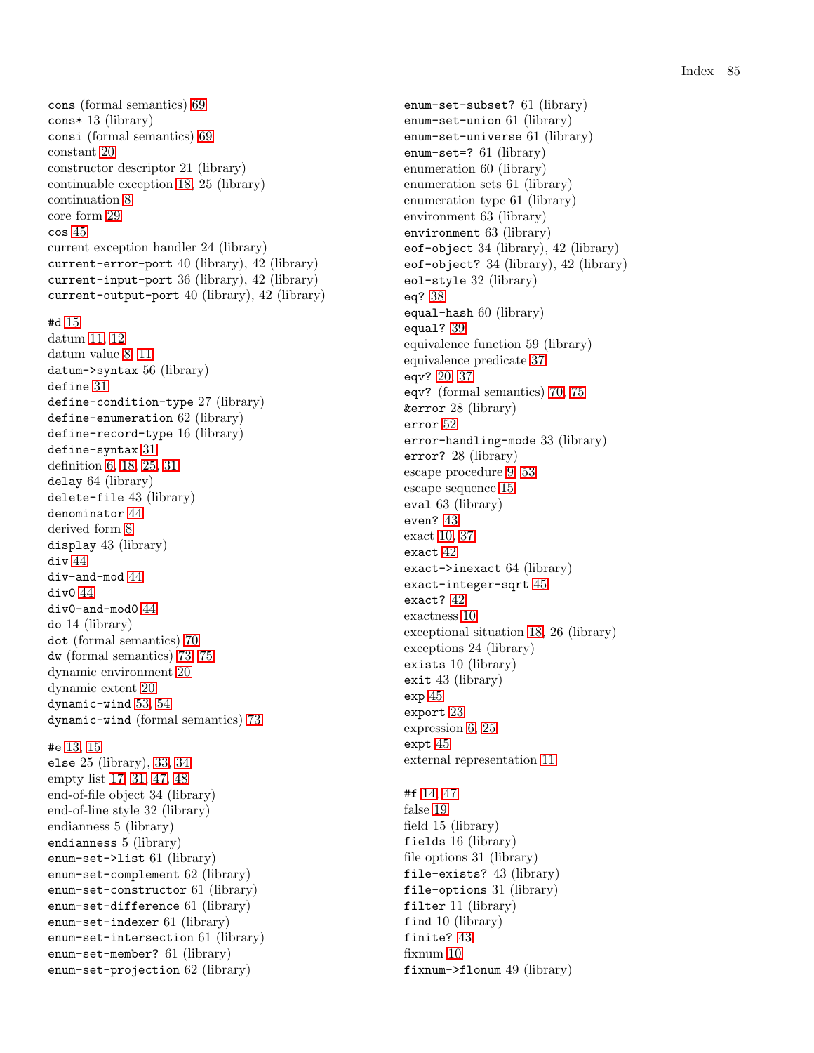cons (formal semantics) 69
cons* 13 (library)
consi (formal semantics) 69
constant 20
constructor descriptor 21 (library)
continuable exception 18, 25 (library)
continuation 8
core form 29
cos 45
current exception handler 24 (library)
current-error-port 40 (library), 42 (library)
current-input-port 36 (library), 42 (library)
current-output-port 40 (library), 42 (library)

#d 15
datum 11, 12
datum value 8, 11
datum->syntax 56 (library)
define 31
define-condition-type 27 (library)
define-enumeration 62 (library)
define-record-type 16 (library)
define-syntax 31
definition 6, 18, 25, 31
delay 64 (library)
delete-file 43 (library)
denominator 44
derived form 8
display 43 (library)
div 44
div-and-mod 44
div0 44
div0-and-mod0 44
do 14 (library)
dot (formal semantics) 70
dw (formal semantics) 73, 75
dynamic environment 20
dynamic extent 20
dynamic-wind 53, 54
dynamic-wind (formal semantics) 73

#e 13, 15
else 25 (library), 33, 34
empty list 17, 31, 47, 48
end-of-file object 34 (library)
end-of-line style 32 (library)
endianness 5 (library)
endianness 5 (library)
enum-set->list 61 (library)
enum-set-complement 62 (library)
enum-set-constructor 61 (library)
enum-set-difference 61 (library)
enum-set-indexer 61 (library)
enum-set-intersection 61 (library)
enum-set-member? 61 (library)
enum-set-projection 62 (library)
enum-set-subset? 61 (library)
enum-set-union 61 (library)
enum-set-universe 61 (library)
enum-set=? 61 (library)
enumeration 60 (library)
enumeration sets 61 (library)
enumeration type 61 (library)
environment 63 (library)
environment 63 (library)
eof-object 34 (library), 42 (library)
eof-object? 34 (library), 42 (library)
eol-style 32 (library)
eq? 38
equal-hash 60 (library)
equal? 39
equivalence function 59 (library)
equivalence predicate 37
eqv? 20, 37
eqv? (formal semantics) 70, 75
&error 28 (library)
error 52
error-handling-mode 33 (library)
error? 28 (library)
escape procedure 9, 53
escape sequence 15
eval 63 (library)
even? 43
exact 10, 37
exact 42
exact->inexact 64 (library)
exact-integer-sqrt 45
exact? 42
exactness 10
exceptional situation 18, 26 (library)
exceptions 24 (library)
exists 10 (library)
exit 43 (library)
exp 45
export 23
expression 6, 25
expt 45
external representation 11

#f 14, 47
false 19
field 15 (library)
fields 16 (library)
file options 31 (library)
file-exists? 43 (library)
file-options 31 (library)
filter 11 (library)
find 10 (library)
finite? 43
fixnum 10
fixnum->flonum 49 (library)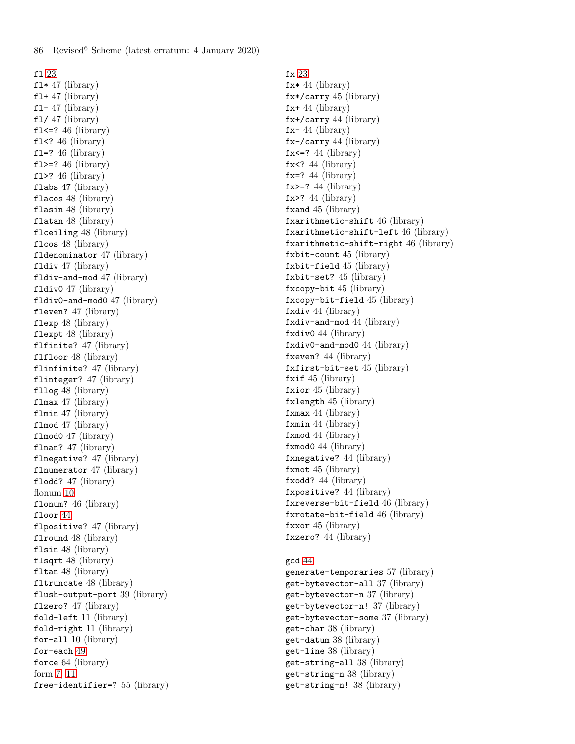fl 23
fl* 47 (library)
fl+ 47 (library)
fl- 47 (library)
fl/ 47 (library)
fl<=? 46 (library)
fl<? 46 (library)
fl=? 46 (library)
fl>=? 46 (library)
fl>? 46 (library)
flabs 47 (library)
flacos 48 (library)
flasin 48 (library)
flatan 48 (library)
flceiling 48 (library)
flcos 48 (library)
fldenominator 47 (library)
fldiv 47 (library)
fldiv-and-mod 47 (library)
fldiv0 47 (library)
fldiv0-and-mod0 47 (library)
fleven? 47 (library)
flexp 48 (library)
flexpt 48 (library)
flfinite? 47 (library)
flfloor 48 (library)
flinfinite? 47 (library)
flinteger? 47 (library)
fllog 48 (library)
flmax 47 (library)
flmin 47 (library)
flmod 47 (library)
flmod0 47 (library)
flnan? 47 (library)
flnegative? 47 (library)
flnumerator 47 (library)
flodd? 47 (library)
flonum 10
flonum? 46 (library)
floor 44
flpositive? 47 (library)
flround 48 (library)
flsin 48 (library)
flsqrt 48 (library)
fltan 48 (library)
fltruncate 48 (library)
flush-output-port 39 (library)
flzero? 47 (library)
fold-left 11 (library)
fold-right 11 (library)
for-all 10 (library)
for-each 49
force 64 (library)
form 7, 11
free-identifier=? 55 (library)
fx 23
fx* 44 (library)
fx*/carry 45 (library)
fx+ 44 (library)
fx+/carry 44 (library)
fx- 44 (library)
fx-/carry 44 (library)
fx<=? 44 (library)
fx<? 44 (library)
fx=? 44 (library)
fx>=? 44 (library)
fx>? 44 (library)
fxand 45 (library)
fxarithmetic-shift 46 (library)
fxarithmetic-shift-left 46 (library)
fxarithmetic-shift-right 46 (library)
fxbit-count 45 (library)
fxbit-field 45 (library)
fxbit-set? 45 (library)
fxcopy-bit 45 (library)
fxcopy-bit-field 45 (library)
fxdiv 44 (library)
fxdiv-and-mod 44 (library)
fxdiv0 44 (library)
fxdiv0-and-mod0 44 (library)
fxeven? 44 (library)
fxfirst-bit-set 45 (library)
fxif 45 (library)
fxior 45 (library)
fxlength 45 (library)
fxmax 44 (library)
fxmin 44 (library)
fxmod 44 (library)
fxmod0 44 (library)
fxnegative? 44 (library)
fxnot 45 (library)
fxodd? 44 (library)
fxpositive? 44 (library)
fxreverse-bit-field 46 (library)
fxrotate-bit-field 46 (library)
fxxor 45 (library)
fxzero? 44 (library)

gcd 44
generate-temporaries 57 (library)
get-bytevector-all 37 (library)
get-bytevector-n 37 (library)
get-bytevector-n! 37 (library)
get-bytevector-some 37 (library)
get-char 38 (library)
get-datum 38 (library)
get-line 38 (library)
get-string-all 38 (library)
get-string-n 38 (library)
get-string-n! 38 (library)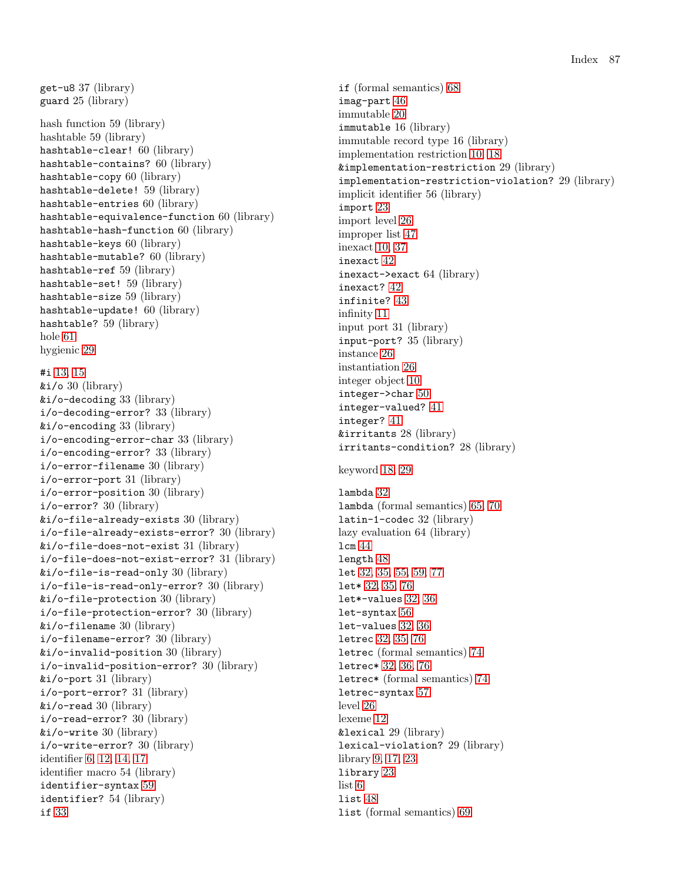get-u8 37 (library)
guard 25 (library)

hash function 59 (library)
hashtable 59 (library)
hashtable-clear! 60 (library)
hashtable-contains? 60 (library)
hashtable-copy 60 (library)
hashtable-delete! 59 (library)
hashtable-entries 60 (library)
hashtable-equivalence-function 60 (library)
hashtable-hash-function 60 (library)
hashtable-keys 60 (library)
hashtable-mutable? 60 (library)
hashtable-ref 59 (library)
hashtable-set! 59 (library)
hashtable-size 59 (library)
hashtable-update! 60 (library)
hashtable? 59 (library)
hole 61
hygienic 29

#i 13, 15
&i/o 30 (library)
&i/o-decoding 33 (library)
i/o-decoding-error? 33 (library)
&i/o-encoding 33 (library)
i/o-encoding-error-char 33 (library)
i/o-encoding-error? 33 (library)
i/o-error-filename 30 (library)
i/o-error-port 31 (library)
i/o-error-position 30 (library)
i/o-error? 30 (library)
&i/o-file-already-exists 30 (library)
i/o-file-already-exists-error? 30 (library)
&i/o-file-does-not-exist 31 (library)
i/o-file-does-not-exist-error? 31 (library)
&i/o-file-is-read-only 30 (library)
i/o-file-is-read-only-error? 30 (library)
&i/o-file-protection 30 (library)
i/o-file-protection-error? 30 (library)
&i/o-filename 30 (library)
i/o-filename-error? 30 (library)
&i/o-invalid-position 30 (library)
i/o-invalid-position-error? 30 (library)
&i/o-port 31 (library)
i/o-port-error? 31 (library)
&i/o-read 30 (library)
i/o-read-error? 30 (library)
&i/o-write 30 (library)
i/o-write-error? 30 (library)
identifier 6, 12, 14, 17
identifier macro 54 (library)
identifier-syntax 59
identifier? 54 (library)
if 33
if (formal semantics) 68
imag-part 46
immutable 20
immutable 16 (library)
immutable record type 16 (library)
implementation restriction 10, 18
&implementation-restriction 29 (library)
implementation-restriction-violation? 29 (library)
implicit identifier 56 (library)
import 23
import level 26
improper list 47
inexact 10, 37
inexact 42
inexact->exact 64 (library)
inexact? 42
infinite? 43
infinity 11
input port 31 (library)
input-port? 35 (library)
instance 26
instantiation 26
integer object 10
integer->char 50
integer-valued? 41
integer? 41
&irritants 28 (library)
irritants-condition? 28 (library)

keyword 18, 29

lambda 32
lambda (formal semantics) 65, 70
latin-1-codec 32 (library)
lazy evaluation 64 (library)
lcm 44
length 48
let 32, 35, 55, 59, 77
let* 32, 35, 76
let*-values 32, 36
let-syntax 56
let-values 32, 36
letrec 32, 35, 76
letrec (formal semantics) 74
letrec* 32, 36, 76
letrec* (formal semantics) 74
letrec-syntax 57
level 26
lexeme 12
&lexical 29 (library)
lexical-violation? 29 (library)
library 9, 17, 23
library 23
list 6
list 48
list (formal semantics) 69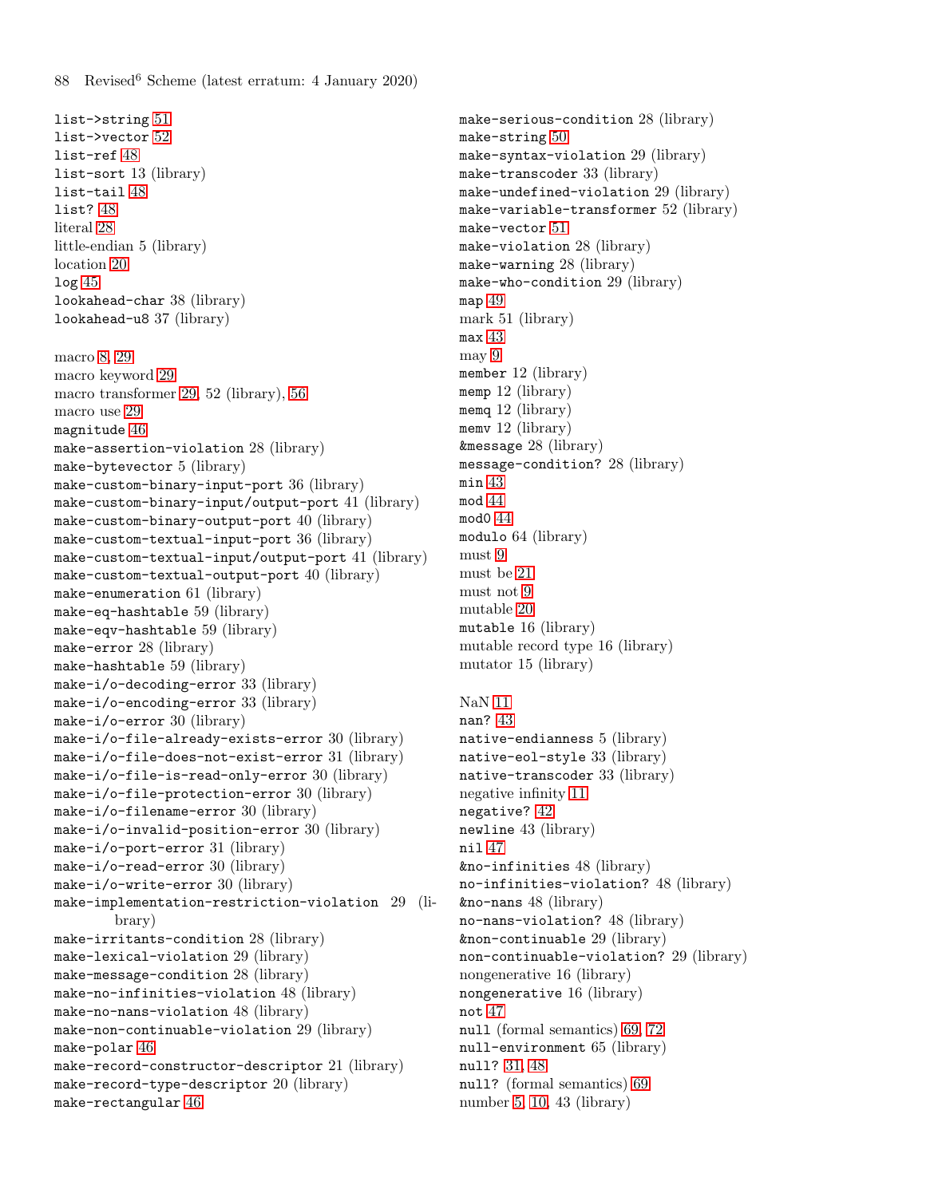`list->string` 51
`list->vector` 52
`list-ref` 48
`list-sort` 13 (library)
`list-tail` 48
`list?` 48
literal 28
little-endian 5 (library)
location 20
`log` 45
`lookahead-char` 38 (library)
`lookahead-u8` 37 (library)

macro 8, 29
macro keyword 29
macro transformer 29, 52 (library), 56
macro use 29
`magnitude` 46
`make-assertion-violation` 28 (library)
`make-bytevector` 5 (library)
`make-custom-binary-input-port` 36 (library)
`make-custom-binary-input/output-port` 41 (library)
`make-custom-binary-output-port` 40 (library)
`make-custom-textual-input-port` 36 (library)
`make-custom-textual-input/output-port` 41 (library)
`make-custom-textual-output-port` 40 (library)
`make-enumeration` 61 (library)
`make-eq-hashtable` 59 (library)
`make-eqv-hashtable` 59 (library)
`make-error` 28 (library)
`make-hashtable` 59 (library)
`make-i/o-decoding-error` 33 (library)
`make-i/o-encoding-error` 33 (library)
`make-i/o-error` 30 (library)
`make-i/o-file-already-exists-error` 30 (library)
`make-i/o-file-does-not-exist-error` 31 (library)
`make-i/o-file-is-read-only-error` 30 (library)
`make-i/o-file-protection-error` 30 (library)
`make-i/o-filename-error` 30 (library)
`make-i/o-invalid-position-error` 30 (library)
`make-i/o-port-error` 31 (library)
`make-i/o-read-error` 30 (library)
`make-i/o-write-error` 30 (library)
`make-implementation-restriction-violation` 29 (library)
`make-irritants-condition` 28 (library)
`make-lexical-violation` 29 (library)
`make-message-condition` 28 (library)
`make-no-infinities-violation` 48 (library)
`make-no-nans-violation` 48 (library)
`make-non-continuable-violation` 29 (library)
`make-polar` 46
`make-record-constructor-descriptor` 21 (library)
`make-record-type-descriptor` 20 (library)
`make-rectangular` 46
`make-serious-condition` 28 (library)
`make-string` 50
`make-syntax-violation` 29 (library)
`make-transcoder` 33 (library)
`make-undefined-violation` 29 (library)
`make-variable-transformer` 52 (library)
`make-vector` 51
`make-violation` 28 (library)
`make-warning` 28 (library)
`make-who-condition` 29 (library)
`map` 49
mark 51 (library)
`max` 43
may 9
`member` 12 (library)
`memp` 12 (library)
`memq` 12 (library)
`memv` 12 (library)
`&message` 28 (library)
`message-condition?` 28 (library)
`min` 43
`mod` 44
`mod0` 44
`modulo` 64 (library)
must 9
must be 21
must not 9
mutable 20
`mutable` 16 (library)
mutable record type 16 (library)
mutator 15 (library)

NaN 11
`nan?` 43
`native-endianness` 5 (library)
`native-eol-style` 33 (library)
`native-transcoder` 33 (library)
negative infinity 11
`negative?` 42
`newline` 43 (library)
`nil` 47
`&no-infinities` 48 (library)
`no-infinities-violation?` 48 (library)
`&no-nans` 48 (library)
`no-nans-violation?` 48 (library)
`&non-continuable` 29 (library)
`non-continuable-violation?` 29 (library)
nongenerative 16 (library)
`nongenerative` 16 (library)
`not` 47
`null` (formal semantics) 69, 72
`null-environment` 65 (library)
`null?` 31, 48
`null?` (formal semantics) 69
number 5, 10, 43 (library)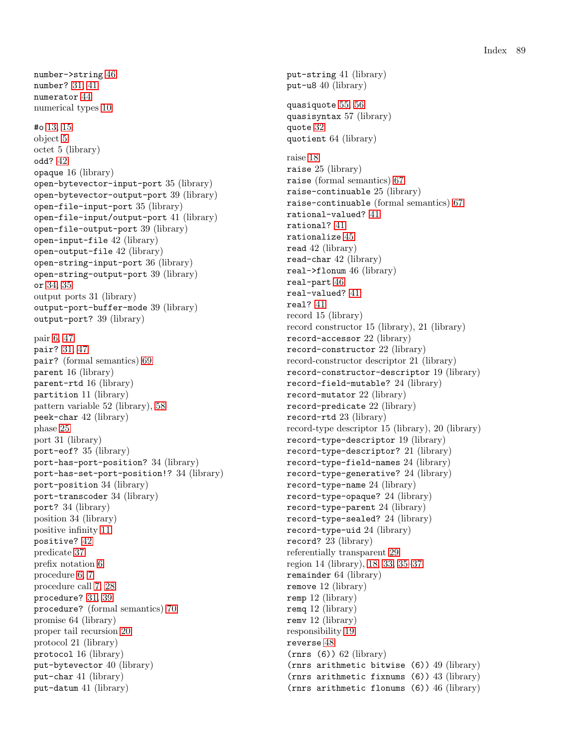number->string 46
number? 31, 41
numerator 44
numerical types 10

#o 13, 15
object 5
octet 5 (library)
odd? 42
opaque 16 (library)
open-bytevector-input-port 35 (library)
open-bytevector-output-port 39 (library)
open-file-input-port 35 (library)
open-file-input/output-port 41 (library)
open-file-output-port 39 (library)
open-input-file 42 (library)
open-output-file 42 (library)
open-string-input-port 36 (library)
open-string-output-port 39 (library)
or 34, 35
output ports 31 (library)
output-port-buffer-mode 39 (library)
output-port? 39 (library)

pair 6, 47
pair? 31, 47
pair? (formal semantics) 69
parent 16 (library)
parent-rtd 16 (library)
partition 11 (library)
pattern variable 52 (library), 58
peek-char 42 (library)
phase 25
port 31 (library)
port-eof? 35 (library)
port-has-port-position? 34 (library)
port-has-set-port-position!? 34 (library)
port-position 34 (library)
port-transcoder 34 (library)
port? 34 (library)
position 34 (library)
positive infinity 11
positive? 42
predicate 37
prefix notation 6
procedure 6, 7
procedure call 7, 28
procedure? 31, 39
procedure? (formal semantics) 70
promise 64 (library)
proper tail recursion 20
protocol 21 (library)
protocol 16 (library)
put-bytevector 40 (library)
put-char 41 (library)
put-datum 41 (library)
put-string 41 (library)
put-u8 40 (library)

quasiquote 55, 56
quasisyntax 57 (library)
quote 32
quotient 64 (library)

raise 18
raise 25 (library)
raise (formal semantics) 67
raise-continuable 25 (library)
raise-continuable (formal semantics) 67
rational-valued? 41
rational? 41
rationalize 45
read 42 (library)
read-char 42 (library)
real->flonum 46 (library)
real-part 46
real-valued? 41
real? 41
record 15 (library)
record constructor 15 (library), 21 (library)
record-accessor 22 (library)
record-constructor 22 (library)
record-constructor descriptor 21 (library)
record-constructor-descriptor 19 (library)
record-field-mutable? 24 (library)
record-mutator 22 (library)
record-predicate 22 (library)
record-rtd 23 (library)
record-type descriptor 15 (library), 20 (library)
record-type-descriptor 19 (library)
record-type-descriptor? 21 (library)
record-type-field-names 24 (library)
record-type-generative? 24 (library)
record-type-name 24 (library)
record-type-opaque? 24 (library)
record-type-parent 24 (library)
record-type-sealed? 24 (library)
record-type-uid 24 (library)
record? 23 (library)
referentially transparent 29
region 14 (library), 18, 33, 35–37
remainder 64 (library)
remove 12 (library)
remp 12 (library)
remq 12 (library)
remv 12 (library)
responsibility 19
reverse 48
(rnrs (6)) 62 (library)
(rnrs arithmetic bitwise (6)) 49 (library)
(rnrs arithmetic fixnums (6)) 43 (library)
(rnrs arithmetic flonums (6)) 46 (library)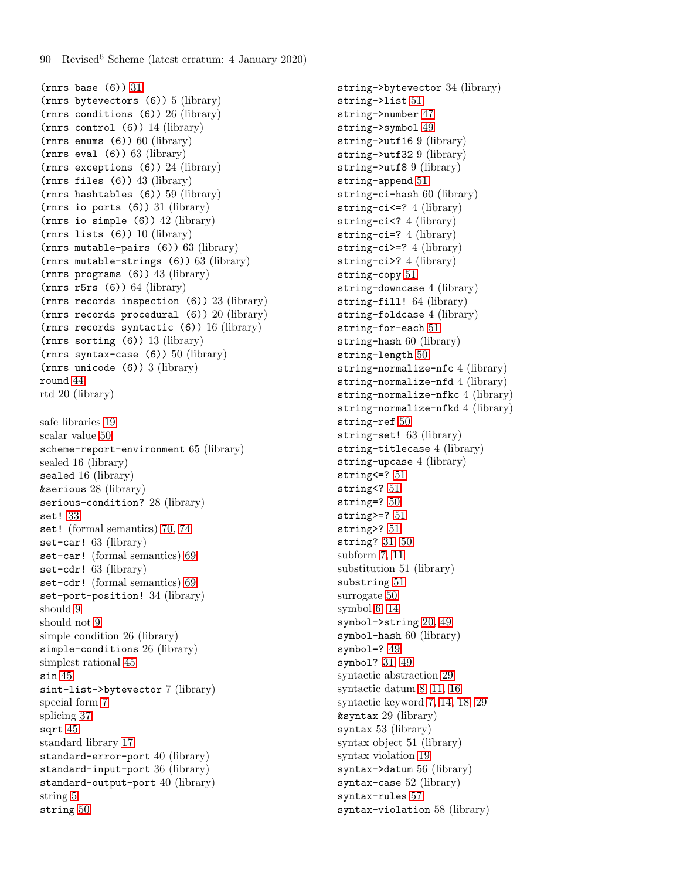(rnrs base (6)) 31
(rnrs bytevectors (6)) 5 (library)
(rnrs conditions (6)) 26 (library)
(rnrs control (6)) 14 (library)
(rnrs enums (6)) 60 (library)
(rnrs eval (6)) 63 (library)
(rnrs exceptions (6)) 24 (library)
(rnrs files (6)) 43 (library)
(rnrs hashtables (6)) 59 (library)
(rnrs io ports (6)) 31 (library)
(rnrs io simple (6)) 42 (library)
(rnrs lists (6)) 10 (library)
(rnrs mutable-pairs (6)) 63 (library)
(rnrs mutable-strings (6)) 63 (library)
(rnrs programs (6)) 43 (library)
(rnrs r5rs (6)) 64 (library)
(rnrs records inspection (6)) 23 (library)
(rnrs records procedural (6)) 20 (library)
(rnrs records syntactic (6)) 16 (library)
(rnrs sorting (6)) 13 (library)
(rnrs syntax-case (6)) 50 (library)
(rnrs unicode (6)) 3 (library)
round 44
rtd 20 (library)

safe libraries 19
scalar value 50
scheme-report-environment 65 (library)
sealed 16 (library)
sealed 16 (library)
&serious 28 (library)
serious-condition? 28 (library)
set! 33
set! (formal semantics) 70, 74
set-car! 63 (library)
set-car! (formal semantics) 69
set-cdr! 63 (library)
set-cdr! (formal semantics) 69
set-port-position! 34 (library)
should 9
should not 9
simple condition 26 (library)
simple-conditions 26 (library)
simplest rational 45
sin 45
sint-list->bytevector 7 (library)
special form 7
splicing 37
sqrt 45
standard library 17
standard-error-port 40 (library)
standard-input-port 36 (library)
standard-output-port 40 (library)
string 5
string 50
string->bytevector 34 (library)
string->list 51
string->number 47
string->symbol 49
string->utf16 9 (library)
string->utf32 9 (library)
string->utf8 9 (library)
string-append 51
string-ci-hash 60 (library)
string-ci<=? 4 (library)
string-ci<? 4 (library)
string-ci=? 4 (library)
string-ci>=? 4 (library)
string-ci>? 4 (library)
string-copy 51
string-downcase 4 (library)
string-fill! 64 (library)
string-foldcase 4 (library)
string-for-each 51
string-hash 60 (library)
string-length 50
string-normalize-nfc 4 (library)
string-normalize-nfd 4 (library)
string-normalize-nfkc 4 (library)
string-normalize-nfkd 4 (library)
string-ref 50
string-set! 63 (library)
string-titlecase 4 (library)
string-upcase 4 (library)
string<=? 51
string<? 51
string=? 50
string>=? 51
string>? 51
string? 31, 50
subform 7, 11
substitution 51 (library)
substring 51
surrogate 50
symbol 6, 14
symbol->string 20, 49
symbol-hash 60 (library)
symbol=? 49
symbol? 31, 49
syntactic abstraction 29
syntactic datum 8, 11, 16
syntactic keyword 7, 14, 18, 29
&syntax 29 (library)
syntax 53 (library)
syntax object 51 (library)
syntax violation 19
syntax->datum 56 (library)
syntax-case 52 (library)
syntax-rules 57
syntax-violation 58 (library)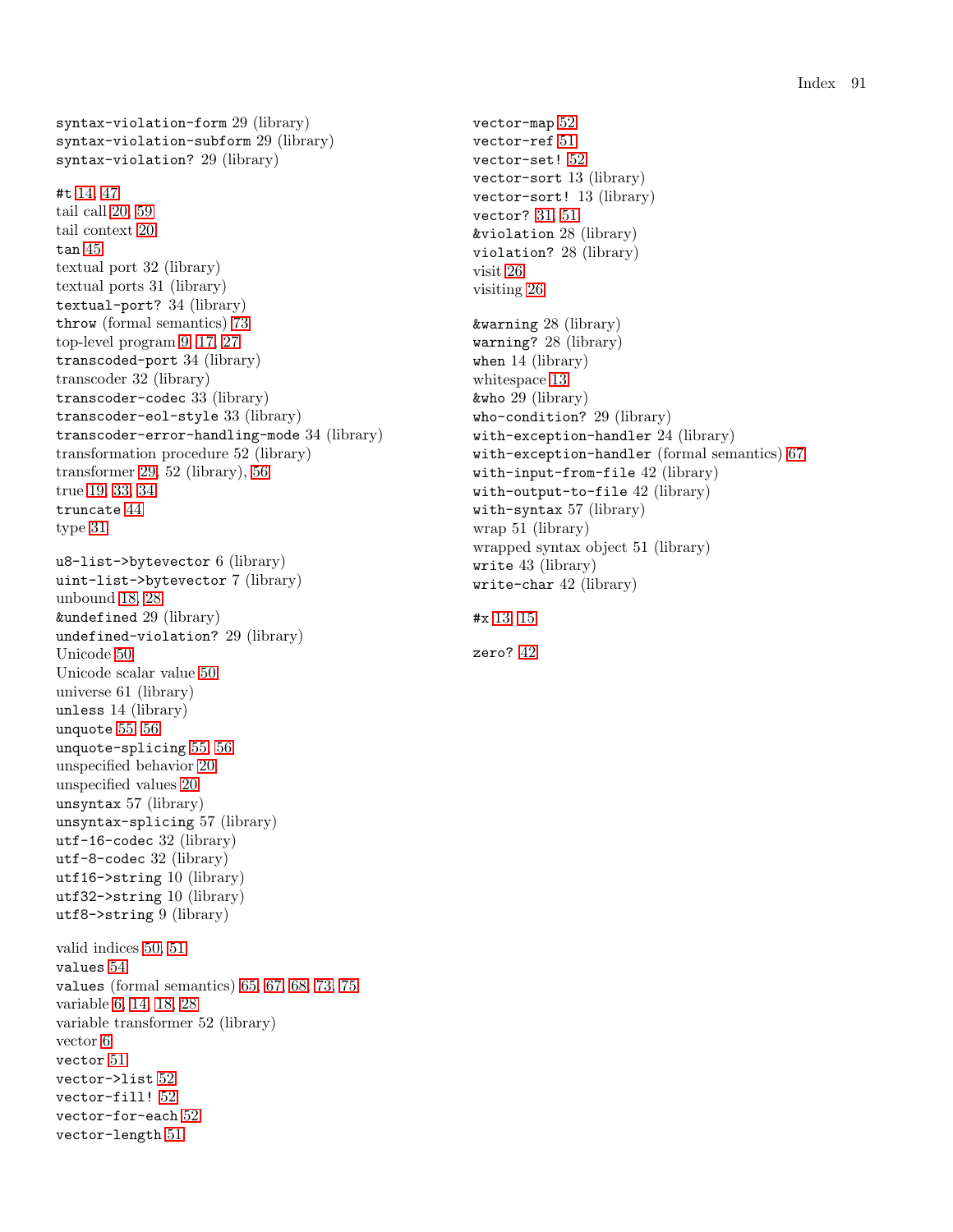`syntax-violation-form` 29 (library)
`syntax-violation-subform` 29 (library)
`syntax-violation?` 29 (library)

`#t` 14, 47
tail call 20, 59
tail context 20
`tan` 45
textual port 32 (library)
textual ports 31 (library)
`textual-port?` 34 (library)
`throw` (formal semantics) 73
top-level program 9, 17, 27
`transcoded-port` 34 (library)
transcoder 32 (library)
`transcoder-codec` 33 (library)
`transcoder-eol-style` 33 (library)
`transcoder-error-handling-mode` 34 (library)
transformation procedure 52 (library)
transformer 29, 52 (library), 56
true 19, 33, 34
`truncate` 44
type 31

`u8-list->bytevector` 6 (library)
`uint-list->bytevector` 7 (library)
unbound 18, 28
`&undefined` 29 (library)
`undefined-violation?` 29 (library)
Unicode 50
Unicode scalar value 50
universe 61 (library)
`unless` 14 (library)
`unquote` 55, 56
`unquote-splicing` 55, 56
unspecified behavior 20
unspecified values 20
`unsyntax` 57 (library)
`unsyntax-splicing` 57 (library)
`utf-16-codec` 32 (library)
`utf-8-codec` 32 (library)
`utf16->string` 10 (library)
`utf32->string` 10 (library)
`utf8->string` 9 (library)

valid indices 50, 51
`values` 54
`values` (formal semantics) 65, 67, 68, 73, 75
variable 6, 14, 18, 28
variable transformer 52 (library)
vector 6
`vector` 51
`vector->list` 52
`vector-fill!` 52
`vector-for-each` 52
`vector-length` 51
`vector-map` 52
`vector-ref` 51
`vector-set!` 52
`vector-sort` 13 (library)
`vector-sort!` 13 (library)
`vector?` 31, 51
`&violation` 28 (library)
`violation?` 28 (library)
visit 26
visiting 26

`&warning` 28 (library)
`warning?` 28 (library)
`when` 14 (library)
whitespace 13
`&who` 29 (library)
`who-condition?` 29 (library)
`with-exception-handler` 24 (library)
`with-exception-handler` (formal semantics) 67
`with-input-from-file` 42 (library)
`with-output-to-file` 42 (library)
`with-syntax` 57 (library)
wrap 51 (library)
wrapped syntax object 51 (library)
`write` 43 (library)
`write-char` 42 (library)

`#x` 13, 15

`zero?` 42